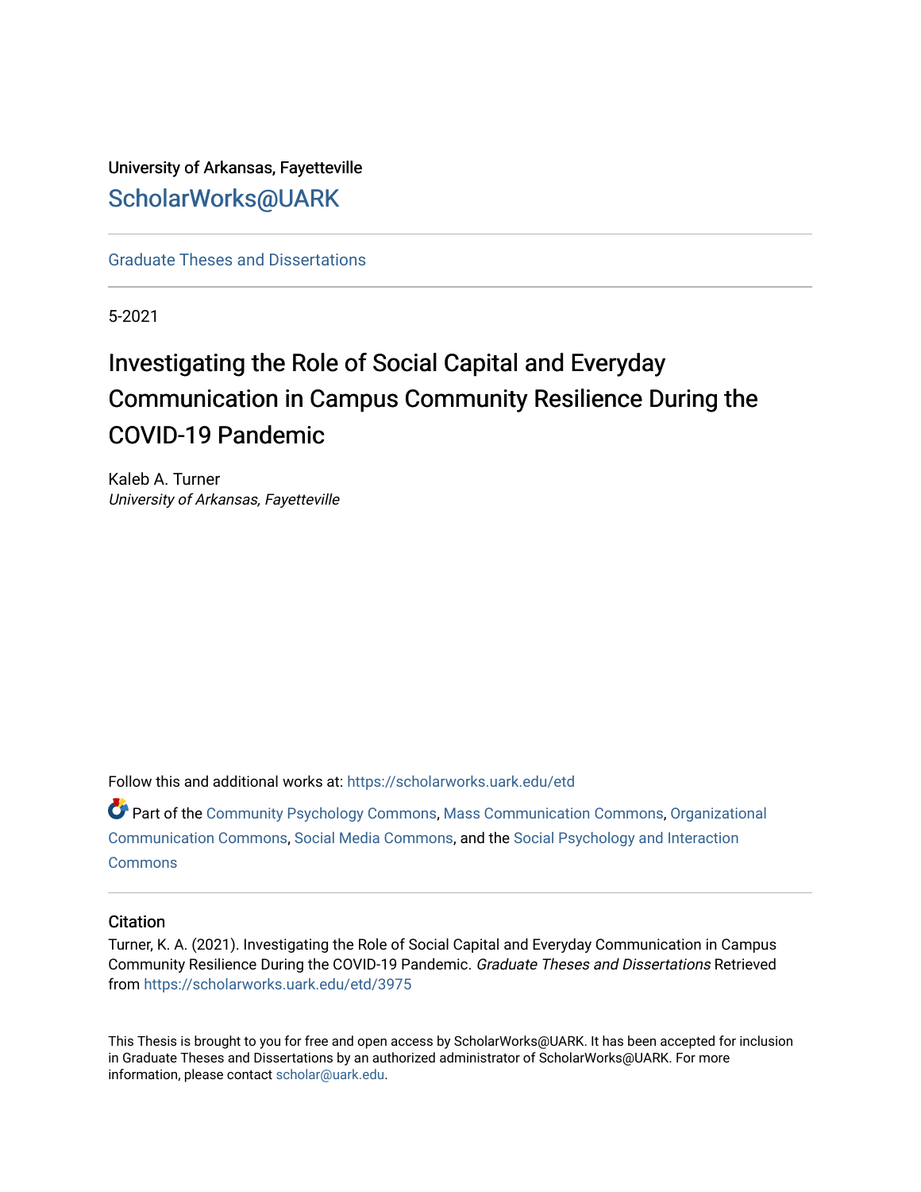University of Arkansas, Fayetteville

ScholarWorks@UARK

Graduate Theses and Dissertations

5-2021

# Investigating the Role of Social Capital and Everyday Communication in Campus Community Resilience During the COVID-19 Pandemic

Kaleb A. Turner
*University of Arkansas, Fayetteville*

Follow this and additional works at: https://scholarworks.uark.edu/etd

Part of the Community Psychology Commons, Mass Communication Commons, Organizational Communication Commons, Social Media Commons, and the Social Psychology and Interaction Commons

## Citation

Turner, K. A. (2021). Investigating the Role of Social Capital and Everyday Communication in Campus Community Resilience During the COVID-19 Pandemic. *Graduate Theses and Dissertations* Retrieved from https://scholarworks.uark.edu/etd/3975

This Thesis is brought to you for free and open access by ScholarWorks@UARK. It has been accepted for inclusion in Graduate Theses and Dissertations by an authorized administrator of ScholarWorks@UARK. For more information, please contact scholar@uark.edu.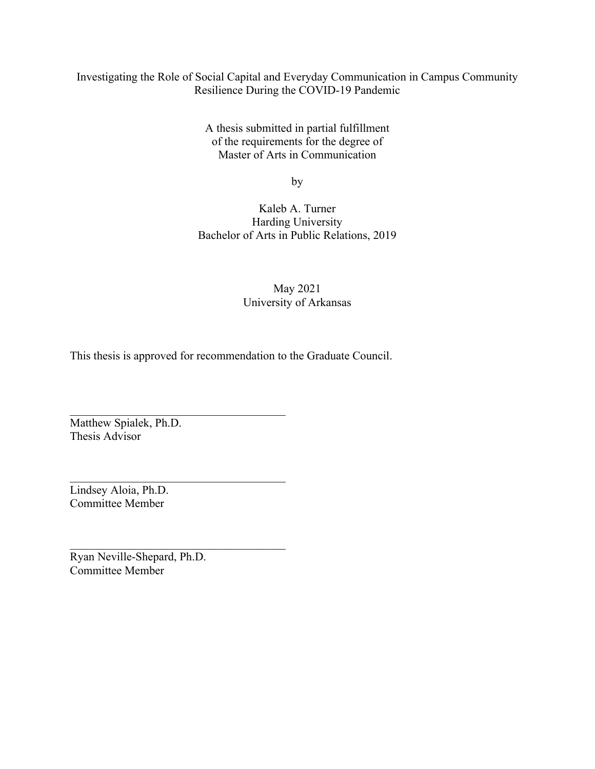Investigating the Role of Social Capital and Everyday Communication in Campus Community Resilience During the COVID-19 Pandemic

A thesis submitted in partial fulfillment
of the requirements for the degree of
Master of Arts in Communication

by

Kaleb A. Turner
Harding University
Bachelor of Arts in Public Relations, 2019

May 2021
University of Arkansas

This thesis is approved for recommendation to the Graduate Council.

\_\_\_\_\_\_\_\_\_\_\_\_\_\_\_\_\_\_\_\_\_\_\_\_\_\_\_\_\_\_\_\_\_\_\_\_
Matthew Spialek, Ph.D.
Thesis Advisor

\_\_\_\_\_\_\_\_\_\_\_\_\_\_\_\_\_\_\_\_\_\_\_\_\_\_\_\_\_\_\_\_\_\_\_\_
Lindsey Aloia, Ph.D.
Committee Member

\_\_\_\_\_\_\_\_\_\_\_\_\_\_\_\_\_\_\_\_\_\_\_\_\_\_\_\_\_\_\_\_\_\_\_\_
Ryan Neville-Shepard, Ph.D.
Committee Member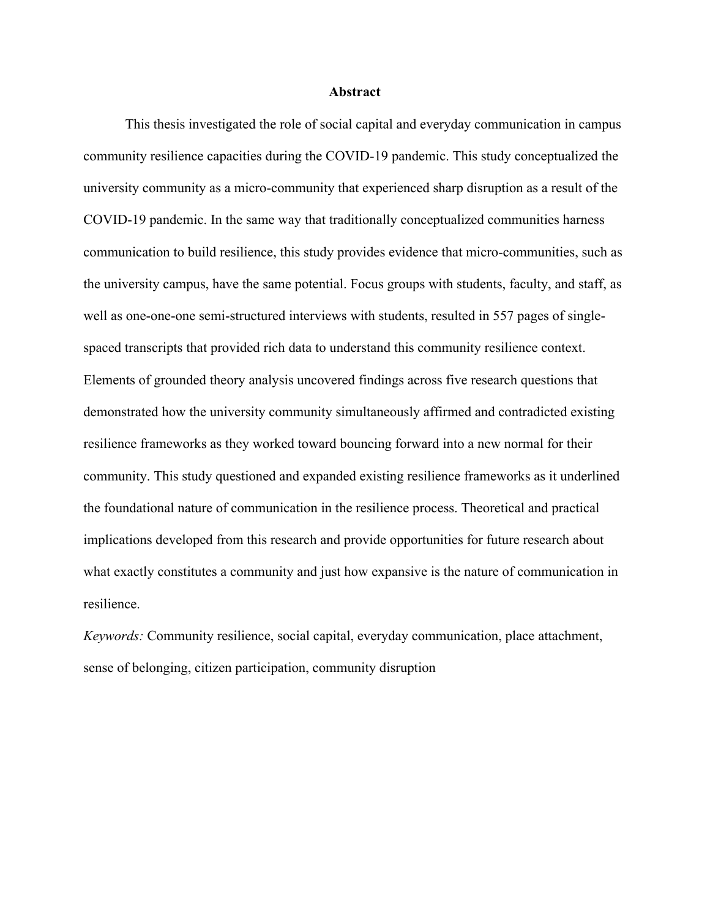# Abstract

This thesis investigated the role of social capital and everyday communication in campus community resilience capacities during the COVID-19 pandemic. This study conceptualized the university community as a micro-community that experienced sharp disruption as a result of the COVID-19 pandemic. In the same way that traditionally conceptualized communities harness communication to build resilience, this study provides evidence that micro-communities, such as the university campus, have the same potential. Focus groups with students, faculty, and staff, as well as one-one-one semi-structured interviews with students, resulted in 557 pages of single-spaced transcripts that provided rich data to understand this community resilience context. Elements of grounded theory analysis uncovered findings across five research questions that demonstrated how the university community simultaneously affirmed and contradicted existing resilience frameworks as they worked toward bouncing forward into a new normal for their community. This study questioned and expanded existing resilience frameworks as it underlined the foundational nature of communication in the resilience process. Theoretical and practical implications developed from this research and provide opportunities for future research about what exactly constitutes a community and just how expansive is the nature of communication in resilience.

*Keywords:* Community resilience, social capital, everyday communication, place attachment, sense of belonging, citizen participation, community disruption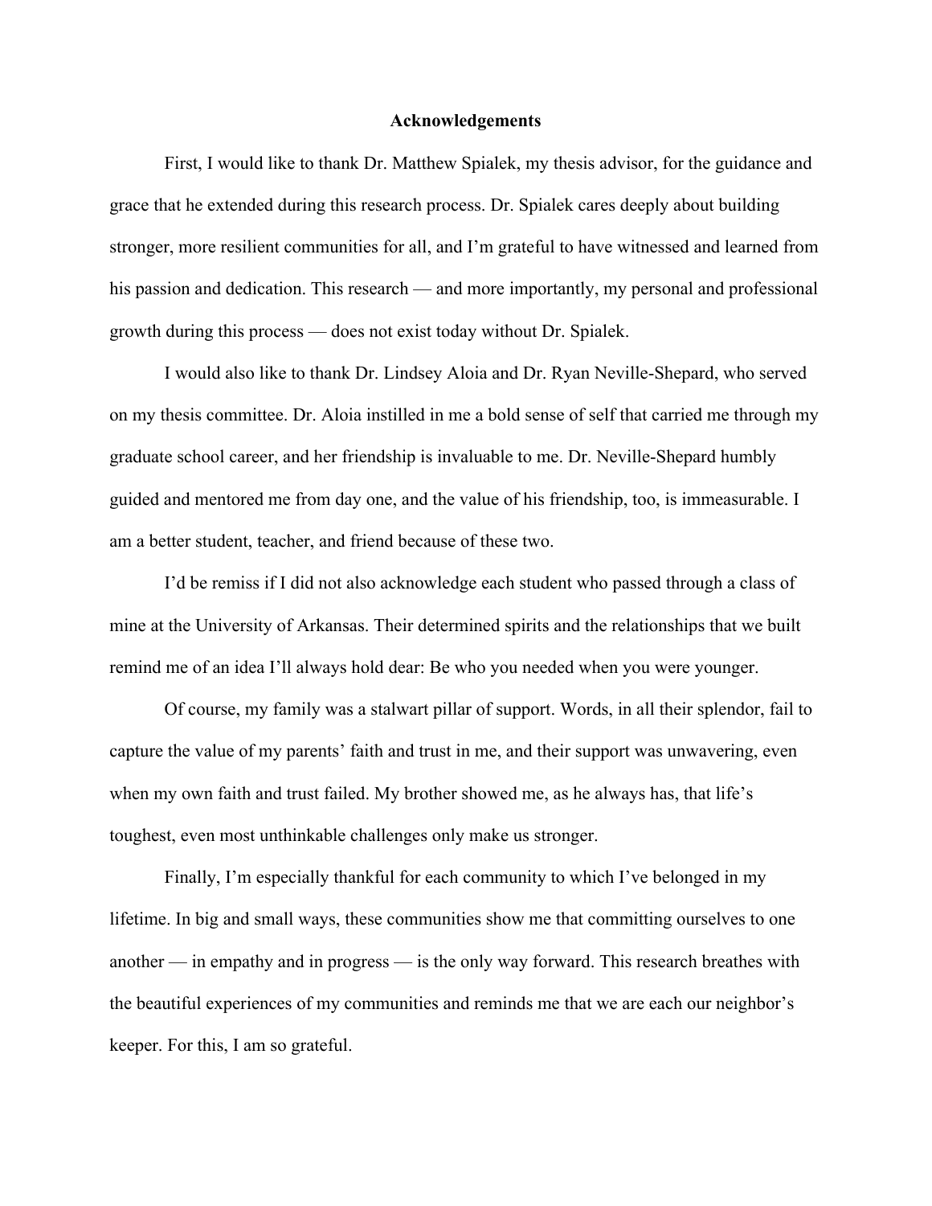# Acknowledgements

First, I would like to thank Dr. Matthew Spialek, my thesis advisor, for the guidance and grace that he extended during this research process. Dr. Spialek cares deeply about building stronger, more resilient communities for all, and I'm grateful to have witnessed and learned from his passion and dedication. This research — and more importantly, my personal and professional growth during this process — does not exist today without Dr. Spialek.

I would also like to thank Dr. Lindsey Aloia and Dr. Ryan Neville-Shepard, who served on my thesis committee. Dr. Aloia instilled in me a bold sense of self that carried me through my graduate school career, and her friendship is invaluable to me. Dr. Neville-Shepard humbly guided and mentored me from day one, and the value of his friendship, too, is immeasurable. I am a better student, teacher, and friend because of these two.

I'd be remiss if I did not also acknowledge each student who passed through a class of mine at the University of Arkansas. Their determined spirits and the relationships that we built remind me of an idea I'll always hold dear: Be who you needed when you were younger.

Of course, my family was a stalwart pillar of support. Words, in all their splendor, fail to capture the value of my parents' faith and trust in me, and their support was unwavering, even when my own faith and trust failed. My brother showed me, as he always has, that life's toughest, even most unthinkable challenges only make us stronger.

Finally, I'm especially thankful for each community to which I've belonged in my lifetime. In big and small ways, these communities show me that committing ourselves to one another — in empathy and in progress — is the only way forward. This research breathes with the beautiful experiences of my communities and reminds me that we are each our neighbor's keeper. For this, I am so grateful.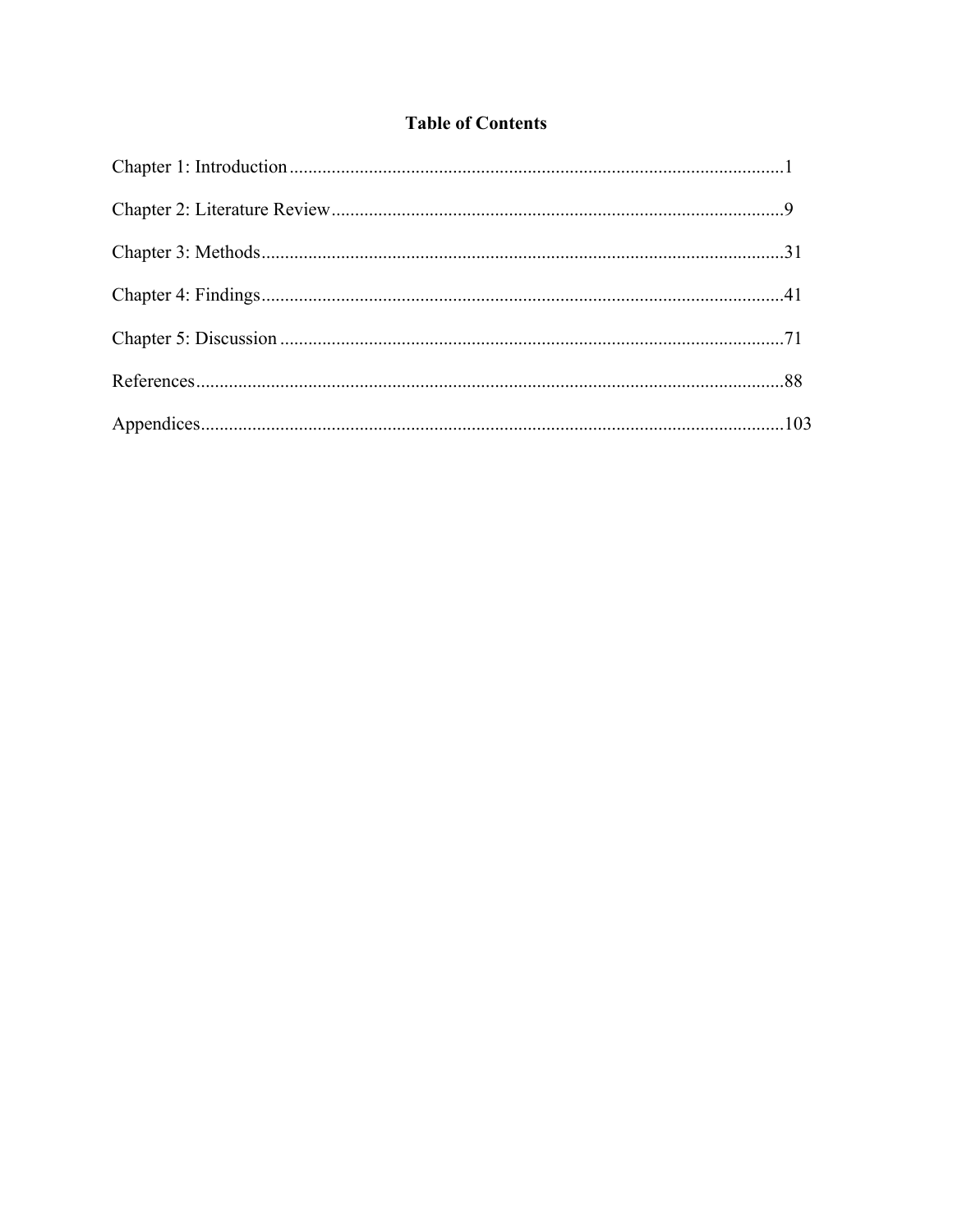# Table of Contents

Chapter 1: Introduction ........................................................................................................1

Chapter 2: Literature Review ................................................................................................9

Chapter 3: Methods ...............................................................................................................31

Chapter 4: Findings ...............................................................................................................41

Chapter 5: Discussion ...........................................................................................................71

References .............................................................................................................................88

Appendices ............................................................................................................................103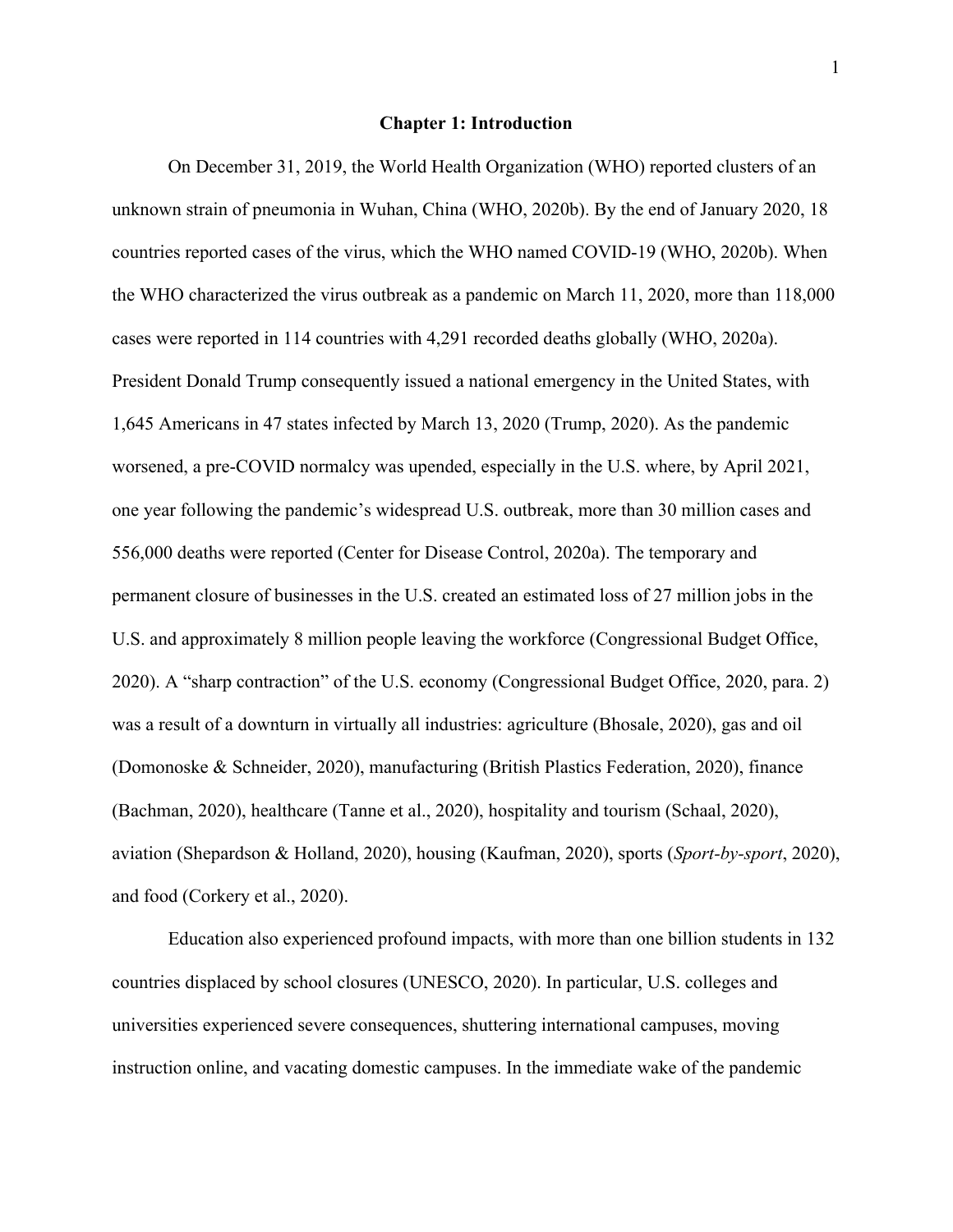# Chapter 1: Introduction

On December 31, 2019, the World Health Organization (WHO) reported clusters of an unknown strain of pneumonia in Wuhan, China (WHO, 2020b). By the end of January 2020, 18 countries reported cases of the virus, which the WHO named COVID-19 (WHO, 2020b). When the WHO characterized the virus outbreak as a pandemic on March 11, 2020, more than 118,000 cases were reported in 114 countries with 4,291 recorded deaths globally (WHO, 2020a). President Donald Trump consequently issued a national emergency in the United States, with 1,645 Americans in 47 states infected by March 13, 2020 (Trump, 2020). As the pandemic worsened, a pre-COVID normalcy was upended, especially in the U.S. where, by April 2021, one year following the pandemic's widespread U.S. outbreak, more than 30 million cases and 556,000 deaths were reported (Center for Disease Control, 2020a). The temporary and permanent closure of businesses in the U.S. created an estimated loss of 27 million jobs in the U.S. and approximately 8 million people leaving the workforce (Congressional Budget Office, 2020). A "sharp contraction" of the U.S. economy (Congressional Budget Office, 2020, para. 2) was a result of a downturn in virtually all industries: agriculture (Bhosale, 2020), gas and oil (Domonoske & Schneider, 2020), manufacturing (British Plastics Federation, 2020), finance (Bachman, 2020), healthcare (Tanne et al., 2020), hospitality and tourism (Schaal, 2020), aviation (Shepardson & Holland, 2020), housing (Kaufman, 2020), sports (*Sport-by-sport*, 2020), and food (Corkery et al., 2020).

Education also experienced profound impacts, with more than one billion students in 132 countries displaced by school closures (UNESCO, 2020). In particular, U.S. colleges and universities experienced severe consequences, shuttering international campuses, moving instruction online, and vacating domestic campuses. In the immediate wake of the pandemic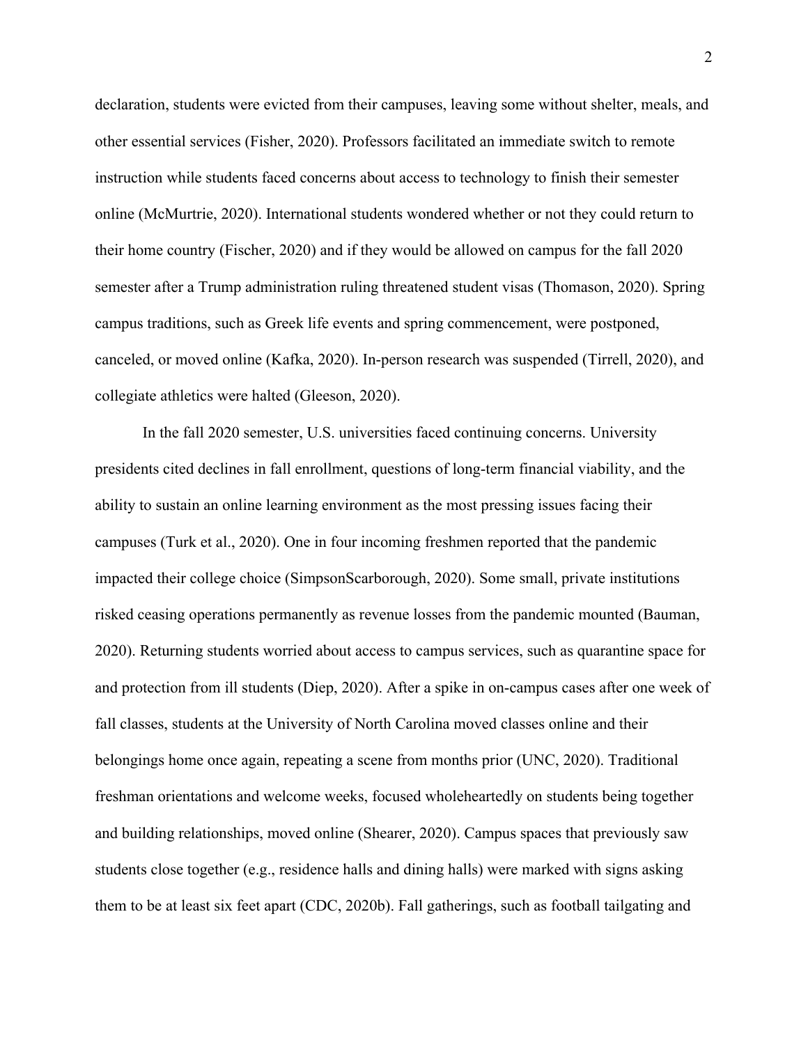declaration, students were evicted from their campuses, leaving some without shelter, meals, and other essential services (Fisher, 2020). Professors facilitated an immediate switch to remote instruction while students faced concerns about access to technology to finish their semester online (McMurtrie, 2020). International students wondered whether or not they could return to their home country (Fischer, 2020) and if they would be allowed on campus for the fall 2020 semester after a Trump administration ruling threatened student visas (Thomason, 2020). Spring campus traditions, such as Greek life events and spring commencement, were postponed, canceled, or moved online (Kafka, 2020). In-person research was suspended (Tirrell, 2020), and collegiate athletics were halted (Gleeson, 2020).

In the fall 2020 semester, U.S. universities faced continuing concerns. University presidents cited declines in fall enrollment, questions of long-term financial viability, and the ability to sustain an online learning environment as the most pressing issues facing their campuses (Turk et al., 2020). One in four incoming freshmen reported that the pandemic impacted their college choice (SimpsonScarborough, 2020). Some small, private institutions risked ceasing operations permanently as revenue losses from the pandemic mounted (Bauman, 2020). Returning students worried about access to campus services, such as quarantine space for and protection from ill students (Diep, 2020). After a spike in on-campus cases after one week of fall classes, students at the University of North Carolina moved classes online and their belongings home once again, repeating a scene from months prior (UNC, 2020). Traditional freshman orientations and welcome weeks, focused wholeheartedly on students being together and building relationships, moved online (Shearer, 2020). Campus spaces that previously saw students close together (e.g., residence halls and dining halls) were marked with signs asking them to be at least six feet apart (CDC, 2020b). Fall gatherings, such as football tailgating and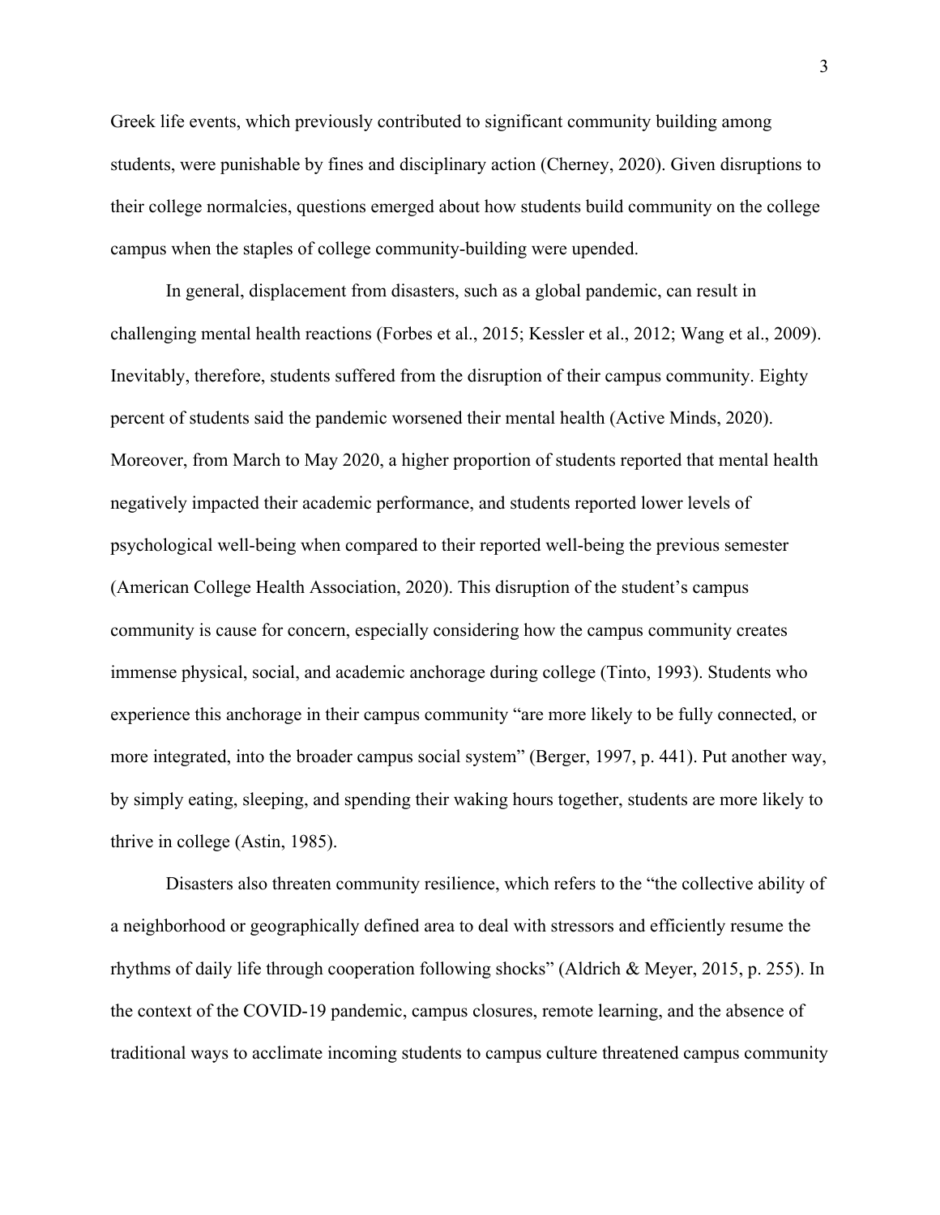Greek life events, which previously contributed to significant community building among students, were punishable by fines and disciplinary action (Cherney, 2020). Given disruptions to their college normalcies, questions emerged about how students build community on the college campus when the staples of college community-building were upended.

In general, displacement from disasters, such as a global pandemic, can result in challenging mental health reactions (Forbes et al., 2015; Kessler et al., 2012; Wang et al., 2009). Inevitably, therefore, students suffered from the disruption of their campus community. Eighty percent of students said the pandemic worsened their mental health (Active Minds, 2020). Moreover, from March to May 2020, a higher proportion of students reported that mental health negatively impacted their academic performance, and students reported lower levels of psychological well-being when compared to their reported well-being the previous semester (American College Health Association, 2020). This disruption of the student's campus community is cause for concern, especially considering how the campus community creates immense physical, social, and academic anchorage during college (Tinto, 1993). Students who experience this anchorage in their campus community "are more likely to be fully connected, or more integrated, into the broader campus social system" (Berger, 1997, p. 441). Put another way, by simply eating, sleeping, and spending their waking hours together, students are more likely to thrive in college (Astin, 1985).

Disasters also threaten community resilience, which refers to the "the collective ability of a neighborhood or geographically defined area to deal with stressors and efficiently resume the rhythms of daily life through cooperation following shocks" (Aldrich & Meyer, 2015, p. 255). In the context of the COVID-19 pandemic, campus closures, remote learning, and the absence of traditional ways to acclimate incoming students to campus culture threatened campus community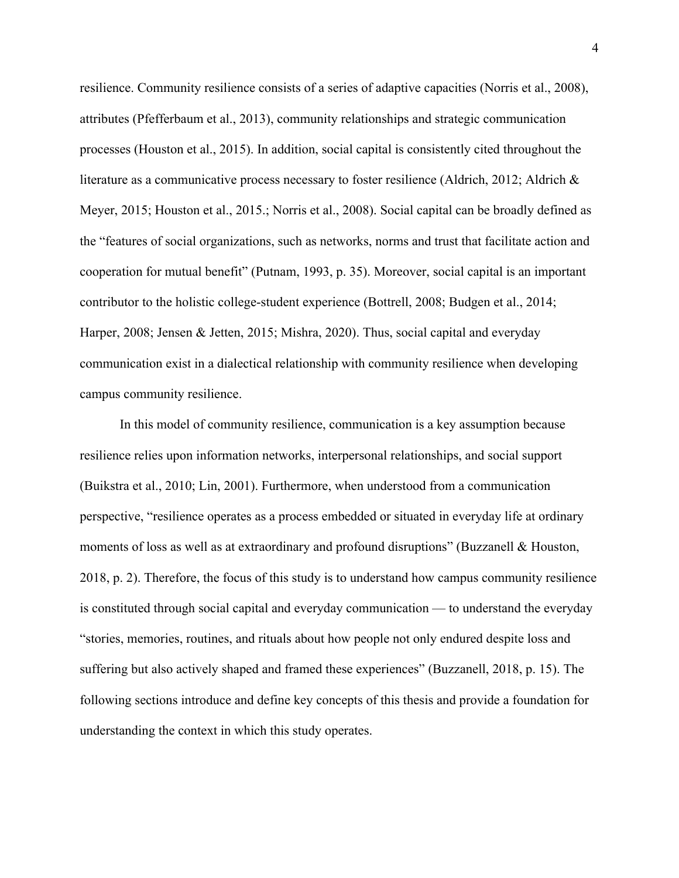resilience. Community resilience consists of a series of adaptive capacities (Norris et al., 2008), attributes (Pfefferbaum et al., 2013), community relationships and strategic communication processes (Houston et al., 2015). In addition, social capital is consistently cited throughout the literature as a communicative process necessary to foster resilience (Aldrich, 2012; Aldrich & Meyer, 2015; Houston et al., 2015.; Norris et al., 2008). Social capital can be broadly defined as the "features of social organizations, such as networks, norms and trust that facilitate action and cooperation for mutual benefit" (Putnam, 1993, p. 35). Moreover, social capital is an important contributor to the holistic college-student experience (Bottrell, 2008; Budgen et al., 2014; Harper, 2008; Jensen & Jetten, 2015; Mishra, 2020). Thus, social capital and everyday communication exist in a dialectical relationship with community resilience when developing campus community resilience.

In this model of community resilience, communication is a key assumption because resilience relies upon information networks, interpersonal relationships, and social support (Buikstra et al., 2010; Lin, 2001). Furthermore, when understood from a communication perspective, "resilience operates as a process embedded or situated in everyday life at ordinary moments of loss as well as at extraordinary and profound disruptions" (Buzzanell & Houston, 2018, p. 2). Therefore, the focus of this study is to understand how campus community resilience is constituted through social capital and everyday communication — to understand the everyday "stories, memories, routines, and rituals about how people not only endured despite loss and suffering but also actively shaped and framed these experiences" (Buzzanell, 2018, p. 15). The following sections introduce and define key concepts of this thesis and provide a foundation for understanding the context in which this study operates.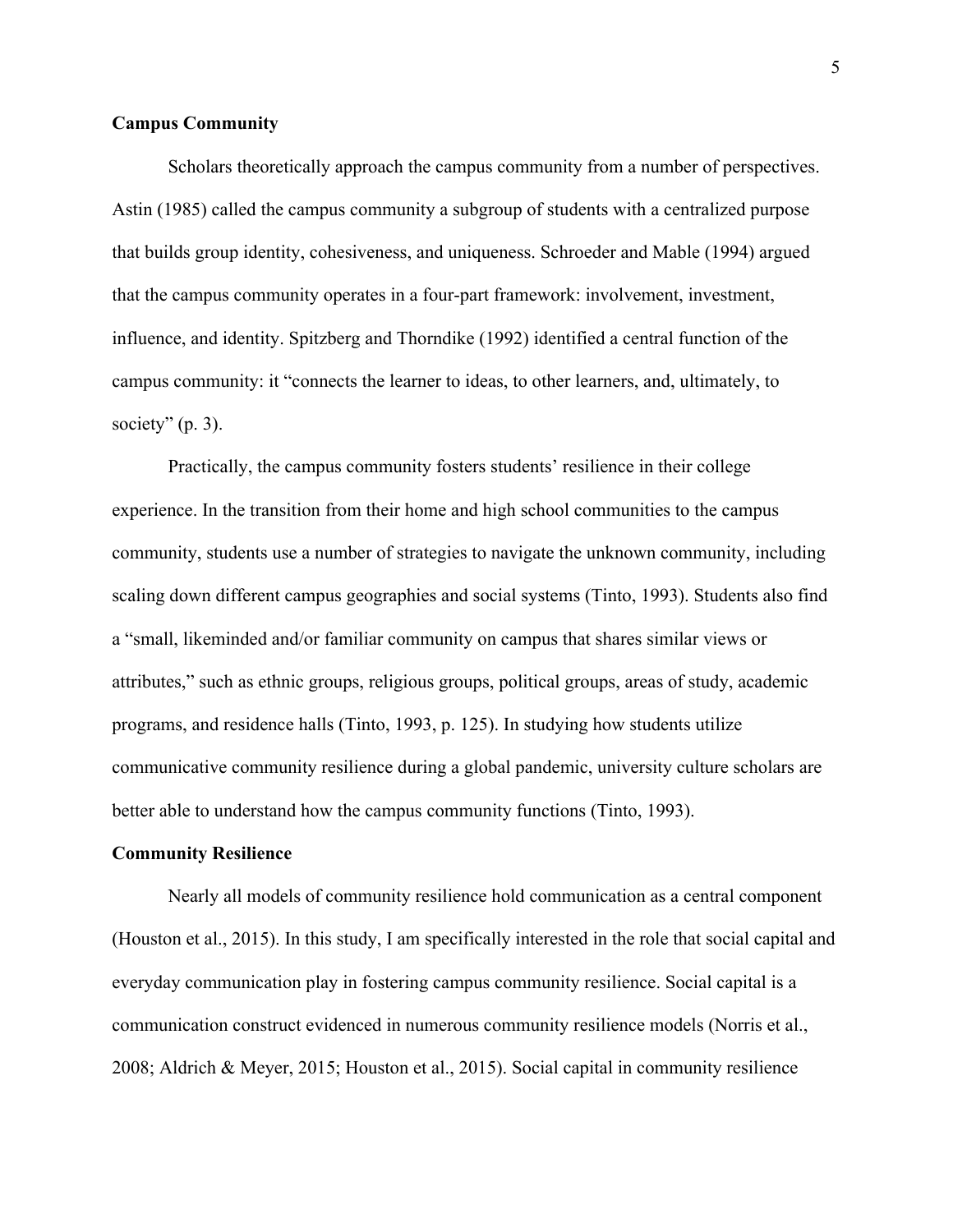### Campus Community

Scholars theoretically approach the campus community from a number of perspectives. Astin (1985) called the campus community a subgroup of students with a centralized purpose that builds group identity, cohesiveness, and uniqueness. Schroeder and Mable (1994) argued that the campus community operates in a four-part framework: involvement, investment, influence, and identity. Spitzberg and Thorndike (1992) identified a central function of the campus community: it "connects the learner to ideas, to other learners, and, ultimately, to society" (p. 3).

Practically, the campus community fosters students' resilience in their college experience. In the transition from their home and high school communities to the campus community, students use a number of strategies to navigate the unknown community, including scaling down different campus geographies and social systems (Tinto, 1993). Students also find a "small, likeminded and/or familiar community on campus that shares similar views or attributes," such as ethnic groups, religious groups, political groups, areas of study, academic programs, and residence halls (Tinto, 1993, p. 125). In studying how students utilize communicative community resilience during a global pandemic, university culture scholars are better able to understand how the campus community functions (Tinto, 1993).

### Community Resilience

Nearly all models of community resilience hold communication as a central component (Houston et al., 2015). In this study, I am specifically interested in the role that social capital and everyday communication play in fostering campus community resilience. Social capital is a communication construct evidenced in numerous community resilience models (Norris et al., 2008; Aldrich & Meyer, 2015; Houston et al., 2015). Social capital in community resilience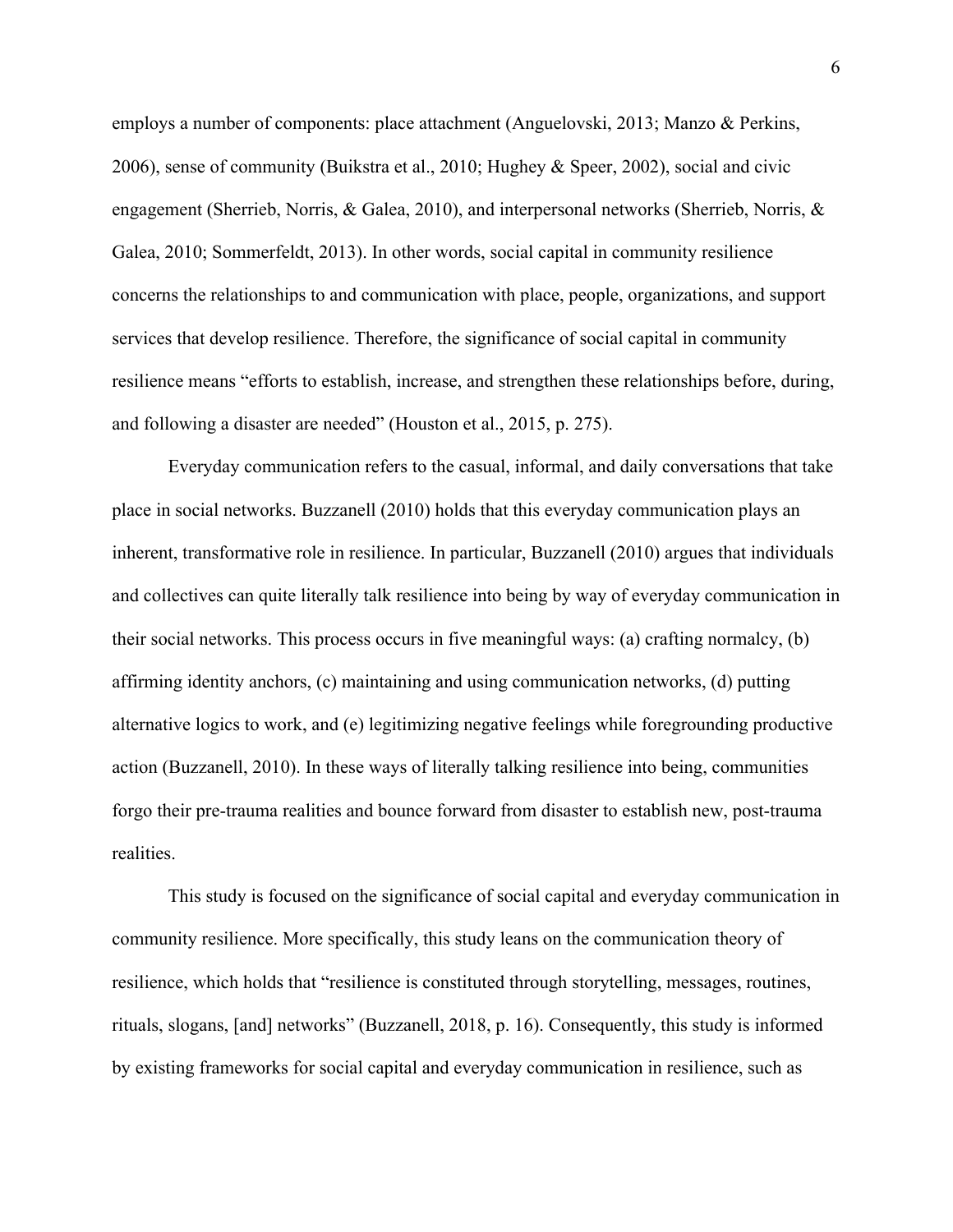employs a number of components: place attachment (Anguelovski, 2013; Manzo & Perkins, 2006), sense of community (Buikstra et al., 2010; Hughey & Speer, 2002), social and civic engagement (Sherrieb, Norris, & Galea, 2010), and interpersonal networks (Sherrieb, Norris, & Galea, 2010; Sommerfeldt, 2013). In other words, social capital in community resilience concerns the relationships to and communication with place, people, organizations, and support services that develop resilience. Therefore, the significance of social capital in community resilience means "efforts to establish, increase, and strengthen these relationships before, during, and following a disaster are needed" (Houston et al., 2015, p. 275).

Everyday communication refers to the casual, informal, and daily conversations that take place in social networks. Buzzanell (2010) holds that this everyday communication plays an inherent, transformative role in resilience. In particular, Buzzanell (2010) argues that individuals and collectives can quite literally talk resilience into being by way of everyday communication in their social networks. This process occurs in five meaningful ways: (a) crafting normalcy, (b) affirming identity anchors, (c) maintaining and using communication networks, (d) putting alternative logics to work, and (e) legitimizing negative feelings while foregrounding productive action (Buzzanell, 2010). In these ways of literally talking resilience into being, communities forgo their pre-trauma realities and bounce forward from disaster to establish new, post-trauma realities.

This study is focused on the significance of social capital and everyday communication in community resilience. More specifically, this study leans on the communication theory of resilience, which holds that "resilience is constituted through storytelling, messages, routines, rituals, slogans, [and] networks" (Buzzanell, 2018, p. 16). Consequently, this study is informed by existing frameworks for social capital and everyday communication in resilience, such as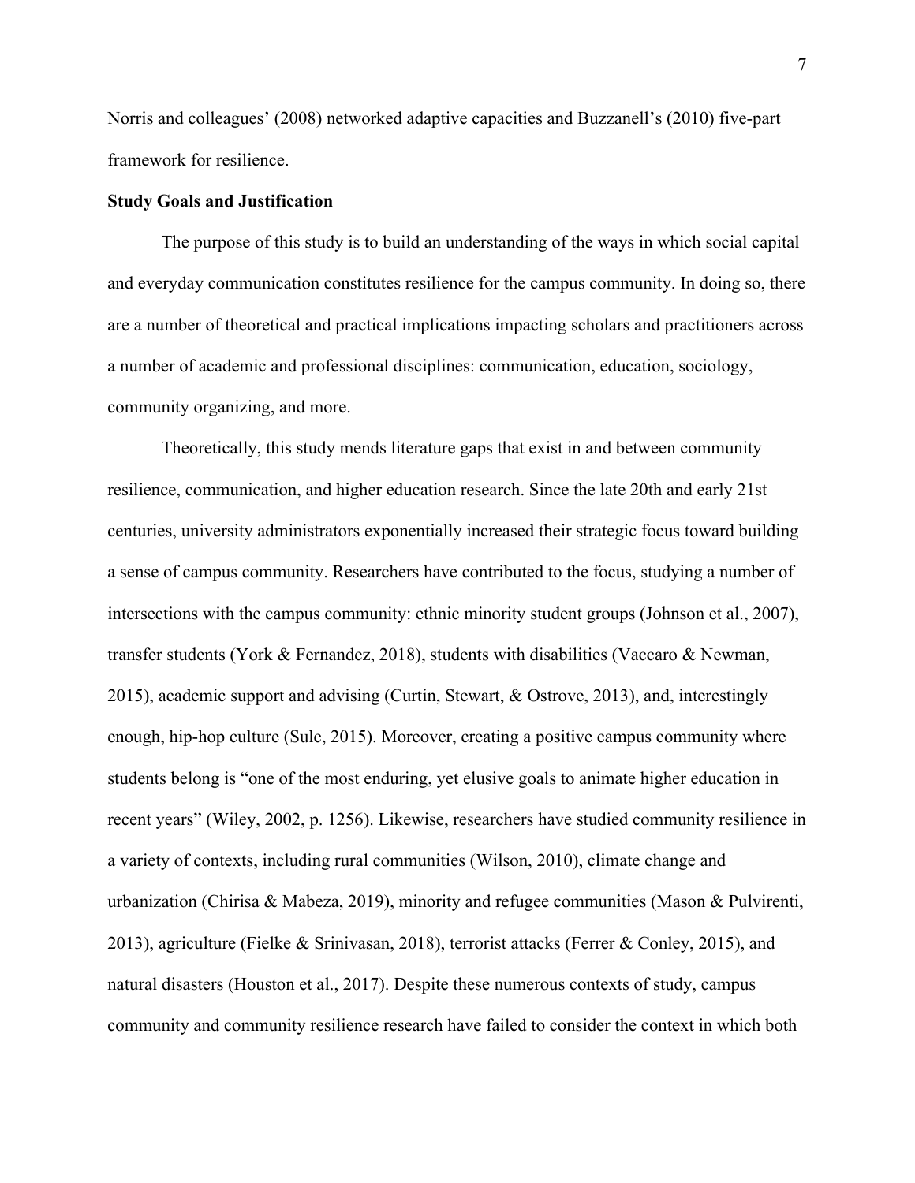Norris and colleagues' (2008) networked adaptive capacities and Buzzanell's (2010) five-part framework for resilience.

**Study Goals and Justification**

The purpose of this study is to build an understanding of the ways in which social capital and everyday communication constitutes resilience for the campus community. In doing so, there are a number of theoretical and practical implications impacting scholars and practitioners across a number of academic and professional disciplines: communication, education, sociology, community organizing, and more.

Theoretically, this study mends literature gaps that exist in and between community resilience, communication, and higher education research. Since the late 20th and early 21st centuries, university administrators exponentially increased their strategic focus toward building a sense of campus community. Researchers have contributed to the focus, studying a number of intersections with the campus community: ethnic minority student groups (Johnson et al., 2007), transfer students (York & Fernandez, 2018), students with disabilities (Vaccaro & Newman, 2015), academic support and advising (Curtin, Stewart, & Ostrove, 2013), and, interestingly enough, hip-hop culture (Sule, 2015). Moreover, creating a positive campus community where students belong is "one of the most enduring, yet elusive goals to animate higher education in recent years" (Wiley, 2002, p. 1256). Likewise, researchers have studied community resilience in a variety of contexts, including rural communities (Wilson, 2010), climate change and urbanization (Chirisa & Mabeza, 2019), minority and refugee communities (Mason & Pulvirenti, 2013), agriculture (Fielke & Srinivasan, 2018), terrorist attacks (Ferrer & Conley, 2015), and natural disasters (Houston et al., 2017). Despite these numerous contexts of study, campus community and community resilience research have failed to consider the context in which both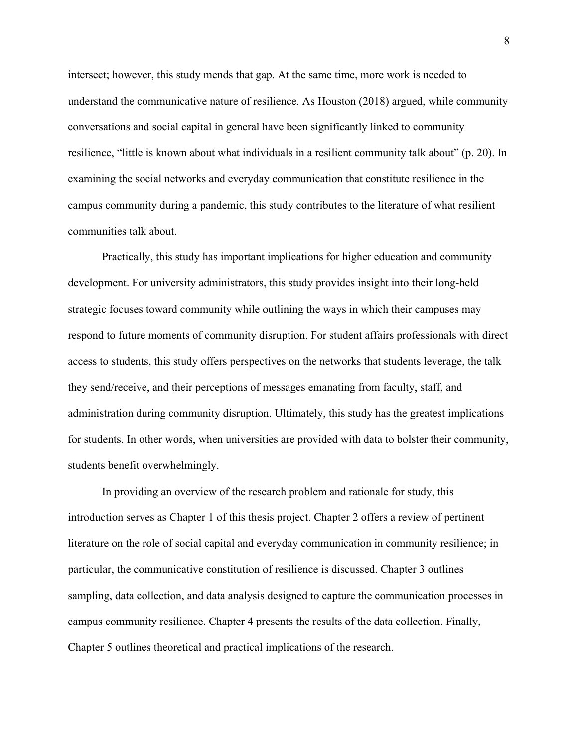intersect; however, this study mends that gap. At the same time, more work is needed to understand the communicative nature of resilience. As Houston (2018) argued, while community conversations and social capital in general have been significantly linked to community resilience, "little is known about what individuals in a resilient community talk about" (p. 20). In examining the social networks and everyday communication that constitute resilience in the campus community during a pandemic, this study contributes to the literature of what resilient communities talk about.

Practically, this study has important implications for higher education and community development. For university administrators, this study provides insight into their long-held strategic focuses toward community while outlining the ways in which their campuses may respond to future moments of community disruption. For student affairs professionals with direct access to students, this study offers perspectives on the networks that students leverage, the talk they send/receive, and their perceptions of messages emanating from faculty, staff, and administration during community disruption. Ultimately, this study has the greatest implications for students. In other words, when universities are provided with data to bolster their community, students benefit overwhelmingly.

In providing an overview of the research problem and rationale for study, this introduction serves as Chapter 1 of this thesis project. Chapter 2 offers a review of pertinent literature on the role of social capital and everyday communication in community resilience; in particular, the communicative constitution of resilience is discussed. Chapter 3 outlines sampling, data collection, and data analysis designed to capture the communication processes in campus community resilience. Chapter 4 presents the results of the data collection. Finally, Chapter 5 outlines theoretical and practical implications of the research.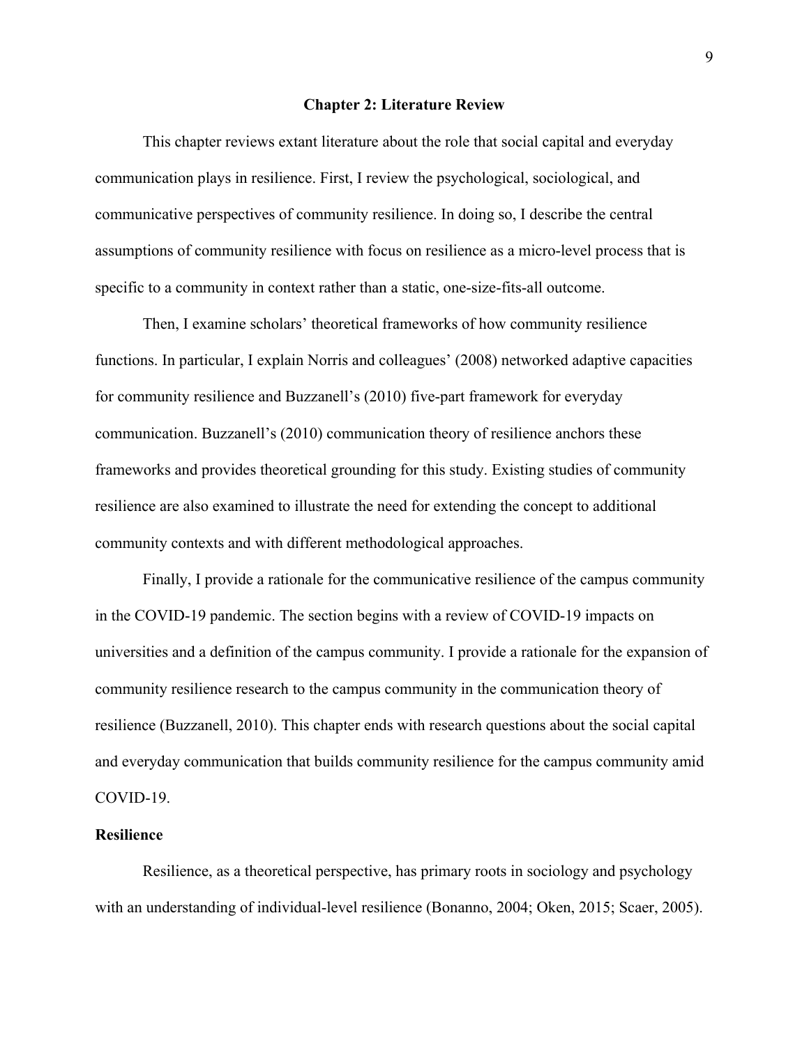# Chapter 2: Literature Review

This chapter reviews extant literature about the role that social capital and everyday communication plays in resilience. First, I review the psychological, sociological, and communicative perspectives of community resilience. In doing so, I describe the central assumptions of community resilience with focus on resilience as a micro-level process that is specific to a community in context rather than a static, one-size-fits-all outcome.

Then, I examine scholars' theoretical frameworks of how community resilience functions. In particular, I explain Norris and colleagues' (2008) networked adaptive capacities for community resilience and Buzzanell's (2010) five-part framework for everyday communication. Buzzanell's (2010) communication theory of resilience anchors these frameworks and provides theoretical grounding for this study. Existing studies of community resilience are also examined to illustrate the need for extending the concept to additional community contexts and with different methodological approaches.

Finally, I provide a rationale for the communicative resilience of the campus community in the COVID-19 pandemic. The section begins with a review of COVID-19 impacts on universities and a definition of the campus community. I provide a rationale for the expansion of community resilience research to the campus community in the communication theory of resilience (Buzzanell, 2010). This chapter ends with research questions about the social capital and everyday communication that builds community resilience for the campus community amid COVID-19.

## Resilience

Resilience, as a theoretical perspective, has primary roots in sociology and psychology with an understanding of individual-level resilience (Bonanno, 2004; Oken, 2015; Scaer, 2005).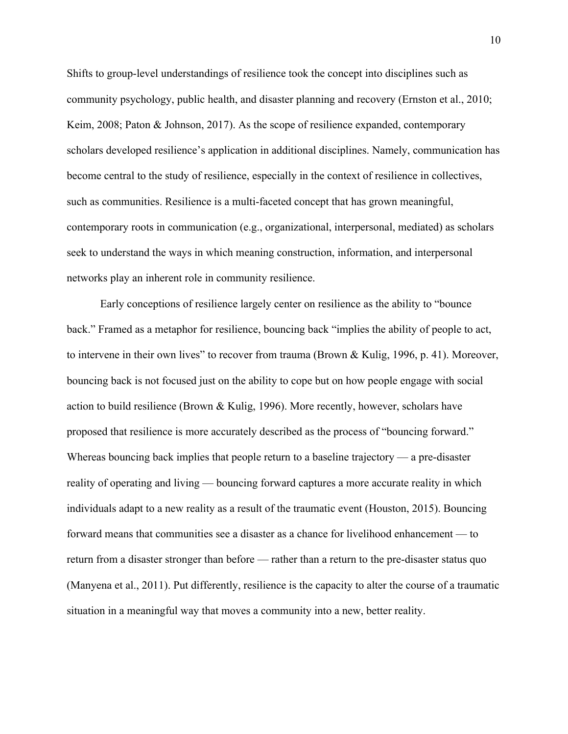Shifts to group-level understandings of resilience took the concept into disciplines such as community psychology, public health, and disaster planning and recovery (Ernston et al., 2010; Keim, 2008; Paton & Johnson, 2017). As the scope of resilience expanded, contemporary scholars developed resilience's application in additional disciplines. Namely, communication has become central to the study of resilience, especially in the context of resilience in collectives, such as communities. Resilience is a multi-faceted concept that has grown meaningful, contemporary roots in communication (e.g., organizational, interpersonal, mediated) as scholars seek to understand the ways in which meaning construction, information, and interpersonal networks play an inherent role in community resilience.

Early conceptions of resilience largely center on resilience as the ability to "bounce back." Framed as a metaphor for resilience, bouncing back "implies the ability of people to act, to intervene in their own lives" to recover from trauma (Brown & Kulig, 1996, p. 41). Moreover, bouncing back is not focused just on the ability to cope but on how people engage with social action to build resilience (Brown & Kulig, 1996). More recently, however, scholars have proposed that resilience is more accurately described as the process of "bouncing forward." Whereas bouncing back implies that people return to a baseline trajectory — a pre-disaster reality of operating and living — bouncing forward captures a more accurate reality in which individuals adapt to a new reality as a result of the traumatic event (Houston, 2015). Bouncing forward means that communities see a disaster as a chance for livelihood enhancement — to return from a disaster stronger than before — rather than a return to the pre-disaster status quo (Manyena et al., 2011). Put differently, resilience is the capacity to alter the course of a traumatic situation in a meaningful way that moves a community into a new, better reality.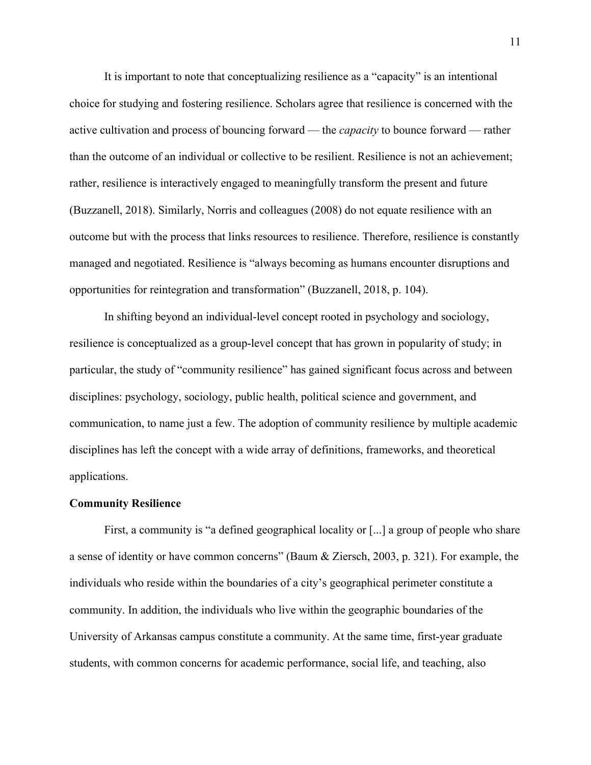It is important to note that conceptualizing resilience as a "capacity" is an intentional choice for studying and fostering resilience. Scholars agree that resilience is concerned with the active cultivation and process of bouncing forward — the *capacity* to bounce forward — rather than the outcome of an individual or collective to be resilient. Resilience is not an achievement; rather, resilience is interactively engaged to meaningfully transform the present and future (Buzzanell, 2018). Similarly, Norris and colleagues (2008) do not equate resilience with an outcome but with the process that links resources to resilience. Therefore, resilience is constantly managed and negotiated. Resilience is "always becoming as humans encounter disruptions and opportunities for reintegration and transformation" (Buzzanell, 2018, p. 104).

In shifting beyond an individual-level concept rooted in psychology and sociology, resilience is conceptualized as a group-level concept that has grown in popularity of study; in particular, the study of "community resilience" has gained significant focus across and between disciplines: psychology, sociology, public health, political science and government, and communication, to name just a few. The adoption of community resilience by multiple academic disciplines has left the concept with a wide array of definitions, frameworks, and theoretical applications.

**Community Resilience**

First, a community is "a defined geographical locality or [...] a group of people who share a sense of identity or have common concerns" (Baum & Ziersch, 2003, p. 321). For example, the individuals who reside within the boundaries of a city's geographical perimeter constitute a community. In addition, the individuals who live within the geographic boundaries of the University of Arkansas campus constitute a community. At the same time, first-year graduate students, with common concerns for academic performance, social life, and teaching, also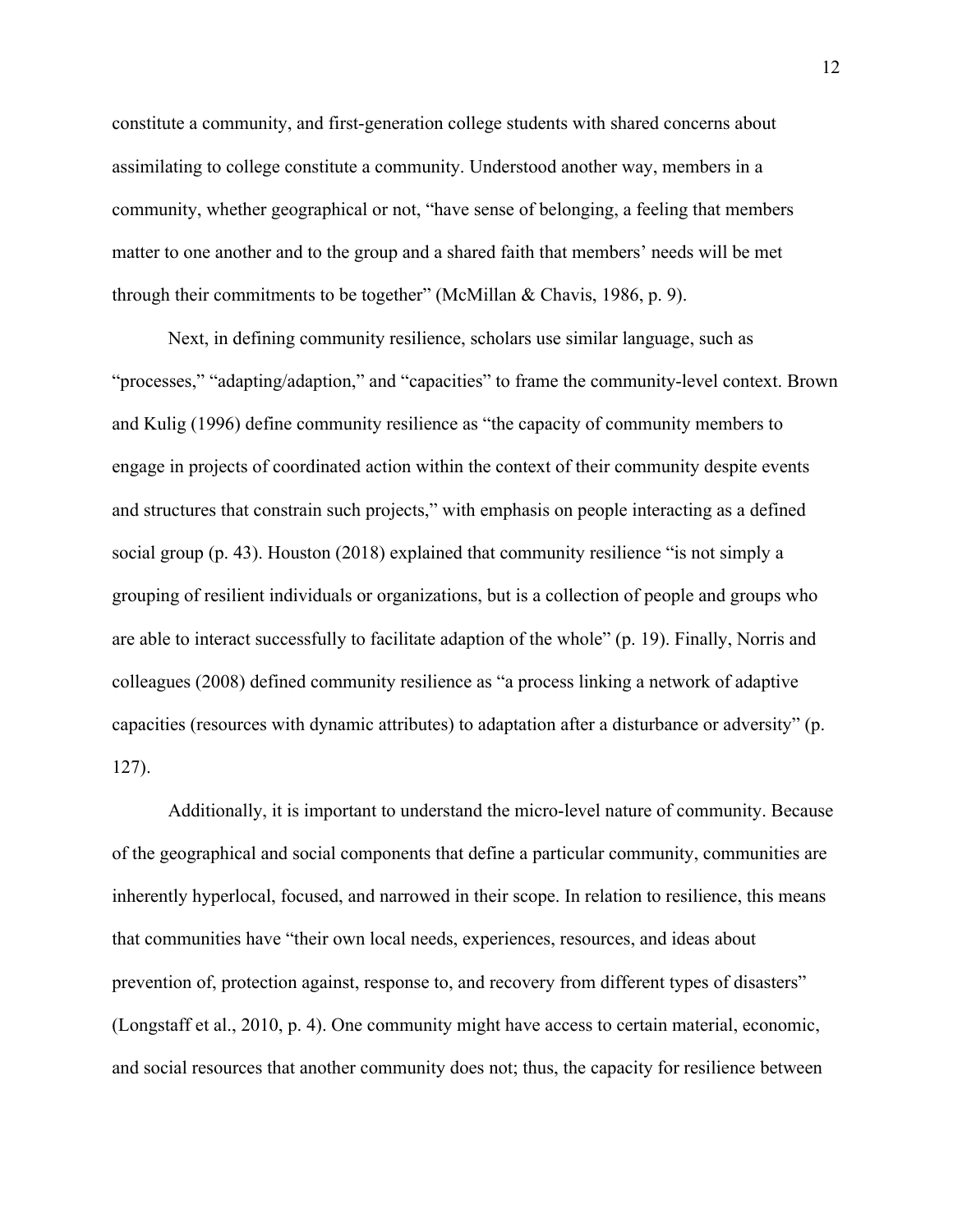constitute a community, and first-generation college students with shared concerns about assimilating to college constitute a community. Understood another way, members in a community, whether geographical or not, "have sense of belonging, a feeling that members matter to one another and to the group and a shared faith that members' needs will be met through their commitments to be together" (McMillan & Chavis, 1986, p. 9).

Next, in defining community resilience, scholars use similar language, such as "processes," "adapting/adaption," and "capacities" to frame the community-level context. Brown and Kulig (1996) define community resilience as "the capacity of community members to engage in projects of coordinated action within the context of their community despite events and structures that constrain such projects," with emphasis on people interacting as a defined social group (p. 43). Houston (2018) explained that community resilience "is not simply a grouping of resilient individuals or organizations, but is a collection of people and groups who are able to interact successfully to facilitate adaption of the whole" (p. 19). Finally, Norris and colleagues (2008) defined community resilience as "a process linking a network of adaptive capacities (resources with dynamic attributes) to adaptation after a disturbance or adversity" (p. 127).

Additionally, it is important to understand the micro-level nature of community. Because of the geographical and social components that define a particular community, communities are inherently hyperlocal, focused, and narrowed in their scope. In relation to resilience, this means that communities have "their own local needs, experiences, resources, and ideas about prevention of, protection against, response to, and recovery from different types of disasters" (Longstaff et al., 2010, p. 4). One community might have access to certain material, economic, and social resources that another community does not; thus, the capacity for resilience between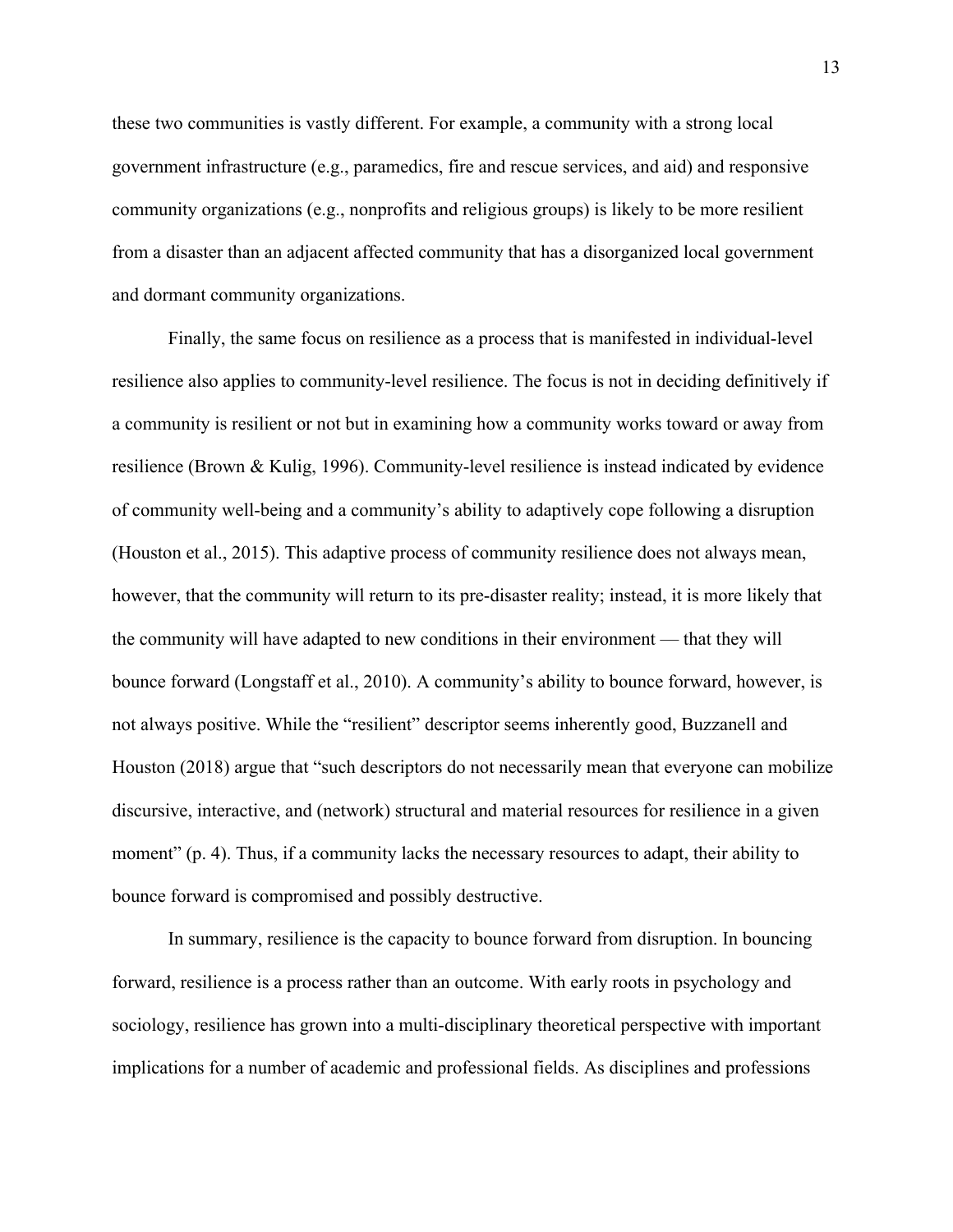these two communities is vastly different. For example, a community with a strong local government infrastructure (e.g., paramedics, fire and rescue services, and aid) and responsive community organizations (e.g., nonprofits and religious groups) is likely to be more resilient from a disaster than an adjacent affected community that has a disorganized local government and dormant community organizations.

Finally, the same focus on resilience as a process that is manifested in individual-level resilience also applies to community-level resilience. The focus is not in deciding definitively if a community is resilient or not but in examining how a community works toward or away from resilience (Brown & Kulig, 1996). Community-level resilience is instead indicated by evidence of community well-being and a community's ability to adaptively cope following a disruption (Houston et al., 2015). This adaptive process of community resilience does not always mean, however, that the community will return to its pre-disaster reality; instead, it is more likely that the community will have adapted to new conditions in their environment — that they will bounce forward (Longstaff et al., 2010). A community's ability to bounce forward, however, is not always positive. While the "resilient" descriptor seems inherently good, Buzzanell and Houston (2018) argue that "such descriptors do not necessarily mean that everyone can mobilize discursive, interactive, and (network) structural and material resources for resilience in a given moment" (p. 4). Thus, if a community lacks the necessary resources to adapt, their ability to bounce forward is compromised and possibly destructive.

In summary, resilience is the capacity to bounce forward from disruption. In bouncing forward, resilience is a process rather than an outcome. With early roots in psychology and sociology, resilience has grown into a multi-disciplinary theoretical perspective with important implications for a number of academic and professional fields. As disciplines and professions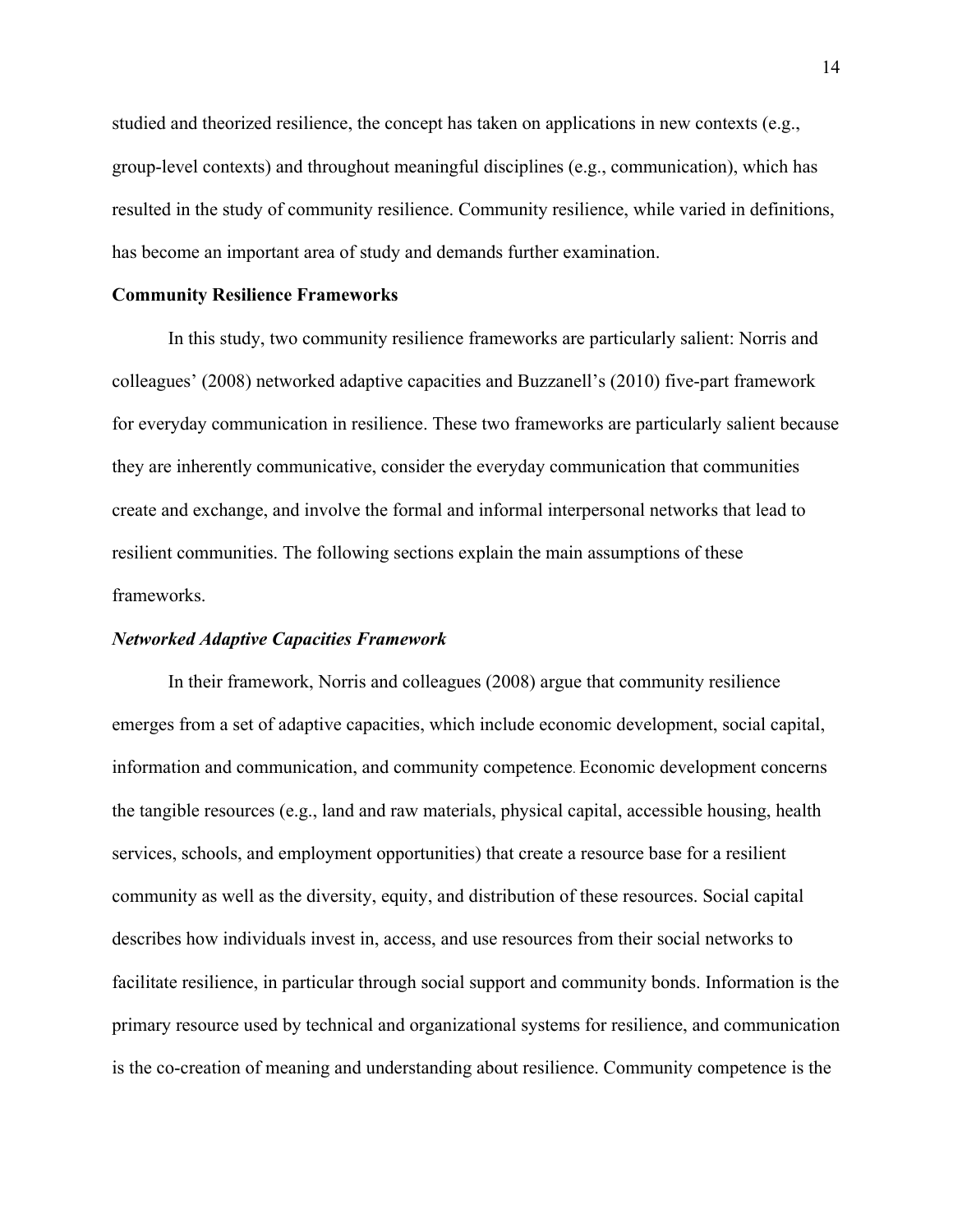studied and theorized resilience, the concept has taken on applications in new contexts (e.g., group-level contexts) and throughout meaningful disciplines (e.g., communication), which has resulted in the study of community resilience. Community resilience, while varied in definitions, has become an important area of study and demands further examination.

## Community Resilience Frameworks

In this study, two community resilience frameworks are particularly salient: Norris and colleagues' (2008) networked adaptive capacities and Buzzanell's (2010) five-part framework for everyday communication in resilience. These two frameworks are particularly salient because they are inherently communicative, consider the everyday communication that communities create and exchange, and involve the formal and informal interpersonal networks that lead to resilient communities. The following sections explain the main assumptions of these frameworks.

### *Networked Adaptive Capacities Framework*

In their framework, Norris and colleagues (2008) argue that community resilience emerges from a set of adaptive capacities, which include economic development, social capital, information and communication, and community competence. Economic development concerns the tangible resources (e.g., land and raw materials, physical capital, accessible housing, health services, schools, and employment opportunities) that create a resource base for a resilient community as well as the diversity, equity, and distribution of these resources. Social capital describes how individuals invest in, access, and use resources from their social networks to facilitate resilience, in particular through social support and community bonds. Information is the primary resource used by technical and organizational systems for resilience, and communication is the co-creation of meaning and understanding about resilience. Community competence is the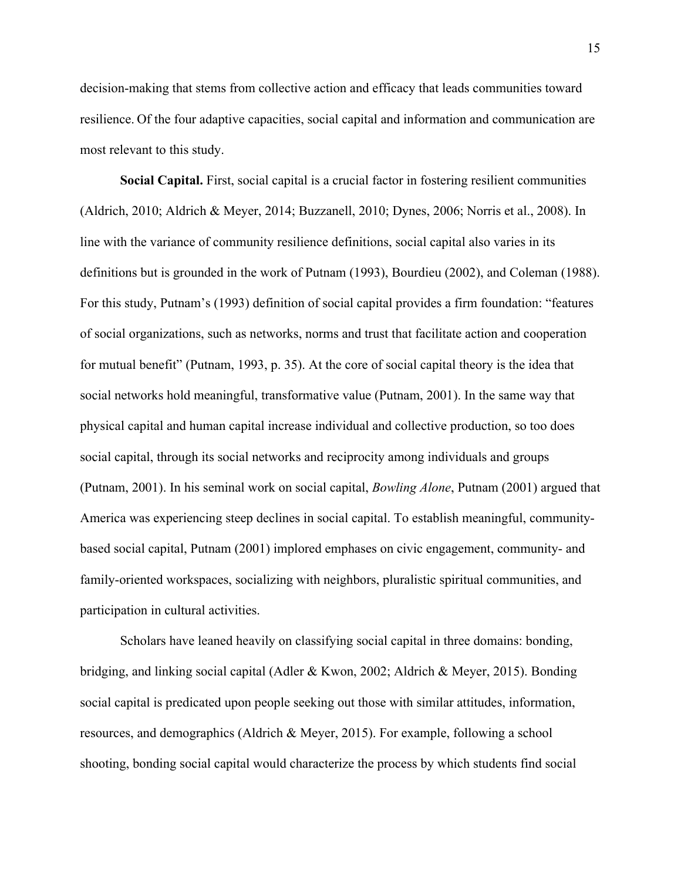decision-making that stems from collective action and efficacy that leads communities toward resilience. Of the four adaptive capacities, social capital and information and communication are most relevant to this study.

**Social Capital.** First, social capital is a crucial factor in fostering resilient communities (Aldrich, 2010; Aldrich & Meyer, 2014; Buzzanell, 2010; Dynes, 2006; Norris et al., 2008). In line with the variance of community resilience definitions, social capital also varies in its definitions but is grounded in the work of Putnam (1993), Bourdieu (2002), and Coleman (1988). For this study, Putnam's (1993) definition of social capital provides a firm foundation: "features of social organizations, such as networks, norms and trust that facilitate action and cooperation for mutual benefit" (Putnam, 1993, p. 35). At the core of social capital theory is the idea that social networks hold meaningful, transformative value (Putnam, 2001). In the same way that physical capital and human capital increase individual and collective production, so too does social capital, through its social networks and reciprocity among individuals and groups (Putnam, 2001). In his seminal work on social capital, *Bowling Alone*, Putnam (2001) argued that America was experiencing steep declines in social capital. To establish meaningful, community-based social capital, Putnam (2001) implored emphases on civic engagement, community- and family-oriented workspaces, socializing with neighbors, pluralistic spiritual communities, and participation in cultural activities.

Scholars have leaned heavily on classifying social capital in three domains: bonding, bridging, and linking social capital (Adler & Kwon, 2002; Aldrich & Meyer, 2015). Bonding social capital is predicated upon people seeking out those with similar attitudes, information, resources, and demographics (Aldrich & Meyer, 2015). For example, following a school shooting, bonding social capital would characterize the process by which students find social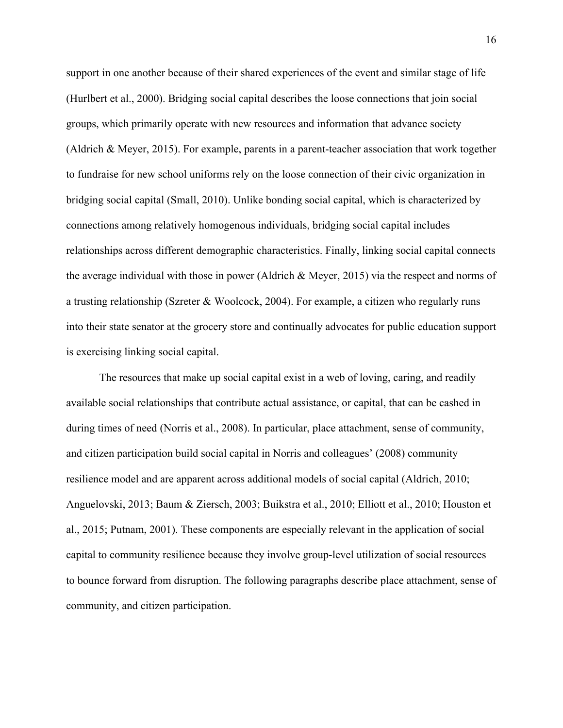support in one another because of their shared experiences of the event and similar stage of life (Hurlbert et al., 2000). Bridging social capital describes the loose connections that join social groups, which primarily operate with new resources and information that advance society (Aldrich & Meyer, 2015). For example, parents in a parent-teacher association that work together to fundraise for new school uniforms rely on the loose connection of their civic organization in bridging social capital (Small, 2010). Unlike bonding social capital, which is characterized by connections among relatively homogenous individuals, bridging social capital includes relationships across different demographic characteristics. Finally, linking social capital connects the average individual with those in power (Aldrich & Meyer, 2015) via the respect and norms of a trusting relationship (Szreter & Woolcock, 2004). For example, a citizen who regularly runs into their state senator at the grocery store and continually advocates for public education support is exercising linking social capital.

The resources that make up social capital exist in a web of loving, caring, and readily available social relationships that contribute actual assistance, or capital, that can be cashed in during times of need (Norris et al., 2008). In particular, place attachment, sense of community, and citizen participation build social capital in Norris and colleagues' (2008) community resilience model and are apparent across additional models of social capital (Aldrich, 2010; Anguelovski, 2013; Baum & Ziersch, 2003; Buikstra et al., 2010; Elliott et al., 2010; Houston et al., 2015; Putnam, 2001). These components are especially relevant in the application of social capital to community resilience because they involve group-level utilization of social resources to bounce forward from disruption. The following paragraphs describe place attachment, sense of community, and citizen participation.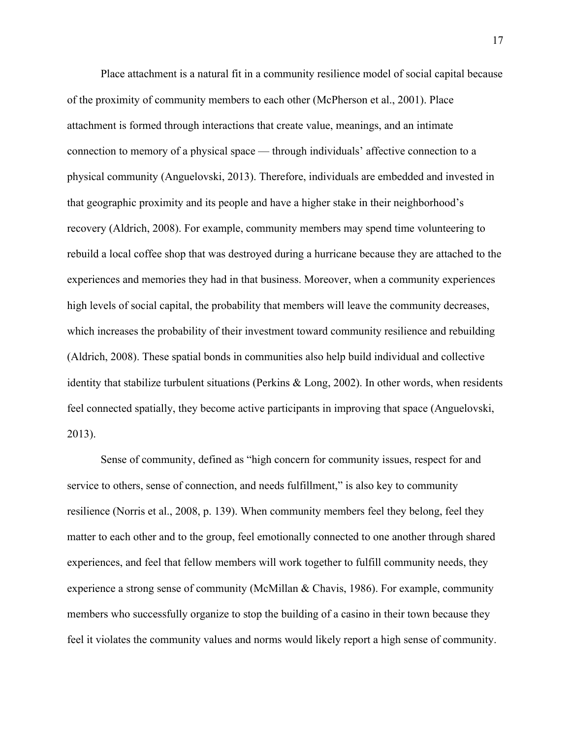Place attachment is a natural fit in a community resilience model of social capital because of the proximity of community members to each other (McPherson et al., 2001). Place attachment is formed through interactions that create value, meanings, and an intimate connection to memory of a physical space — through individuals' affective connection to a physical community (Anguelovski, 2013). Therefore, individuals are embedded and invested in that geographic proximity and its people and have a higher stake in their neighborhood's recovery (Aldrich, 2008). For example, community members may spend time volunteering to rebuild a local coffee shop that was destroyed during a hurricane because they are attached to the experiences and memories they had in that business. Moreover, when a community experiences high levels of social capital, the probability that members will leave the community decreases, which increases the probability of their investment toward community resilience and rebuilding (Aldrich, 2008). These spatial bonds in communities also help build individual and collective identity that stabilize turbulent situations (Perkins & Long, 2002). In other words, when residents feel connected spatially, they become active participants in improving that space (Anguelovski, 2013).

Sense of community, defined as "high concern for community issues, respect for and service to others, sense of connection, and needs fulfillment," is also key to community resilience (Norris et al., 2008, p. 139). When community members feel they belong, feel they matter to each other and to the group, feel emotionally connected to one another through shared experiences, and feel that fellow members will work together to fulfill community needs, they experience a strong sense of community (McMillan & Chavis, 1986). For example, community members who successfully organize to stop the building of a casino in their town because they feel it violates the community values and norms would likely report a high sense of community.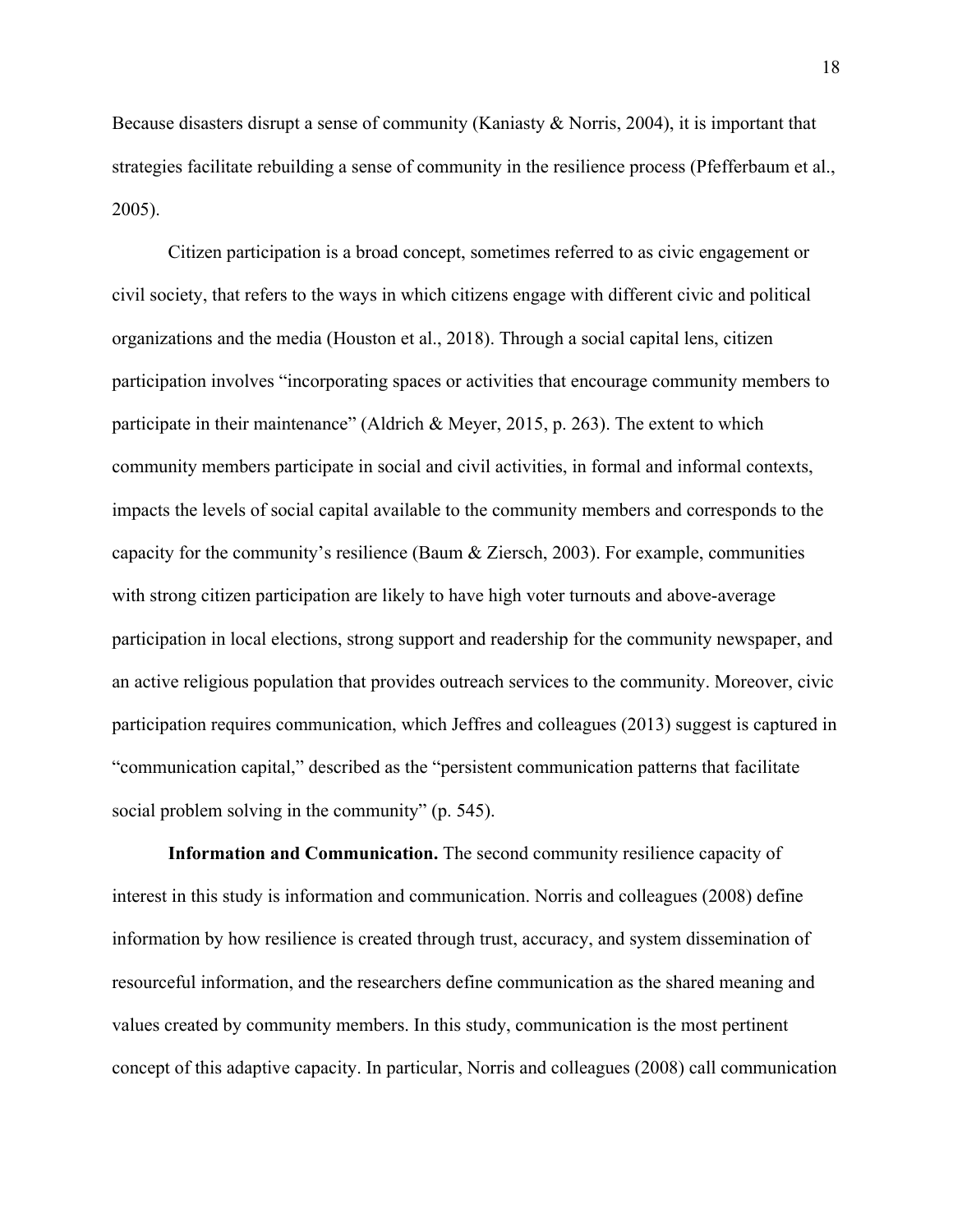Because disasters disrupt a sense of community (Kaniasty & Norris, 2004), it is important that strategies facilitate rebuilding a sense of community in the resilience process (Pfefferbaum et al., 2005).

Citizen participation is a broad concept, sometimes referred to as civic engagement or civil society, that refers to the ways in which citizens engage with different civic and political organizations and the media (Houston et al., 2018). Through a social capital lens, citizen participation involves "incorporating spaces or activities that encourage community members to participate in their maintenance" (Aldrich & Meyer, 2015, p. 263). The extent to which community members participate in social and civil activities, in formal and informal contexts, impacts the levels of social capital available to the community members and corresponds to the capacity for the community's resilience (Baum & Ziersch, 2003). For example, communities with strong citizen participation are likely to have high voter turnouts and above-average participation in local elections, strong support and readership for the community newspaper, and an active religious population that provides outreach services to the community. Moreover, civic participation requires communication, which Jeffres and colleagues (2013) suggest is captured in "communication capital," described as the "persistent communication patterns that facilitate social problem solving in the community" (p. 545).

**Information and Communication.** The second community resilience capacity of interest in this study is information and communication. Norris and colleagues (2008) define information by how resilience is created through trust, accuracy, and system dissemination of resourceful information, and the researchers define communication as the shared meaning and values created by community members. In this study, communication is the most pertinent concept of this adaptive capacity. In particular, Norris and colleagues (2008) call communication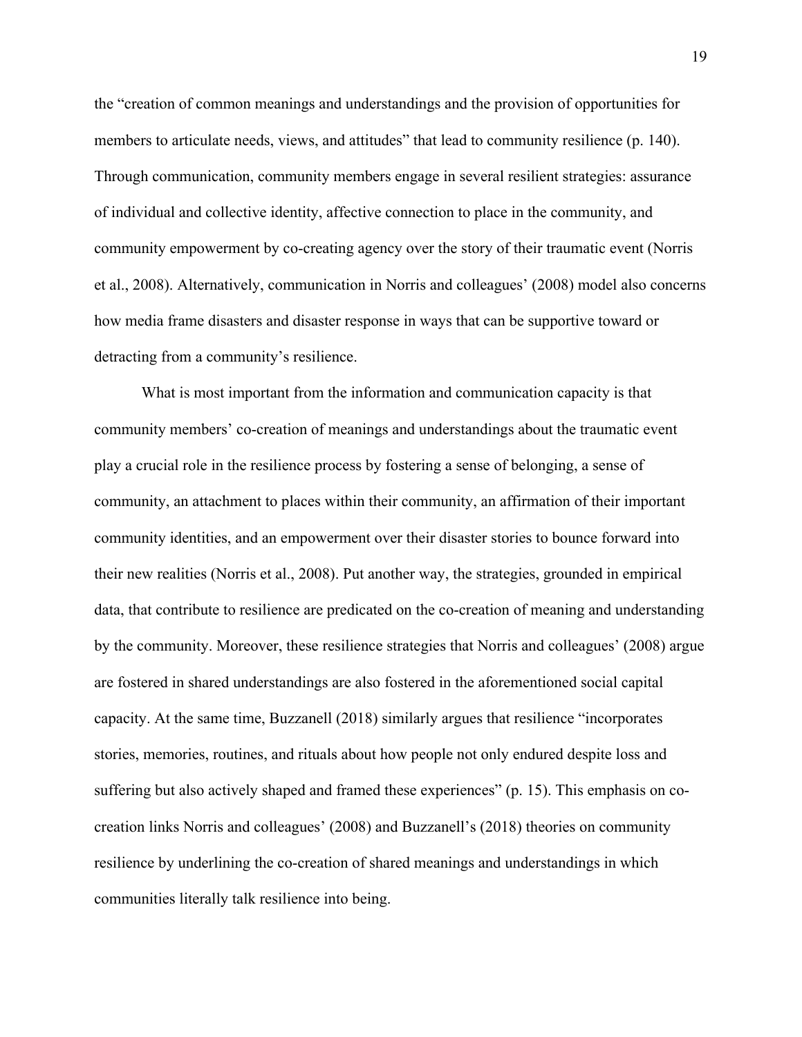the "creation of common meanings and understandings and the provision of opportunities for members to articulate needs, views, and attitudes" that lead to community resilience (p. 140). Through communication, community members engage in several resilient strategies: assurance of individual and collective identity, affective connection to place in the community, and community empowerment by co-creating agency over the story of their traumatic event (Norris et al., 2008). Alternatively, communication in Norris and colleagues' (2008) model also concerns how media frame disasters and disaster response in ways that can be supportive toward or detracting from a community's resilience.

What is most important from the information and communication capacity is that community members' co-creation of meanings and understandings about the traumatic event play a crucial role in the resilience process by fostering a sense of belonging, a sense of community, an attachment to places within their community, an affirmation of their important community identities, and an empowerment over their disaster stories to bounce forward into their new realities (Norris et al., 2008). Put another way, the strategies, grounded in empirical data, that contribute to resilience are predicated on the co-creation of meaning and understanding by the community. Moreover, these resilience strategies that Norris and colleagues' (2008) argue are fostered in shared understandings are also fostered in the aforementioned social capital capacity. At the same time, Buzzanell (2018) similarly argues that resilience "incorporates stories, memories, routines, and rituals about how people not only endured despite loss and suffering but also actively shaped and framed these experiences" (p. 15). This emphasis on co-creation links Norris and colleagues' (2008) and Buzzanell's (2018) theories on community resilience by underlining the co-creation of shared meanings and understandings in which communities literally talk resilience into being.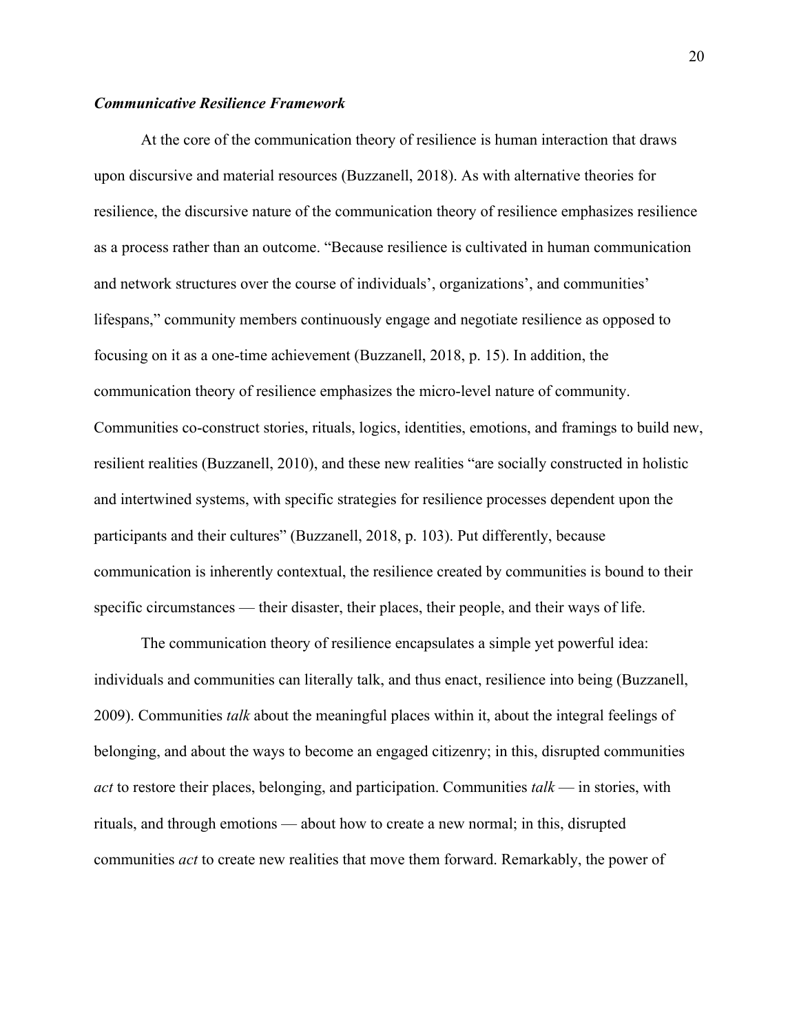### *Communicative Resilience Framework*

At the core of the communication theory of resilience is human interaction that draws upon discursive and material resources (Buzzanell, 2018). As with alternative theories for resilience, the discursive nature of the communication theory of resilience emphasizes resilience as a process rather than an outcome. "Because resilience is cultivated in human communication and network structures over the course of individuals', organizations', and communities' lifespans," community members continuously engage and negotiate resilience as opposed to focusing on it as a one-time achievement (Buzzanell, 2018, p. 15). In addition, the communication theory of resilience emphasizes the micro-level nature of community. Communities co-construct stories, rituals, logics, identities, emotions, and framings to build new, resilient realities (Buzzanell, 2010), and these new realities "are socially constructed in holistic and intertwined systems, with specific strategies for resilience processes dependent upon the participants and their cultures" (Buzzanell, 2018, p. 103). Put differently, because communication is inherently contextual, the resilience created by communities is bound to their specific circumstances — their disaster, their places, their people, and their ways of life.

The communication theory of resilience encapsulates a simple yet powerful idea: individuals and communities can literally talk, and thus enact, resilience into being (Buzzanell, 2009). Communities *talk* about the meaningful places within it, about the integral feelings of belonging, and about the ways to become an engaged citizenry; in this, disrupted communities *act* to restore their places, belonging, and participation. Communities *talk* — in stories, with rituals, and through emotions — about how to create a new normal; in this, disrupted communities *act* to create new realities that move them forward. Remarkably, the power of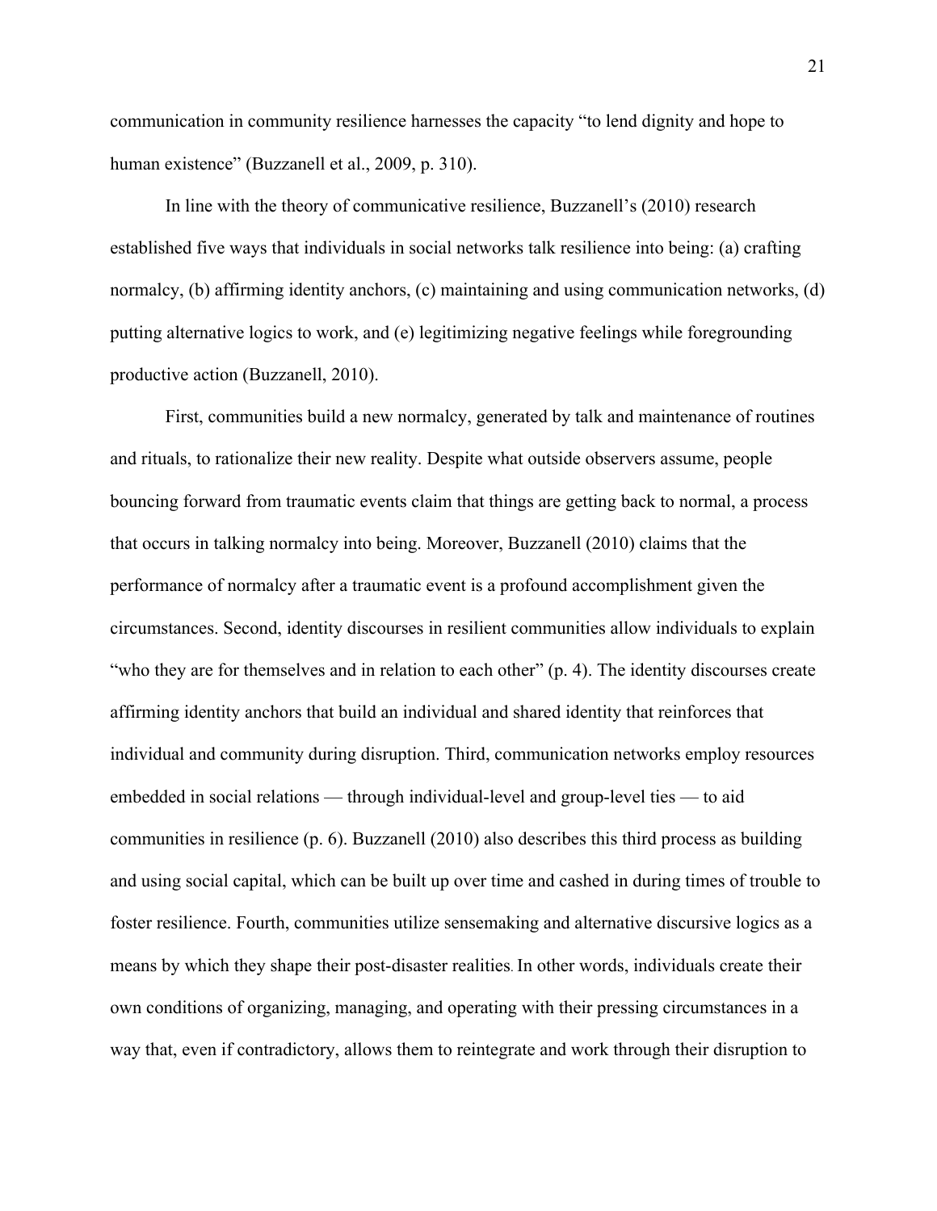communication in community resilience harnesses the capacity "to lend dignity and hope to human existence" (Buzzanell et al., 2009, p. 310).

In line with the theory of communicative resilience, Buzzanell's (2010) research established five ways that individuals in social networks talk resilience into being: (a) crafting normalcy, (b) affirming identity anchors, (c) maintaining and using communication networks, (d) putting alternative logics to work, and (e) legitimizing negative feelings while foregrounding productive action (Buzzanell, 2010).

First, communities build a new normalcy, generated by talk and maintenance of routines and rituals, to rationalize their new reality. Despite what outside observers assume, people bouncing forward from traumatic events claim that things are getting back to normal, a process that occurs in talking normalcy into being. Moreover, Buzzanell (2010) claims that the performance of normalcy after a traumatic event is a profound accomplishment given the circumstances. Second, identity discourses in resilient communities allow individuals to explain "who they are for themselves and in relation to each other" (p. 4). The identity discourses create affirming identity anchors that build an individual and shared identity that reinforces that individual and community during disruption. Third, communication networks employ resources embedded in social relations — through individual-level and group-level ties — to aid communities in resilience (p. 6). Buzzanell (2010) also describes this third process as building and using social capital, which can be built up over time and cashed in during times of trouble to foster resilience. Fourth, communities utilize sensemaking and alternative discursive logics as a means by which they shape their post-disaster realities. In other words, individuals create their own conditions of organizing, managing, and operating with their pressing circumstances in a way that, even if contradictory, allows them to reintegrate and work through their disruption to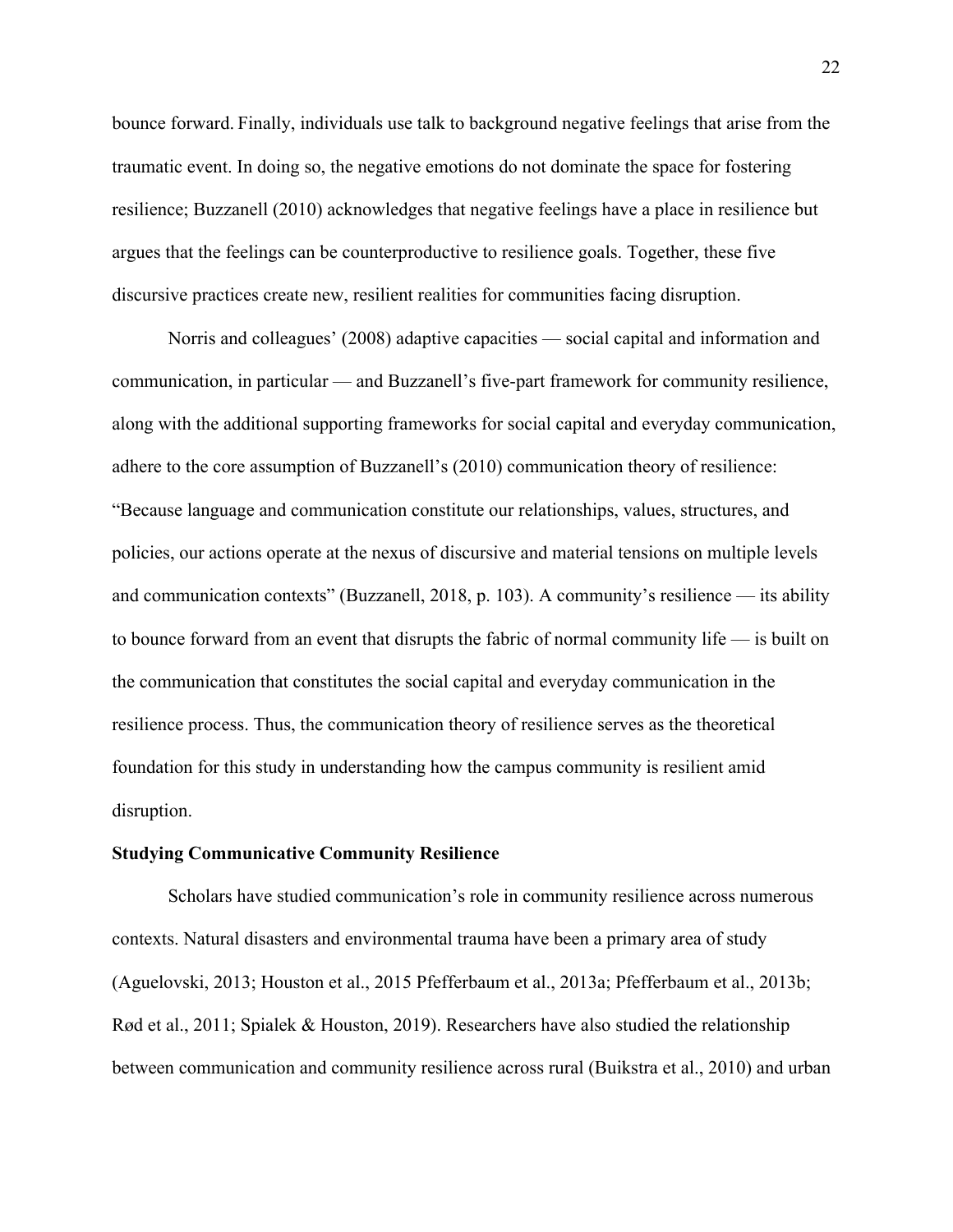bounce forward. Finally, individuals use talk to background negative feelings that arise from the traumatic event. In doing so, the negative emotions do not dominate the space for fostering resilience; Buzzanell (2010) acknowledges that negative feelings have a place in resilience but argues that the feelings can be counterproductive to resilience goals. Together, these five discursive practices create new, resilient realities for communities facing disruption.

Norris and colleagues' (2008) adaptive capacities — social capital and information and communication, in particular — and Buzzanell's five-part framework for community resilience, along with the additional supporting frameworks for social capital and everyday communication, adhere to the core assumption of Buzzanell's (2010) communication theory of resilience: "Because language and communication constitute our relationships, values, structures, and policies, our actions operate at the nexus of discursive and material tensions on multiple levels and communication contexts" (Buzzanell, 2018, p. 103). A community's resilience — its ability to bounce forward from an event that disrupts the fabric of normal community life — is built on the communication that constitutes the social capital and everyday communication in the resilience process. Thus, the communication theory of resilience serves as the theoretical foundation for this study in understanding how the campus community is resilient amid disruption.

**Studying Communicative Community Resilience**

Scholars have studied communication's role in community resilience across numerous contexts. Natural disasters and environmental trauma have been a primary area of study (Aguelovski, 2013; Houston et al., 2015 Pfefferbaum et al., 2013a; Pfefferbaum et al., 2013b; Rød et al., 2011; Spialek & Houston, 2019). Researchers have also studied the relationship between communication and community resilience across rural (Buikstra et al., 2010) and urban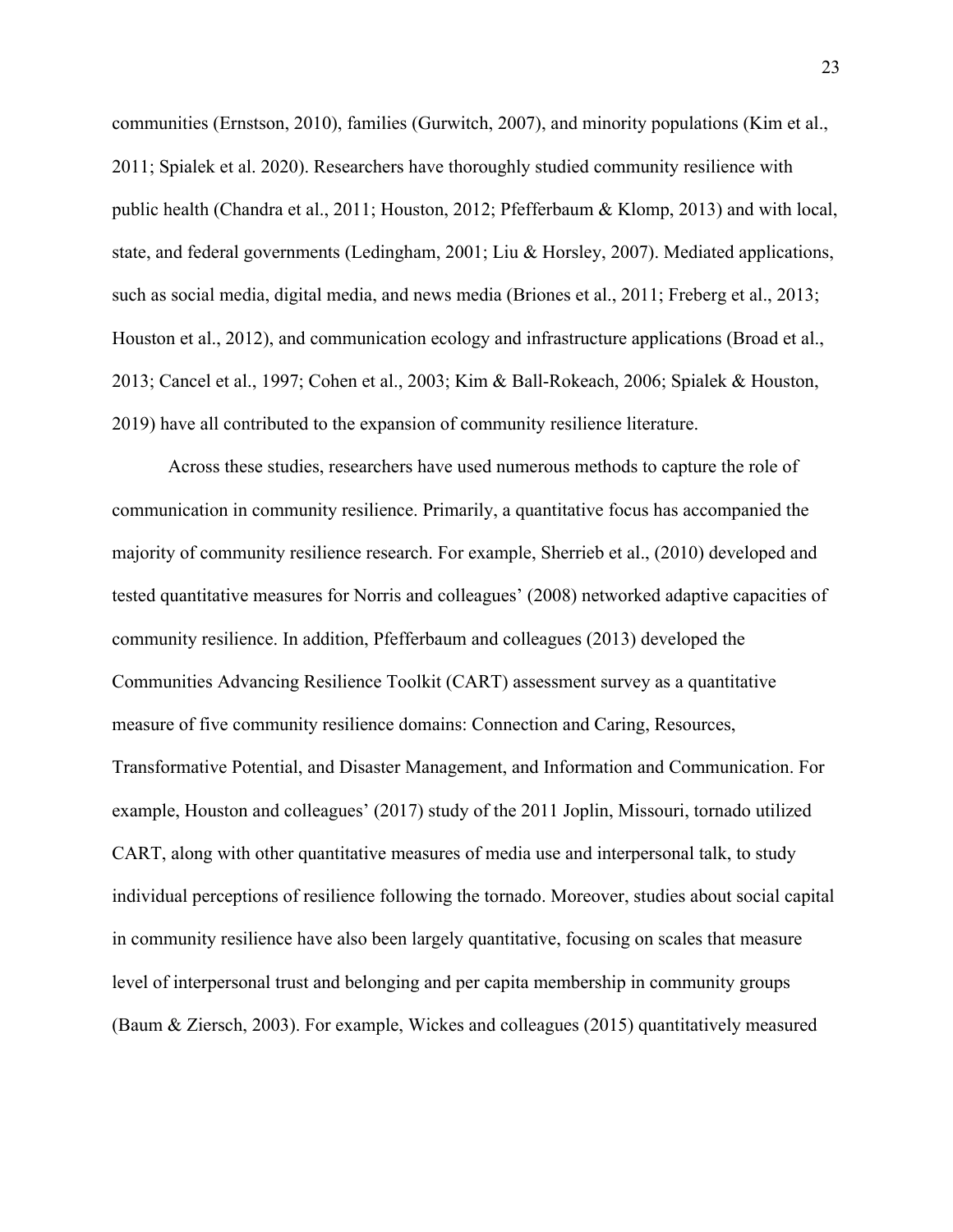communities (Ernstson, 2010), families (Gurwitch, 2007), and minority populations (Kim et al., 2011; Spialek et al. 2020). Researchers have thoroughly studied community resilience with public health (Chandra et al., 2011; Houston, 2012; Pfefferbaum & Klomp, 2013) and with local, state, and federal governments (Ledingham, 2001; Liu & Horsley, 2007). Mediated applications, such as social media, digital media, and news media (Briones et al., 2011; Freberg et al., 2013; Houston et al., 2012), and communication ecology and infrastructure applications (Broad et al., 2013; Cancel et al., 1997; Cohen et al., 2003; Kim & Ball-Rokeach, 2006; Spialek & Houston, 2019) have all contributed to the expansion of community resilience literature.

Across these studies, researchers have used numerous methods to capture the role of communication in community resilience. Primarily, a quantitative focus has accompanied the majority of community resilience research. For example, Sherrieb et al., (2010) developed and tested quantitative measures for Norris and colleagues' (2008) networked adaptive capacities of community resilience. In addition, Pfefferbaum and colleagues (2013) developed the Communities Advancing Resilience Toolkit (CART) assessment survey as a quantitative measure of five community resilience domains: Connection and Caring, Resources, Transformative Potential, and Disaster Management, and Information and Communication. For example, Houston and colleagues' (2017) study of the 2011 Joplin, Missouri, tornado utilized CART, along with other quantitative measures of media use and interpersonal talk, to study individual perceptions of resilience following the tornado. Moreover, studies about social capital in community resilience have also been largely quantitative, focusing on scales that measure level of interpersonal trust and belonging and per capita membership in community groups (Baum & Ziersch, 2003). For example, Wickes and colleagues (2015) quantitatively measured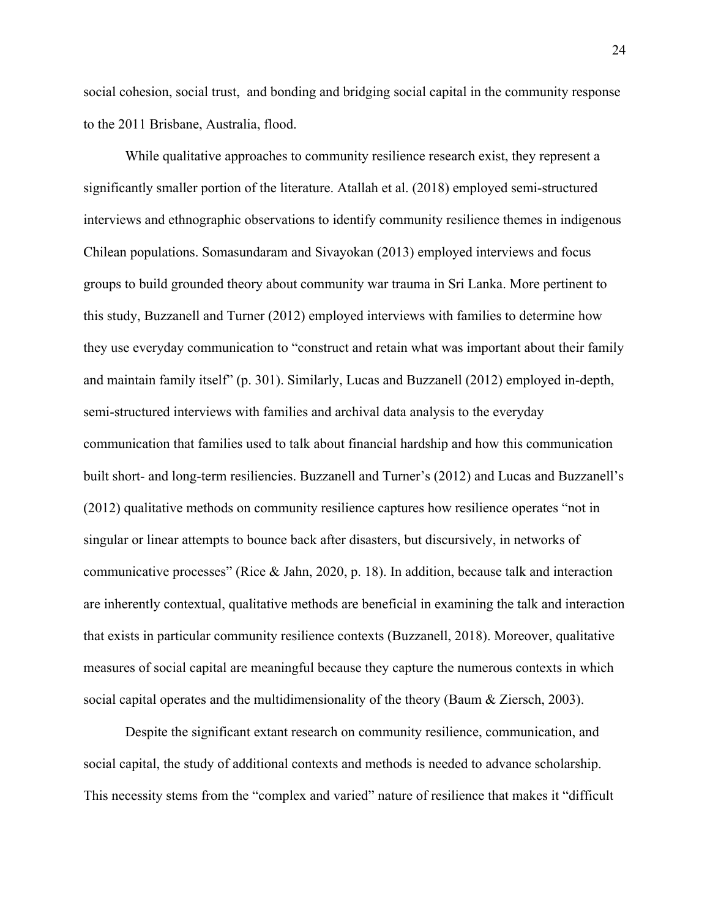social cohesion, social trust,  and bonding and bridging social capital in the community response to the 2011 Brisbane, Australia, flood.

While qualitative approaches to community resilience research exist, they represent a significantly smaller portion of the literature. Atallah et al. (2018) employed semi-structured interviews and ethnographic observations to identify community resilience themes in indigenous Chilean populations. Somasundaram and Sivayokan (2013) employed interviews and focus groups to build grounded theory about community war trauma in Sri Lanka. More pertinent to this study, Buzzanell and Turner (2012) employed interviews with families to determine how they use everyday communication to "construct and retain what was important about their family and maintain family itself" (p. 301). Similarly, Lucas and Buzzanell (2012) employed in-depth, semi-structured interviews with families and archival data analysis to the everyday communication that families used to talk about financial hardship and how this communication built short- and long-term resiliencies. Buzzanell and Turner's (2012) and Lucas and Buzzanell's (2012) qualitative methods on community resilience captures how resilience operates "not in singular or linear attempts to bounce back after disasters, but discursively, in networks of communicative processes" (Rice & Jahn, 2020, p. 18). In addition, because talk and interaction are inherently contextual, qualitative methods are beneficial in examining the talk and interaction that exists in particular community resilience contexts (Buzzanell, 2018). Moreover, qualitative measures of social capital are meaningful because they capture the numerous contexts in which social capital operates and the multidimensionality of the theory (Baum & Ziersch, 2003).

Despite the significant extant research on community resilience, communication, and social capital, the study of additional contexts and methods is needed to advance scholarship. This necessity stems from the "complex and varied" nature of resilience that makes it "difficult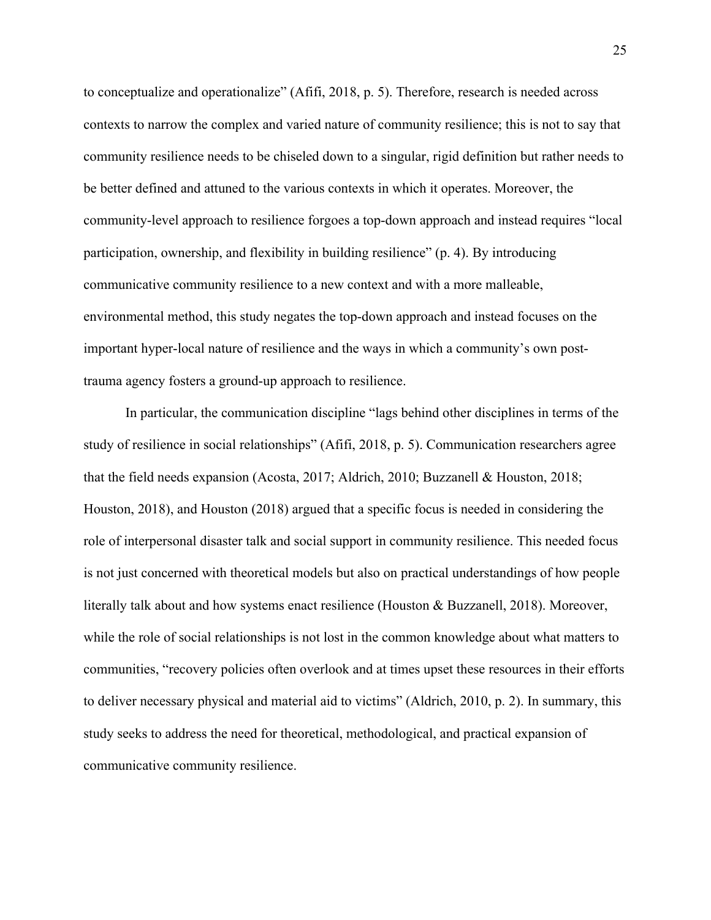to conceptualize and operationalize" (Afifi, 2018, p. 5). Therefore, research is needed across contexts to narrow the complex and varied nature of community resilience; this is not to say that community resilience needs to be chiseled down to a singular, rigid definition but rather needs to be better defined and attuned to the various contexts in which it operates. Moreover, the community-level approach to resilience forgoes a top-down approach and instead requires "local participation, ownership, and flexibility in building resilience" (p. 4). By introducing communicative community resilience to a new context and with a more malleable, environmental method, this study negates the top-down approach and instead focuses on the important hyper-local nature of resilience and the ways in which a community's own post-trauma agency fosters a ground-up approach to resilience.

In particular, the communication discipline "lags behind other disciplines in terms of the study of resilience in social relationships" (Afifi, 2018, p. 5). Communication researchers agree that the field needs expansion (Acosta, 2017; Aldrich, 2010; Buzzanell & Houston, 2018; Houston, 2018), and Houston (2018) argued that a specific focus is needed in considering the role of interpersonal disaster talk and social support in community resilience. This needed focus is not just concerned with theoretical models but also on practical understandings of how people literally talk about and how systems enact resilience (Houston & Buzzanell, 2018). Moreover, while the role of social relationships is not lost in the common knowledge about what matters to communities, "recovery policies often overlook and at times upset these resources in their efforts to deliver necessary physical and material aid to victims" (Aldrich, 2010, p. 2). In summary, this study seeks to address the need for theoretical, methodological, and practical expansion of communicative community resilience.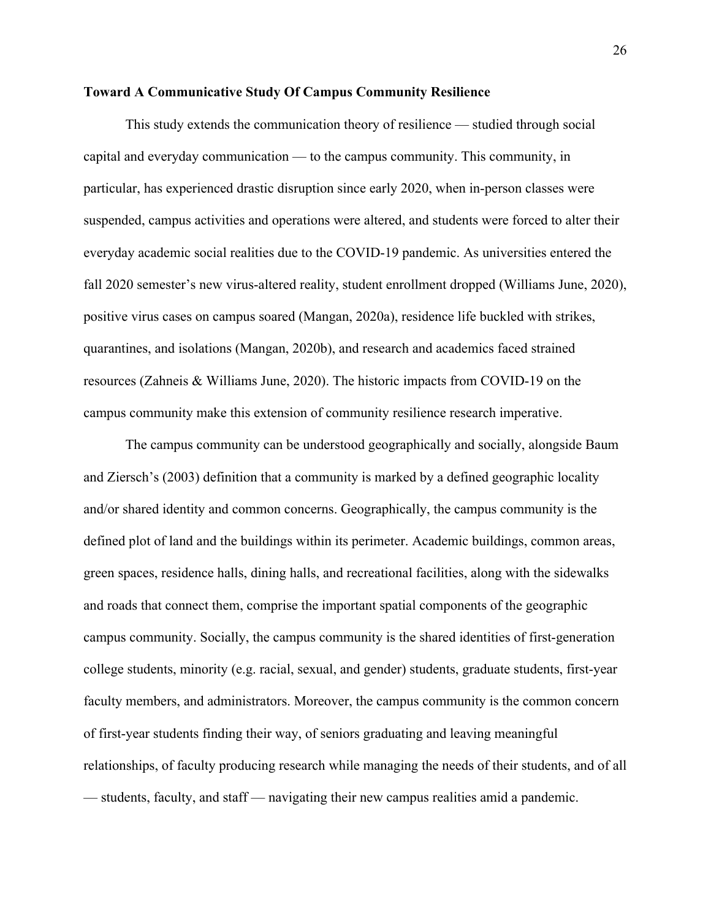**Toward A Communicative Study Of Campus Community Resilience**

This study extends the communication theory of resilience — studied through social capital and everyday communication — to the campus community. This community, in particular, has experienced drastic disruption since early 2020, when in-person classes were suspended, campus activities and operations were altered, and students were forced to alter their everyday academic social realities due to the COVID-19 pandemic. As universities entered the fall 2020 semester's new virus-altered reality, student enrollment dropped (Williams June, 2020), positive virus cases on campus soared (Mangan, 2020a), residence life buckled with strikes, quarantines, and isolations (Mangan, 2020b), and research and academics faced strained resources (Zahneis & Williams June, 2020). The historic impacts from COVID-19 on the campus community make this extension of community resilience research imperative.

The campus community can be understood geographically and socially, alongside Baum and Ziersch's (2003) definition that a community is marked by a defined geographic locality and/or shared identity and common concerns. Geographically, the campus community is the defined plot of land and the buildings within its perimeter. Academic buildings, common areas, green spaces, residence halls, dining halls, and recreational facilities, along with the sidewalks and roads that connect them, comprise the important spatial components of the geographic campus community. Socially, the campus community is the shared identities of first-generation college students, minority (e.g. racial, sexual, and gender) students, graduate students, first-year faculty members, and administrators. Moreover, the campus community is the common concern of first-year students finding their way, of seniors graduating and leaving meaningful relationships, of faculty producing research while managing the needs of their students, and of all — students, faculty, and staff — navigating their new campus realities amid a pandemic.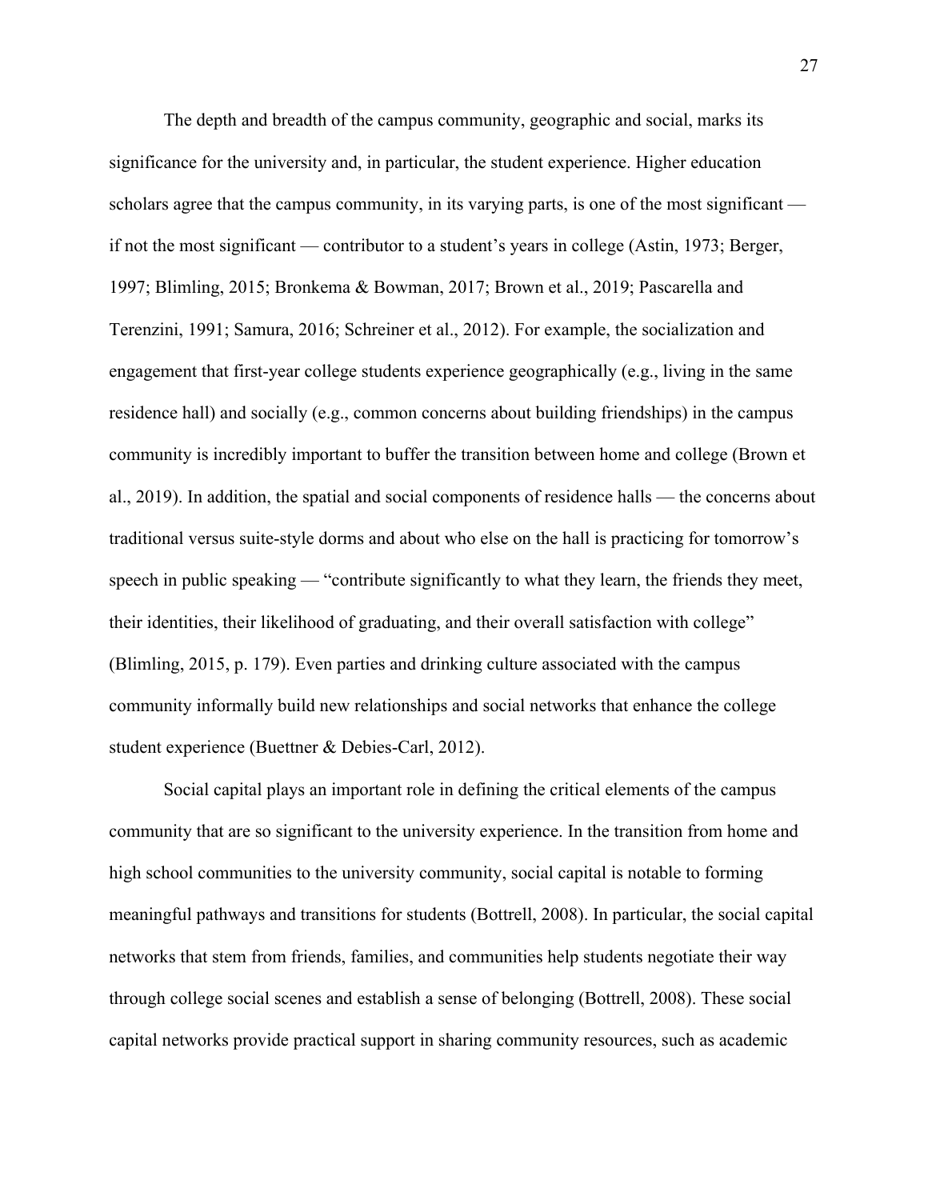The depth and breadth of the campus community, geographic and social, marks its significance for the university and, in particular, the student experience. Higher education scholars agree that the campus community, in its varying parts, is one of the most significant — if not the most significant — contributor to a student's years in college (Astin, 1973; Berger, 1997; Blimling, 2015; Bronkema & Bowman, 2017; Brown et al., 2019; Pascarella and Terenzini, 1991; Samura, 2016; Schreiner et al., 2012). For example, the socialization and engagement that first-year college students experience geographically (e.g., living in the same residence hall) and socially (e.g., common concerns about building friendships) in the campus community is incredibly important to buffer the transition between home and college (Brown et al., 2019). In addition, the spatial and social components of residence halls — the concerns about traditional versus suite-style dorms and about who else on the hall is practicing for tomorrow's speech in public speaking — "contribute significantly to what they learn, the friends they meet, their identities, their likelihood of graduating, and their overall satisfaction with college" (Blimling, 2015, p. 179). Even parties and drinking culture associated with the campus community informally build new relationships and social networks that enhance the college student experience (Buettner & Debies-Carl, 2012).

Social capital plays an important role in defining the critical elements of the campus community that are so significant to the university experience. In the transition from home and high school communities to the university community, social capital is notable to forming meaningful pathways and transitions for students (Bottrell, 2008). In particular, the social capital networks that stem from friends, families, and communities help students negotiate their way through college social scenes and establish a sense of belonging (Bottrell, 2008). These social capital networks provide practical support in sharing community resources, such as academic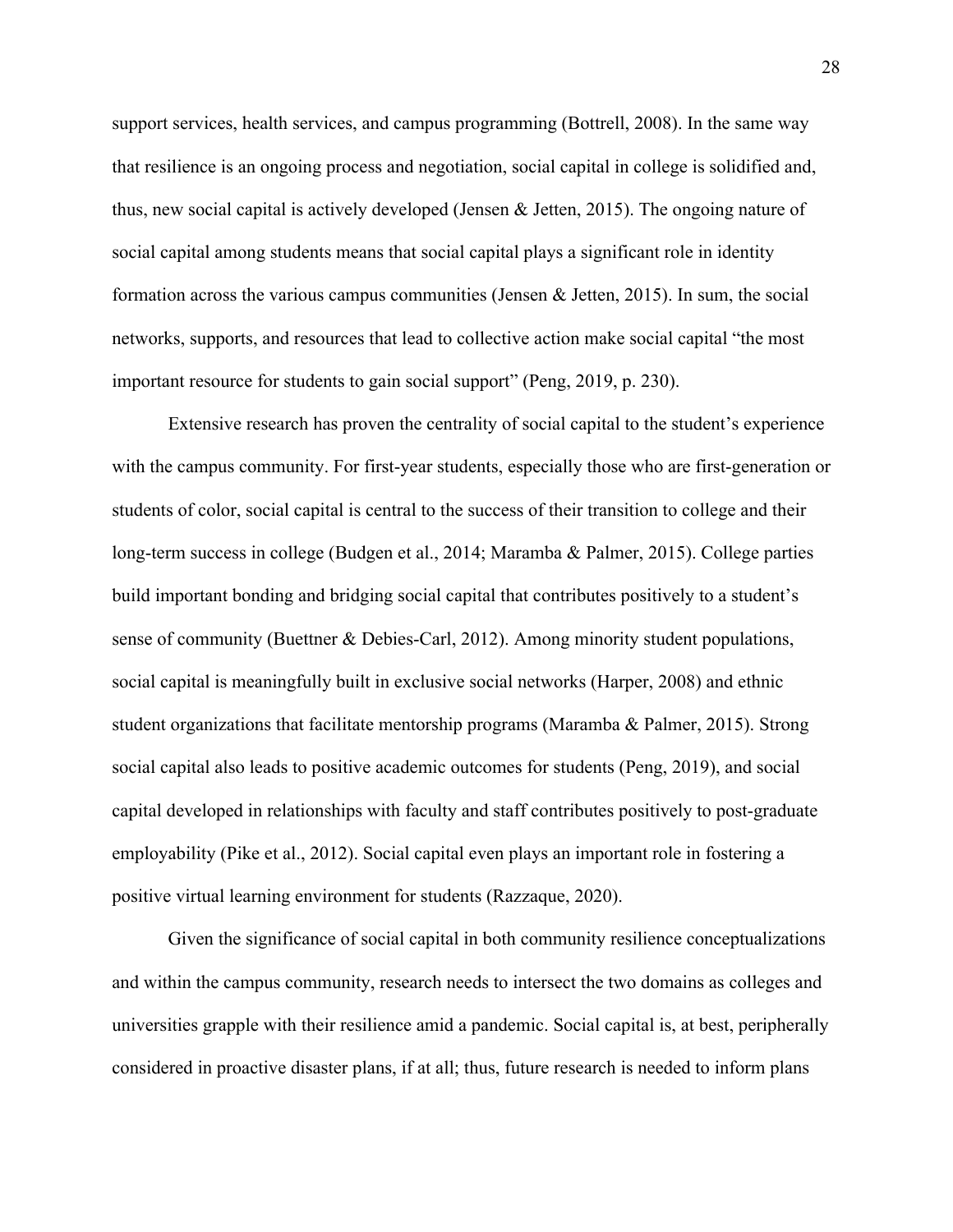support services, health services, and campus programming (Bottrell, 2008). In the same way that resilience is an ongoing process and negotiation, social capital in college is solidified and, thus, new social capital is actively developed (Jensen & Jetten, 2015). The ongoing nature of social capital among students means that social capital plays a significant role in identity formation across the various campus communities (Jensen & Jetten, 2015). In sum, the social networks, supports, and resources that lead to collective action make social capital "the most important resource for students to gain social support" (Peng, 2019, p. 230).

Extensive research has proven the centrality of social capital to the student's experience with the campus community. For first-year students, especially those who are first-generation or students of color, social capital is central to the success of their transition to college and their long-term success in college (Budgen et al., 2014; Maramba & Palmer, 2015). College parties build important bonding and bridging social capital that contributes positively to a student's sense of community (Buettner & Debies-Carl, 2012). Among minority student populations, social capital is meaningfully built in exclusive social networks (Harper, 2008) and ethnic student organizations that facilitate mentorship programs (Maramba & Palmer, 2015). Strong social capital also leads to positive academic outcomes for students (Peng, 2019), and social capital developed in relationships with faculty and staff contributes positively to post-graduate employability (Pike et al., 2012). Social capital even plays an important role in fostering a positive virtual learning environment for students (Razzaque, 2020).

Given the significance of social capital in both community resilience conceptualizations and within the campus community, research needs to intersect the two domains as colleges and universities grapple with their resilience amid a pandemic. Social capital is, at best, peripherally considered in proactive disaster plans, if at all; thus, future research is needed to inform plans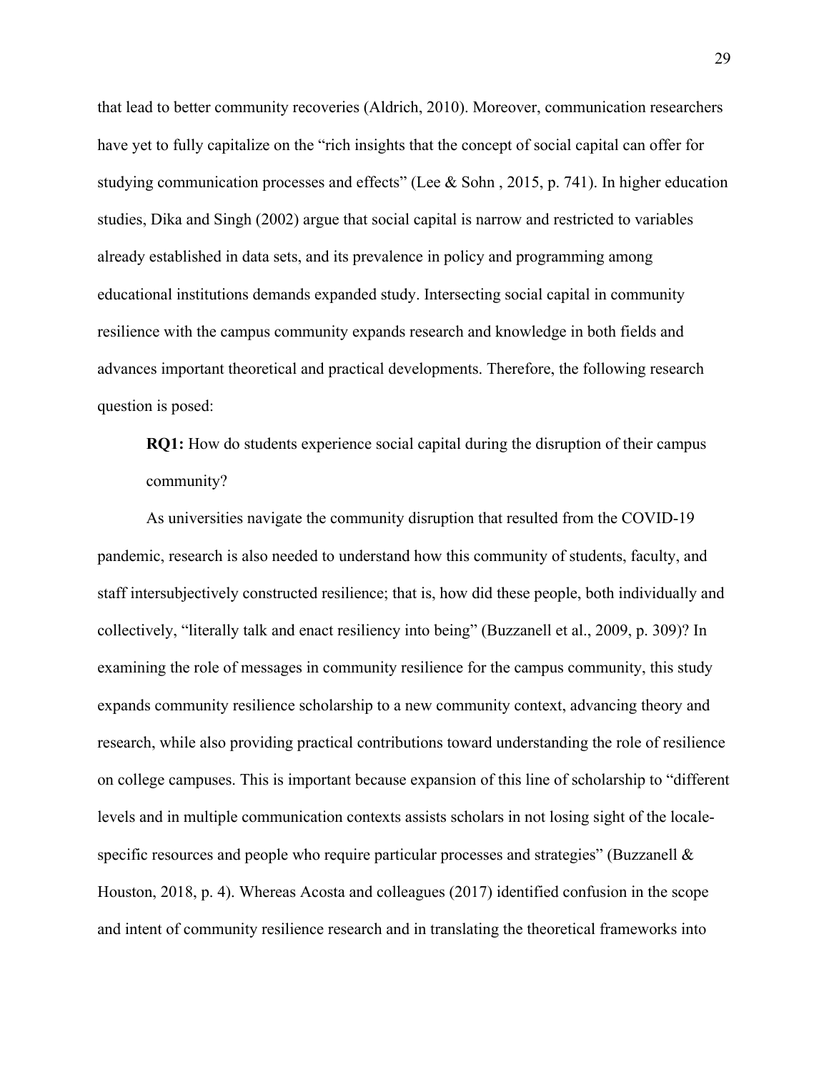that lead to better community recoveries (Aldrich, 2010). Moreover, communication researchers have yet to fully capitalize on the "rich insights that the concept of social capital can offer for studying communication processes and effects" (Lee & Sohn , 2015, p. 741). In higher education studies, Dika and Singh (2002) argue that social capital is narrow and restricted to variables already established in data sets, and its prevalence in policy and programming among educational institutions demands expanded study. Intersecting social capital in community resilience with the campus community expands research and knowledge in both fields and advances important theoretical and practical developments. Therefore, the following research question is posed:

> **RQ1:** How do students experience social capital during the disruption of their campus community?

As universities navigate the community disruption that resulted from the COVID-19 pandemic, research is also needed to understand how this community of students, faculty, and staff intersubjectively constructed resilience; that is, how did these people, both individually and collectively, "literally talk and enact resiliency into being" (Buzzanell et al., 2009, p. 309)? In examining the role of messages in community resilience for the campus community, this study expands community resilience scholarship to a new community context, advancing theory and research, while also providing practical contributions toward understanding the role of resilience on college campuses. This is important because expansion of this line of scholarship to "different levels and in multiple communication contexts assists scholars in not losing sight of the locale-specific resources and people who require particular processes and strategies" (Buzzanell & Houston, 2018, p. 4). Whereas Acosta and colleagues (2017) identified confusion in the scope and intent of community resilience research and in translating the theoretical frameworks into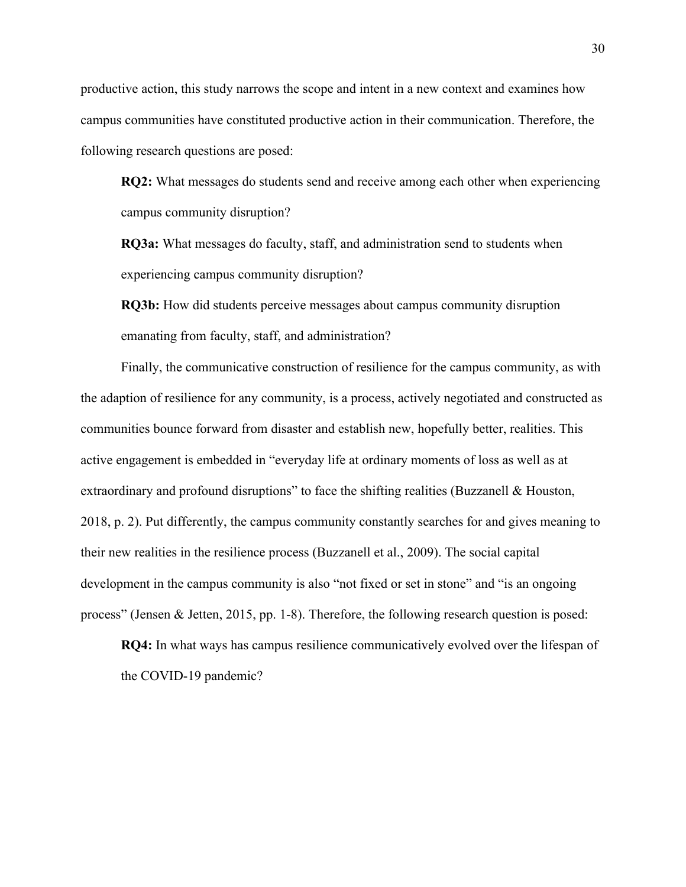productive action, this study narrows the scope and intent in a new context and examines how campus communities have constituted productive action in their communication. Therefore, the following research questions are posed:

> **RQ2:** What messages do students send and receive among each other when experiencing campus community disruption?
>
> **RQ3a:** What messages do faculty, staff, and administration send to students when experiencing campus community disruption?
>
> **RQ3b:** How did students perceive messages about campus community disruption emanating from faculty, staff, and administration?

Finally, the communicative construction of resilience for the campus community, as with the adaption of resilience for any community, is a process, actively negotiated and constructed as communities bounce forward from disaster and establish new, hopefully better, realities. This active engagement is embedded in "everyday life at ordinary moments of loss as well as at extraordinary and profound disruptions" to face the shifting realities (Buzzanell & Houston, 2018, p. 2). Put differently, the campus community constantly searches for and gives meaning to their new realities in the resilience process (Buzzanell et al., 2009). The social capital development in the campus community is also "not fixed or set in stone" and "is an ongoing process" (Jensen & Jetten, 2015, pp. 1-8). Therefore, the following research question is posed:

> **RQ4:** In what ways has campus resilience communicatively evolved over the lifespan of the COVID-19 pandemic?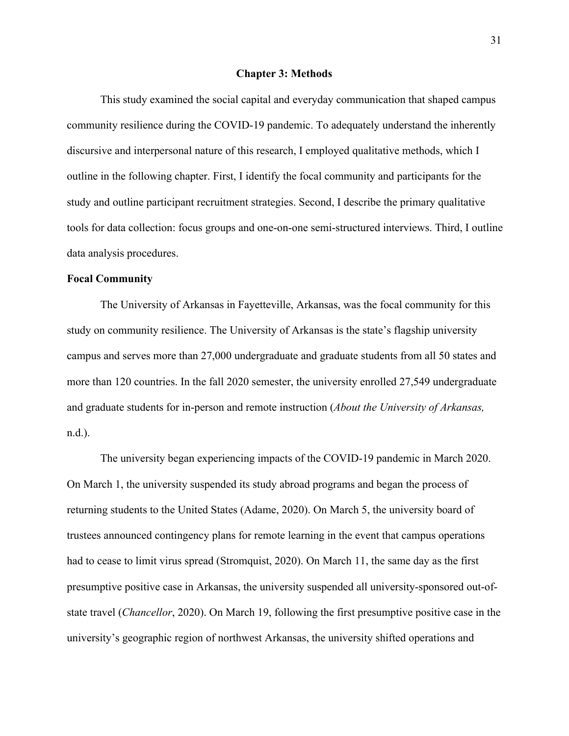# Chapter 3: Methods

This study examined the social capital and everyday communication that shaped campus community resilience during the COVID-19 pandemic. To adequately understand the inherently discursive and interpersonal nature of this research, I employed qualitative methods, which I outline in the following chapter. First, I identify the focal community and participants for the study and outline participant recruitment strategies. Second, I describe the primary qualitative tools for data collection: focus groups and one-on-one semi-structured interviews. Third, I outline data analysis procedures.

## Focal Community

The University of Arkansas in Fayetteville, Arkansas, was the focal community for this study on community resilience. The University of Arkansas is the state's flagship university campus and serves more than 27,000 undergraduate and graduate students from all 50 states and more than 120 countries. In the fall 2020 semester, the university enrolled 27,549 undergraduate and graduate students for in-person and remote instruction (*About the University of Arkansas,* n.d.).

The university began experiencing impacts of the COVID-19 pandemic in March 2020. On March 1, the university suspended its study abroad programs and began the process of returning students to the United States (Adame, 2020). On March 5, the university board of trustees announced contingency plans for remote learning in the event that campus operations had to cease to limit virus spread (Stromquist, 2020). On March 11, the same day as the first presumptive positive case in Arkansas, the university suspended all university-sponsored out-of-state travel (*Chancellor*, 2020). On March 19, following the first presumptive positive case in the university's geographic region of northwest Arkansas, the university shifted operations and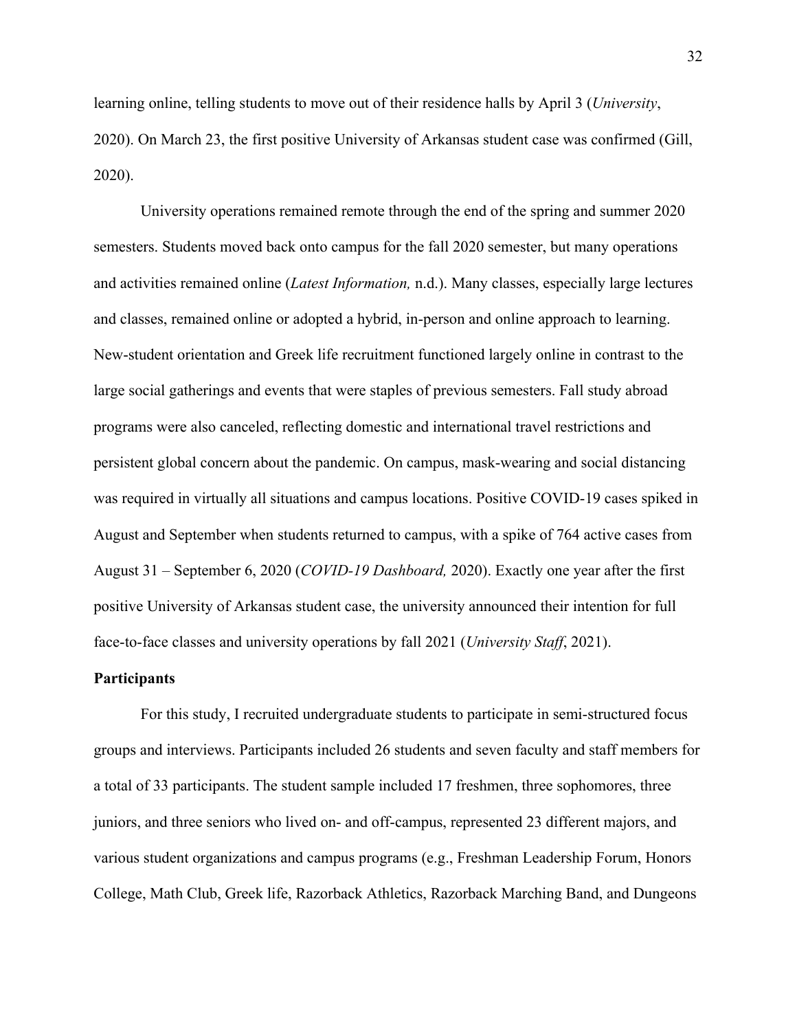learning online, telling students to move out of their residence halls by April 3 (*University*, 2020). On March 23, the first positive University of Arkansas student case was confirmed (Gill, 2020).

University operations remained remote through the end of the spring and summer 2020 semesters. Students moved back onto campus for the fall 2020 semester, but many operations and activities remained online (*Latest Information,* n.d.). Many classes, especially large lectures and classes, remained online or adopted a hybrid, in-person and online approach to learning. New-student orientation and Greek life recruitment functioned largely online in contrast to the large social gatherings and events that were staples of previous semesters. Fall study abroad programs were also canceled, reflecting domestic and international travel restrictions and persistent global concern about the pandemic. On campus, mask-wearing and social distancing was required in virtually all situations and campus locations. Positive COVID-19 cases spiked in August and September when students returned to campus, with a spike of 764 active cases from August 31 – September 6, 2020 (*COVID-19 Dashboard,* 2020). Exactly one year after the first positive University of Arkansas student case, the university announced their intention for full face-to-face classes and university operations by fall 2021 (*University Staff*, 2021).

**Participants**

For this study, I recruited undergraduate students to participate in semi-structured focus groups and interviews. Participants included 26 students and seven faculty and staff members for a total of 33 participants. The student sample included 17 freshmen, three sophomores, three juniors, and three seniors who lived on- and off-campus, represented 23 different majors, and various student organizations and campus programs (e.g., Freshman Leadership Forum, Honors College, Math Club, Greek life, Razorback Athletics, Razorback Marching Band, and Dungeons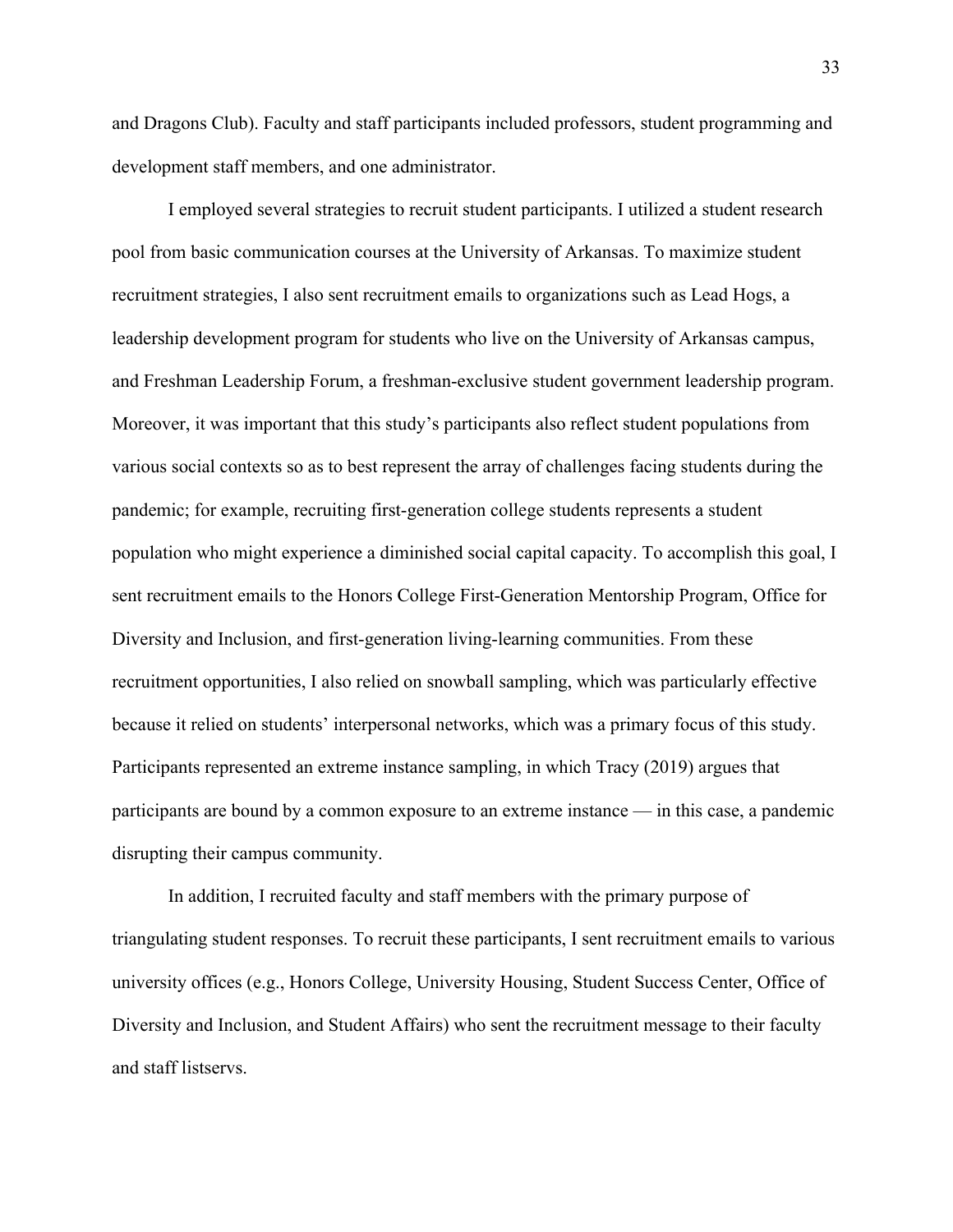and Dragons Club). Faculty and staff participants included professors, student programming and development staff members, and one administrator.

I employed several strategies to recruit student participants. I utilized a student research pool from basic communication courses at the University of Arkansas. To maximize student recruitment strategies, I also sent recruitment emails to organizations such as Lead Hogs, a leadership development program for students who live on the University of Arkansas campus, and Freshman Leadership Forum, a freshman-exclusive student government leadership program. Moreover, it was important that this study's participants also reflect student populations from various social contexts so as to best represent the array of challenges facing students during the pandemic; for example, recruiting first-generation college students represents a student population who might experience a diminished social capital capacity. To accomplish this goal, I sent recruitment emails to the Honors College First-Generation Mentorship Program, Office for Diversity and Inclusion, and first-generation living-learning communities. From these recruitment opportunities, I also relied on snowball sampling, which was particularly effective because it relied on students' interpersonal networks, which was a primary focus of this study. Participants represented an extreme instance sampling, in which Tracy (2019) argues that participants are bound by a common exposure to an extreme instance — in this case, a pandemic disrupting their campus community.

In addition, I recruited faculty and staff members with the primary purpose of triangulating student responses. To recruit these participants, I sent recruitment emails to various university offices (e.g., Honors College, University Housing, Student Success Center, Office of Diversity and Inclusion, and Student Affairs) who sent the recruitment message to their faculty and staff listservs.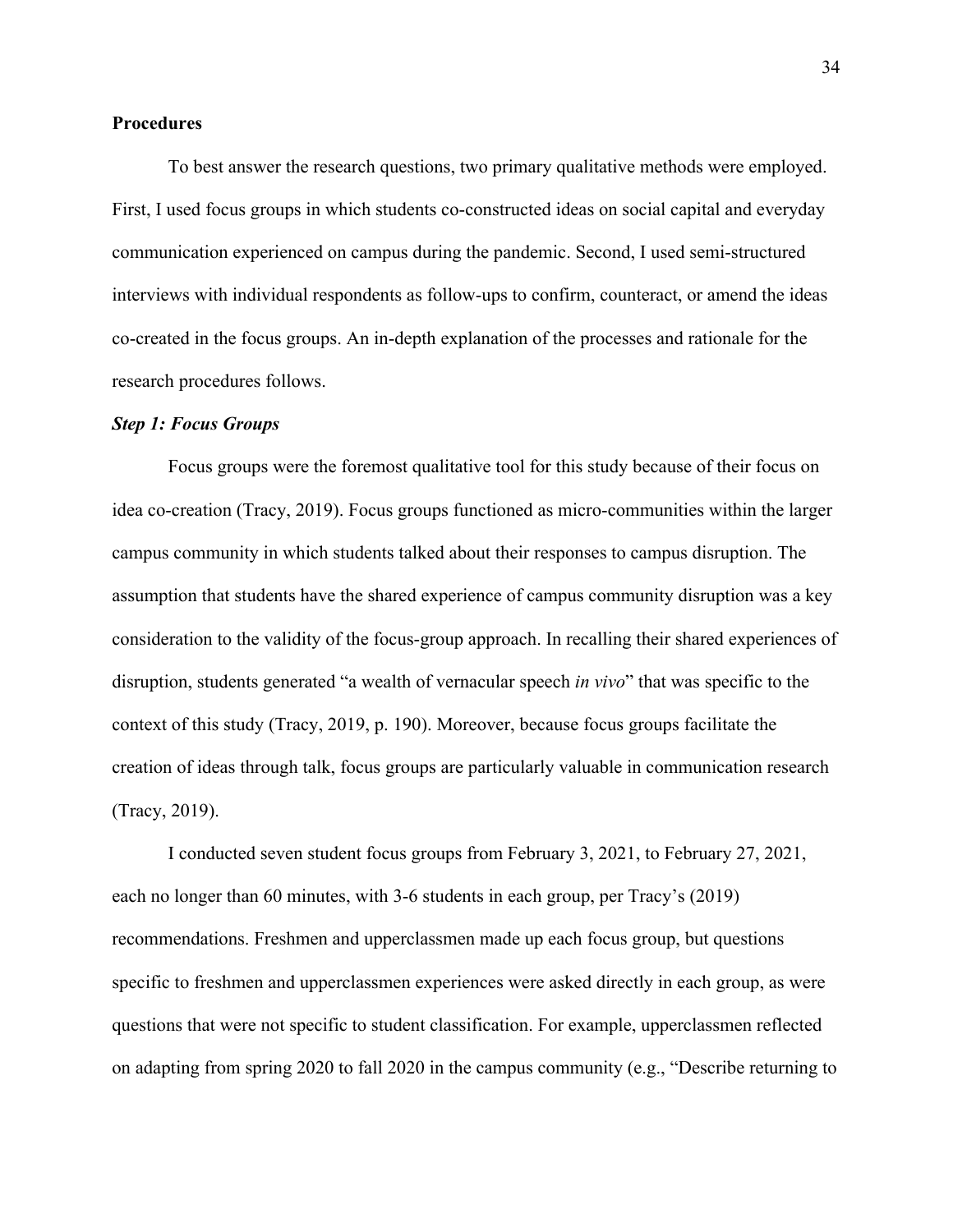**Procedures**

To best answer the research questions, two primary qualitative methods were employed. First, I used focus groups in which students co-constructed ideas on social capital and everyday communication experienced on campus during the pandemic. Second, I used semi-structured interviews with individual respondents as follow-ups to confirm, counteract, or amend the ideas co-created in the focus groups. An in-depth explanation of the processes and rationale for the research procedures follows.

***Step 1: Focus Groups***

Focus groups were the foremost qualitative tool for this study because of their focus on idea co-creation (Tracy, 2019). Focus groups functioned as micro-communities within the larger campus community in which students talked about their responses to campus disruption. The assumption that students have the shared experience of campus community disruption was a key consideration to the validity of the focus-group approach. In recalling their shared experiences of disruption, students generated "a wealth of vernacular speech *in vivo*" that was specific to the context of this study (Tracy, 2019, p. 190). Moreover, because focus groups facilitate the creation of ideas through talk, focus groups are particularly valuable in communication research (Tracy, 2019).

I conducted seven student focus groups from February 3, 2021, to February 27, 2021, each no longer than 60 minutes, with 3-6 students in each group, per Tracy's (2019) recommendations. Freshmen and upperclassmen made up each focus group, but questions specific to freshmen and upperclassmen experiences were asked directly in each group, as were questions that were not specific to student classification. For example, upperclassmen reflected on adapting from spring 2020 to fall 2020 in the campus community (e.g., "Describe returning to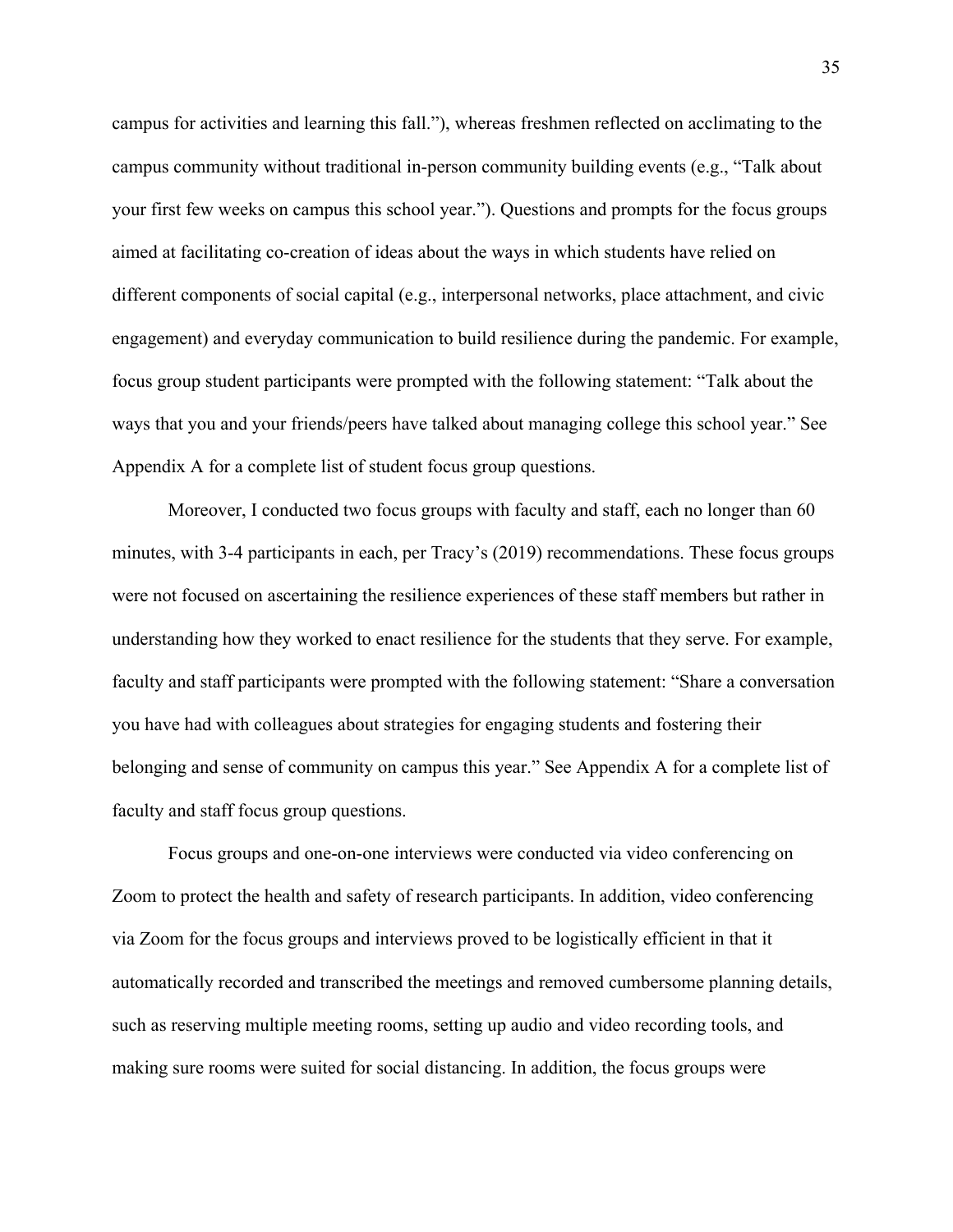campus for activities and learning this fall."), whereas freshmen reflected on acclimating to the campus community without traditional in-person community building events (e.g., "Talk about your first few weeks on campus this school year."). Questions and prompts for the focus groups aimed at facilitating co-creation of ideas about the ways in which students have relied on different components of social capital (e.g., interpersonal networks, place attachment, and civic engagement) and everyday communication to build resilience during the pandemic. For example, focus group student participants were prompted with the following statement: "Talk about the ways that you and your friends/peers have talked about managing college this school year." See Appendix A for a complete list of student focus group questions.

Moreover, I conducted two focus groups with faculty and staff, each no longer than 60 minutes, with 3-4 participants in each, per Tracy's (2019) recommendations. These focus groups were not focused on ascertaining the resilience experiences of these staff members but rather in understanding how they worked to enact resilience for the students that they serve. For example, faculty and staff participants were prompted with the following statement: "Share a conversation you have had with colleagues about strategies for engaging students and fostering their belonging and sense of community on campus this year." See Appendix A for a complete list of faculty and staff focus group questions.

Focus groups and one-on-one interviews were conducted via video conferencing on Zoom to protect the health and safety of research participants. In addition, video conferencing via Zoom for the focus groups and interviews proved to be logistically efficient in that it automatically recorded and transcribed the meetings and removed cumbersome planning details, such as reserving multiple meeting rooms, setting up audio and video recording tools, and making sure rooms were suited for social distancing. In addition, the focus groups were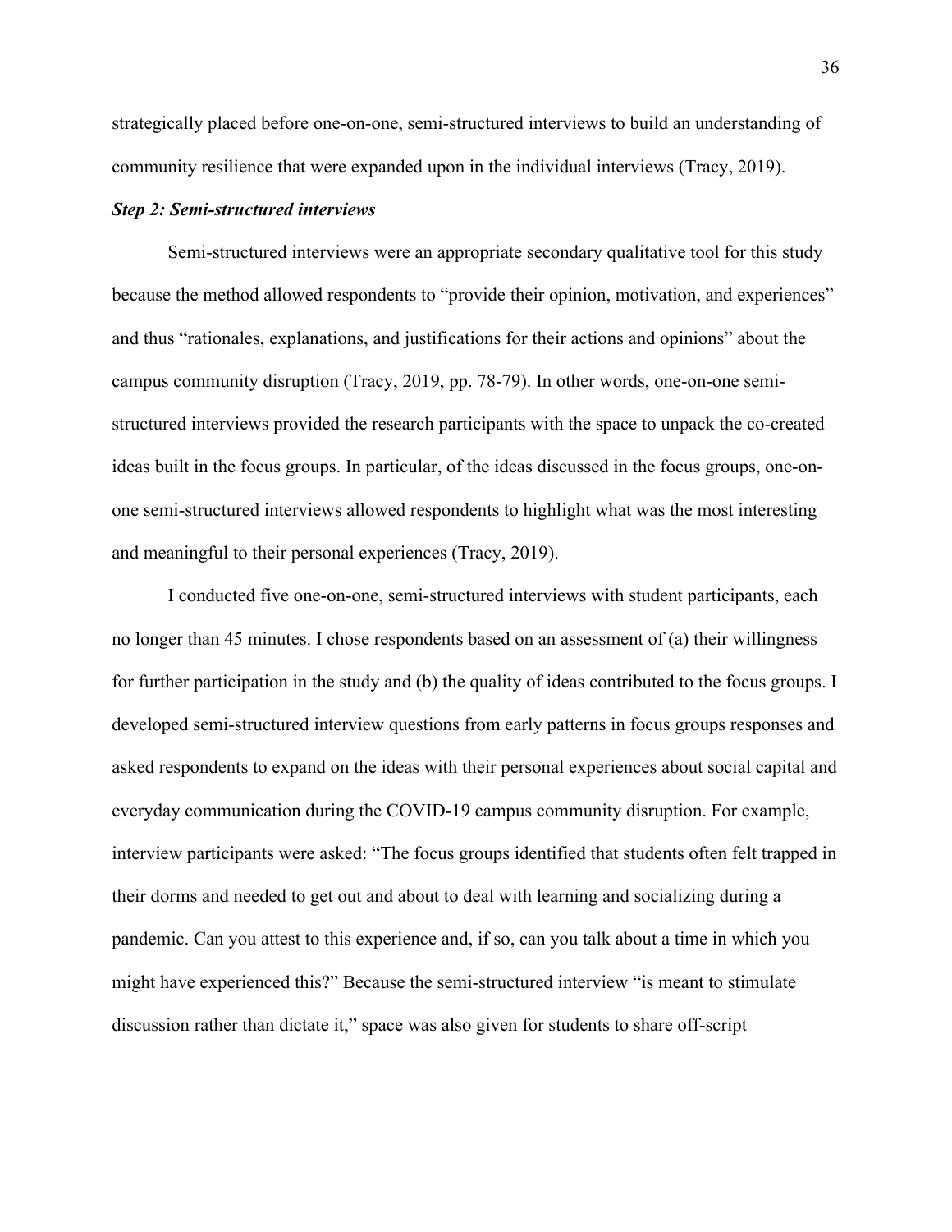strategically placed before one-on-one, semi-structured interviews to build an understanding of community resilience that were expanded upon in the individual interviews (Tracy, 2019).

### *Step 2: Semi-structured interviews*

Semi-structured interviews were an appropriate secondary qualitative tool for this study because the method allowed respondents to "provide their opinion, motivation, and experiences" and thus "rationales, explanations, and justifications for their actions and opinions" about the campus community disruption (Tracy, 2019, pp. 78-79). In other words, one-on-one semi-structured interviews provided the research participants with the space to unpack the co-created ideas built in the focus groups. In particular, of the ideas discussed in the focus groups, one-on-one semi-structured interviews allowed respondents to highlight what was the most interesting and meaningful to their personal experiences (Tracy, 2019).

I conducted five one-on-one, semi-structured interviews with student participants, each no longer than 45 minutes. I chose respondents based on an assessment of (a) their willingness for further participation in the study and (b) the quality of ideas contributed to the focus groups. I developed semi-structured interview questions from early patterns in focus groups responses and asked respondents to expand on the ideas with their personal experiences about social capital and everyday communication during the COVID-19 campus community disruption. For example, interview participants were asked: "The focus groups identified that students often felt trapped in their dorms and needed to get out and about to deal with learning and socializing during a pandemic. Can you attest to this experience and, if so, can you talk about a time in which you might have experienced this?" Because the semi-structured interview "is meant to stimulate discussion rather than dictate it," space was also given for students to share off-script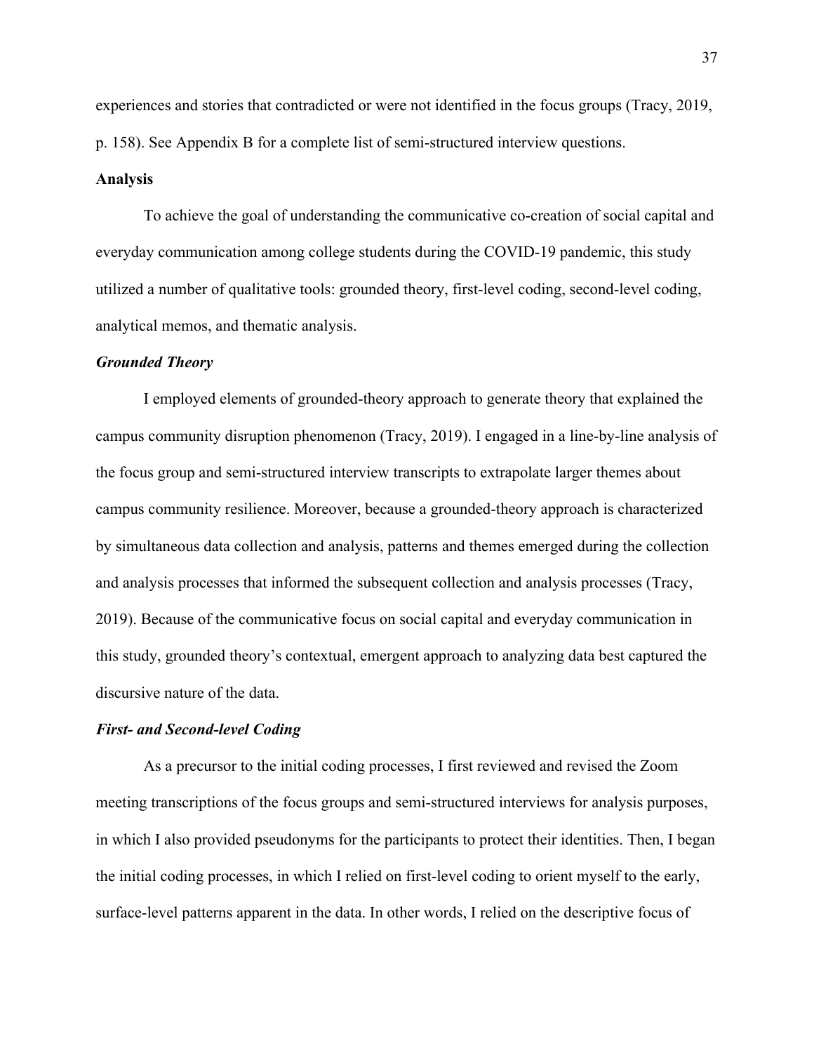experiences and stories that contradicted or were not identified in the focus groups (Tracy, 2019, p. 158). See Appendix B for a complete list of semi-structured interview questions.

## Analysis

To achieve the goal of understanding the communicative co-creation of social capital and everyday communication among college students during the COVID-19 pandemic, this study utilized a number of qualitative tools: grounded theory, first-level coding, second-level coding, analytical memos, and thematic analysis.

### *Grounded Theory*

I employed elements of grounded-theory approach to generate theory that explained the campus community disruption phenomenon (Tracy, 2019). I engaged in a line-by-line analysis of the focus group and semi-structured interview transcripts to extrapolate larger themes about campus community resilience. Moreover, because a grounded-theory approach is characterized by simultaneous data collection and analysis, patterns and themes emerged during the collection and analysis processes that informed the subsequent collection and analysis processes (Tracy, 2019). Because of the communicative focus on social capital and everyday communication in this study, grounded theory's contextual, emergent approach to analyzing data best captured the discursive nature of the data.

### *First- and Second-level Coding*

As a precursor to the initial coding processes, I first reviewed and revised the Zoom meeting transcriptions of the focus groups and semi-structured interviews for analysis purposes, in which I also provided pseudonyms for the participants to protect their identities. Then, I began the initial coding processes, in which I relied on first-level coding to orient myself to the early, surface-level patterns apparent in the data. In other words, I relied on the descriptive focus of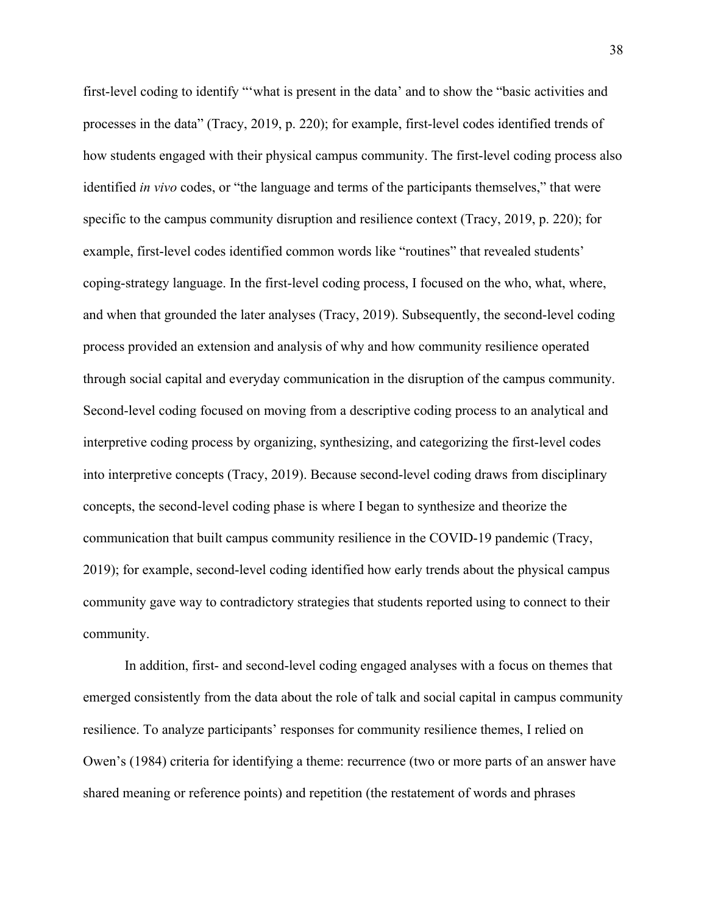first-level coding to identify "'what is present in the data' and to show the "basic activities and processes in the data" (Tracy, 2019, p. 220); for example, first-level codes identified trends of how students engaged with their physical campus community. The first-level coding process also identified *in vivo* codes, or "the language and terms of the participants themselves," that were specific to the campus community disruption and resilience context (Tracy, 2019, p. 220); for example, first-level codes identified common words like "routines" that revealed students' coping-strategy language. In the first-level coding process, I focused on the who, what, where, and when that grounded the later analyses (Tracy, 2019). Subsequently, the second-level coding process provided an extension and analysis of why and how community resilience operated through social capital and everyday communication in the disruption of the campus community. Second-level coding focused on moving from a descriptive coding process to an analytical and interpretive coding process by organizing, synthesizing, and categorizing the first-level codes into interpretive concepts (Tracy, 2019). Because second-level coding draws from disciplinary concepts, the second-level coding phase is where I began to synthesize and theorize the communication that built campus community resilience in the COVID-19 pandemic (Tracy, 2019); for example, second-level coding identified how early trends about the physical campus community gave way to contradictory strategies that students reported using to connect to their community.

In addition, first- and second-level coding engaged analyses with a focus on themes that emerged consistently from the data about the role of talk and social capital in campus community resilience. To analyze participants' responses for community resilience themes, I relied on Owen's (1984) criteria for identifying a theme: recurrence (two or more parts of an answer have shared meaning or reference points) and repetition (the restatement of words and phrases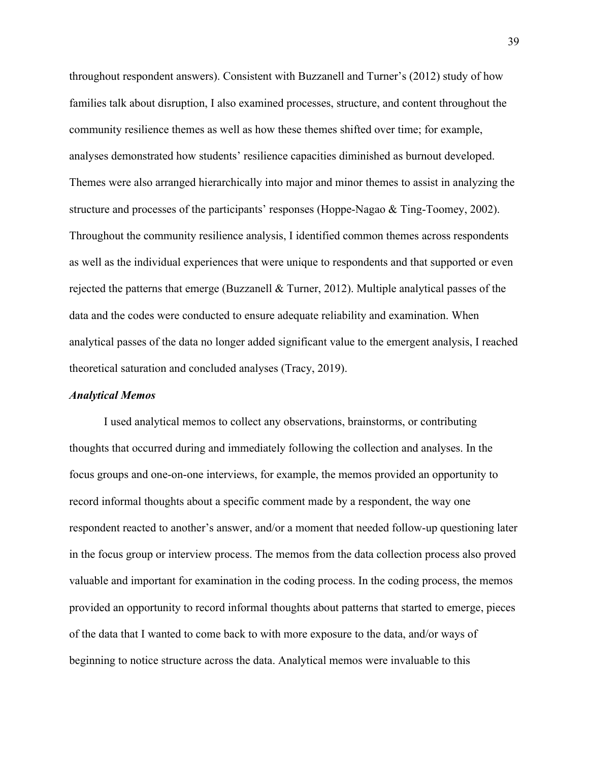throughout respondent answers). Consistent with Buzzanell and Turner's (2012) study of how families talk about disruption, I also examined processes, structure, and content throughout the community resilience themes as well as how these themes shifted over time; for example, analyses demonstrated how students' resilience capacities diminished as burnout developed. Themes were also arranged hierarchically into major and minor themes to assist in analyzing the structure and processes of the participants' responses (Hoppe-Nagao & Ting-Toomey, 2002). Throughout the community resilience analysis, I identified common themes across respondents as well as the individual experiences that were unique to respondents and that supported or even rejected the patterns that emerge (Buzzanell & Turner, 2012). Multiple analytical passes of the data and the codes were conducted to ensure adequate reliability and examination. When analytical passes of the data no longer added significant value to the emergent analysis, I reached theoretical saturation and concluded analyses (Tracy, 2019).

***Analytical Memos***

I used analytical memos to collect any observations, brainstorms, or contributing thoughts that occurred during and immediately following the collection and analyses. In the focus groups and one-on-one interviews, for example, the memos provided an opportunity to record informal thoughts about a specific comment made by a respondent, the way one respondent reacted to another's answer, and/or a moment that needed follow-up questioning later in the focus group or interview process. The memos from the data collection process also proved valuable and important for examination in the coding process. In the coding process, the memos provided an opportunity to record informal thoughts about patterns that started to emerge, pieces of the data that I wanted to come back to with more exposure to the data, and/or ways of beginning to notice structure across the data. Analytical memos were invaluable to this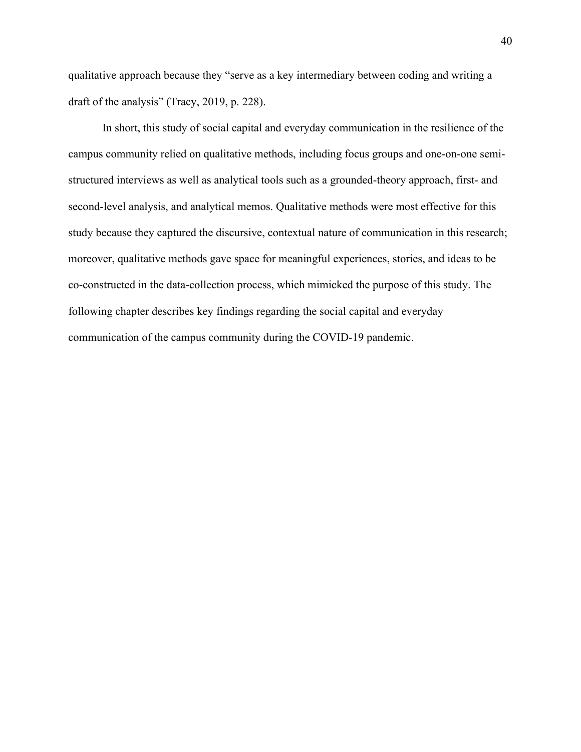qualitative approach because they "serve as a key intermediary between coding and writing a draft of the analysis" (Tracy, 2019, p. 228).

In short, this study of social capital and everyday communication in the resilience of the campus community relied on qualitative methods, including focus groups and one-on-one semi-structured interviews as well as analytical tools such as a grounded-theory approach, first- and second-level analysis, and analytical memos. Qualitative methods were most effective for this study because they captured the discursive, contextual nature of communication in this research; moreover, qualitative methods gave space for meaningful experiences, stories, and ideas to be co-constructed in the data-collection process, which mimicked the purpose of this study. The following chapter describes key findings regarding the social capital and everyday communication of the campus community during the COVID-19 pandemic.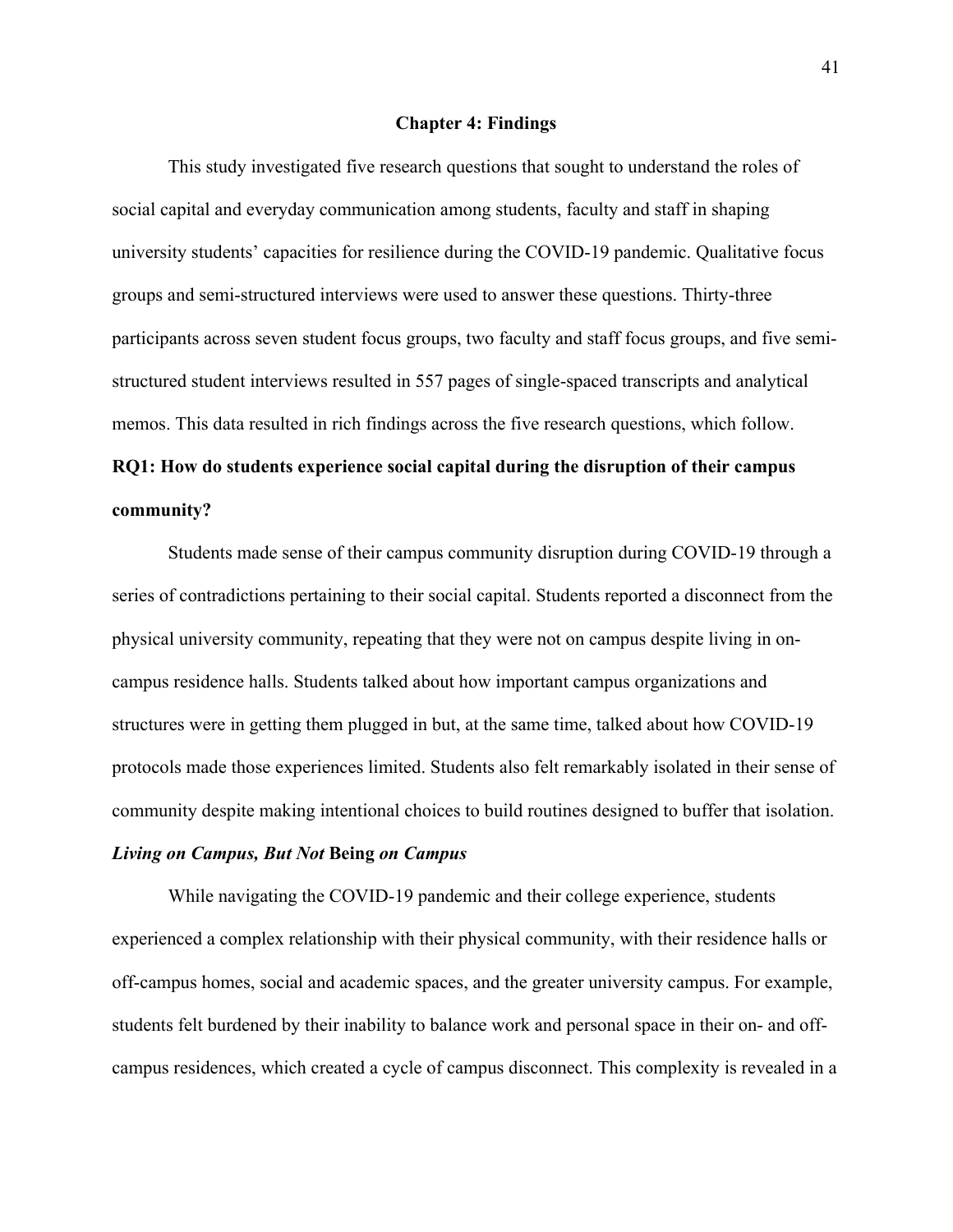# Chapter 4: Findings

This study investigated five research questions that sought to understand the roles of social capital and everyday communication among students, faculty and staff in shaping university students' capacities for resilience during the COVID-19 pandemic. Qualitative focus groups and semi-structured interviews were used to answer these questions. Thirty-three participants across seven student focus groups, two faculty and staff focus groups, and five semi-structured student interviews resulted in 557 pages of single-spaced transcripts and analytical memos. This data resulted in rich findings across the five research questions, which follow.

## RQ1: How do students experience social capital during the disruption of their campus community?

Students made sense of their campus community disruption during COVID-19 through a series of contradictions pertaining to their social capital. Students reported a disconnect from the physical university community, repeating that they were not on campus despite living in on-campus residence halls. Students talked about how important campus organizations and structures were in getting them plugged in but, at the same time, talked about how COVID-19 protocols made those experiences limited. Students also felt remarkably isolated in their sense of community despite making intentional choices to build routines designed to buffer that isolation.

### *Living on Campus, But Not* **Being** *on Campus*

While navigating the COVID-19 pandemic and their college experience, students experienced a complex relationship with their physical community, with their residence halls or off-campus homes, social and academic spaces, and the greater university campus. For example, students felt burdened by their inability to balance work and personal space in their on- and off-campus residences, which created a cycle of campus disconnect. This complexity is revealed in a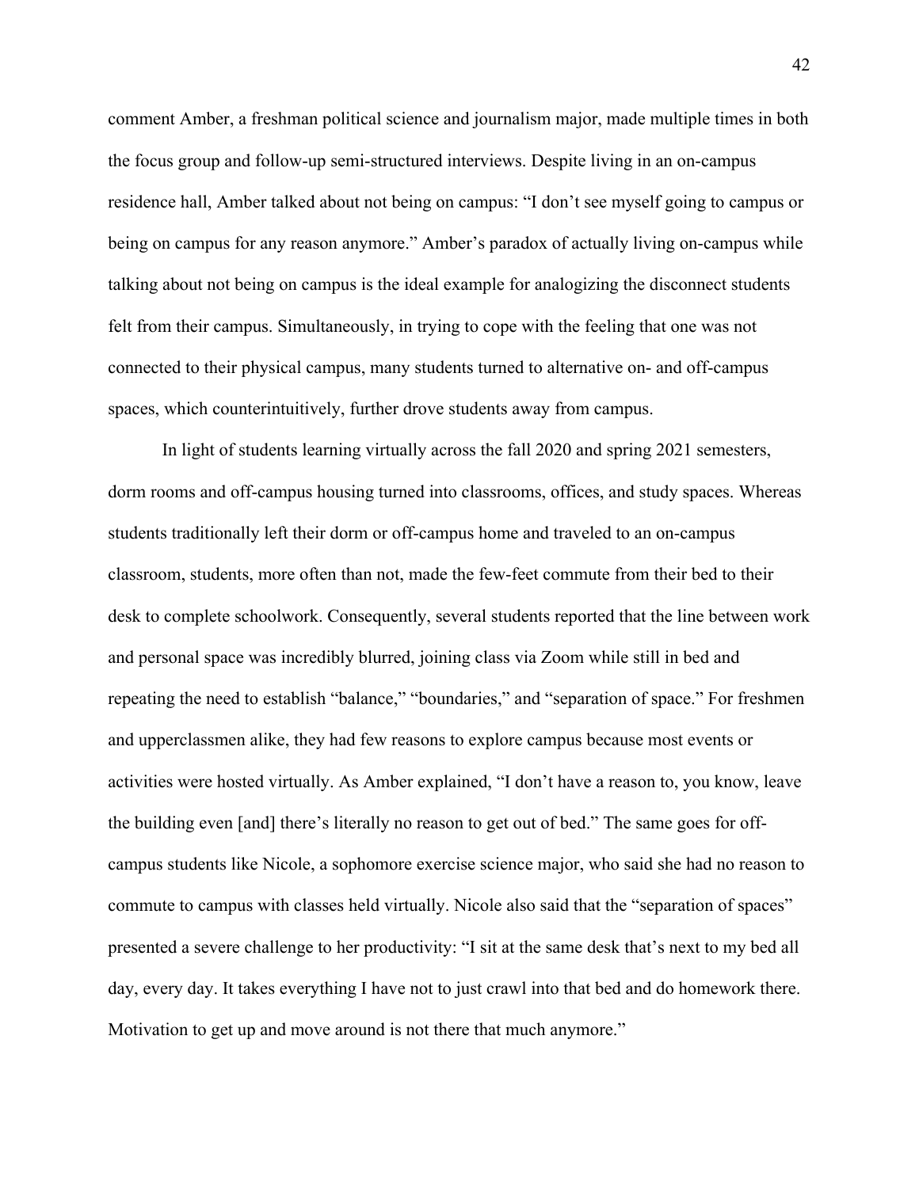comment Amber, a freshman political science and journalism major, made multiple times in both the focus group and follow-up semi-structured interviews. Despite living in an on-campus residence hall, Amber talked about not being on campus: "I don't see myself going to campus or being on campus for any reason anymore." Amber's paradox of actually living on-campus while talking about not being on campus is the ideal example for analogizing the disconnect students felt from their campus. Simultaneously, in trying to cope with the feeling that one was not connected to their physical campus, many students turned to alternative on- and off-campus spaces, which counterintuitively, further drove students away from campus.

In light of students learning virtually across the fall 2020 and spring 2021 semesters, dorm rooms and off-campus housing turned into classrooms, offices, and study spaces. Whereas students traditionally left their dorm or off-campus home and traveled to an on-campus classroom, students, more often than not, made the few-feet commute from their bed to their desk to complete schoolwork. Consequently, several students reported that the line between work and personal space was incredibly blurred, joining class via Zoom while still in bed and repeating the need to establish "balance," "boundaries," and "separation of space." For freshmen and upperclassmen alike, they had few reasons to explore campus because most events or activities were hosted virtually. As Amber explained, "I don't have a reason to, you know, leave the building even [and] there's literally no reason to get out of bed." The same goes for off-campus students like Nicole, a sophomore exercise science major, who said she had no reason to commute to campus with classes held virtually. Nicole also said that the "separation of spaces" presented a severe challenge to her productivity: "I sit at the same desk that's next to my bed all day, every day. It takes everything I have not to just crawl into that bed and do homework there. Motivation to get up and move around is not there that much anymore."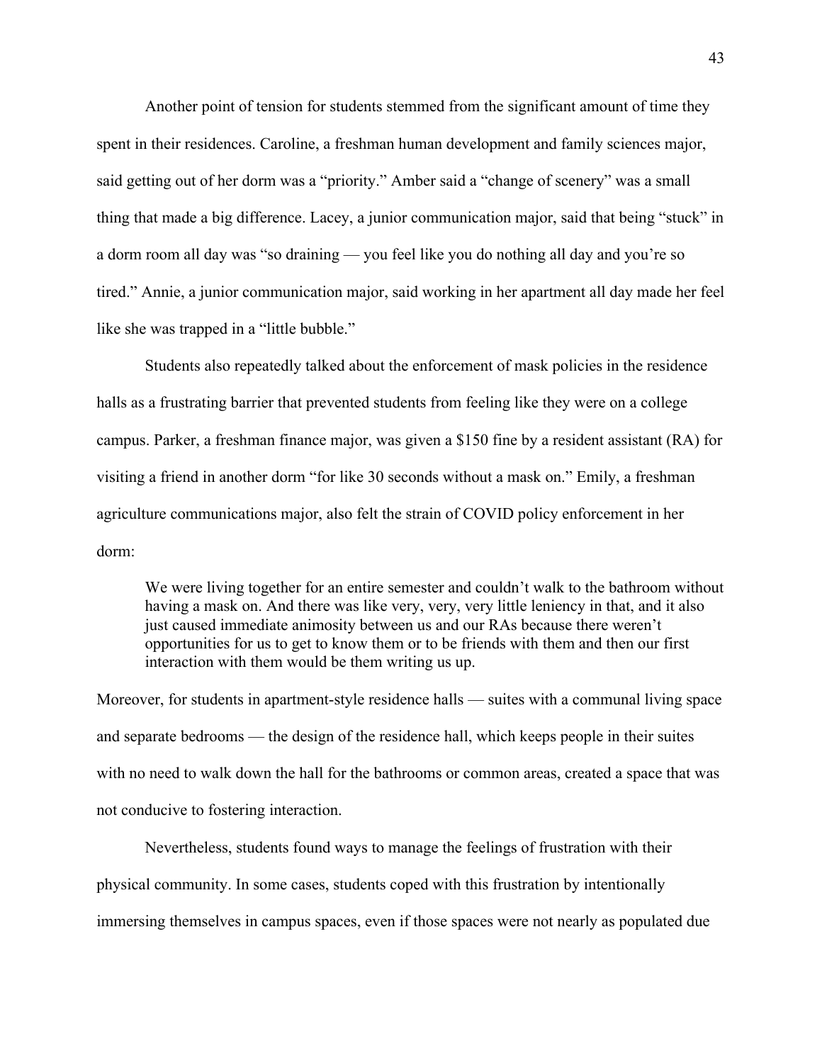Another point of tension for students stemmed from the significant amount of time they spent in their residences. Caroline, a freshman human development and family sciences major, said getting out of her dorm was a "priority." Amber said a "change of scenery" was a small thing that made a big difference. Lacey, a junior communication major, said that being "stuck" in a dorm room all day was "so draining — you feel like you do nothing all day and you're so tired." Annie, a junior communication major, said working in her apartment all day made her feel like she was trapped in a "little bubble."

Students also repeatedly talked about the enforcement of mask policies in the residence halls as a frustrating barrier that prevented students from feeling like they were on a college campus. Parker, a freshman finance major, was given a $150 fine by a resident assistant (RA) for visiting a friend in another dorm "for like 30 seconds without a mask on." Emily, a freshman agriculture communications major, also felt the strain of COVID policy enforcement in her dorm:

> We were living together for an entire semester and couldn't walk to the bathroom without having a mask on. And there was like very, very, very little leniency in that, and it also just caused immediate animosity between us and our RAs because there weren't opportunities for us to get to know them or to be friends with them and then our first interaction with them would be them writing us up.

Moreover, for students in apartment-style residence halls — suites with a communal living space and separate bedrooms — the design of the residence hall, which keeps people in their suites with no need to walk down the hall for the bathrooms or common areas, created a space that was not conducive to fostering interaction.

Nevertheless, students found ways to manage the feelings of frustration with their physical community. In some cases, students coped with this frustration by intentionally immersing themselves in campus spaces, even if those spaces were not nearly as populated due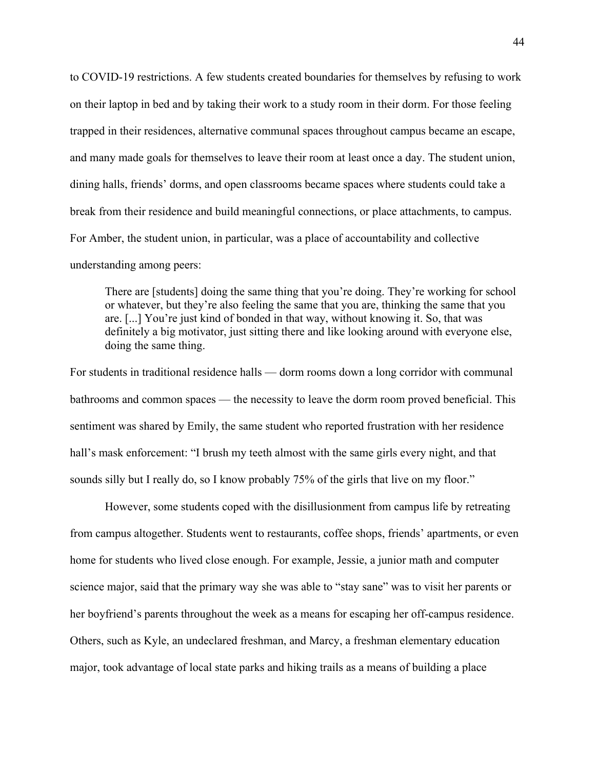to COVID-19 restrictions. A few students created boundaries for themselves by refusing to work on their laptop in bed and by taking their work to a study room in their dorm. For those feeling trapped in their residences, alternative communal spaces throughout campus became an escape, and many made goals for themselves to leave their room at least once a day. The student union, dining halls, friends' dorms, and open classrooms became spaces where students could take a break from their residence and build meaningful connections, or place attachments, to campus. For Amber, the student union, in particular, was a place of accountability and collective understanding among peers:

> There are [students] doing the same thing that you're doing. They're working for school or whatever, but they're also feeling the same that you are, thinking the same that you are. [...] You're just kind of bonded in that way, without knowing it. So, that was definitely a big motivator, just sitting there and like looking around with everyone else, doing the same thing.

For students in traditional residence halls — dorm rooms down a long corridor with communal bathrooms and common spaces — the necessity to leave the dorm room proved beneficial. This sentiment was shared by Emily, the same student who reported frustration with her residence hall's mask enforcement: "I brush my teeth almost with the same girls every night, and that sounds silly but I really do, so I know probably 75% of the girls that live on my floor."

However, some students coped with the disillusionment from campus life by retreating from campus altogether. Students went to restaurants, coffee shops, friends' apartments, or even home for students who lived close enough. For example, Jessie, a junior math and computer science major, said that the primary way she was able to "stay sane" was to visit her parents or her boyfriend's parents throughout the week as a means for escaping her off-campus residence. Others, such as Kyle, an undeclared freshman, and Marcy, a freshman elementary education major, took advantage of local state parks and hiking trails as a means of building a place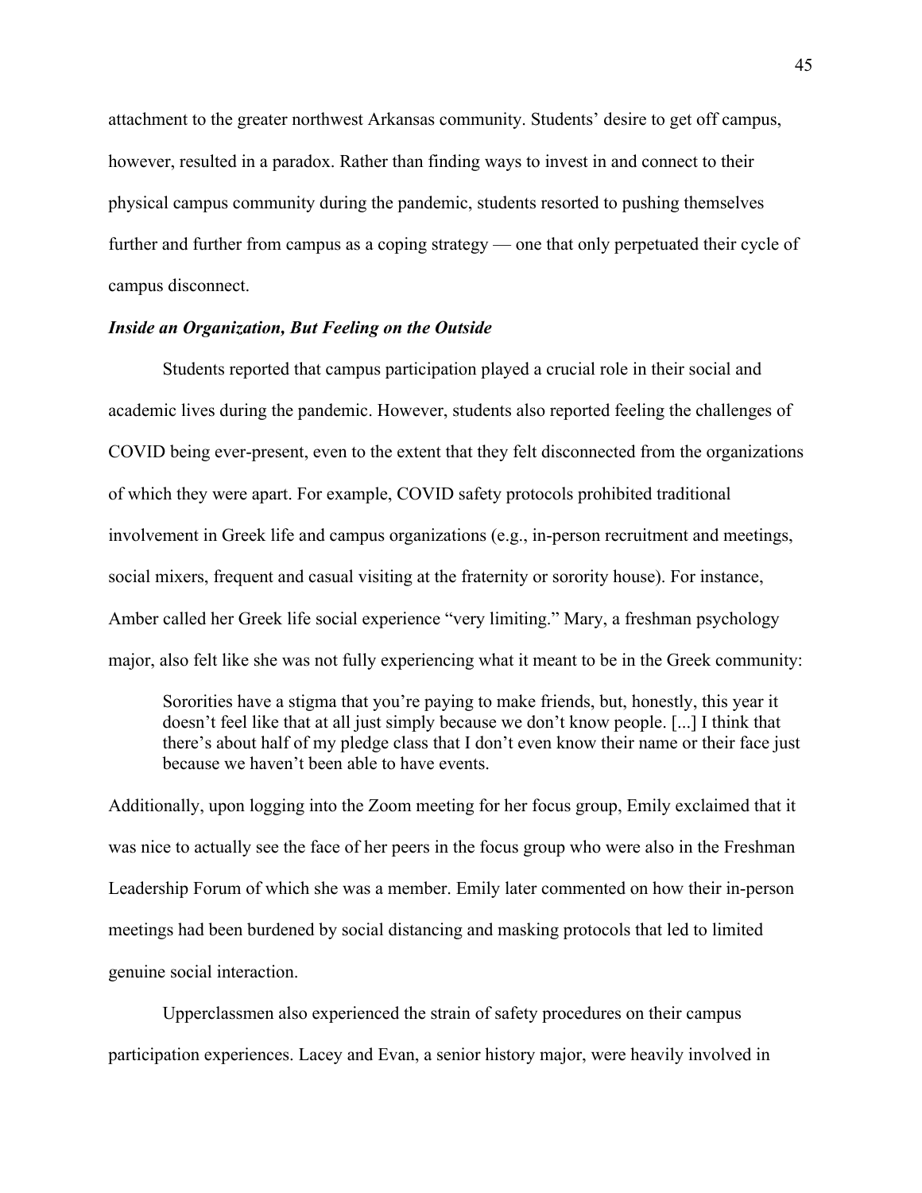attachment to the greater northwest Arkansas community. Students' desire to get off campus, however, resulted in a paradox. Rather than finding ways to invest in and connect to their physical campus community during the pandemic, students resorted to pushing themselves further and further from campus as a coping strategy — one that only perpetuated their cycle of campus disconnect.

### *Inside an Organization, But Feeling on the Outside*

Students reported that campus participation played a crucial role in their social and academic lives during the pandemic. However, students also reported feeling the challenges of COVID being ever-present, even to the extent that they felt disconnected from the organizations of which they were apart. For example, COVID safety protocols prohibited traditional involvement in Greek life and campus organizations (e.g., in-person recruitment and meetings, social mixers, frequent and casual visiting at the fraternity or sorority house). For instance, Amber called her Greek life social experience "very limiting." Mary, a freshman psychology major, also felt like she was not fully experiencing what it meant to be in the Greek community:

> Sororities have a stigma that you're paying to make friends, but, honestly, this year it doesn't feel like that at all just simply because we don't know people. [...] I think that there's about half of my pledge class that I don't even know their name or their face just because we haven't been able to have events.

Additionally, upon logging into the Zoom meeting for her focus group, Emily exclaimed that it was nice to actually see the face of her peers in the focus group who were also in the Freshman Leadership Forum of which she was a member. Emily later commented on how their in-person meetings had been burdened by social distancing and masking protocols that led to limited genuine social interaction.

Upperclassmen also experienced the strain of safety procedures on their campus participation experiences. Lacey and Evan, a senior history major, were heavily involved in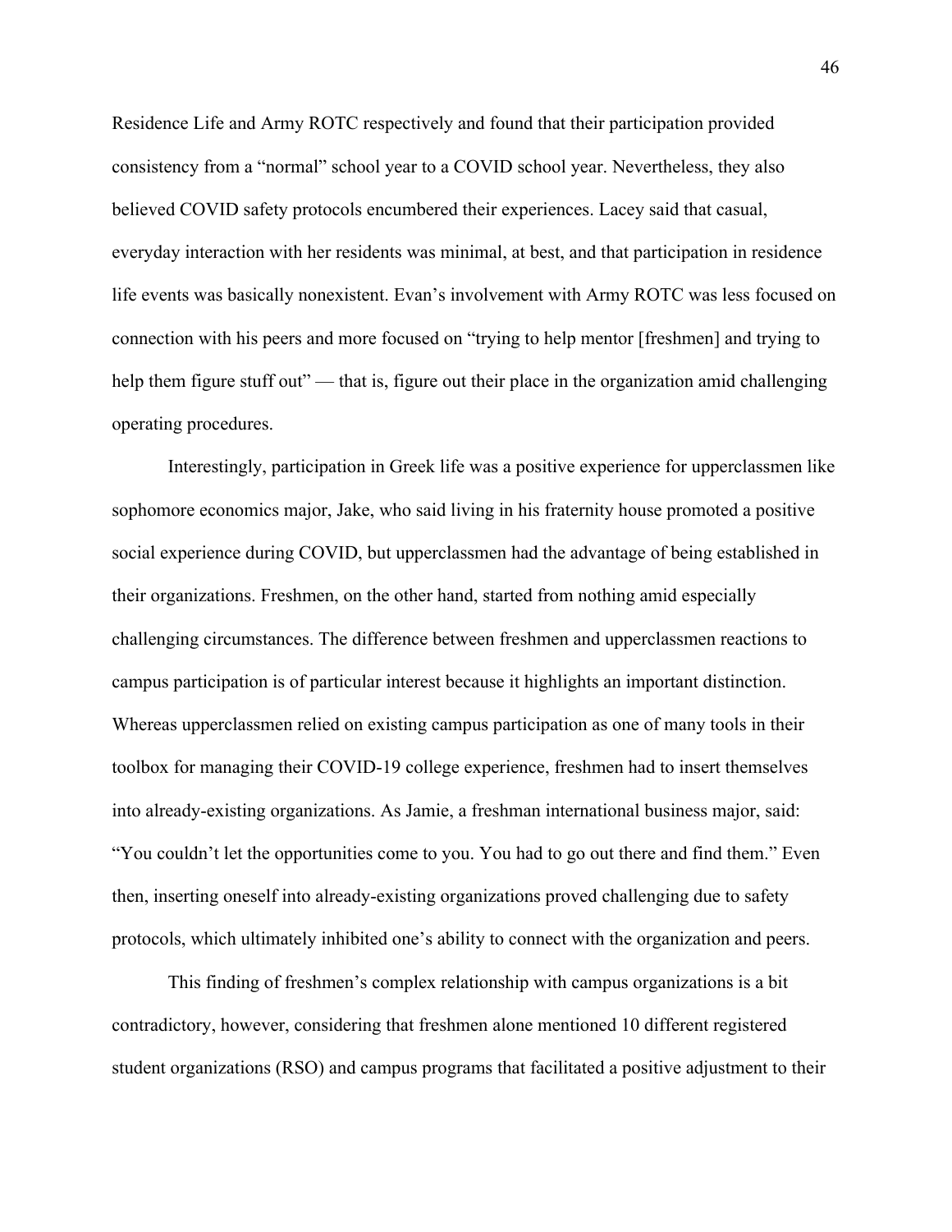Residence Life and Army ROTC respectively and found that their participation provided consistency from a "normal" school year to a COVID school year. Nevertheless, they also believed COVID safety protocols encumbered their experiences. Lacey said that casual, everyday interaction with her residents was minimal, at best, and that participation in residence life events was basically nonexistent. Evan's involvement with Army ROTC was less focused on connection with his peers and more focused on "trying to help mentor [freshmen] and trying to help them figure stuff out" — that is, figure out their place in the organization amid challenging operating procedures.

Interestingly, participation in Greek life was a positive experience for upperclassmen like sophomore economics major, Jake, who said living in his fraternity house promoted a positive social experience during COVID, but upperclassmen had the advantage of being established in their organizations. Freshmen, on the other hand, started from nothing amid especially challenging circumstances. The difference between freshmen and upperclassmen reactions to campus participation is of particular interest because it highlights an important distinction. Whereas upperclassmen relied on existing campus participation as one of many tools in their toolbox for managing their COVID-19 college experience, freshmen had to insert themselves into already-existing organizations. As Jamie, a freshman international business major, said: "You couldn't let the opportunities come to you. You had to go out there and find them." Even then, inserting oneself into already-existing organizations proved challenging due to safety protocols, which ultimately inhibited one's ability to connect with the organization and peers.

This finding of freshmen's complex relationship with campus organizations is a bit contradictory, however, considering that freshmen alone mentioned 10 different registered student organizations (RSO) and campus programs that facilitated a positive adjustment to their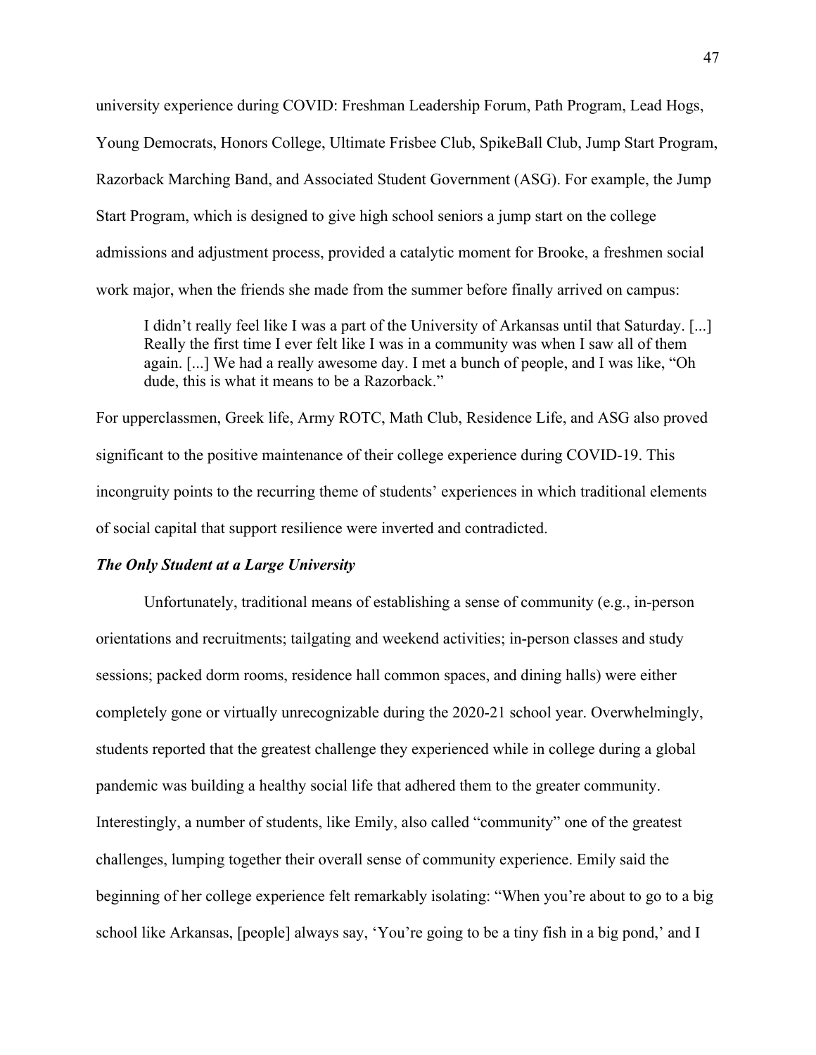university experience during COVID: Freshman Leadership Forum, Path Program, Lead Hogs, Young Democrats, Honors College, Ultimate Frisbee Club, SpikeBall Club, Jump Start Program, Razorback Marching Band, and Associated Student Government (ASG). For example, the Jump Start Program, which is designed to give high school seniors a jump start on the college admissions and adjustment process, provided a catalytic moment for Brooke, a freshmen social work major, when the friends she made from the summer before finally arrived on campus:

> I didn't really feel like I was a part of the University of Arkansas until that Saturday. [...] Really the first time I ever felt like I was in a community was when I saw all of them again. [...] We had a really awesome day. I met a bunch of people, and I was like, "Oh dude, this is what it means to be a Razorback."

For upperclassmen, Greek life, Army ROTC, Math Club, Residence Life, and ASG also proved significant to the positive maintenance of their college experience during COVID-19. This incongruity points to the recurring theme of students' experiences in which traditional elements of social capital that support resilience were inverted and contradicted.

### *The Only Student at a Large University*

Unfortunately, traditional means of establishing a sense of community (e.g., in-person orientations and recruitments; tailgating and weekend activities; in-person classes and study sessions; packed dorm rooms, residence hall common spaces, and dining halls) were either completely gone or virtually unrecognizable during the 2020-21 school year. Overwhelmingly, students reported that the greatest challenge they experienced while in college during a global pandemic was building a healthy social life that adhered them to the greater community. Interestingly, a number of students, like Emily, also called "community" one of the greatest challenges, lumping together their overall sense of community experience. Emily said the beginning of her college experience felt remarkably isolating: "When you're about to go to a big school like Arkansas, [people] always say, 'You're going to be a tiny fish in a big pond,' and I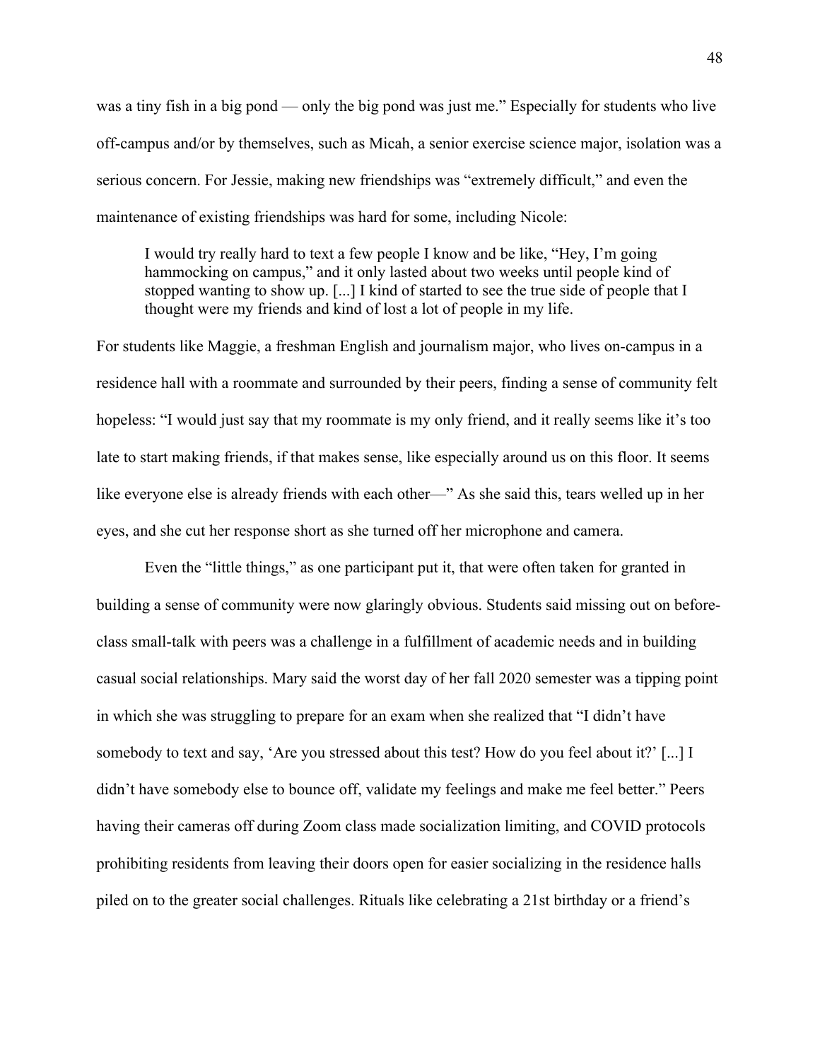was a tiny fish in a big pond — only the big pond was just me." Especially for students who live off-campus and/or by themselves, such as Micah, a senior exercise science major, isolation was a serious concern. For Jessie, making new friendships was "extremely difficult," and even the maintenance of existing friendships was hard for some, including Nicole:

> I would try really hard to text a few people I know and be like, "Hey, I'm going hammocking on campus," and it only lasted about two weeks until people kind of stopped wanting to show up. [...] I kind of started to see the true side of people that I thought were my friends and kind of lost a lot of people in my life.

For students like Maggie, a freshman English and journalism major, who lives on-campus in a residence hall with a roommate and surrounded by their peers, finding a sense of community felt hopeless: "I would just say that my roommate is my only friend, and it really seems like it's too late to start making friends, if that makes sense, like especially around us on this floor. It seems like everyone else is already friends with each other—" As she said this, tears welled up in her eyes, and she cut her response short as she turned off her microphone and camera.

Even the "little things," as one participant put it, that were often taken for granted in building a sense of community were now glaringly obvious. Students said missing out on before-class small-talk with peers was a challenge in a fulfillment of academic needs and in building casual social relationships. Mary said the worst day of her fall 2020 semester was a tipping point in which she was struggling to prepare for an exam when she realized that "I didn't have somebody to text and say, 'Are you stressed about this test? How do you feel about it?' [...] I didn't have somebody else to bounce off, validate my feelings and make me feel better." Peers having their cameras off during Zoom class made socialization limiting, and COVID protocols prohibiting residents from leaving their doors open for easier socializing in the residence halls piled on to the greater social challenges. Rituals like celebrating a 21st birthday or a friend's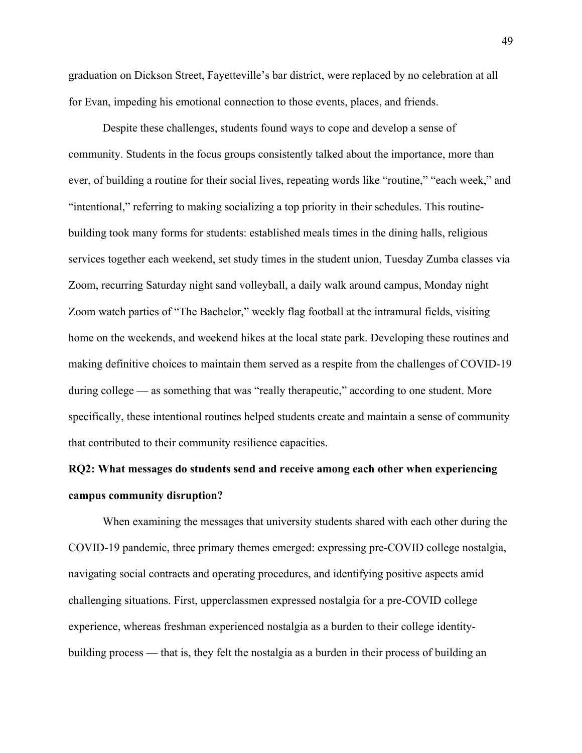graduation on Dickson Street, Fayetteville's bar district, were replaced by no celebration at all for Evan, impeding his emotional connection to those events, places, and friends.

Despite these challenges, students found ways to cope and develop a sense of community. Students in the focus groups consistently talked about the importance, more than ever, of building a routine for their social lives, repeating words like "routine," "each week," and "intentional," referring to making socializing a top priority in their schedules. This routine-building took many forms for students: established meals times in the dining halls, religious services together each weekend, set study times in the student union, Tuesday Zumba classes via Zoom, recurring Saturday night sand volleyball, a daily walk around campus, Monday night Zoom watch parties of "The Bachelor," weekly flag football at the intramural fields, visiting home on the weekends, and weekend hikes at the local state park. Developing these routines and making definitive choices to maintain them served as a respite from the challenges of COVID-19 during college — as something that was "really therapeutic," according to one student. More specifically, these intentional routines helped students create and maintain a sense of community that contributed to their community resilience capacities.

**RQ2: What messages do students send and receive among each other when experiencing campus community disruption?**

When examining the messages that university students shared with each other during the COVID-19 pandemic, three primary themes emerged: expressing pre-COVID college nostalgia, navigating social contracts and operating procedures, and identifying positive aspects amid challenging situations. First, upperclassmen expressed nostalgia for a pre-COVID college experience, whereas freshman experienced nostalgia as a burden to their college identity-building process — that is, they felt the nostalgia as a burden in their process of building an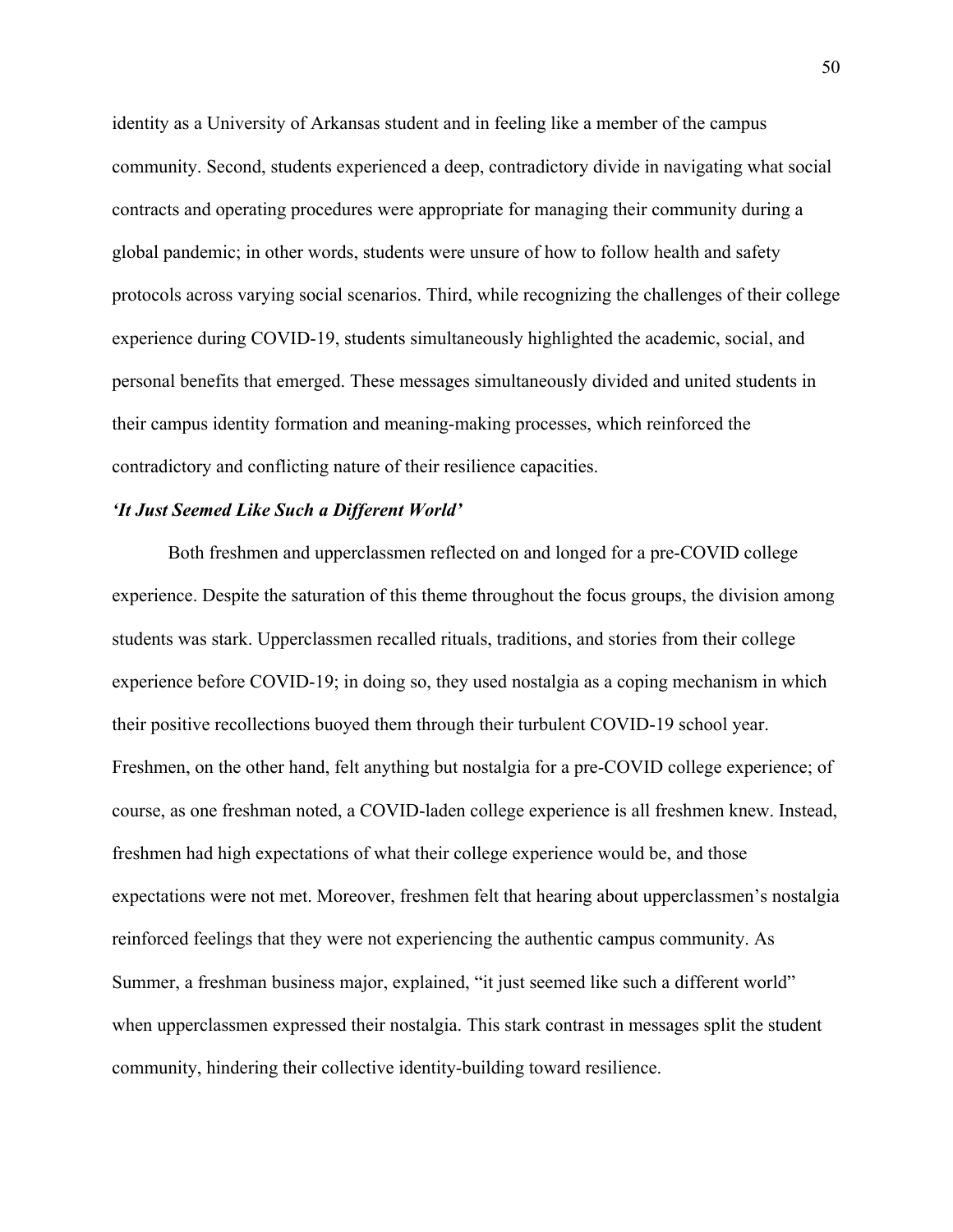identity as a University of Arkansas student and in feeling like a member of the campus community. Second, students experienced a deep, contradictory divide in navigating what social contracts and operating procedures were appropriate for managing their community during a global pandemic; in other words, students were unsure of how to follow health and safety protocols across varying social scenarios. Third, while recognizing the challenges of their college experience during COVID-19, students simultaneously highlighted the academic, social, and personal benefits that emerged. These messages simultaneously divided and united students in their campus identity formation and meaning-making processes, which reinforced the contradictory and conflicting nature of their resilience capacities.

### *'It Just Seemed Like Such a Different World'*

Both freshmen and upperclassmen reflected on and longed for a pre-COVID college experience. Despite the saturation of this theme throughout the focus groups, the division among students was stark. Upperclassmen recalled rituals, traditions, and stories from their college experience before COVID-19; in doing so, they used nostalgia as a coping mechanism in which their positive recollections buoyed them through their turbulent COVID-19 school year. Freshmen, on the other hand, felt anything but nostalgia for a pre-COVID college experience; of course, as one freshman noted, a COVID-laden college experience is all freshmen knew. Instead, freshmen had high expectations of what their college experience would be, and those expectations were not met. Moreover, freshmen felt that hearing about upperclassmen's nostalgia reinforced feelings that they were not experiencing the authentic campus community. As Summer, a freshman business major, explained, "it just seemed like such a different world" when upperclassmen expressed their nostalgia. This stark contrast in messages split the student community, hindering their collective identity-building toward resilience.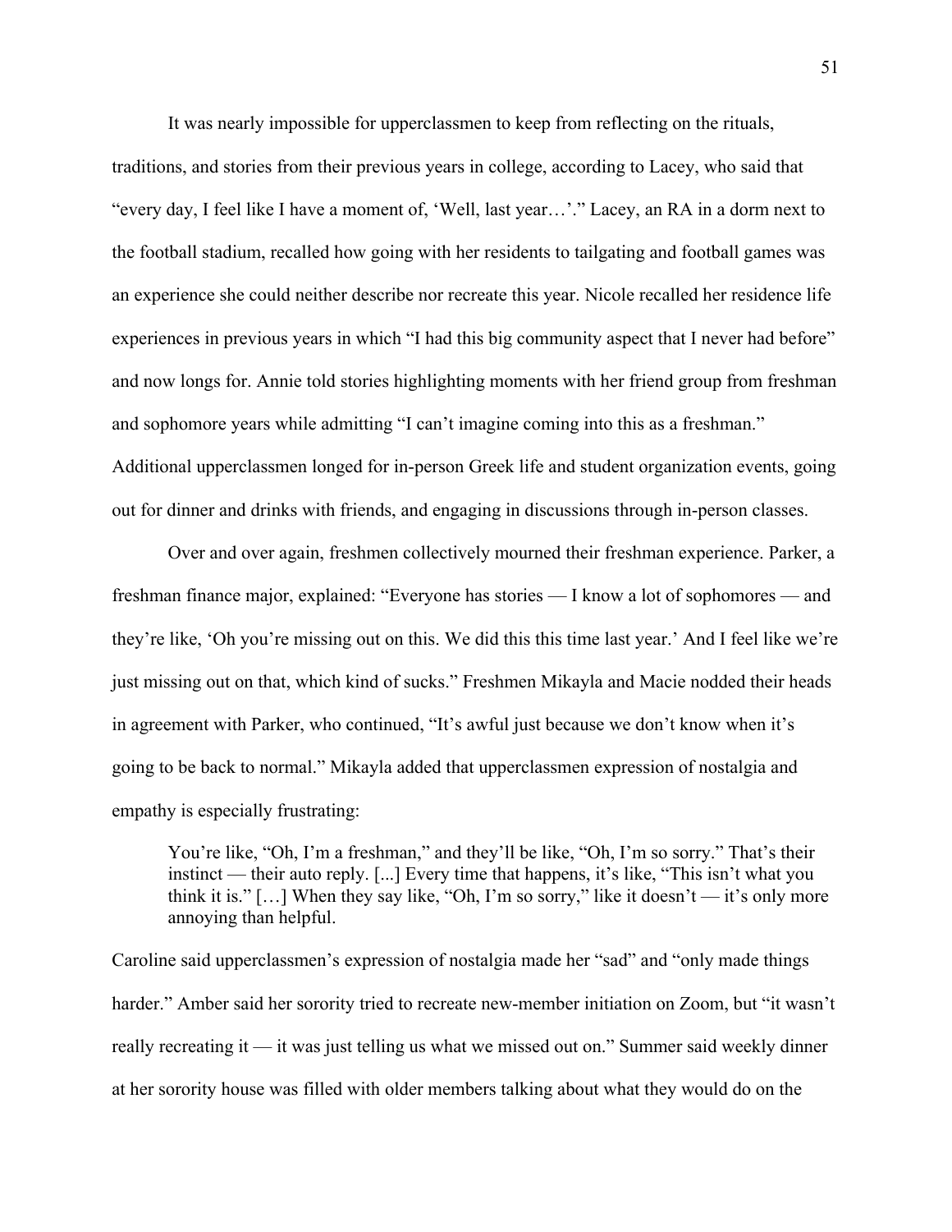It was nearly impossible for upperclassmen to keep from reflecting on the rituals, traditions, and stories from their previous years in college, according to Lacey, who said that "every day, I feel like I have a moment of, 'Well, last year…'." Lacey, an RA in a dorm next to the football stadium, recalled how going with her residents to tailgating and football games was an experience she could neither describe nor recreate this year. Nicole recalled her residence life experiences in previous years in which "I had this big community aspect that I never had before" and now longs for. Annie told stories highlighting moments with her friend group from freshman and sophomore years while admitting "I can't imagine coming into this as a freshman." Additional upperclassmen longed for in-person Greek life and student organization events, going out for dinner and drinks with friends, and engaging in discussions through in-person classes.

Over and over again, freshmen collectively mourned their freshman experience. Parker, a freshman finance major, explained: "Everyone has stories — I know a lot of sophomores — and they're like, 'Oh you're missing out on this. We did this this time last year.' And I feel like we're just missing out on that, which kind of sucks." Freshmen Mikayla and Macie nodded their heads in agreement with Parker, who continued, "It's awful just because we don't know when it's going to be back to normal." Mikayla added that upperclassmen expression of nostalgia and empathy is especially frustrating:

> You're like, "Oh, I'm a freshman," and they'll be like, "Oh, I'm so sorry." That's their instinct — their auto reply. [...] Every time that happens, it's like, "This isn't what you think it is." […] When they say like, "Oh, I'm so sorry," like it doesn't — it's only more annoying than helpful.

Caroline said upperclassmen's expression of nostalgia made her "sad" and "only made things harder." Amber said her sorority tried to recreate new-member initiation on Zoom, but "it wasn't really recreating it — it was just telling us what we missed out on." Summer said weekly dinner at her sorority house was filled with older members talking about what they would do on the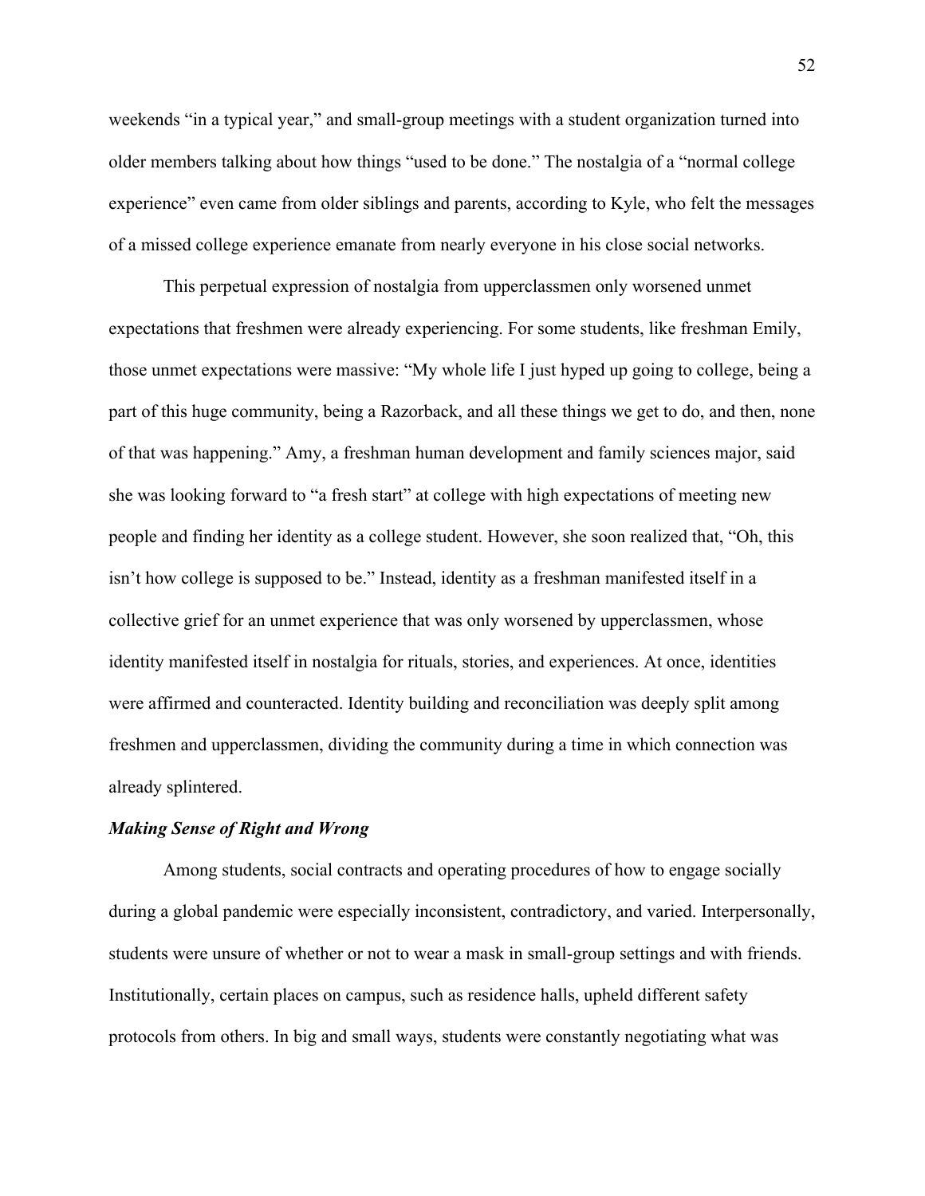weekends "in a typical year," and small-group meetings with a student organization turned into older members talking about how things "used to be done." The nostalgia of a "normal college experience" even came from older siblings and parents, according to Kyle, who felt the messages of a missed college experience emanate from nearly everyone in his close social networks.

This perpetual expression of nostalgia from upperclassmen only worsened unmet expectations that freshmen were already experiencing. For some students, like freshman Emily, those unmet expectations were massive: "My whole life I just hyped up going to college, being a part of this huge community, being a Razorback, and all these things we get to do, and then, none of that was happening." Amy, a freshman human development and family sciences major, said she was looking forward to "a fresh start" at college with high expectations of meeting new people and finding her identity as a college student. However, she soon realized that, "Oh, this isn't how college is supposed to be." Instead, identity as a freshman manifested itself in a collective grief for an unmet experience that was only worsened by upperclassmen, whose identity manifested itself in nostalgia for rituals, stories, and experiences. At once, identities were affirmed and counteracted. Identity building and reconciliation was deeply split among freshmen and upperclassmen, dividing the community during a time in which connection was already splintered.

### ***Making Sense of Right and Wrong***

Among students, social contracts and operating procedures of how to engage socially during a global pandemic were especially inconsistent, contradictory, and varied. Interpersonally, students were unsure of whether or not to wear a mask in small-group settings and with friends. Institutionally, certain places on campus, such as residence halls, upheld different safety protocols from others. In big and small ways, students were constantly negotiating what was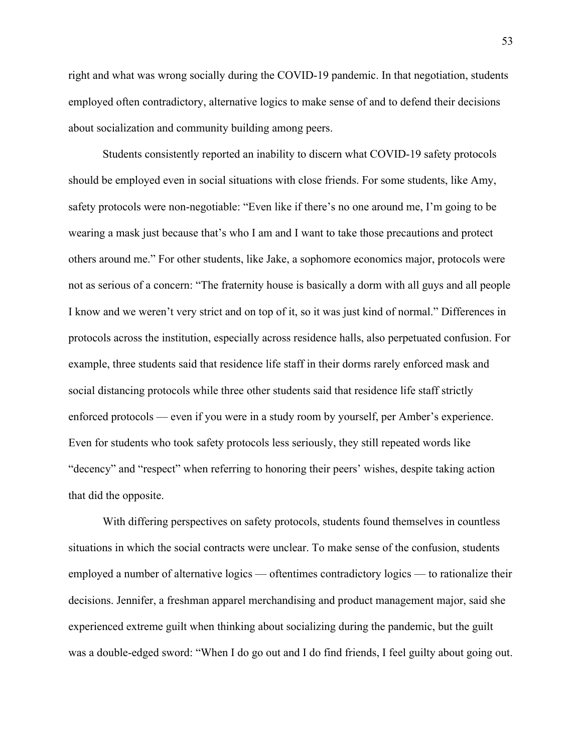right and what was wrong socially during the COVID-19 pandemic. In that negotiation, students employed often contradictory, alternative logics to make sense of and to defend their decisions about socialization and community building among peers.

Students consistently reported an inability to discern what COVID-19 safety protocols should be employed even in social situations with close friends. For some students, like Amy, safety protocols were non-negotiable: "Even like if there's no one around me, I'm going to be wearing a mask just because that's who I am and I want to take those precautions and protect others around me." For other students, like Jake, a sophomore economics major, protocols were not as serious of a concern: "The fraternity house is basically a dorm with all guys and all people I know and we weren't very strict and on top of it, so it was just kind of normal." Differences in protocols across the institution, especially across residence halls, also perpetuated confusion. For example, three students said that residence life staff in their dorms rarely enforced mask and social distancing protocols while three other students said that residence life staff strictly enforced protocols — even if you were in a study room by yourself, per Amber's experience. Even for students who took safety protocols less seriously, they still repeated words like "decency" and "respect" when referring to honoring their peers' wishes, despite taking action that did the opposite.

With differing perspectives on safety protocols, students found themselves in countless situations in which the social contracts were unclear. To make sense of the confusion, students employed a number of alternative logics — oftentimes contradictory logics — to rationalize their decisions. Jennifer, a freshman apparel merchandising and product management major, said she experienced extreme guilt when thinking about socializing during the pandemic, but the guilt was a double-edged sword: "When I do go out and I do find friends, I feel guilty about going out.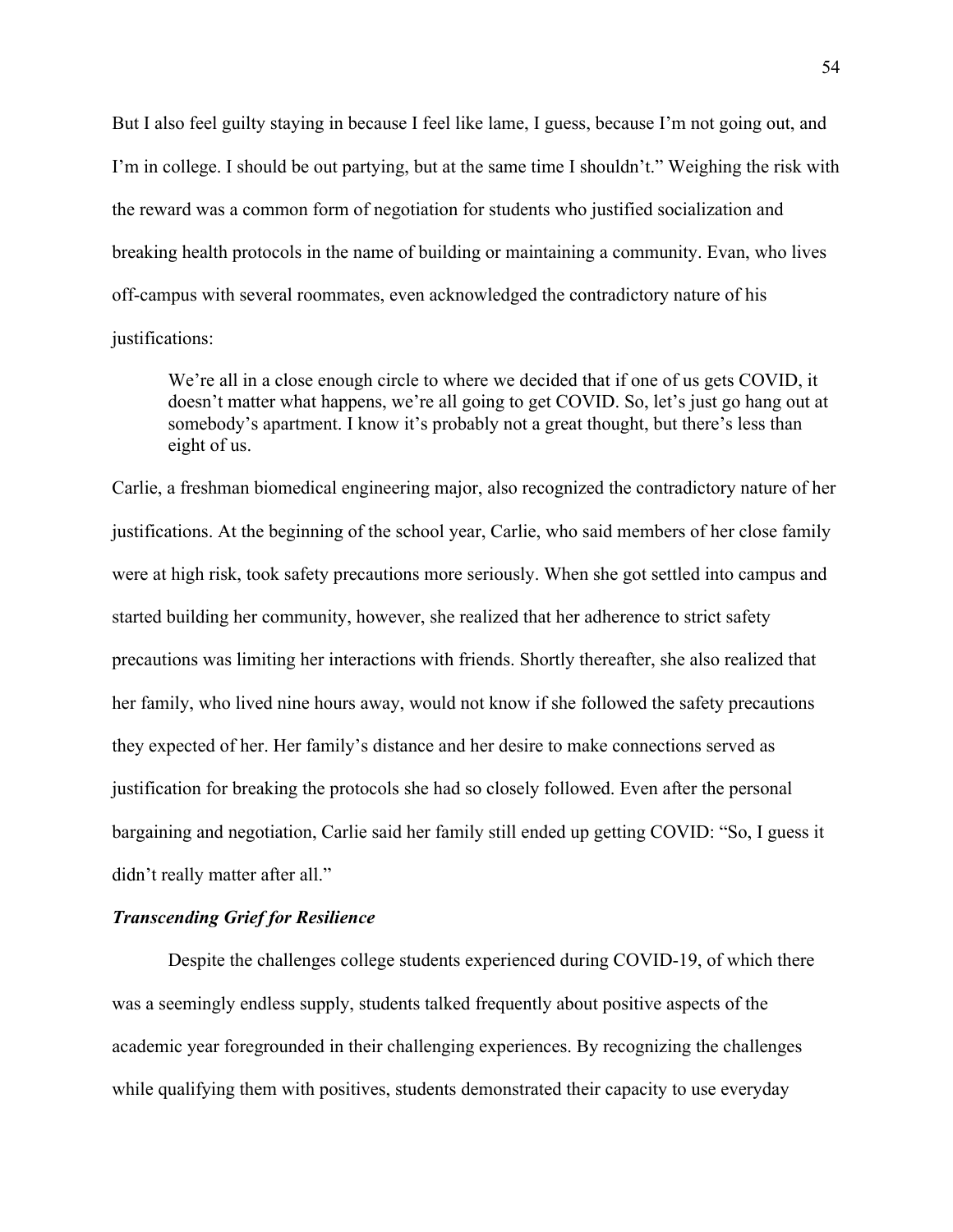But I also feel guilty staying in because I feel like lame, I guess, because I'm not going out, and I'm in college. I should be out partying, but at the same time I shouldn't." Weighing the risk with the reward was a common form of negotiation for students who justified socialization and breaking health protocols in the name of building or maintaining a community. Evan, who lives off-campus with several roommates, even acknowledged the contradictory nature of his justifications:

> We're all in a close enough circle to where we decided that if one of us gets COVID, it doesn't matter what happens, we're all going to get COVID. So, let's just go hang out at somebody's apartment. I know it's probably not a great thought, but there's less than eight of us.

Carlie, a freshman biomedical engineering major, also recognized the contradictory nature of her justifications. At the beginning of the school year, Carlie, who said members of her close family were at high risk, took safety precautions more seriously. When she got settled into campus and started building her community, however, she realized that her adherence to strict safety precautions was limiting her interactions with friends. Shortly thereafter, she also realized that her family, who lived nine hours away, would not know if she followed the safety precautions they expected of her. Her family's distance and her desire to make connections served as justification for breaking the protocols she had so closely followed. Even after the personal bargaining and negotiation, Carlie said her family still ended up getting COVID: "So, I guess it didn't really matter after all."

### *Transcending Grief for Resilience*

Despite the challenges college students experienced during COVID-19, of which there was a seemingly endless supply, students talked frequently about positive aspects of the academic year foregrounded in their challenging experiences. By recognizing the challenges while qualifying them with positives, students demonstrated their capacity to use everyday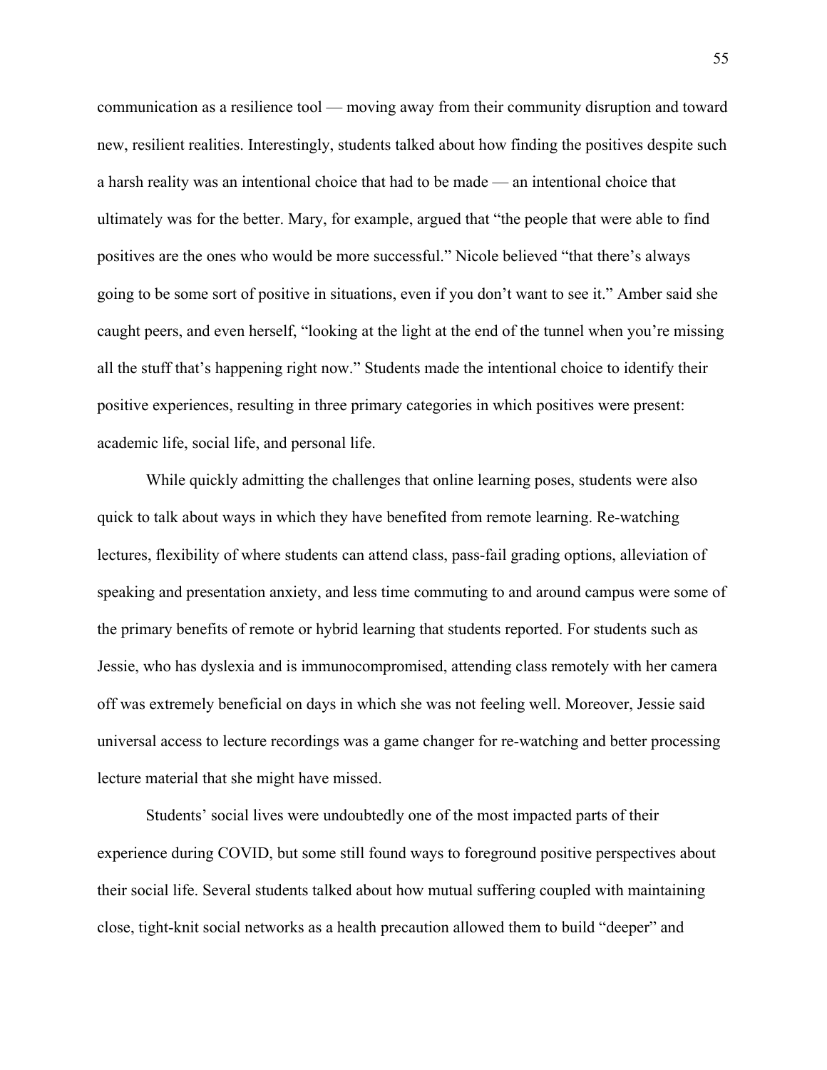communication as a resilience tool — moving away from their community disruption and toward new, resilient realities. Interestingly, students talked about how finding the positives despite such a harsh reality was an intentional choice that had to be made — an intentional choice that ultimately was for the better. Mary, for example, argued that "the people that were able to find positives are the ones who would be more successful." Nicole believed "that there's always going to be some sort of positive in situations, even if you don't want to see it." Amber said she caught peers, and even herself, "looking at the light at the end of the tunnel when you're missing all the stuff that's happening right now." Students made the intentional choice to identify their positive experiences, resulting in three primary categories in which positives were present: academic life, social life, and personal life.

While quickly admitting the challenges that online learning poses, students were also quick to talk about ways in which they have benefited from remote learning. Re-watching lectures, flexibility of where students can attend class, pass-fail grading options, alleviation of speaking and presentation anxiety, and less time commuting to and around campus were some of the primary benefits of remote or hybrid learning that students reported. For students such as Jessie, who has dyslexia and is immunocompromised, attending class remotely with her camera off was extremely beneficial on days in which she was not feeling well. Moreover, Jessie said universal access to lecture recordings was a game changer for re-watching and better processing lecture material that she might have missed.

Students' social lives were undoubtedly one of the most impacted parts of their experience during COVID, but some still found ways to foreground positive perspectives about their social life. Several students talked about how mutual suffering coupled with maintaining close, tight-knit social networks as a health precaution allowed them to build "deeper" and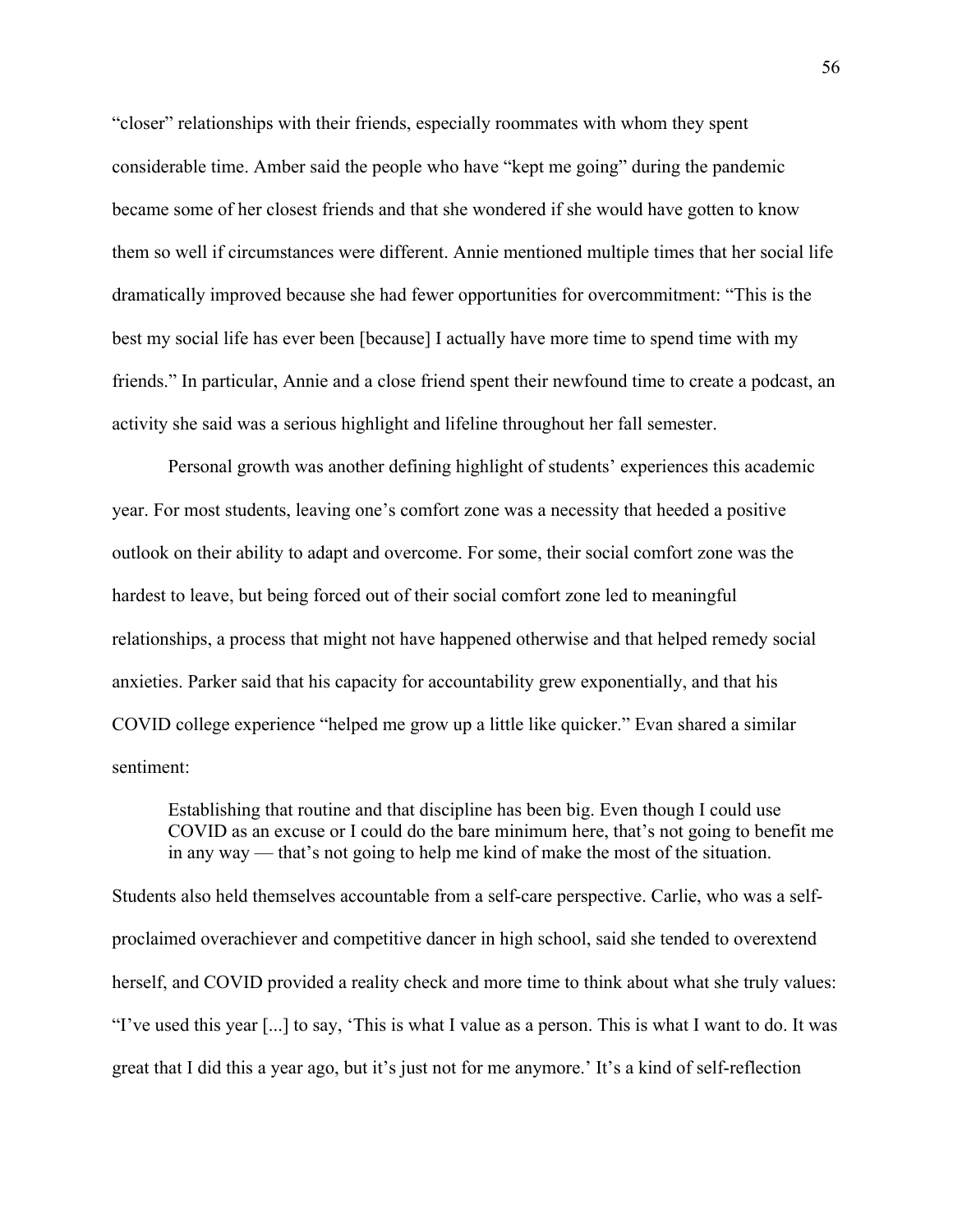"closer" relationships with their friends, especially roommates with whom they spent considerable time. Amber said the people who have "kept me going" during the pandemic became some of her closest friends and that she wondered if she would have gotten to know them so well if circumstances were different. Annie mentioned multiple times that her social life dramatically improved because she had fewer opportunities for overcommitment: "This is the best my social life has ever been [because] I actually have more time to spend time with my friends." In particular, Annie and a close friend spent their newfound time to create a podcast, an activity she said was a serious highlight and lifeline throughout her fall semester.

Personal growth was another defining highlight of students' experiences this academic year. For most students, leaving one's comfort zone was a necessity that heeded a positive outlook on their ability to adapt and overcome. For some, their social comfort zone was the hardest to leave, but being forced out of their social comfort zone led to meaningful relationships, a process that might not have happened otherwise and that helped remedy social anxieties. Parker said that his capacity for accountability grew exponentially, and that his COVID college experience "helped me grow up a little like quicker." Evan shared a similar sentiment:

> Establishing that routine and that discipline has been big. Even though I could use COVID as an excuse or I could do the bare minimum here, that's not going to benefit me in any way — that's not going to help me kind of make the most of the situation.

Students also held themselves accountable from a self-care perspective. Carlie, who was a self-proclaimed overachiever and competitive dancer in high school, said she tended to overextend herself, and COVID provided a reality check and more time to think about what she truly values: "I've used this year [...] to say, 'This is what I value as a person. This is what I want to do. It was great that I did this a year ago, but it's just not for me anymore.' It's a kind of self-reflection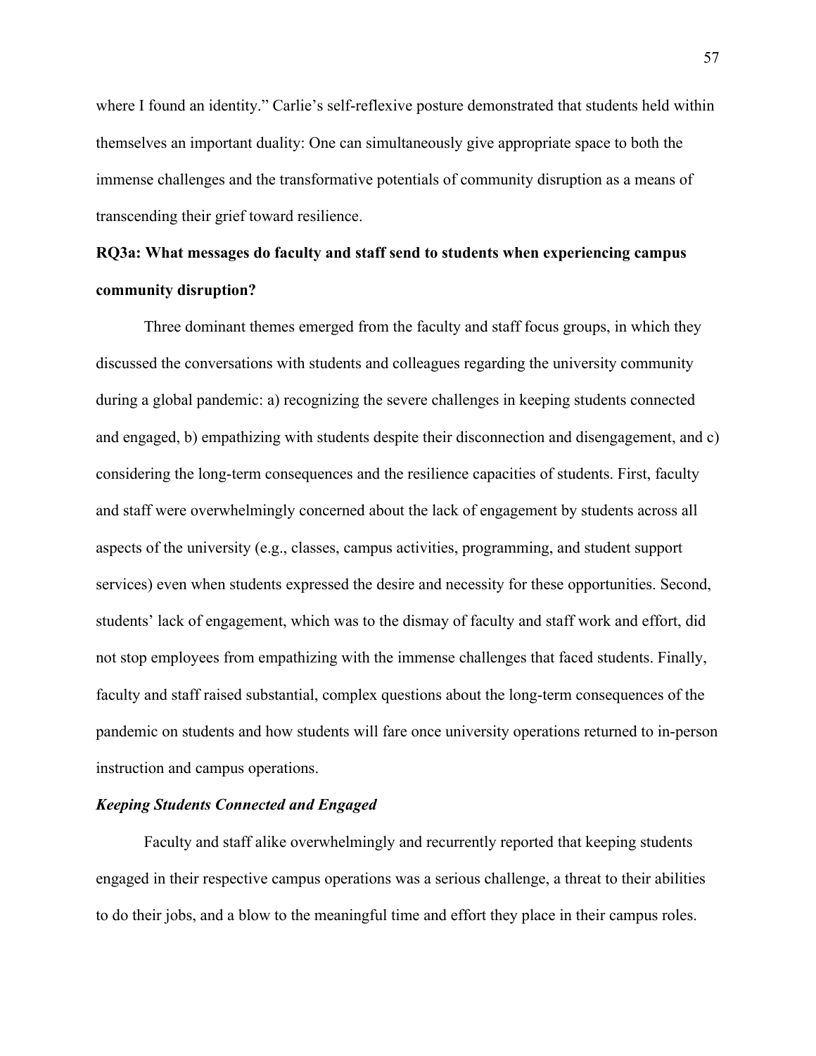where I found an identity." Carlie's self-reflexive posture demonstrated that students held within themselves an important duality: One can simultaneously give appropriate space to both the immense challenges and the transformative potentials of community disruption as a means of transcending their grief toward resilience.

## RQ3a: What messages do faculty and staff send to students when experiencing campus community disruption?

Three dominant themes emerged from the faculty and staff focus groups, in which they discussed the conversations with students and colleagues regarding the university community during a global pandemic: a) recognizing the severe challenges in keeping students connected and engaged, b) empathizing with students despite their disconnection and disengagement, and c) considering the long-term consequences and the resilience capacities of students. First, faculty and staff were overwhelmingly concerned about the lack of engagement by students across all aspects of the university (e.g., classes, campus activities, programming, and student support services) even when students expressed the desire and necessity for these opportunities. Second, students' lack of engagement, which was to the dismay of faculty and staff work and effort, did not stop employees from empathizing with the immense challenges that faced students. Finally, faculty and staff raised substantial, complex questions about the long-term consequences of the pandemic on students and how students will fare once university operations returned to in-person instruction and campus operations.

### *Keeping Students Connected and Engaged*

Faculty and staff alike overwhelmingly and recurrently reported that keeping students engaged in their respective campus operations was a serious challenge, a threat to their abilities to do their jobs, and a blow to the meaningful time and effort they place in their campus roles.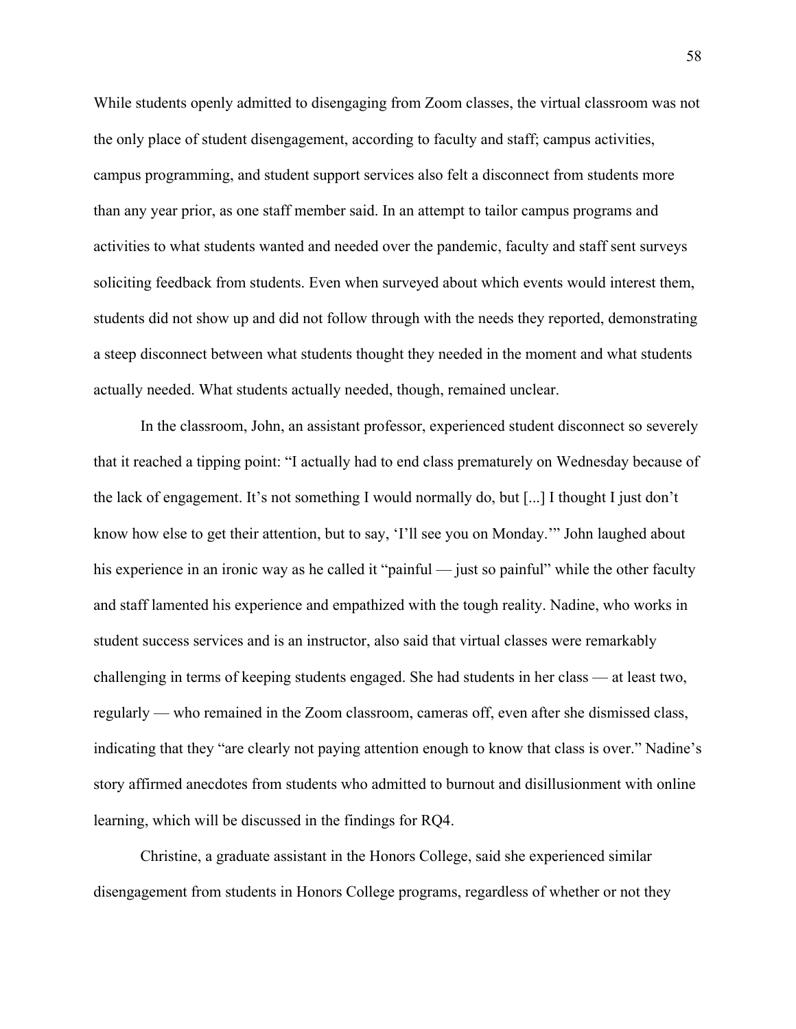While students openly admitted to disengaging from Zoom classes, the virtual classroom was not the only place of student disengagement, according to faculty and staff; campus activities, campus programming, and student support services also felt a disconnect from students more than any year prior, as one staff member said. In an attempt to tailor campus programs and activities to what students wanted and needed over the pandemic, faculty and staff sent surveys soliciting feedback from students. Even when surveyed about which events would interest them, students did not show up and did not follow through with the needs they reported, demonstrating a steep disconnect between what students thought they needed in the moment and what students actually needed. What students actually needed, though, remained unclear.

In the classroom, John, an assistant professor, experienced student disconnect so severely that it reached a tipping point: "I actually had to end class prematurely on Wednesday because of the lack of engagement. It's not something I would normally do, but [...] I thought I just don't know how else to get their attention, but to say, 'I'll see you on Monday.'" John laughed about his experience in an ironic way as he called it "painful — just so painful" while the other faculty and staff lamented his experience and empathized with the tough reality. Nadine, who works in student success services and is an instructor, also said that virtual classes were remarkably challenging in terms of keeping students engaged. She had students in her class — at least two, regularly — who remained in the Zoom classroom, cameras off, even after she dismissed class, indicating that they "are clearly not paying attention enough to know that class is over." Nadine's story affirmed anecdotes from students who admitted to burnout and disillusionment with online learning, which will be discussed in the findings for RQ4.

Christine, a graduate assistant in the Honors College, said she experienced similar disengagement from students in Honors College programs, regardless of whether or not they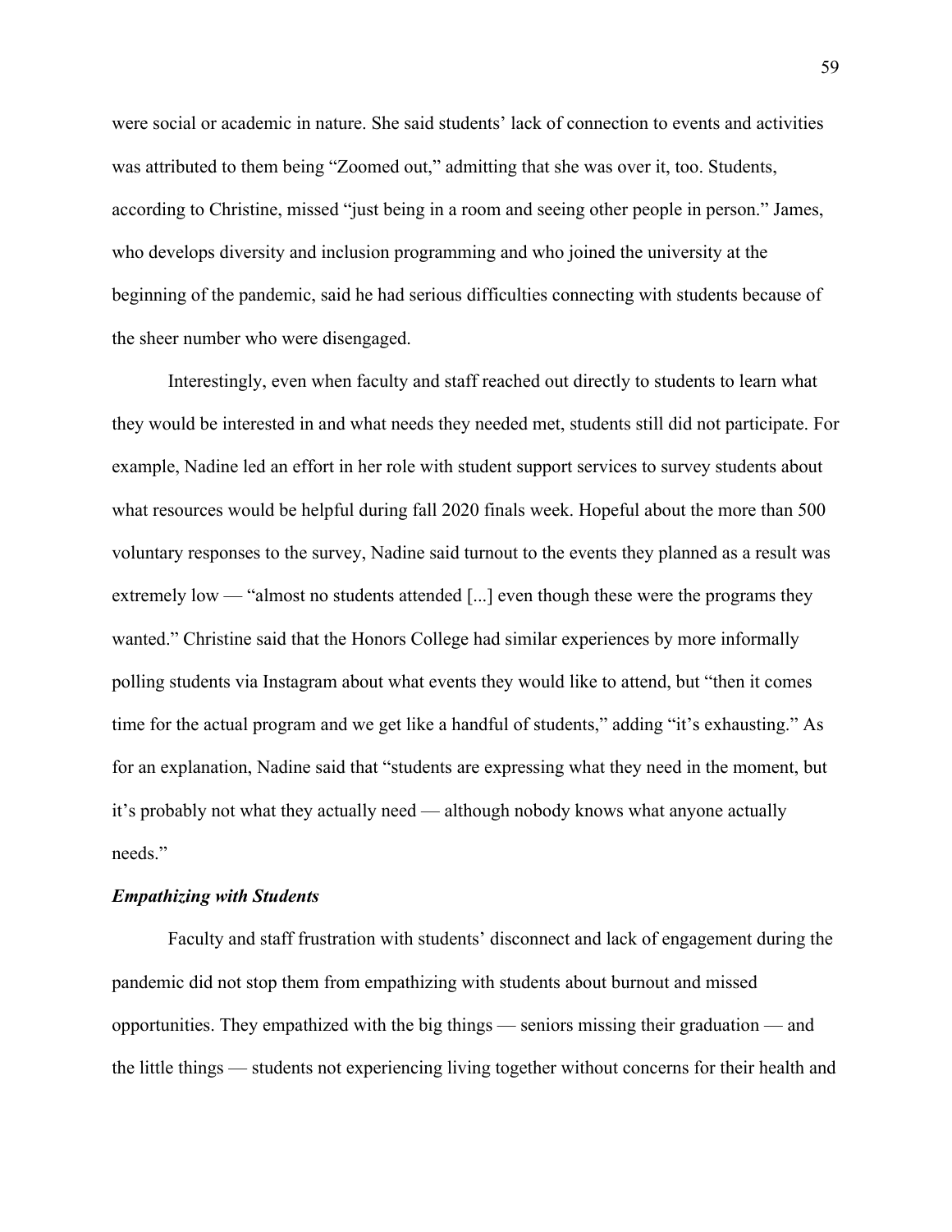were social or academic in nature. She said students' lack of connection to events and activities was attributed to them being "Zoomed out," admitting that she was over it, too. Students, according to Christine, missed "just being in a room and seeing other people in person." James, who develops diversity and inclusion programming and who joined the university at the beginning of the pandemic, said he had serious difficulties connecting with students because of the sheer number who were disengaged.

Interestingly, even when faculty and staff reached out directly to students to learn what they would be interested in and what needs they needed met, students still did not participate. For example, Nadine led an effort in her role with student support services to survey students about what resources would be helpful during fall 2020 finals week. Hopeful about the more than 500 voluntary responses to the survey, Nadine said turnout to the events they planned as a result was extremely low — "almost no students attended [...] even though these were the programs they wanted." Christine said that the Honors College had similar experiences by more informally polling students via Instagram about what events they would like to attend, but "then it comes time for the actual program and we get like a handful of students," adding "it's exhausting." As for an explanation, Nadine said that "students are expressing what they need in the moment, but it's probably not what they actually need — although nobody knows what anyone actually needs."

### *Empathizing with Students*

Faculty and staff frustration with students' disconnect and lack of engagement during the pandemic did not stop them from empathizing with students about burnout and missed opportunities. They empathized with the big things — seniors missing their graduation — and the little things — students not experiencing living together without concerns for their health and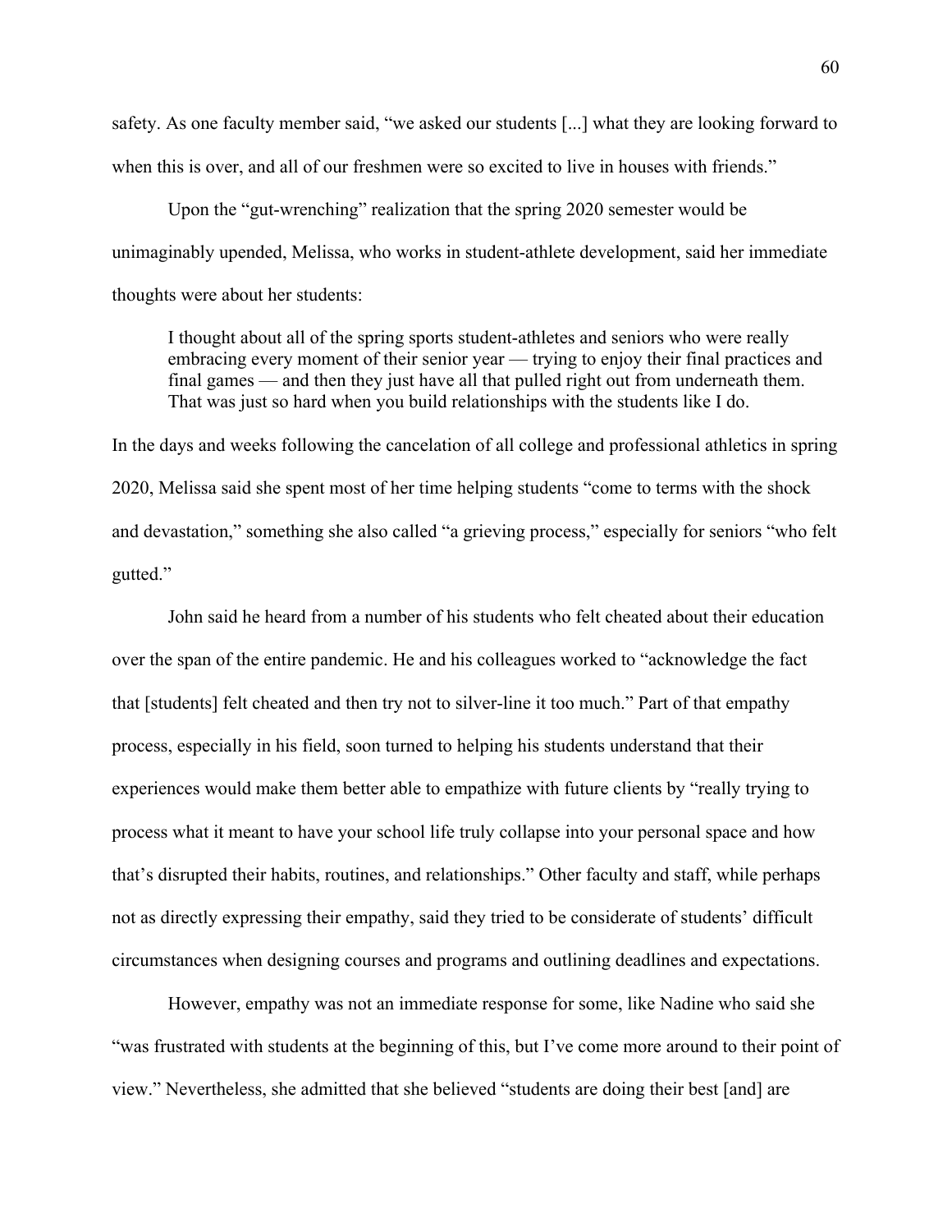safety. As one faculty member said, "we asked our students [...] what they are looking forward to when this is over, and all of our freshmen were so excited to live in houses with friends."

Upon the "gut-wrenching" realization that the spring 2020 semester would be unimaginably upended, Melissa, who works in student-athlete development, said her immediate thoughts were about her students:

> I thought about all of the spring sports student-athletes and seniors who were really embracing every moment of their senior year — trying to enjoy their final practices and final games — and then they just have all that pulled right out from underneath them. That was just so hard when you build relationships with the students like I do.

In the days and weeks following the cancelation of all college and professional athletics in spring 2020, Melissa said she spent most of her time helping students "come to terms with the shock and devastation," something she also called "a grieving process," especially for seniors "who felt gutted."

John said he heard from a number of his students who felt cheated about their education over the span of the entire pandemic. He and his colleagues worked to "acknowledge the fact that [students] felt cheated and then try not to silver-line it too much." Part of that empathy process, especially in his field, soon turned to helping his students understand that their experiences would make them better able to empathize with future clients by "really trying to process what it meant to have your school life truly collapse into your personal space and how that's disrupted their habits, routines, and relationships." Other faculty and staff, while perhaps not as directly expressing their empathy, said they tried to be considerate of students' difficult circumstances when designing courses and programs and outlining deadlines and expectations.

However, empathy was not an immediate response for some, like Nadine who said she "was frustrated with students at the beginning of this, but I've come more around to their point of view." Nevertheless, she admitted that she believed "students are doing their best [and] are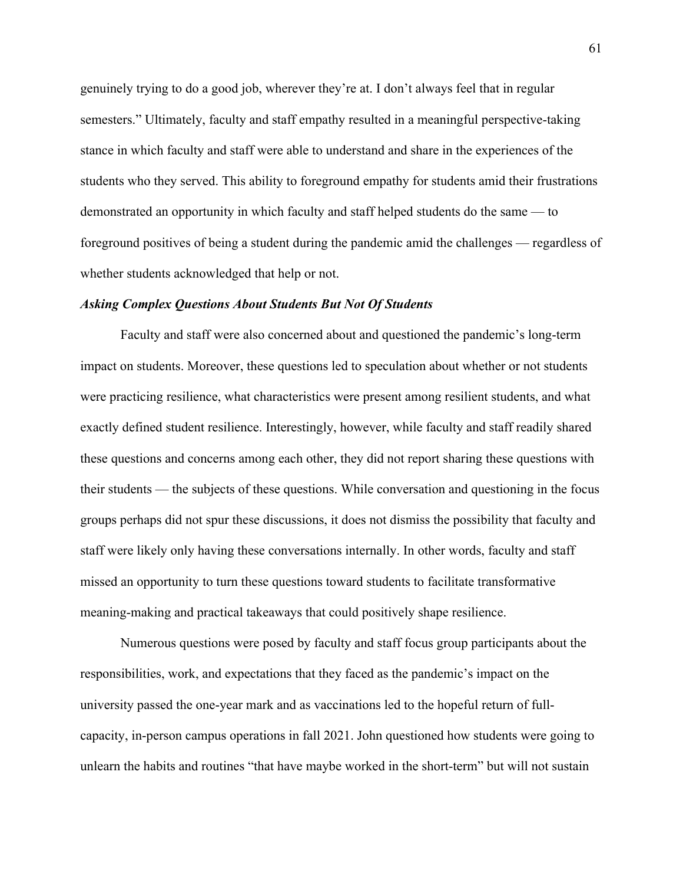genuinely trying to do a good job, wherever they're at. I don't always feel that in regular semesters." Ultimately, faculty and staff empathy resulted in a meaningful perspective-taking stance in which faculty and staff were able to understand and share in the experiences of the students who they served. This ability to foreground empathy for students amid their frustrations demonstrated an opportunity in which faculty and staff helped students do the same — to foreground positives of being a student during the pandemic amid the challenges — regardless of whether students acknowledged that help or not.

### ***Asking Complex Questions About Students But Not Of Students***

Faculty and staff were also concerned about and questioned the pandemic's long-term impact on students. Moreover, these questions led to speculation about whether or not students were practicing resilience, what characteristics were present among resilient students, and what exactly defined student resilience. Interestingly, however, while faculty and staff readily shared these questions and concerns among each other, they did not report sharing these questions with their students — the subjects of these questions. While conversation and questioning in the focus groups perhaps did not spur these discussions, it does not dismiss the possibility that faculty and staff were likely only having these conversations internally. In other words, faculty and staff missed an opportunity to turn these questions toward students to facilitate transformative meaning-making and practical takeaways that could positively shape resilience.

Numerous questions were posed by faculty and staff focus group participants about the responsibilities, work, and expectations that they faced as the pandemic's impact on the university passed the one-year mark and as vaccinations led to the hopeful return of full-capacity, in-person campus operations in fall 2021. John questioned how students were going to unlearn the habits and routines "that have maybe worked in the short-term" but will not sustain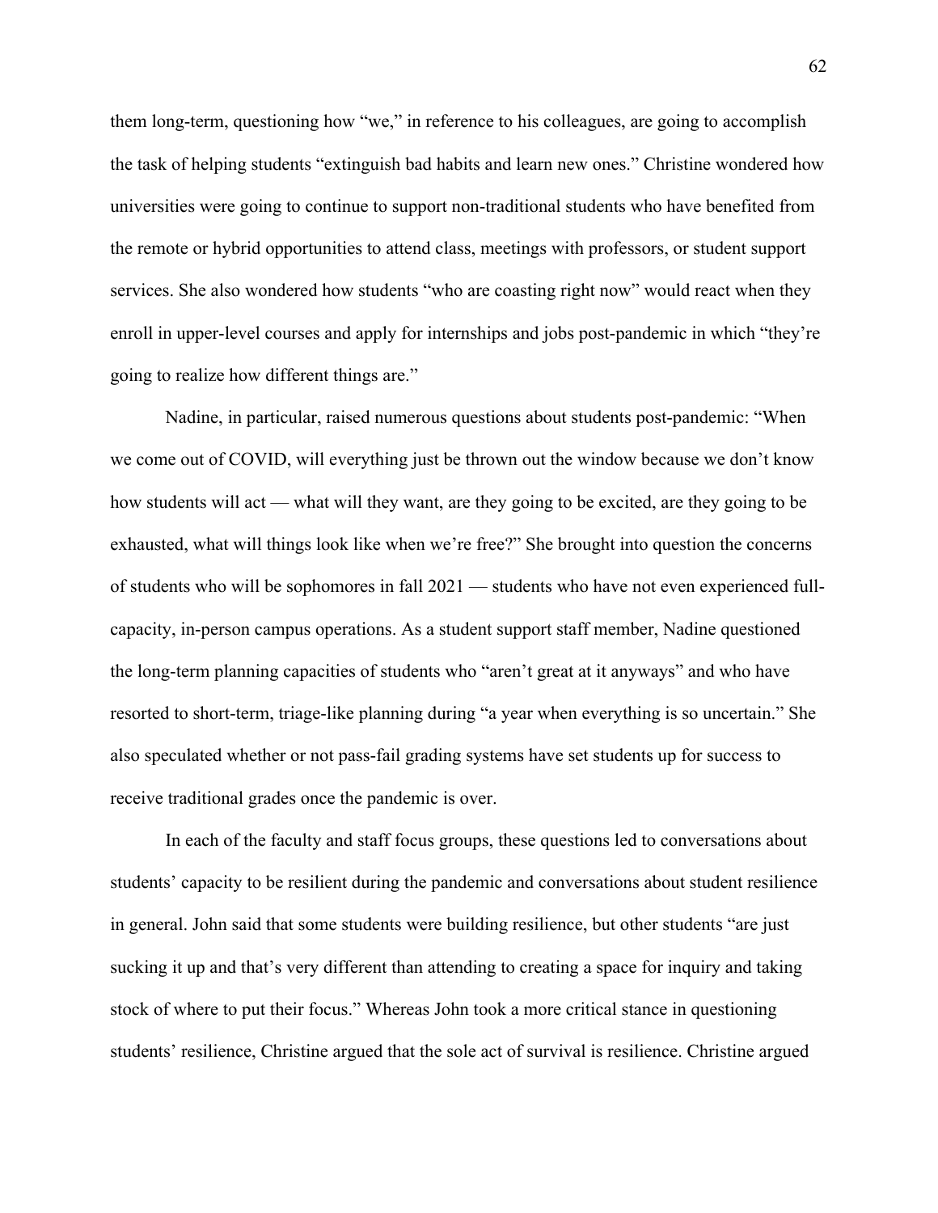them long-term, questioning how "we," in reference to his colleagues, are going to accomplish the task of helping students "extinguish bad habits and learn new ones." Christine wondered how universities were going to continue to support non-traditional students who have benefited from the remote or hybrid opportunities to attend class, meetings with professors, or student support services. She also wondered how students "who are coasting right now" would react when they enroll in upper-level courses and apply for internships and jobs post-pandemic in which "they're going to realize how different things are."

Nadine, in particular, raised numerous questions about students post-pandemic: "When we come out of COVID, will everything just be thrown out the window because we don't know how students will act — what will they want, are they going to be excited, are they going to be exhausted, what will things look like when we're free?" She brought into question the concerns of students who will be sophomores in fall 2021 — students who have not even experienced full-capacity, in-person campus operations. As a student support staff member, Nadine questioned the long-term planning capacities of students who "aren't great at it anyways" and who have resorted to short-term, triage-like planning during "a year when everything is so uncertain." She also speculated whether or not pass-fail grading systems have set students up for success to receive traditional grades once the pandemic is over.

In each of the faculty and staff focus groups, these questions led to conversations about students' capacity to be resilient during the pandemic and conversations about student resilience in general. John said that some students were building resilience, but other students "are just sucking it up and that's very different than attending to creating a space for inquiry and taking stock of where to put their focus." Whereas John took a more critical stance in questioning students' resilience, Christine argued that the sole act of survival is resilience. Christine argued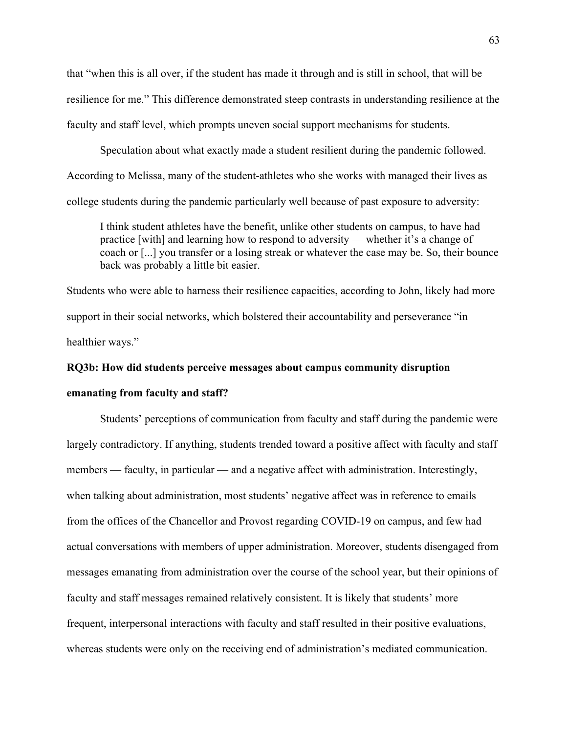that "when this is all over, if the student has made it through and is still in school, that will be resilience for me." This difference demonstrated steep contrasts in understanding resilience at the faculty and staff level, which prompts uneven social support mechanisms for students.

Speculation about what exactly made a student resilient during the pandemic followed. According to Melissa, many of the student-athletes who she works with managed their lives as college students during the pandemic particularly well because of past exposure to adversity:

> I think student athletes have the benefit, unlike other students on campus, to have had practice [with] and learning how to respond to adversity — whether it's a change of coach or [...] you transfer or a losing streak or whatever the case may be. So, their bounce back was probably a little bit easier.

Students who were able to harness their resilience capacities, according to John, likely had more support in their social networks, which bolstered their accountability and perseverance "in healthier ways."

**RQ3b: How did students perceive messages about campus community disruption emanating from faculty and staff?**

Students' perceptions of communication from faculty and staff during the pandemic were largely contradictory. If anything, students trended toward a positive affect with faculty and staff members — faculty, in particular — and a negative affect with administration. Interestingly, when talking about administration, most students' negative affect was in reference to emails from the offices of the Chancellor and Provost regarding COVID-19 on campus, and few had actual conversations with members of upper administration. Moreover, students disengaged from messages emanating from administration over the course of the school year, but their opinions of faculty and staff messages remained relatively consistent. It is likely that students' more frequent, interpersonal interactions with faculty and staff resulted in their positive evaluations, whereas students were only on the receiving end of administration's mediated communication.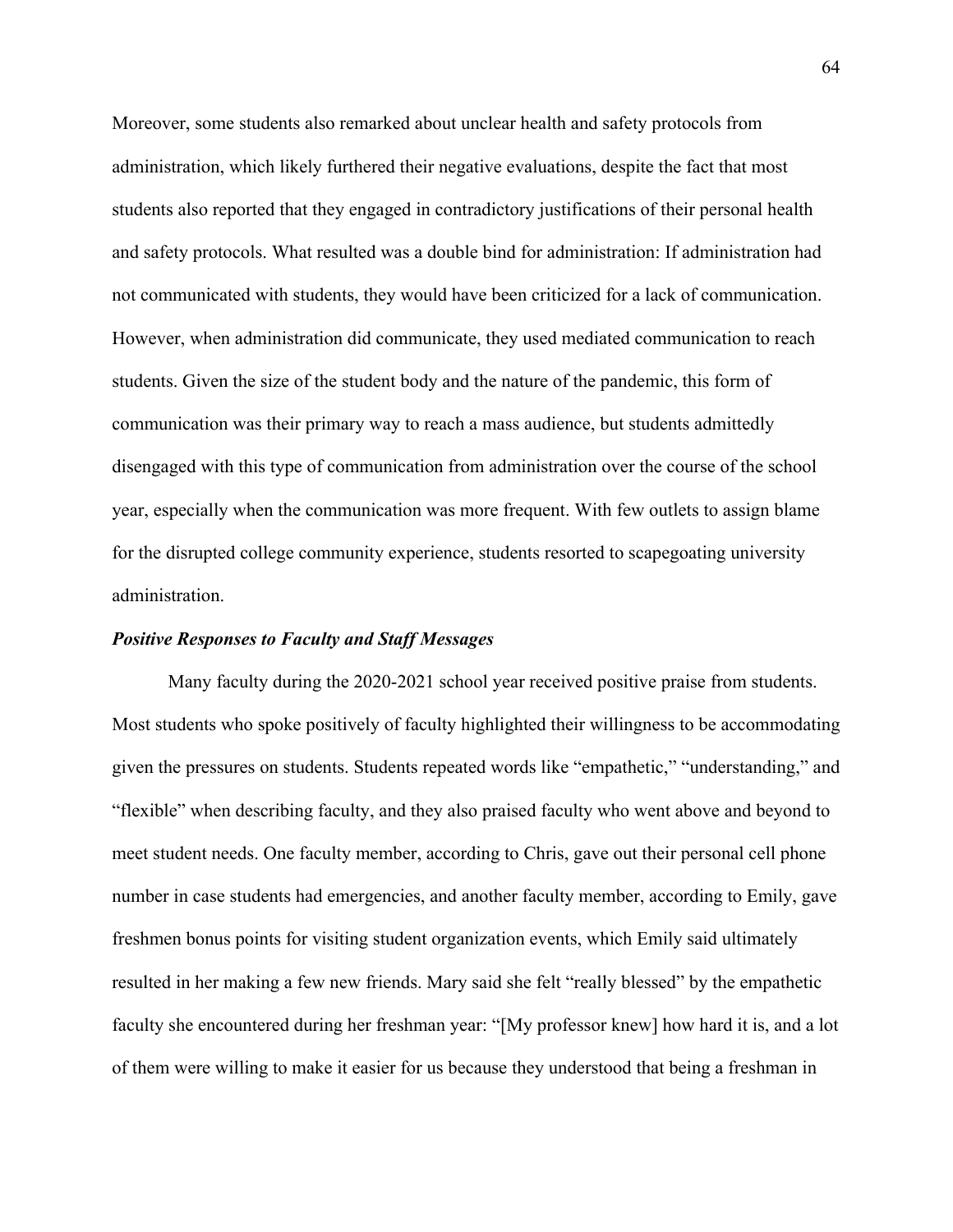Moreover, some students also remarked about unclear health and safety protocols from administration, which likely furthered their negative evaluations, despite the fact that most students also reported that they engaged in contradictory justifications of their personal health and safety protocols. What resulted was a double bind for administration: If administration had not communicated with students, they would have been criticized for a lack of communication. However, when administration did communicate, they used mediated communication to reach students. Given the size of the student body and the nature of the pandemic, this form of communication was their primary way to reach a mass audience, but students admittedly disengaged with this type of communication from administration over the course of the school year, especially when the communication was more frequent. With few outlets to assign blame for the disrupted college community experience, students resorted to scapegoating university administration.

### *Positive Responses to Faculty and Staff Messages*

Many faculty during the 2020-2021 school year received positive praise from students. Most students who spoke positively of faculty highlighted their willingness to be accommodating given the pressures on students. Students repeated words like "empathetic," "understanding," and "flexible" when describing faculty, and they also praised faculty who went above and beyond to meet student needs. One faculty member, according to Chris, gave out their personal cell phone number in case students had emergencies, and another faculty member, according to Emily, gave freshmen bonus points for visiting student organization events, which Emily said ultimately resulted in her making a few new friends. Mary said she felt "really blessed" by the empathetic faculty she encountered during her freshman year: "[My professor knew] how hard it is, and a lot of them were willing to make it easier for us because they understood that being a freshman in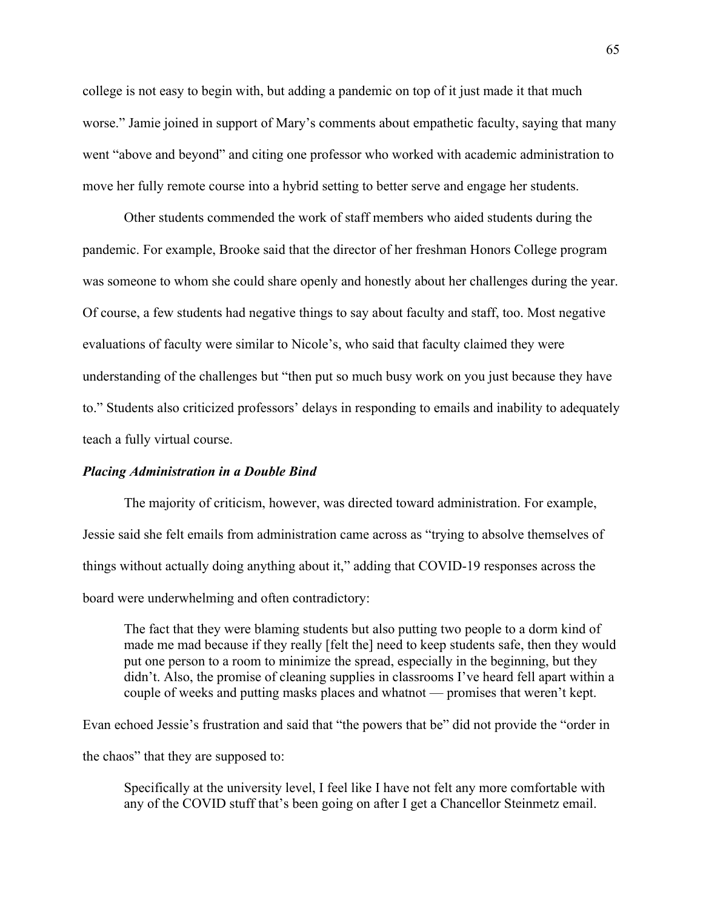college is not easy to begin with, but adding a pandemic on top of it just made it that much worse." Jamie joined in support of Mary's comments about empathetic faculty, saying that many went "above and beyond" and citing one professor who worked with academic administration to move her fully remote course into a hybrid setting to better serve and engage her students.

Other students commended the work of staff members who aided students during the pandemic. For example, Brooke said that the director of her freshman Honors College program was someone to whom she could share openly and honestly about her challenges during the year. Of course, a few students had negative things to say about faculty and staff, too. Most negative evaluations of faculty were similar to Nicole's, who said that faculty claimed they were understanding of the challenges but "then put so much busy work on you just because they have to." Students also criticized professors' delays in responding to emails and inability to adequately teach a fully virtual course.

### *Placing Administration in a Double Bind*

The majority of criticism, however, was directed toward administration. For example, Jessie said she felt emails from administration came across as "trying to absolve themselves of things without actually doing anything about it," adding that COVID-19 responses across the board were underwhelming and often contradictory:

> The fact that they were blaming students but also putting two people to a dorm kind of made me mad because if they really [felt the] need to keep students safe, then they would put one person to a room to minimize the spread, especially in the beginning, but they didn't. Also, the promise of cleaning supplies in classrooms I've heard fell apart within a couple of weeks and putting masks places and whatnot — promises that weren't kept.

Evan echoed Jessie's frustration and said that "the powers that be" did not provide the "order in the chaos" that they are supposed to:

> Specifically at the university level, I feel like I have not felt any more comfortable with any of the COVID stuff that's been going on after I get a Chancellor Steinmetz email.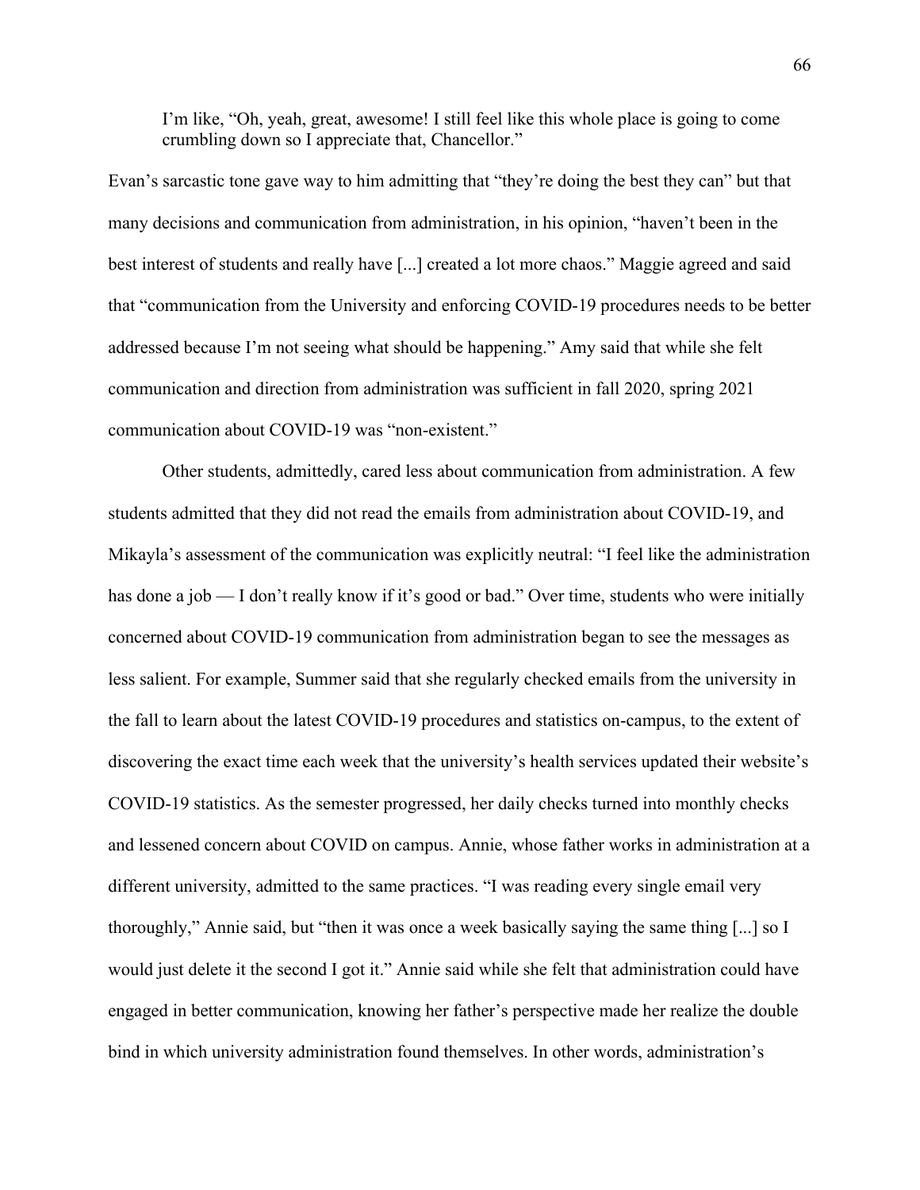> I'm like, "Oh, yeah, great, awesome! I still feel like this whole place is going to come crumbling down so I appreciate that, Chancellor."

Evan's sarcastic tone gave way to him admitting that "they're doing the best they can" but that many decisions and communication from administration, in his opinion, "haven't been in the best interest of students and really have [...] created a lot more chaos." Maggie agreed and said that "communication from the University and enforcing COVID-19 procedures needs to be better addressed because I'm not seeing what should be happening." Amy said that while she felt communication and direction from administration was sufficient in fall 2020, spring 2021 communication about COVID-19 was "non-existent."

Other students, admittedly, cared less about communication from administration. A few students admitted that they did not read the emails from administration about COVID-19, and Mikayla's assessment of the communication was explicitly neutral: "I feel like the administration has done a job — I don't really know if it's good or bad." Over time, students who were initially concerned about COVID-19 communication from administration began to see the messages as less salient. For example, Summer said that she regularly checked emails from the university in the fall to learn about the latest COVID-19 procedures and statistics on-campus, to the extent of discovering the exact time each week that the university's health services updated their website's COVID-19 statistics. As the semester progressed, her daily checks turned into monthly checks and lessened concern about COVID on campus. Annie, whose father works in administration at a different university, admitted to the same practices. "I was reading every single email very thoroughly," Annie said, but "then it was once a week basically saying the same thing [...] so I would just delete it the second I got it." Annie said while she felt that administration could have engaged in better communication, knowing her father's perspective made her realize the double bind in which university administration found themselves. In other words, administration's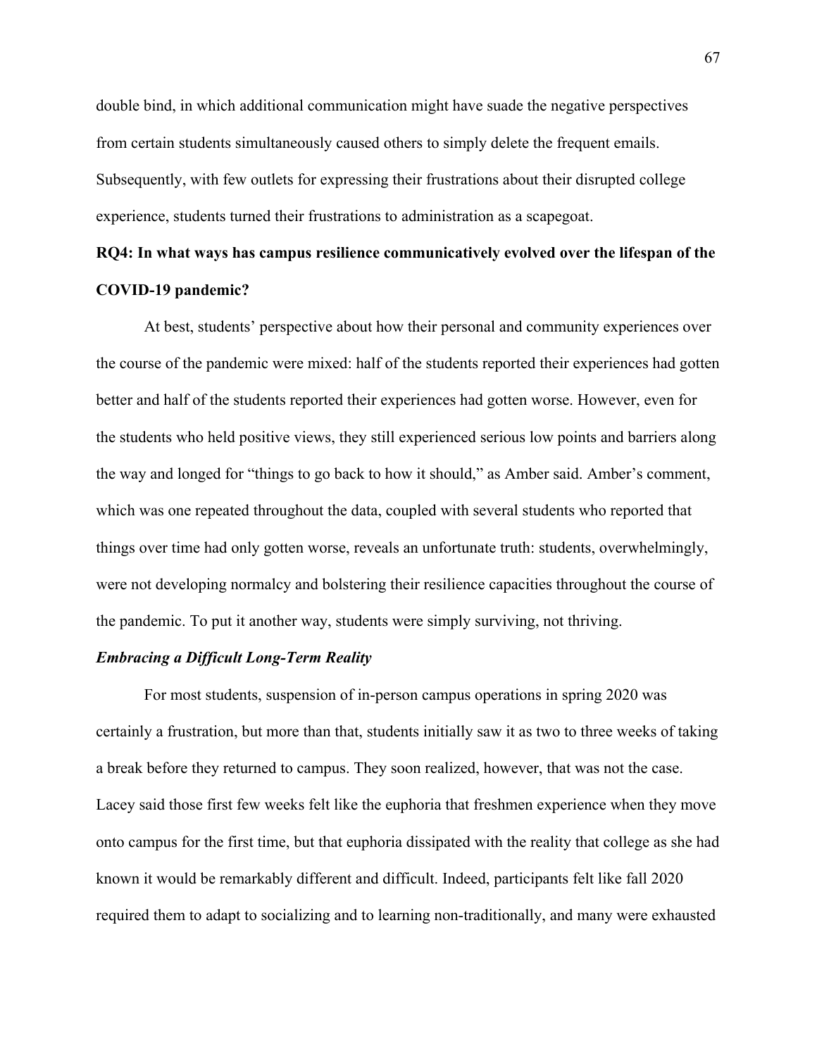double bind, in which additional communication might have suade the negative perspectives from certain students simultaneously caused others to simply delete the frequent emails. Subsequently, with few outlets for expressing their frustrations about their disrupted college experience, students turned their frustrations to administration as a scapegoat.

### RQ4: In what ways has campus resilience communicatively evolved over the lifespan of the COVID-19 pandemic?

At best, students' perspective about how their personal and community experiences over the course of the pandemic were mixed: half of the students reported their experiences had gotten better and half of the students reported their experiences had gotten worse. However, even for the students who held positive views, they still experienced serious low points and barriers along the way and longed for "things to go back to how it should," as Amber said. Amber's comment, which was one repeated throughout the data, coupled with several students who reported that things over time had only gotten worse, reveals an unfortunate truth: students, overwhelmingly, were not developing normalcy and bolstering their resilience capacities throughout the course of the pandemic. To put it another way, students were simply surviving, not thriving.

#### *Embracing a Difficult Long-Term Reality*

For most students, suspension of in-person campus operations in spring 2020 was certainly a frustration, but more than that, students initially saw it as two to three weeks of taking a break before they returned to campus. They soon realized, however, that was not the case. Lacey said those first few weeks felt like the euphoria that freshmen experience when they move onto campus for the first time, but that euphoria dissipated with the reality that college as she had known it would be remarkably different and difficult. Indeed, participants felt like fall 2020 required them to adapt to socializing and to learning non-traditionally, and many were exhausted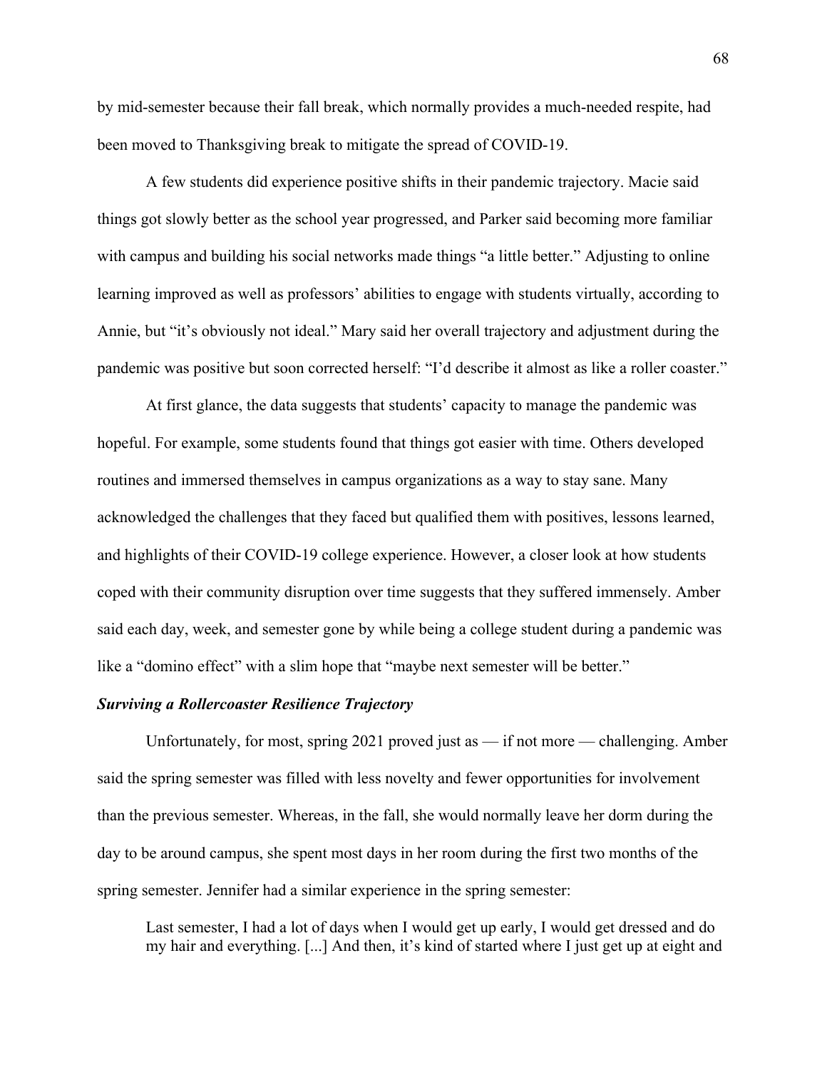by mid-semester because their fall break, which normally provides a much-needed respite, had been moved to Thanksgiving break to mitigate the spread of COVID-19.

A few students did experience positive shifts in their pandemic trajectory. Macie said things got slowly better as the school year progressed, and Parker said becoming more familiar with campus and building his social networks made things "a little better." Adjusting to online learning improved as well as professors' abilities to engage with students virtually, according to Annie, but "it's obviously not ideal." Mary said her overall trajectory and adjustment during the pandemic was positive but soon corrected herself: "I'd describe it almost as like a roller coaster."

At first glance, the data suggests that students' capacity to manage the pandemic was hopeful. For example, some students found that things got easier with time. Others developed routines and immersed themselves in campus organizations as a way to stay sane. Many acknowledged the challenges that they faced but qualified them with positives, lessons learned, and highlights of their COVID-19 college experience. However, a closer look at how students coped with their community disruption over time suggests that they suffered immensely. Amber said each day, week, and semester gone by while being a college student during a pandemic was like a "domino effect" with a slim hope that "maybe next semester will be better."

### ***Surviving a Rollercoaster Resilience Trajectory***

Unfortunately, for most, spring 2021 proved just as — if not more — challenging. Amber said the spring semester was filled with less novelty and fewer opportunities for involvement than the previous semester. Whereas, in the fall, she would normally leave her dorm during the day to be around campus, she spent most days in her room during the first two months of the spring semester. Jennifer had a similar experience in the spring semester:

> Last semester, I had a lot of days when I would get up early, I would get dressed and do my hair and everything. [...] And then, it's kind of started where I just get up at eight and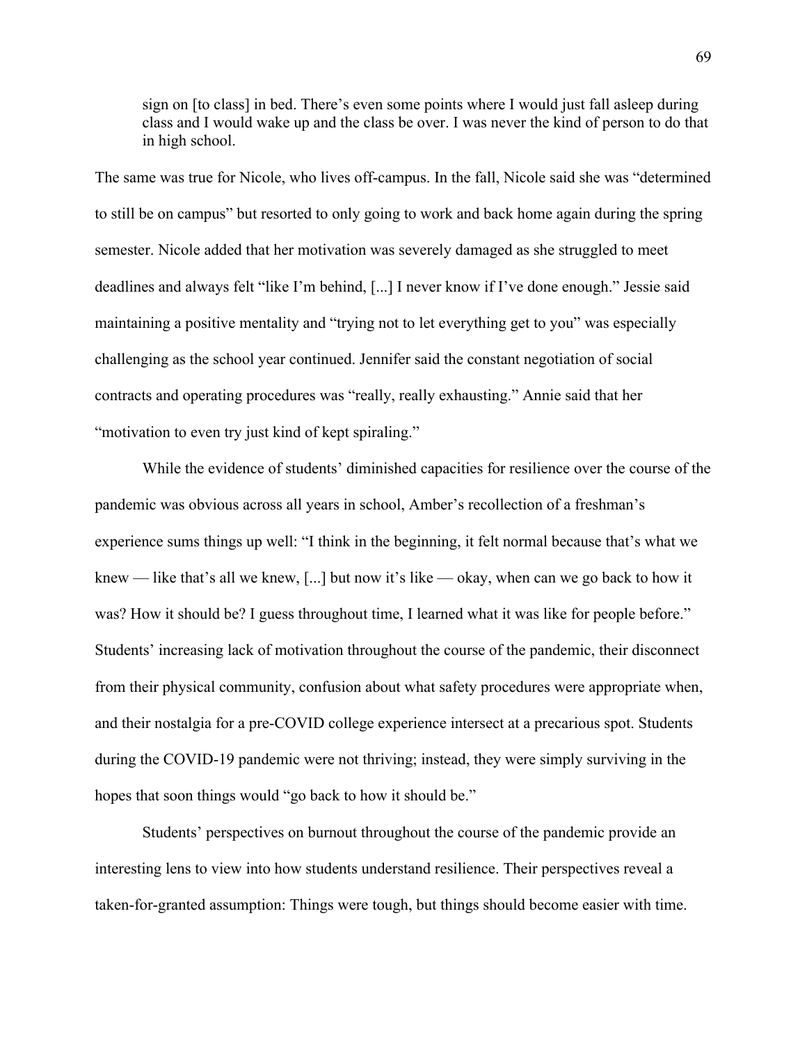> sign on [to class] in bed. There's even some points where I would just fall asleep during class and I would wake up and the class be over. I was never the kind of person to do that in high school.

The same was true for Nicole, who lives off-campus. In the fall, Nicole said she was "determined to still be on campus" but resorted to only going to work and back home again during the spring semester. Nicole added that her motivation was severely damaged as she struggled to meet deadlines and always felt "like I'm behind, [...] I never know if I've done enough." Jessie said maintaining a positive mentality and "trying not to let everything get to you" was especially challenging as the school year continued. Jennifer said the constant negotiation of social contracts and operating procedures was "really, really exhausting." Annie said that her "motivation to even try just kind of kept spiraling."

While the evidence of students' diminished capacities for resilience over the course of the pandemic was obvious across all years in school, Amber's recollection of a freshman's experience sums things up well: "I think in the beginning, it felt normal because that's what we knew — like that's all we knew, [...] but now it's like — okay, when can we go back to how it was? How it should be? I guess throughout time, I learned what it was like for people before." Students' increasing lack of motivation throughout the course of the pandemic, their disconnect from their physical community, confusion about what safety procedures were appropriate when, and their nostalgia for a pre-COVID college experience intersect at a precarious spot. Students during the COVID-19 pandemic were not thriving; instead, they were simply surviving in the hopes that soon things would "go back to how it should be."

Students' perspectives on burnout throughout the course of the pandemic provide an interesting lens to view into how students understand resilience. Their perspectives reveal a taken-for-granted assumption: Things were tough, but things should become easier with time.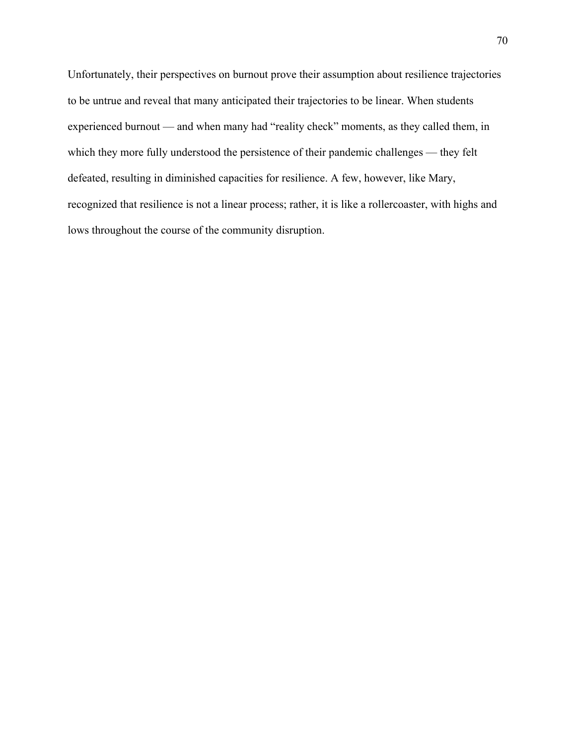Unfortunately, their perspectives on burnout prove their assumption about resilience trajectories to be untrue and reveal that many anticipated their trajectories to be linear. When students experienced burnout — and when many had "reality check" moments, as they called them, in which they more fully understood the persistence of their pandemic challenges — they felt defeated, resulting in diminished capacities for resilience. A few, however, like Mary, recognized that resilience is not a linear process; rather, it is like a rollercoaster, with highs and lows throughout the course of the community disruption.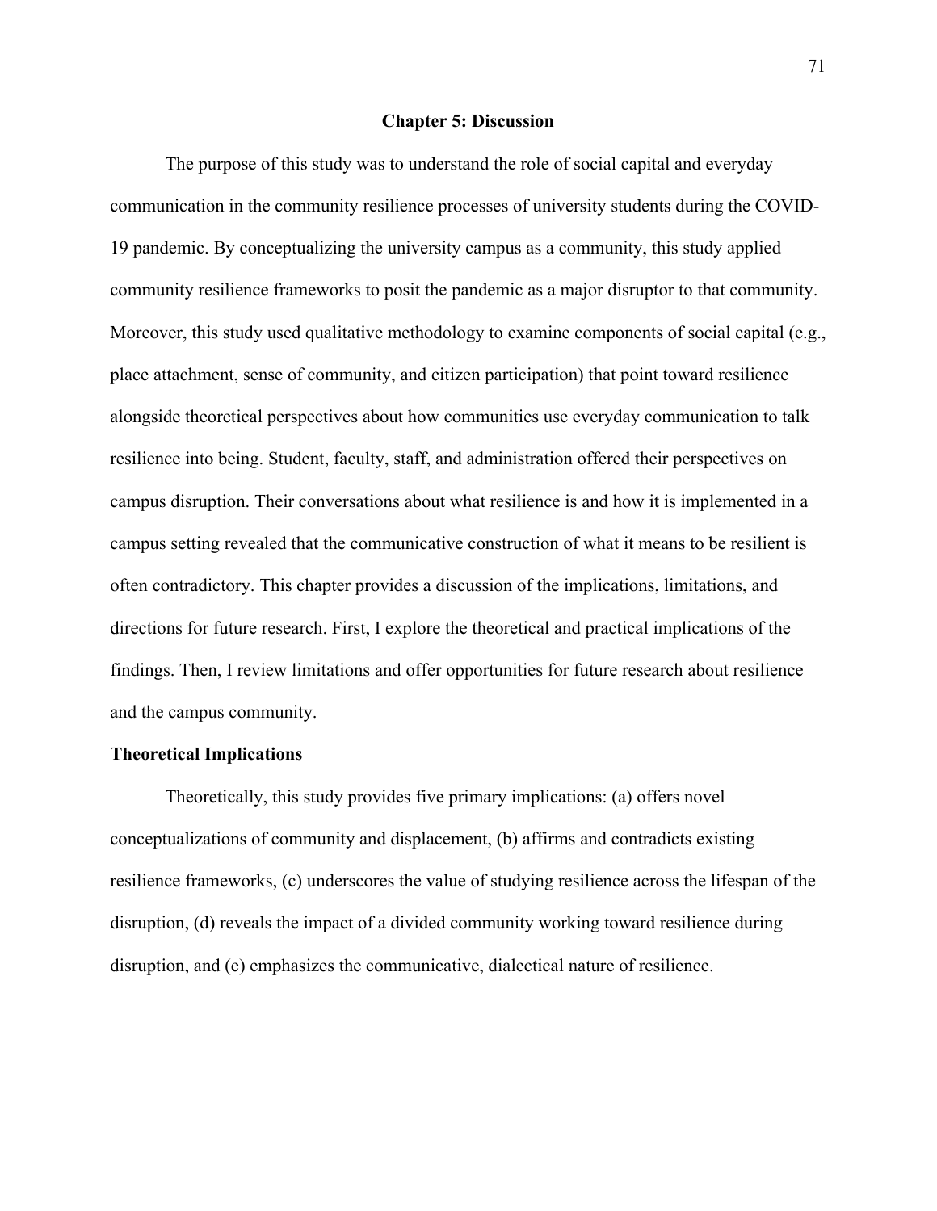# Chapter 5: Discussion

The purpose of this study was to understand the role of social capital and everyday communication in the community resilience processes of university students during the COVID-19 pandemic. By conceptualizing the university campus as a community, this study applied community resilience frameworks to posit the pandemic as a major disruptor to that community. Moreover, this study used qualitative methodology to examine components of social capital (e.g., place attachment, sense of community, and citizen participation) that point toward resilience alongside theoretical perspectives about how communities use everyday communication to talk resilience into being. Student, faculty, staff, and administration offered their perspectives on campus disruption. Their conversations about what resilience is and how it is implemented in a campus setting revealed that the communicative construction of what it means to be resilient is often contradictory. This chapter provides a discussion of the implications, limitations, and directions for future research. First, I explore the theoretical and practical implications of the findings. Then, I review limitations and offer opportunities for future research about resilience and the campus community.

## Theoretical Implications

Theoretically, this study provides five primary implications: (a) offers novel conceptualizations of community and displacement, (b) affirms and contradicts existing resilience frameworks, (c) underscores the value of studying resilience across the lifespan of the disruption, (d) reveals the impact of a divided community working toward resilience during disruption, and (e) emphasizes the communicative, dialectical nature of resilience.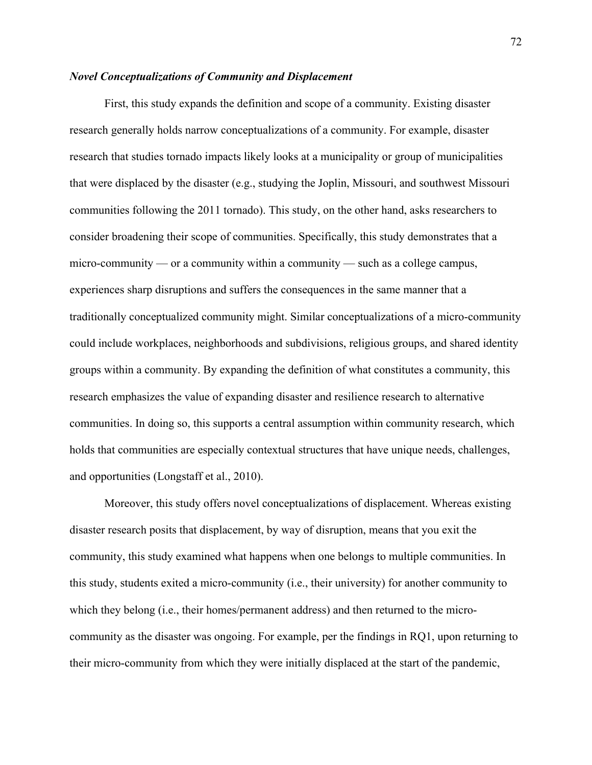### ***Novel Conceptualizations of Community and Displacement***

First, this study expands the definition and scope of a community. Existing disaster research generally holds narrow conceptualizations of a community. For example, disaster research that studies tornado impacts likely looks at a municipality or group of municipalities that were displaced by the disaster (e.g., studying the Joplin, Missouri, and southwest Missouri communities following the 2011 tornado). This study, on the other hand, asks researchers to consider broadening their scope of communities. Specifically, this study demonstrates that a micro-community — or a community within a community — such as a college campus, experiences sharp disruptions and suffers the consequences in the same manner that a traditionally conceptualized community might. Similar conceptualizations of a micro-community could include workplaces, neighborhoods and subdivisions, religious groups, and shared identity groups within a community. By expanding the definition of what constitutes a community, this research emphasizes the value of expanding disaster and resilience research to alternative communities. In doing so, this supports a central assumption within community research, which holds that communities are especially contextual structures that have unique needs, challenges, and opportunities (Longstaff et al., 2010).

Moreover, this study offers novel conceptualizations of displacement. Whereas existing disaster research posits that displacement, by way of disruption, means that you exit the community, this study examined what happens when one belongs to multiple communities. In this study, students exited a micro-community (i.e., their university) for another community to which they belong (i.e., their homes/permanent address) and then returned to the micro-community as the disaster was ongoing. For example, per the findings in RQ1, upon returning to their micro-community from which they were initially displaced at the start of the pandemic,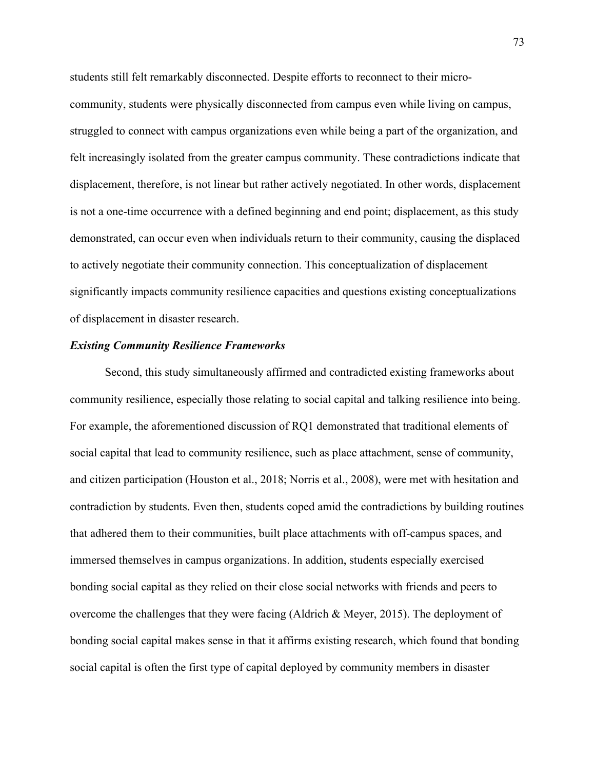students still felt remarkably disconnected. Despite efforts to reconnect to their micro-community, students were physically disconnected from campus even while living on campus, struggled to connect with campus organizations even while being a part of the organization, and felt increasingly isolated from the greater campus community. These contradictions indicate that displacement, therefore, is not linear but rather actively negotiated. In other words, displacement is not a one-time occurrence with a defined beginning and end point; displacement, as this study demonstrated, can occur even when individuals return to their community, causing the displaced to actively negotiate their community connection. This conceptualization of displacement significantly impacts community resilience capacities and questions existing conceptualizations of displacement in disaster research.

### *Existing Community Resilience Frameworks*

Second, this study simultaneously affirmed and contradicted existing frameworks about community resilience, especially those relating to social capital and talking resilience into being. For example, the aforementioned discussion of RQ1 demonstrated that traditional elements of social capital that lead to community resilience, such as place attachment, sense of community, and citizen participation (Houston et al., 2018; Norris et al., 2008), were met with hesitation and contradiction by students. Even then, students coped amid the contradictions by building routines that adhered them to their communities, built place attachments with off-campus spaces, and immersed themselves in campus organizations. In addition, students especially exercised bonding social capital as they relied on their close social networks with friends and peers to overcome the challenges that they were facing (Aldrich & Meyer, 2015). The deployment of bonding social capital makes sense in that it affirms existing research, which found that bonding social capital is often the first type of capital deployed by community members in disaster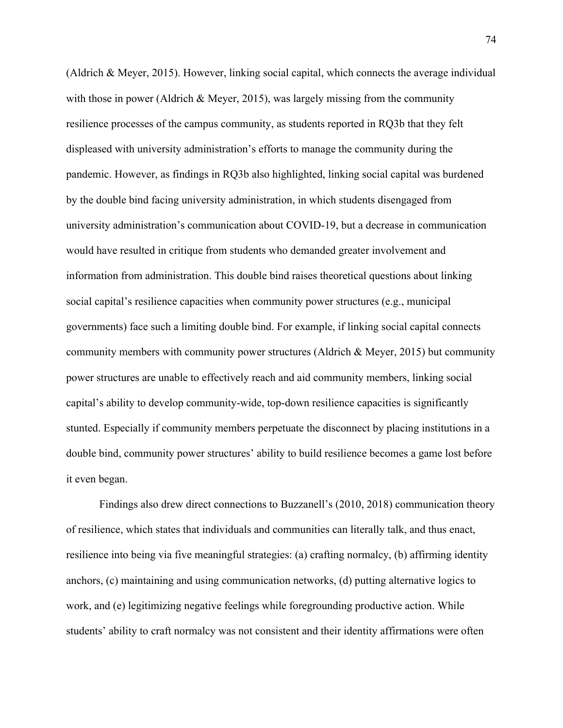(Aldrich & Meyer, 2015). However, linking social capital, which connects the average individual with those in power (Aldrich & Meyer, 2015), was largely missing from the community resilience processes of the campus community, as students reported in RQ3b that they felt displeased with university administration's efforts to manage the community during the pandemic. However, as findings in RQ3b also highlighted, linking social capital was burdened by the double bind facing university administration, in which students disengaged from university administration's communication about COVID-19, but a decrease in communication would have resulted in critique from students who demanded greater involvement and information from administration. This double bind raises theoretical questions about linking social capital's resilience capacities when community power structures (e.g., municipal governments) face such a limiting double bind. For example, if linking social capital connects community members with community power structures (Aldrich & Meyer, 2015) but community power structures are unable to effectively reach and aid community members, linking social capital's ability to develop community-wide, top-down resilience capacities is significantly stunted. Especially if community members perpetuate the disconnect by placing institutions in a double bind, community power structures' ability to build resilience becomes a game lost before it even began.

Findings also drew direct connections to Buzzanell's (2010, 2018) communication theory of resilience, which states that individuals and communities can literally talk, and thus enact, resilience into being via five meaningful strategies: (a) crafting normalcy, (b) affirming identity anchors, (c) maintaining and using communication networks, (d) putting alternative logics to work, and (e) legitimizing negative feelings while foregrounding productive action. While students' ability to craft normalcy was not consistent and their identity affirmations were often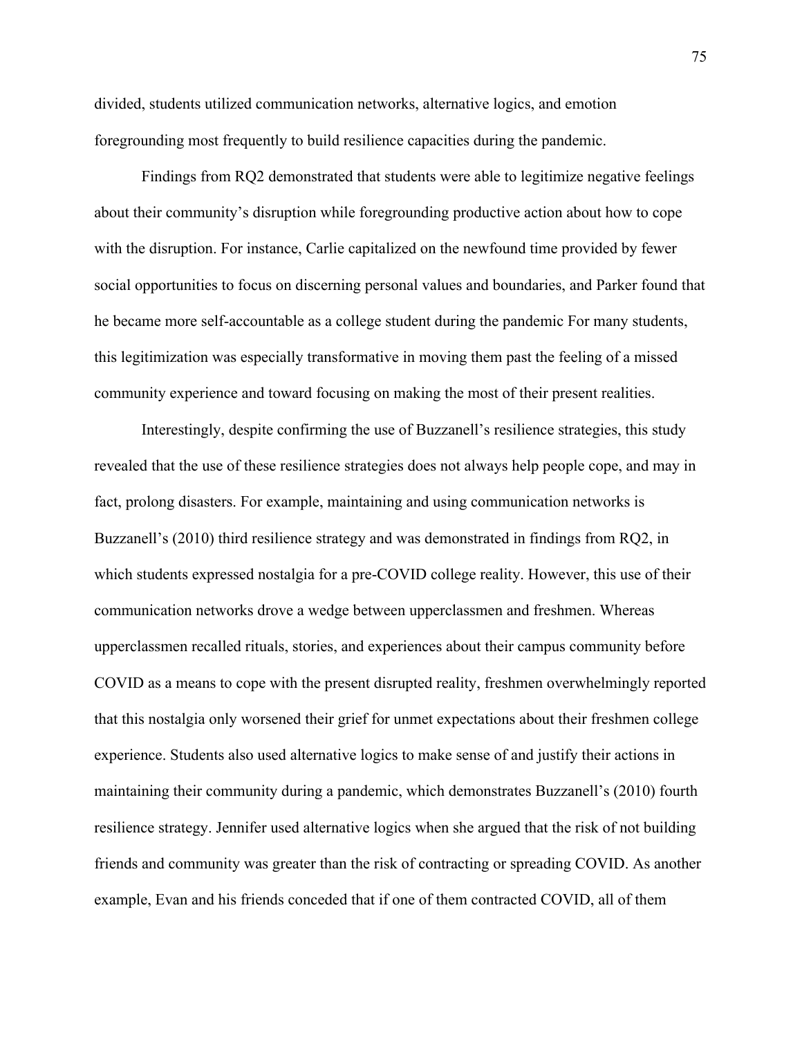divided, students utilized communication networks, alternative logics, and emotion foregrounding most frequently to build resilience capacities during the pandemic.

Findings from RQ2 demonstrated that students were able to legitimize negative feelings about their community's disruption while foregrounding productive action about how to cope with the disruption. For instance, Carlie capitalized on the newfound time provided by fewer social opportunities to focus on discerning personal values and boundaries, and Parker found that he became more self-accountable as a college student during the pandemic For many students, this legitimization was especially transformative in moving them past the feeling of a missed community experience and toward focusing on making the most of their present realities.

Interestingly, despite confirming the use of Buzzanell's resilience strategies, this study revealed that the use of these resilience strategies does not always help people cope, and may in fact, prolong disasters. For example, maintaining and using communication networks is Buzzanell's (2010) third resilience strategy and was demonstrated in findings from RQ2, in which students expressed nostalgia for a pre-COVID college reality. However, this use of their communication networks drove a wedge between upperclassmen and freshmen. Whereas upperclassmen recalled rituals, stories, and experiences about their campus community before COVID as a means to cope with the present disrupted reality, freshmen overwhelmingly reported that this nostalgia only worsened their grief for unmet expectations about their freshmen college experience. Students also used alternative logics to make sense of and justify their actions in maintaining their community during a pandemic, which demonstrates Buzzanell's (2010) fourth resilience strategy. Jennifer used alternative logics when she argued that the risk of not building friends and community was greater than the risk of contracting or spreading COVID. As another example, Evan and his friends conceded that if one of them contracted COVID, all of them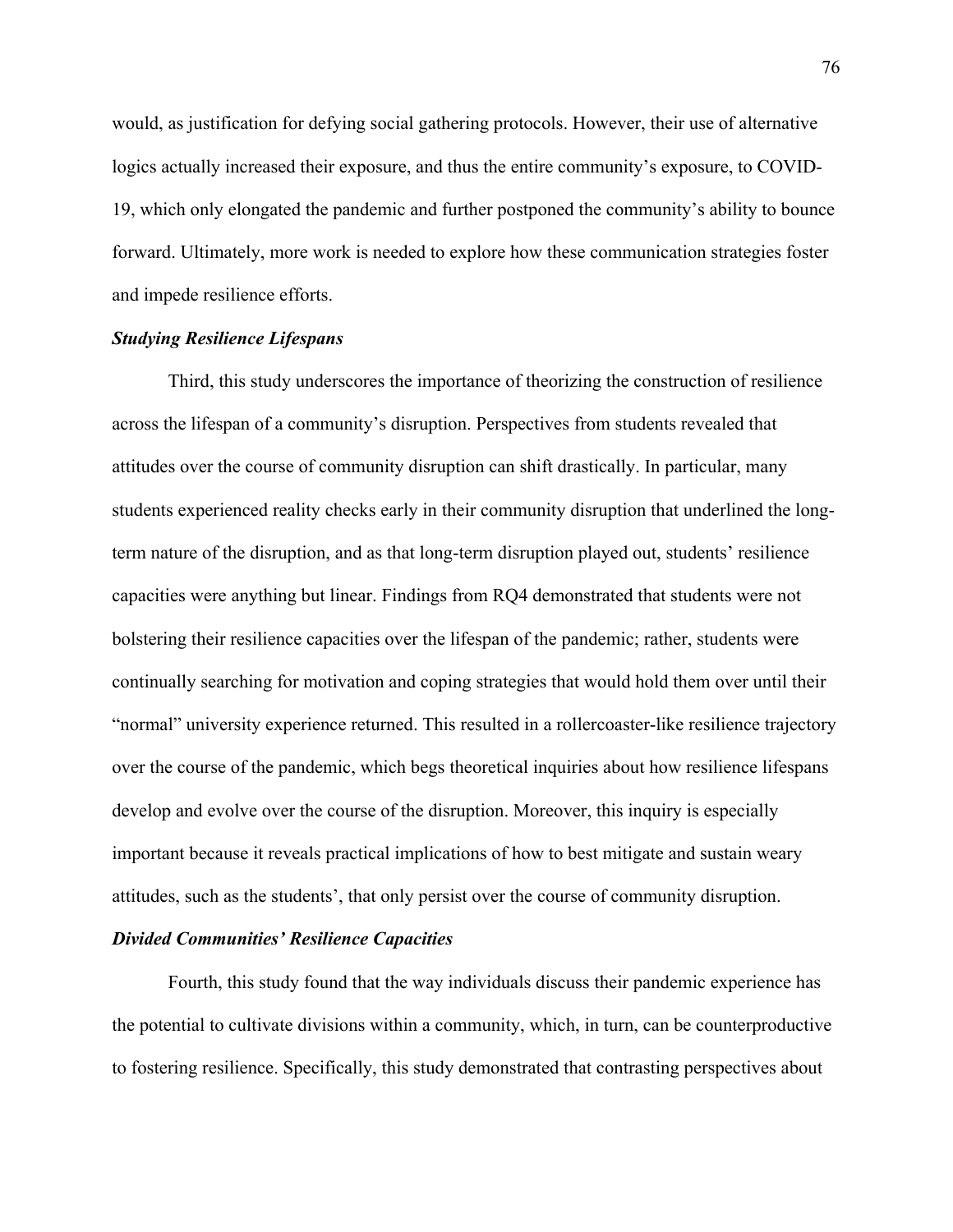would, as justification for defying social gathering protocols. However, their use of alternative logics actually increased their exposure, and thus the entire community's exposure, to COVID-19, which only elongated the pandemic and further postponed the community's ability to bounce forward. Ultimately, more work is needed to explore how these communication strategies foster and impede resilience efforts.

***Studying Resilience Lifespans***

Third, this study underscores the importance of theorizing the construction of resilience across the lifespan of a community's disruption. Perspectives from students revealed that attitudes over the course of community disruption can shift drastically. In particular, many students experienced reality checks early in their community disruption that underlined the long-term nature of the disruption, and as that long-term disruption played out, students' resilience capacities were anything but linear. Findings from RQ4 demonstrated that students were not bolstering their resilience capacities over the lifespan of the pandemic; rather, students were continually searching for motivation and coping strategies that would hold them over until their "normal" university experience returned. This resulted in a rollercoaster-like resilience trajectory over the course of the pandemic, which begs theoretical inquiries about how resilience lifespans develop and evolve over the course of the disruption. Moreover, this inquiry is especially important because it reveals practical implications of how to best mitigate and sustain weary attitudes, such as the students', that only persist over the course of community disruption.

***Divided Communities' Resilience Capacities***

Fourth, this study found that the way individuals discuss their pandemic experience has the potential to cultivate divisions within a community, which, in turn, can be counterproductive to fostering resilience. Specifically, this study demonstrated that contrasting perspectives about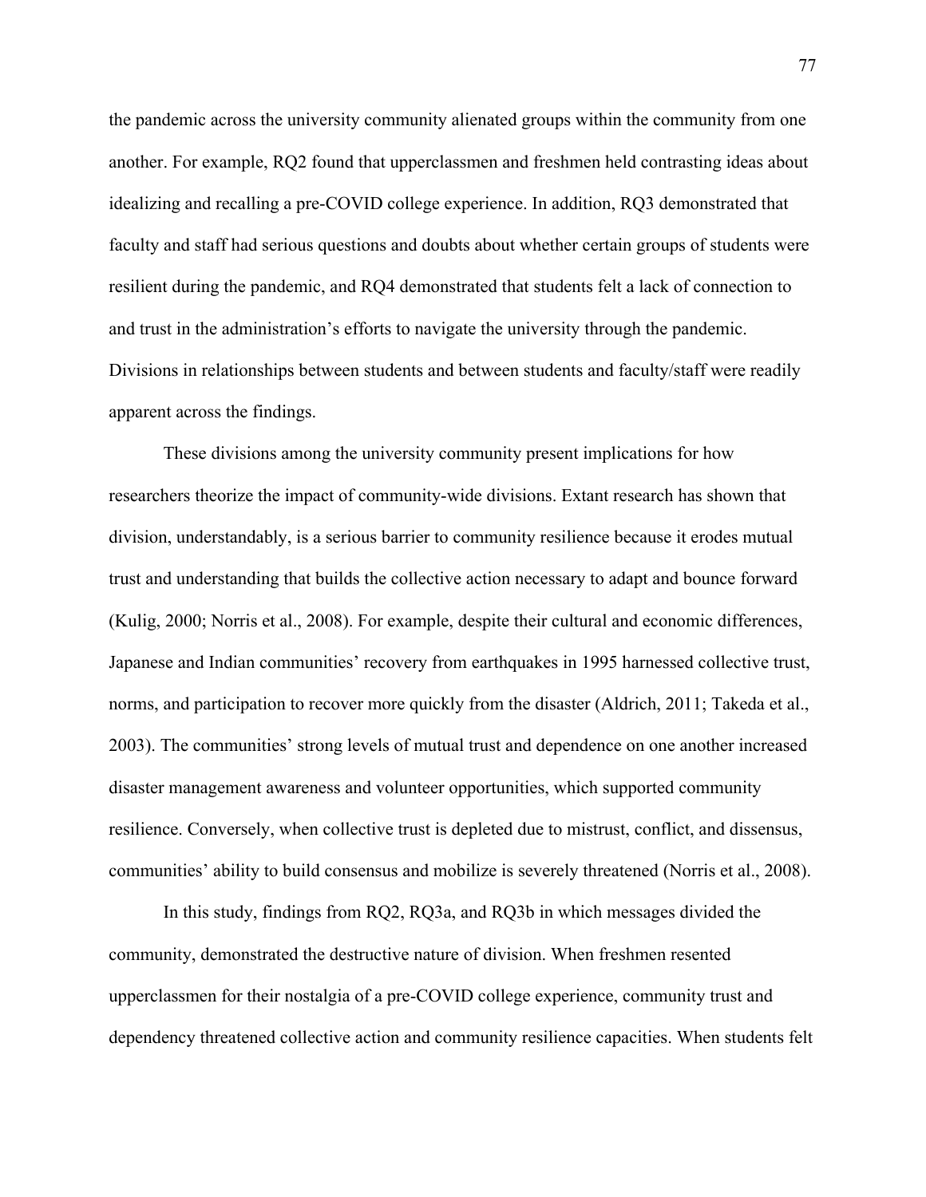the pandemic across the university community alienated groups within the community from one another. For example, RQ2 found that upperclassmen and freshmen held contrasting ideas about idealizing and recalling a pre-COVID college experience. In addition, RQ3 demonstrated that faculty and staff had serious questions and doubts about whether certain groups of students were resilient during the pandemic, and RQ4 demonstrated that students felt a lack of connection to and trust in the administration's efforts to navigate the university through the pandemic. Divisions in relationships between students and between students and faculty/staff were readily apparent across the findings.

These divisions among the university community present implications for how researchers theorize the impact of community-wide divisions. Extant research has shown that division, understandably, is a serious barrier to community resilience because it erodes mutual trust and understanding that builds the collective action necessary to adapt and bounce forward (Kulig, 2000; Norris et al., 2008). For example, despite their cultural and economic differences, Japanese and Indian communities' recovery from earthquakes in 1995 harnessed collective trust, norms, and participation to recover more quickly from the disaster (Aldrich, 2011; Takeda et al., 2003). The communities' strong levels of mutual trust and dependence on one another increased disaster management awareness and volunteer opportunities, which supported community resilience. Conversely, when collective trust is depleted due to mistrust, conflict, and dissensus, communities' ability to build consensus and mobilize is severely threatened (Norris et al., 2008).

In this study, findings from RQ2, RQ3a, and RQ3b in which messages divided the community, demonstrated the destructive nature of division. When freshmen resented upperclassmen for their nostalgia of a pre-COVID college experience, community trust and dependency threatened collective action and community resilience capacities. When students felt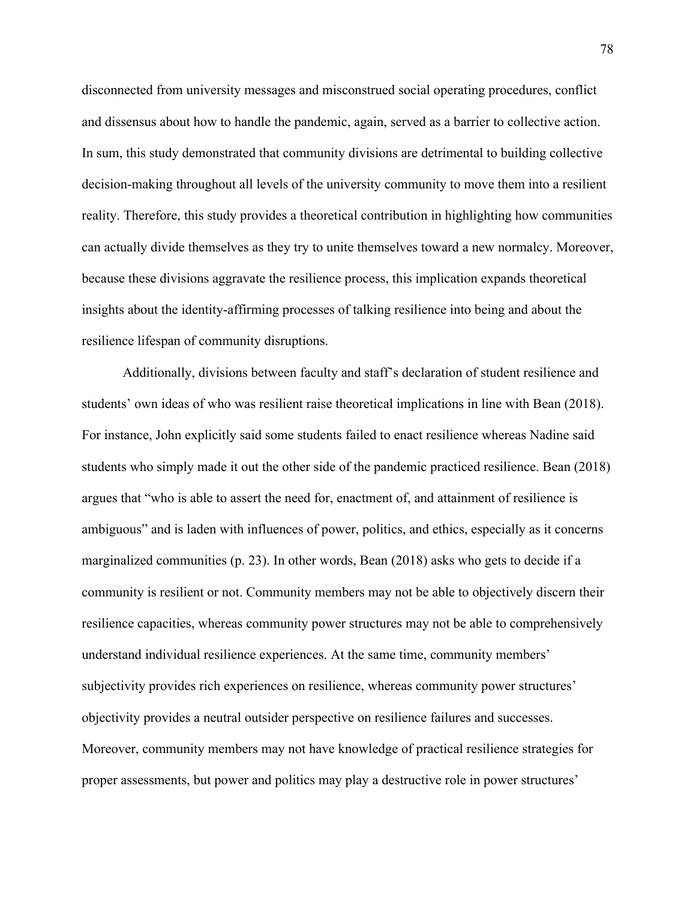disconnected from university messages and misconstrued social operating procedures, conflict and dissensus about how to handle the pandemic, again, served as a barrier to collective action. In sum, this study demonstrated that community divisions are detrimental to building collective decision-making throughout all levels of the university community to move them into a resilient reality. Therefore, this study provides a theoretical contribution in highlighting how communities can actually divide themselves as they try to unite themselves toward a new normalcy. Moreover, because these divisions aggravate the resilience process, this implication expands theoretical insights about the identity-affirming processes of talking resilience into being and about the resilience lifespan of community disruptions.

Additionally, divisions between faculty and staff's declaration of student resilience and students' own ideas of who was resilient raise theoretical implications in line with Bean (2018). For instance, John explicitly said some students failed to enact resilience whereas Nadine said students who simply made it out the other side of the pandemic practiced resilience. Bean (2018) argues that "who is able to assert the need for, enactment of, and attainment of resilience is ambiguous" and is laden with influences of power, politics, and ethics, especially as it concerns marginalized communities (p. 23). In other words, Bean (2018) asks who gets to decide if a community is resilient or not. Community members may not be able to objectively discern their resilience capacities, whereas community power structures may not be able to comprehensively understand individual resilience experiences. At the same time, community members' subjectivity provides rich experiences on resilience, whereas community power structures' objectivity provides a neutral outsider perspective on resilience failures and successes. Moreover, community members may not have knowledge of practical resilience strategies for proper assessments, but power and politics may play a destructive role in power structures'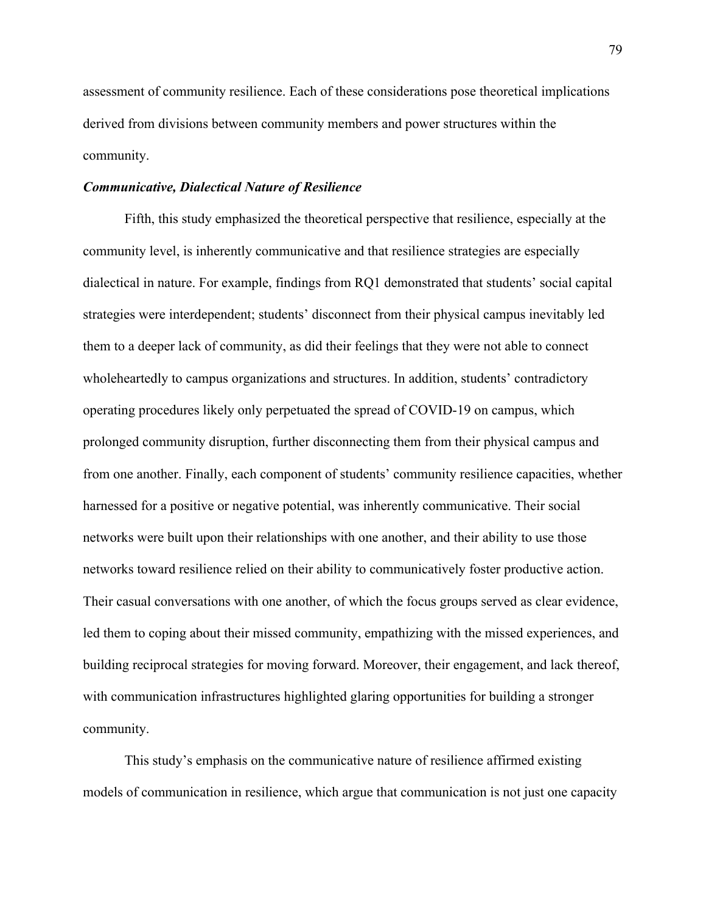assessment of community resilience. Each of these considerations pose theoretical implications derived from divisions between community members and power structures within the community.

### ***Communicative, Dialectical Nature of Resilience***

Fifth, this study emphasized the theoretical perspective that resilience, especially at the community level, is inherently communicative and that resilience strategies are especially dialectical in nature. For example, findings from RQ1 demonstrated that students' social capital strategies were interdependent; students' disconnect from their physical campus inevitably led them to a deeper lack of community, as did their feelings that they were not able to connect wholeheartedly to campus organizations and structures. In addition, students' contradictory operating procedures likely only perpetuated the spread of COVID-19 on campus, which prolonged community disruption, further disconnecting them from their physical campus and from one another. Finally, each component of students' community resilience capacities, whether harnessed for a positive or negative potential, was inherently communicative. Their social networks were built upon their relationships with one another, and their ability to use those networks toward resilience relied on their ability to communicatively foster productive action. Their casual conversations with one another, of which the focus groups served as clear evidence, led them to coping about their missed community, empathizing with the missed experiences, and building reciprocal strategies for moving forward. Moreover, their engagement, and lack thereof, with communication infrastructures highlighted glaring opportunities for building a stronger community.

This study's emphasis on the communicative nature of resilience affirmed existing models of communication in resilience, which argue that communication is not just one capacity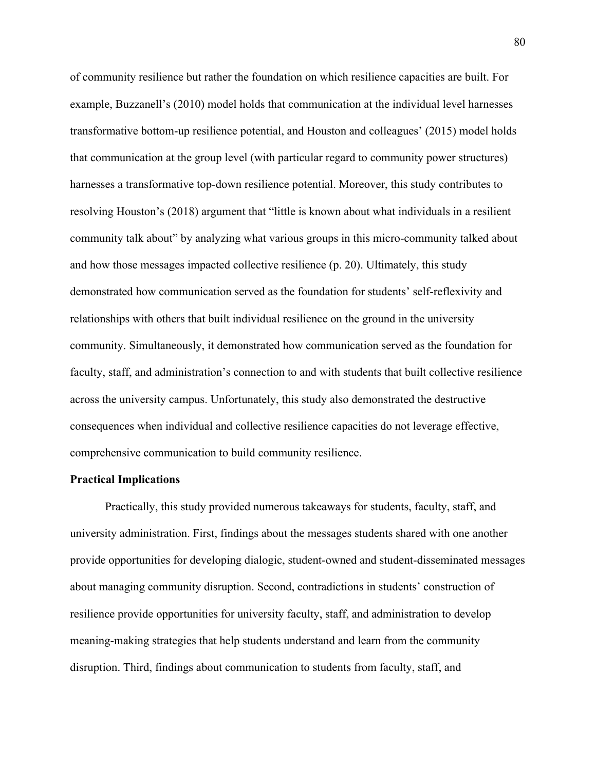of community resilience but rather the foundation on which resilience capacities are built. For example, Buzzanell's (2010) model holds that communication at the individual level harnesses transformative bottom-up resilience potential, and Houston and colleagues' (2015) model holds that communication at the group level (with particular regard to community power structures) harnesses a transformative top-down resilience potential. Moreover, this study contributes to resolving Houston's (2018) argument that "little is known about what individuals in a resilient community talk about" by analyzing what various groups in this micro-community talked about and how those messages impacted collective resilience (p. 20). Ultimately, this study demonstrated how communication served as the foundation for students' self-reflexivity and relationships with others that built individual resilience on the ground in the university community. Simultaneously, it demonstrated how communication served as the foundation for faculty, staff, and administration's connection to and with students that built collective resilience across the university campus. Unfortunately, this study also demonstrated the destructive consequences when individual and collective resilience capacities do not leverage effective, comprehensive communication to build community resilience.

**Practical Implications**

Practically, this study provided numerous takeaways for students, faculty, staff, and university administration. First, findings about the messages students shared with one another provide opportunities for developing dialogic, student-owned and student-disseminated messages about managing community disruption. Second, contradictions in students' construction of resilience provide opportunities for university faculty, staff, and administration to develop meaning-making strategies that help students understand and learn from the community disruption. Third, findings about communication to students from faculty, staff, and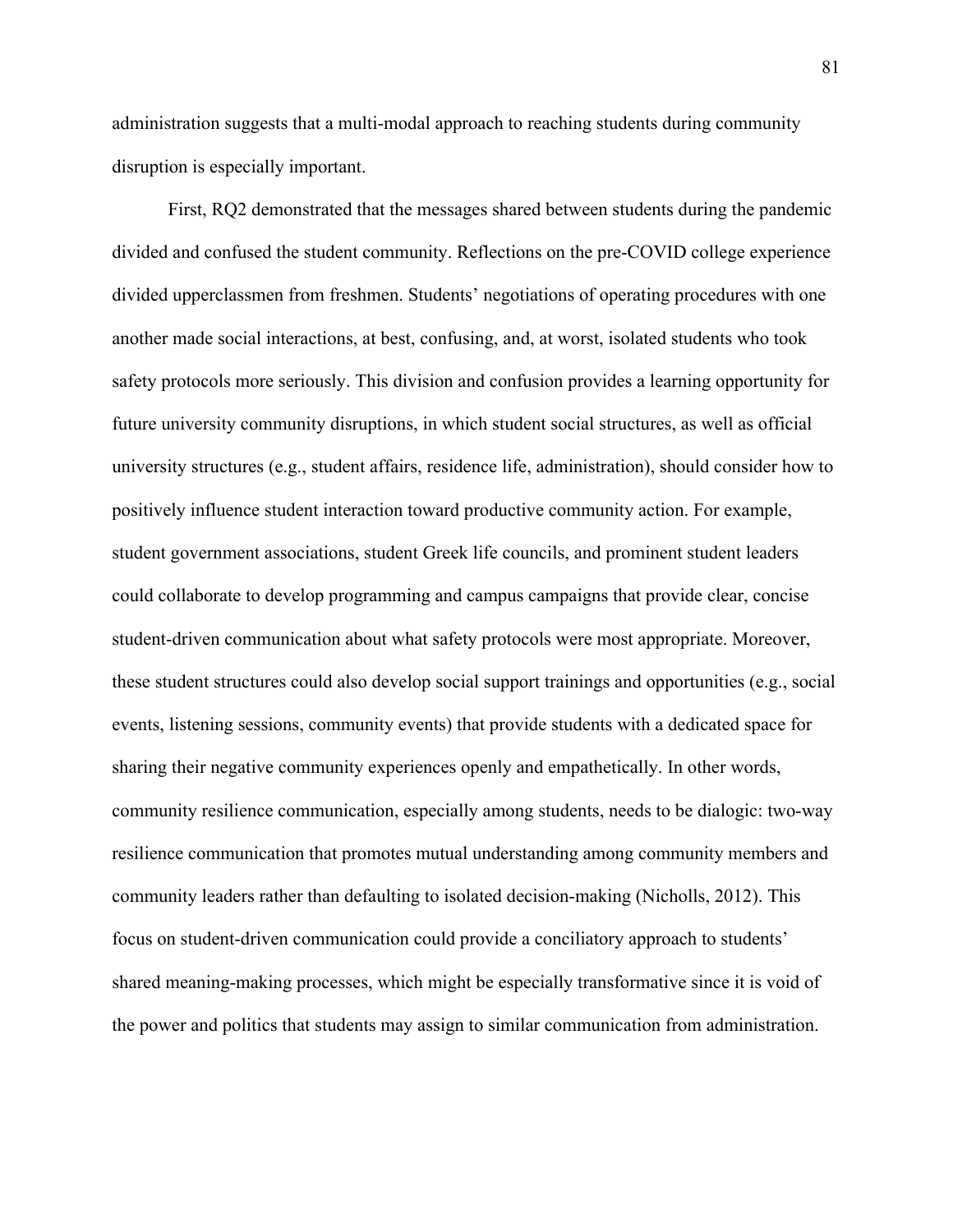administration suggests that a multi-modal approach to reaching students during community disruption is especially important.

First, RQ2 demonstrated that the messages shared between students during the pandemic divided and confused the student community. Reflections on the pre-COVID college experience divided upperclassmen from freshmen. Students' negotiations of operating procedures with one another made social interactions, at best, confusing, and, at worst, isolated students who took safety protocols more seriously. This division and confusion provides a learning opportunity for future university community disruptions, in which student social structures, as well as official university structures (e.g., student affairs, residence life, administration), should consider how to positively influence student interaction toward productive community action. For example, student government associations, student Greek life councils, and prominent student leaders could collaborate to develop programming and campus campaigns that provide clear, concise student-driven communication about what safety protocols were most appropriate. Moreover, these student structures could also develop social support trainings and opportunities (e.g., social events, listening sessions, community events) that provide students with a dedicated space for sharing their negative community experiences openly and empathetically. In other words, community resilience communication, especially among students, needs to be dialogic: two-way resilience communication that promotes mutual understanding among community members and community leaders rather than defaulting to isolated decision-making (Nicholls, 2012). This focus on student-driven communication could provide a conciliatory approach to students' shared meaning-making processes, which might be especially transformative since it is void of the power and politics that students may assign to similar communication from administration.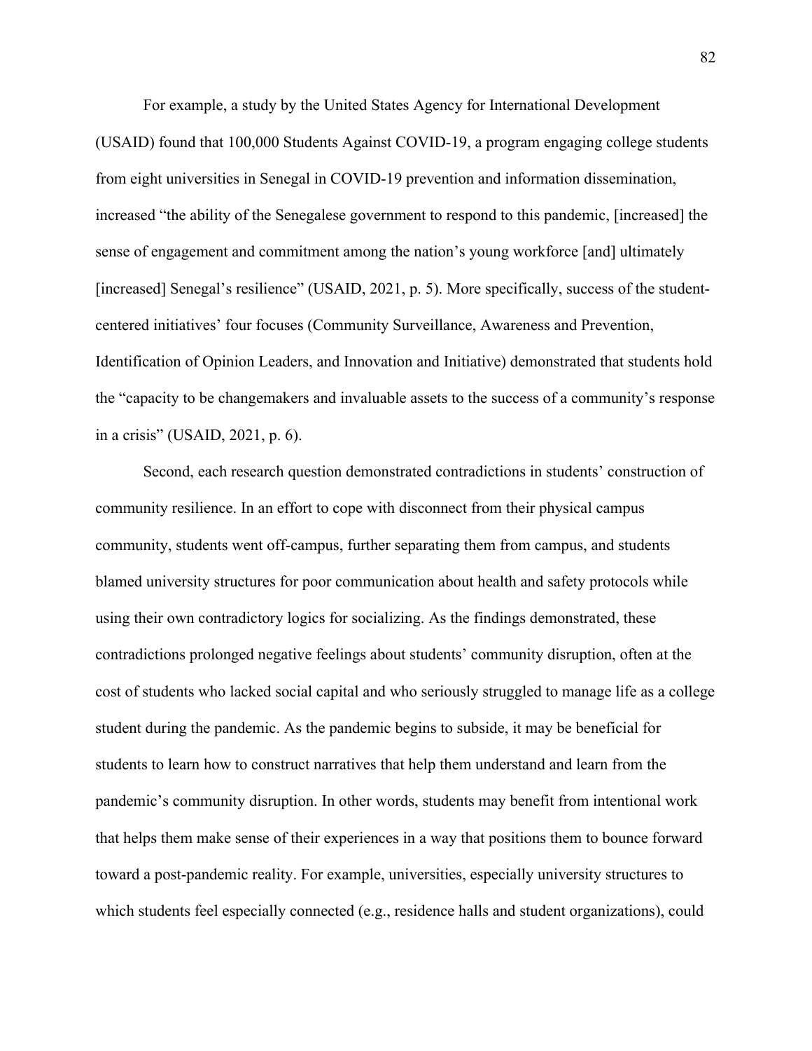For example, a study by the United States Agency for International Development (USAID) found that 100,000 Students Against COVID-19, a program engaging college students from eight universities in Senegal in COVID-19 prevention and information dissemination, increased "the ability of the Senegalese government to respond to this pandemic, [increased] the sense of engagement and commitment among the nation's young workforce [and] ultimately [increased] Senegal's resilience" (USAID, 2021, p. 5). More specifically, success of the student-centered initiatives' four focuses (Community Surveillance, Awareness and Prevention, Identification of Opinion Leaders, and Innovation and Initiative) demonstrated that students hold the "capacity to be changemakers and invaluable assets to the success of a community's response in a crisis" (USAID, 2021, p. 6).

Second, each research question demonstrated contradictions in students' construction of community resilience. In an effort to cope with disconnect from their physical campus community, students went off-campus, further separating them from campus, and students blamed university structures for poor communication about health and safety protocols while using their own contradictory logics for socializing. As the findings demonstrated, these contradictions prolonged negative feelings about students' community disruption, often at the cost of students who lacked social capital and who seriously struggled to manage life as a college student during the pandemic. As the pandemic begins to subside, it may be beneficial for students to learn how to construct narratives that help them understand and learn from the pandemic's community disruption. In other words, students may benefit from intentional work that helps them make sense of their experiences in a way that positions them to bounce forward toward a post-pandemic reality. For example, universities, especially university structures to which students feel especially connected (e.g., residence halls and student organizations), could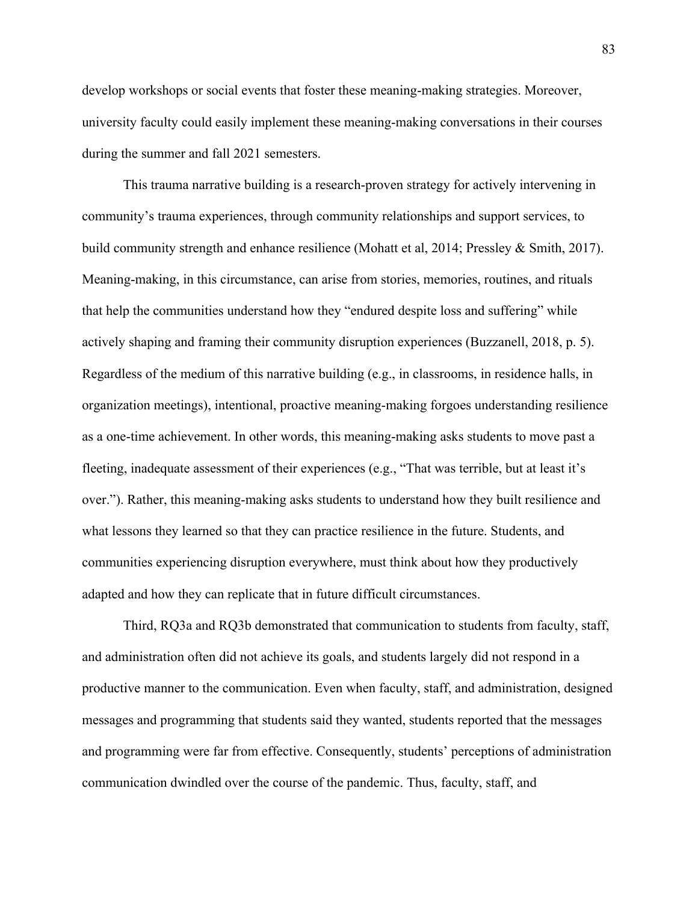develop workshops or social events that foster these meaning-making strategies. Moreover, university faculty could easily implement these meaning-making conversations in their courses during the summer and fall 2021 semesters.

This trauma narrative building is a research-proven strategy for actively intervening in community's trauma experiences, through community relationships and support services, to build community strength and enhance resilience (Mohatt et al, 2014; Pressley & Smith, 2017). Meaning-making, in this circumstance, can arise from stories, memories, routines, and rituals that help the communities understand how they "endured despite loss and suffering" while actively shaping and framing their community disruption experiences (Buzzanell, 2018, p. 5). Regardless of the medium of this narrative building (e.g., in classrooms, in residence halls, in organization meetings), intentional, proactive meaning-making forgoes understanding resilience as a one-time achievement. In other words, this meaning-making asks students to move past a fleeting, inadequate assessment of their experiences (e.g., "That was terrible, but at least it's over."). Rather, this meaning-making asks students to understand how they built resilience and what lessons they learned so that they can practice resilience in the future. Students, and communities experiencing disruption everywhere, must think about how they productively adapted and how they can replicate that in future difficult circumstances.

Third, RQ3a and RQ3b demonstrated that communication to students from faculty, staff, and administration often did not achieve its goals, and students largely did not respond in a productive manner to the communication. Even when faculty, staff, and administration, designed messages and programming that students said they wanted, students reported that the messages and programming were far from effective. Consequently, students' perceptions of administration communication dwindled over the course of the pandemic. Thus, faculty, staff, and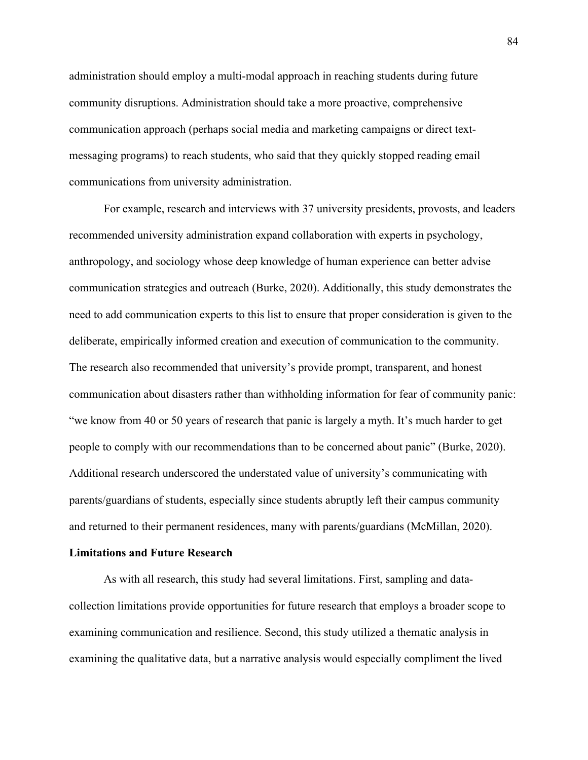administration should employ a multi-modal approach in reaching students during future community disruptions. Administration should take a more proactive, comprehensive communication approach (perhaps social media and marketing campaigns or direct text-messaging programs) to reach students, who said that they quickly stopped reading email communications from university administration.

For example, research and interviews with 37 university presidents, provosts, and leaders recommended university administration expand collaboration with experts in psychology, anthropology, and sociology whose deep knowledge of human experience can better advise communication strategies and outreach (Burke, 2020). Additionally, this study demonstrates the need to add communication experts to this list to ensure that proper consideration is given to the deliberate, empirically informed creation and execution of communication to the community. The research also recommended that university's provide prompt, transparent, and honest communication about disasters rather than withholding information for fear of community panic: "we know from 40 or 50 years of research that panic is largely a myth. It's much harder to get people to comply with our recommendations than to be concerned about panic" (Burke, 2020). Additional research underscored the understated value of university's communicating with parents/guardians of students, especially since students abruptly left their campus community and returned to their permanent residences, many with parents/guardians (McMillan, 2020).

## Limitations and Future Research

As with all research, this study had several limitations. First, sampling and data-collection limitations provide opportunities for future research that employs a broader scope to examining communication and resilience. Second, this study utilized a thematic analysis in examining the qualitative data, but a narrative analysis would especially compliment the lived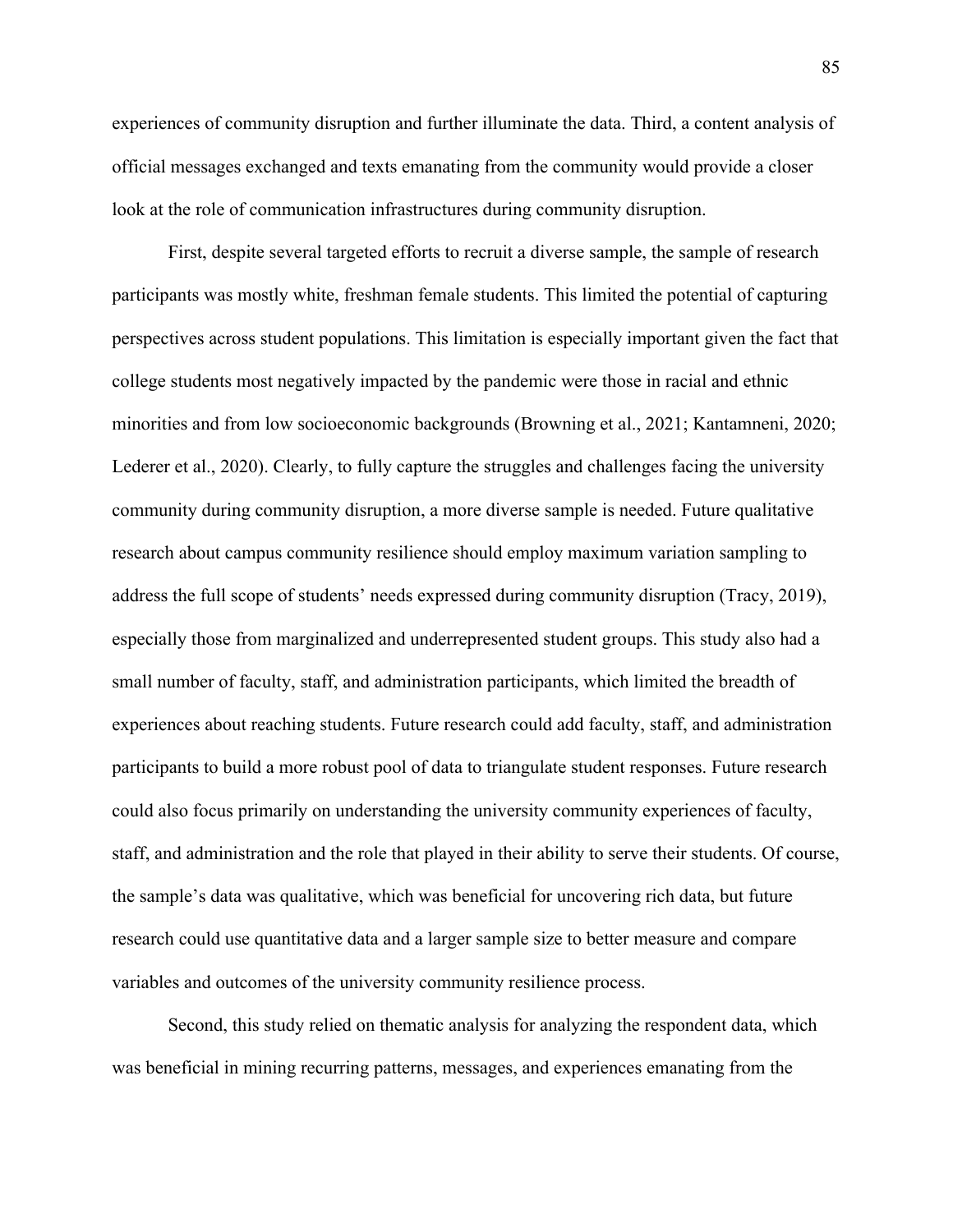experiences of community disruption and further illuminate the data. Third, a content analysis of official messages exchanged and texts emanating from the community would provide a closer look at the role of communication infrastructures during community disruption.

First, despite several targeted efforts to recruit a diverse sample, the sample of research participants was mostly white, freshman female students. This limited the potential of capturing perspectives across student populations. This limitation is especially important given the fact that college students most negatively impacted by the pandemic were those in racial and ethnic minorities and from low socioeconomic backgrounds (Browning et al., 2021; Kantamneni, 2020; Lederer et al., 2020). Clearly, to fully capture the struggles and challenges facing the university community during community disruption, a more diverse sample is needed. Future qualitative research about campus community resilience should employ maximum variation sampling to address the full scope of students' needs expressed during community disruption (Tracy, 2019), especially those from marginalized and underrepresented student groups. This study also had a small number of faculty, staff, and administration participants, which limited the breadth of experiences about reaching students. Future research could add faculty, staff, and administration participants to build a more robust pool of data to triangulate student responses. Future research could also focus primarily on understanding the university community experiences of faculty, staff, and administration and the role that played in their ability to serve their students. Of course, the sample's data was qualitative, which was beneficial for uncovering rich data, but future research could use quantitative data and a larger sample size to better measure and compare variables and outcomes of the university community resilience process.

Second, this study relied on thematic analysis for analyzing the respondent data, which was beneficial in mining recurring patterns, messages, and experiences emanating from the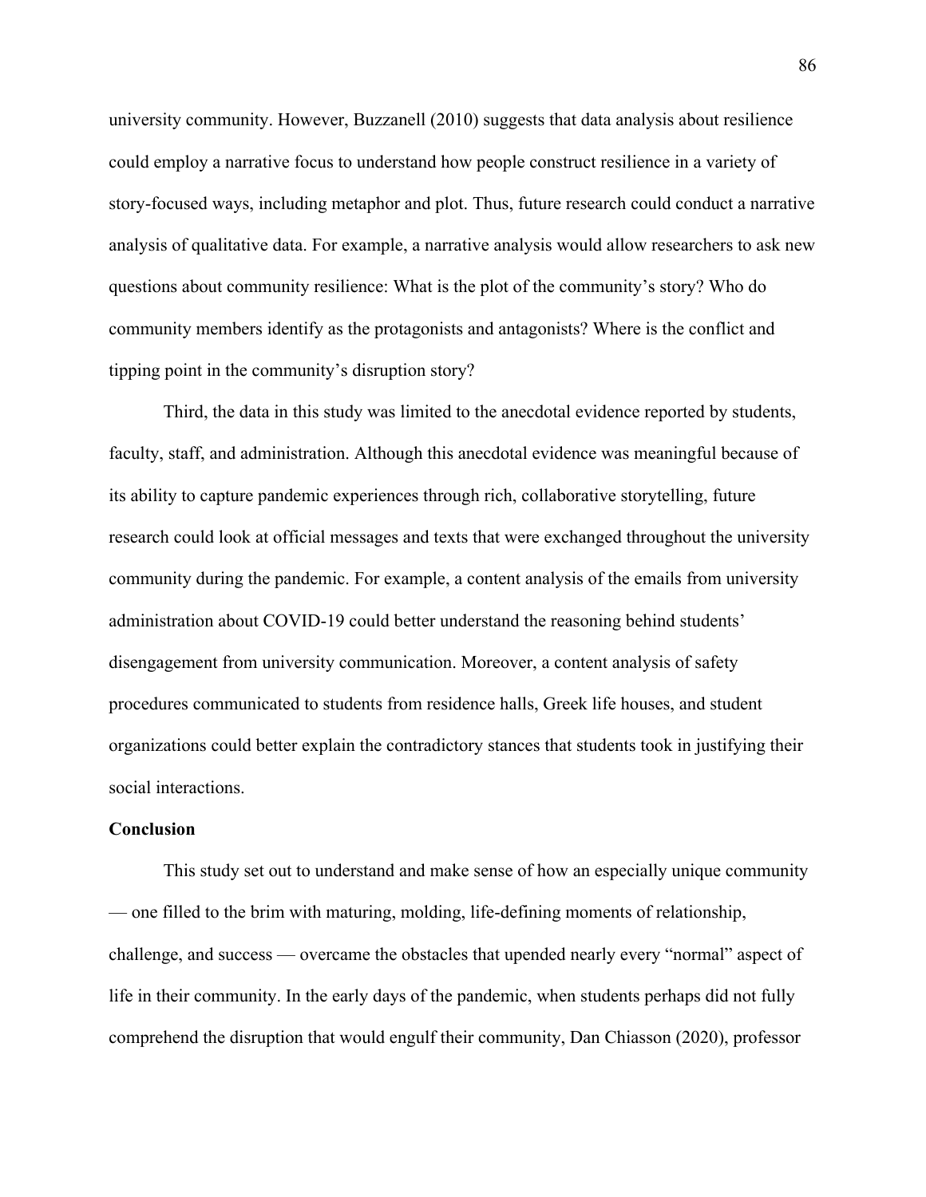university community. However, Buzzanell (2010) suggests that data analysis about resilience could employ a narrative focus to understand how people construct resilience in a variety of story-focused ways, including metaphor and plot. Thus, future research could conduct a narrative analysis of qualitative data. For example, a narrative analysis would allow researchers to ask new questions about community resilience: What is the plot of the community's story? Who do community members identify as the protagonists and antagonists? Where is the conflict and tipping point in the community's disruption story?

Third, the data in this study was limited to the anecdotal evidence reported by students, faculty, staff, and administration. Although this anecdotal evidence was meaningful because of its ability to capture pandemic experiences through rich, collaborative storytelling, future research could look at official messages and texts that were exchanged throughout the university community during the pandemic. For example, a content analysis of the emails from university administration about COVID-19 could better understand the reasoning behind students' disengagement from university communication. Moreover, a content analysis of safety procedures communicated to students from residence halls, Greek life houses, and student organizations could better explain the contradictory stances that students took in justifying their social interactions.

**Conclusion**

This study set out to understand and make sense of how an especially unique community — one filled to the brim with maturing, molding, life-defining moments of relationship, challenge, and success — overcame the obstacles that upended nearly every "normal" aspect of life in their community. In the early days of the pandemic, when students perhaps did not fully comprehend the disruption that would engulf their community, Dan Chiasson (2020), professor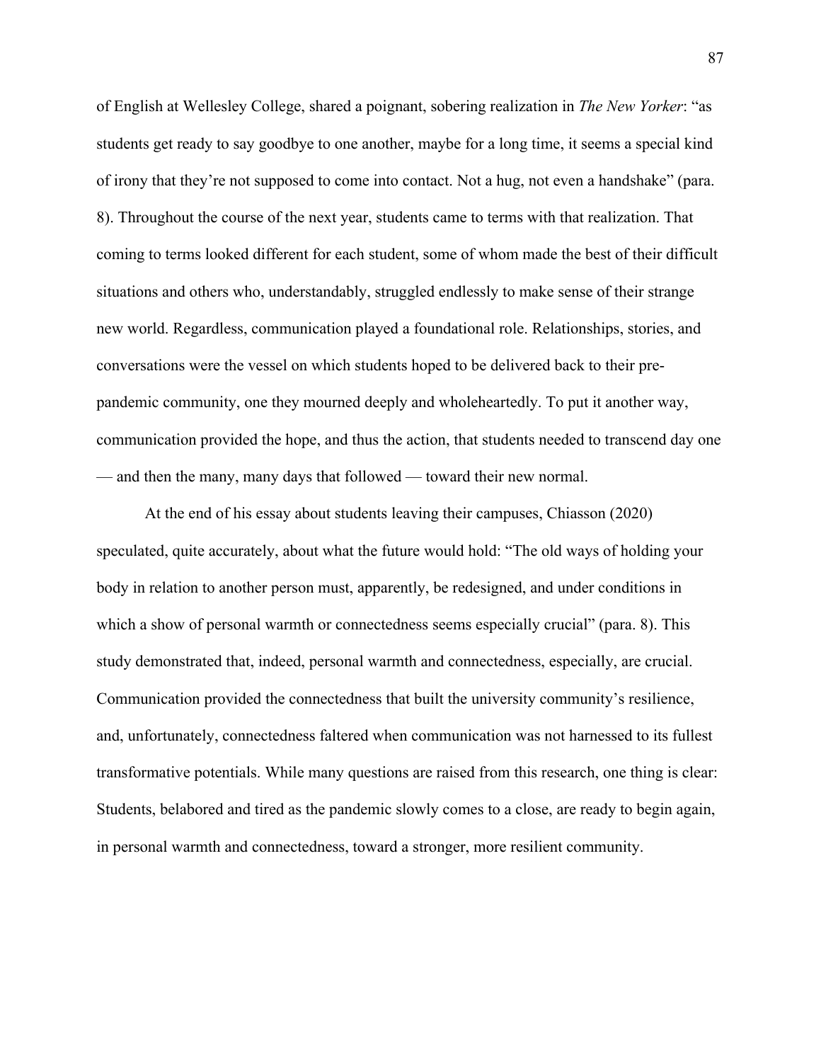of English at Wellesley College, shared a poignant, sobering realization in *The New Yorker*: "as students get ready to say goodbye to one another, maybe for a long time, it seems a special kind of irony that they're not supposed to come into contact. Not a hug, not even a handshake" (para. 8). Throughout the course of the next year, students came to terms with that realization. That coming to terms looked different for each student, some of whom made the best of their difficult situations and others who, understandably, struggled endlessly to make sense of their strange new world. Regardless, communication played a foundational role. Relationships, stories, and conversations were the vessel on which students hoped to be delivered back to their pre-pandemic community, one they mourned deeply and wholeheartedly. To put it another way, communication provided the hope, and thus the action, that students needed to transcend day one — and then the many, many days that followed — toward their new normal.

At the end of his essay about students leaving their campuses, Chiasson (2020) speculated, quite accurately, about what the future would hold: "The old ways of holding your body in relation to another person must, apparently, be redesigned, and under conditions in which a show of personal warmth or connectedness seems especially crucial" (para. 8). This study demonstrated that, indeed, personal warmth and connectedness, especially, are crucial. Communication provided the connectedness that built the university community's resilience, and, unfortunately, connectedness faltered when communication was not harnessed to its fullest transformative potentials. While many questions are raised from this research, one thing is clear: Students, belabored and tired as the pandemic slowly comes to a close, are ready to begin again, in personal warmth and connectedness, toward a stronger, more resilient community.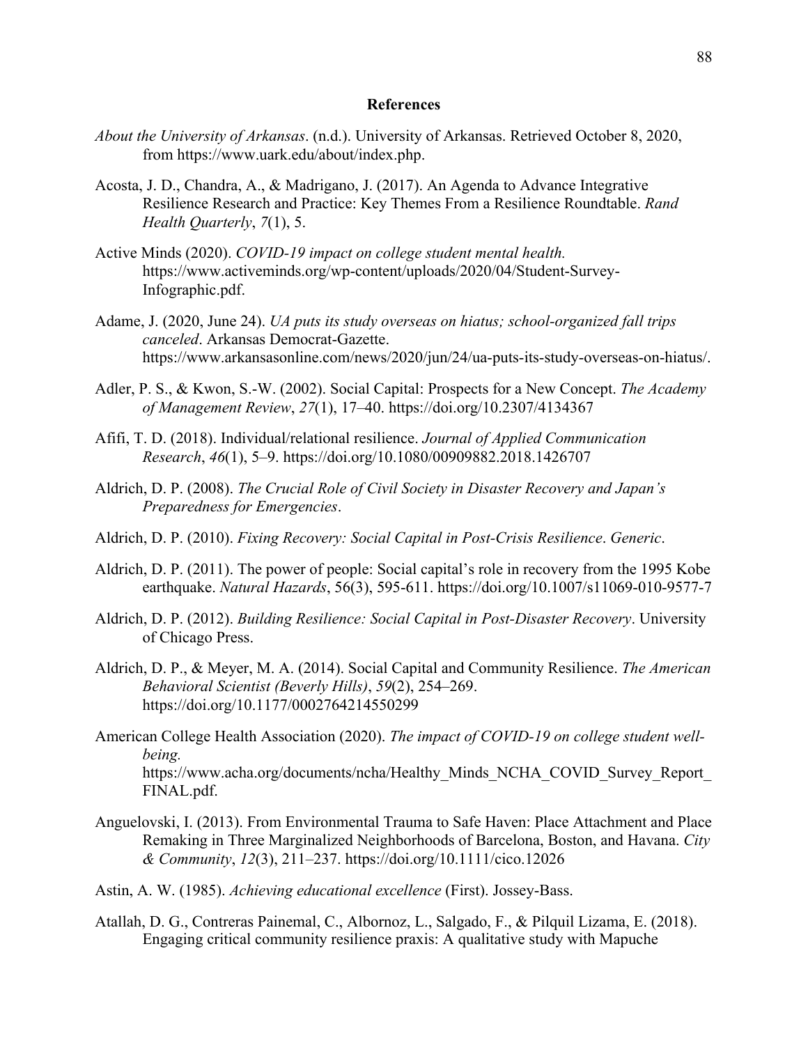## References

*About the University of Arkansas*. (n.d.). University of Arkansas. Retrieved October 8, 2020, from https://www.uark.edu/about/index.php.

Acosta, J. D., Chandra, A., & Madrigano, J. (2017). An Agenda to Advance Integrative Resilience Research and Practice: Key Themes From a Resilience Roundtable. *Rand Health Quarterly*, *7*(1), 5.

Active Minds (2020). *COVID-19 impact on college student mental health.* https://www.activeminds.org/wp-content/uploads/2020/04/Student-Survey-Infographic.pdf.

Adame, J. (2020, June 24). *UA puts its study overseas on hiatus; school-organized fall trips canceled*. Arkansas Democrat-Gazette. https://www.arkansasonline.com/news/2020/jun/24/ua-puts-its-study-overseas-on-hiatus/.

Adler, P. S., & Kwon, S.-W. (2002). Social Capital: Prospects for a New Concept. *The Academy of Management Review*, *27*(1), 17–40. https://doi.org/10.2307/4134367

Afifi, T. D. (2018). Individual/relational resilience. *Journal of Applied Communication Research*, *46*(1), 5–9. https://doi.org/10.1080/00909882.2018.1426707

Aldrich, D. P. (2008). *The Crucial Role of Civil Society in Disaster Recovery and Japan's Preparedness for Emergencies*.

Aldrich, D. P. (2010). *Fixing Recovery: Social Capital in Post-Crisis Resilience*. *Generic*.

Aldrich, D. P. (2011). The power of people: Social capital's role in recovery from the 1995 Kobe earthquake. *Natural Hazards*, 56(3), 595-611. https://doi.org/10.1007/s11069-010-9577-7

Aldrich, D. P. (2012). *Building Resilience: Social Capital in Post-Disaster Recovery*. University of Chicago Press.

Aldrich, D. P., & Meyer, M. A. (2014). Social Capital and Community Resilience. *The American Behavioral Scientist (Beverly Hills)*, *59*(2), 254–269. https://doi.org/10.1177/0002764214550299

American College Health Association (2020). *The impact of COVID-19 on college student well-being.* https://www.acha.org/documents/ncha/Healthy_Minds_NCHA_COVID_Survey_Report_FINAL.pdf.

Anguelovski, I. (2013). From Environmental Trauma to Safe Haven: Place Attachment and Place Remaking in Three Marginalized Neighborhoods of Barcelona, Boston, and Havana. *City & Community*, *12*(3), 211–237. https://doi.org/10.1111/cico.12026

Astin, A. W. (1985). *Achieving educational excellence* (First). Jossey-Bass.

Atallah, D. G., Contreras Painemal, C., Albornoz, L., Salgado, F., & Pilquil Lizama, E. (2018). Engaging critical community resilience praxis: A qualitative study with Mapuche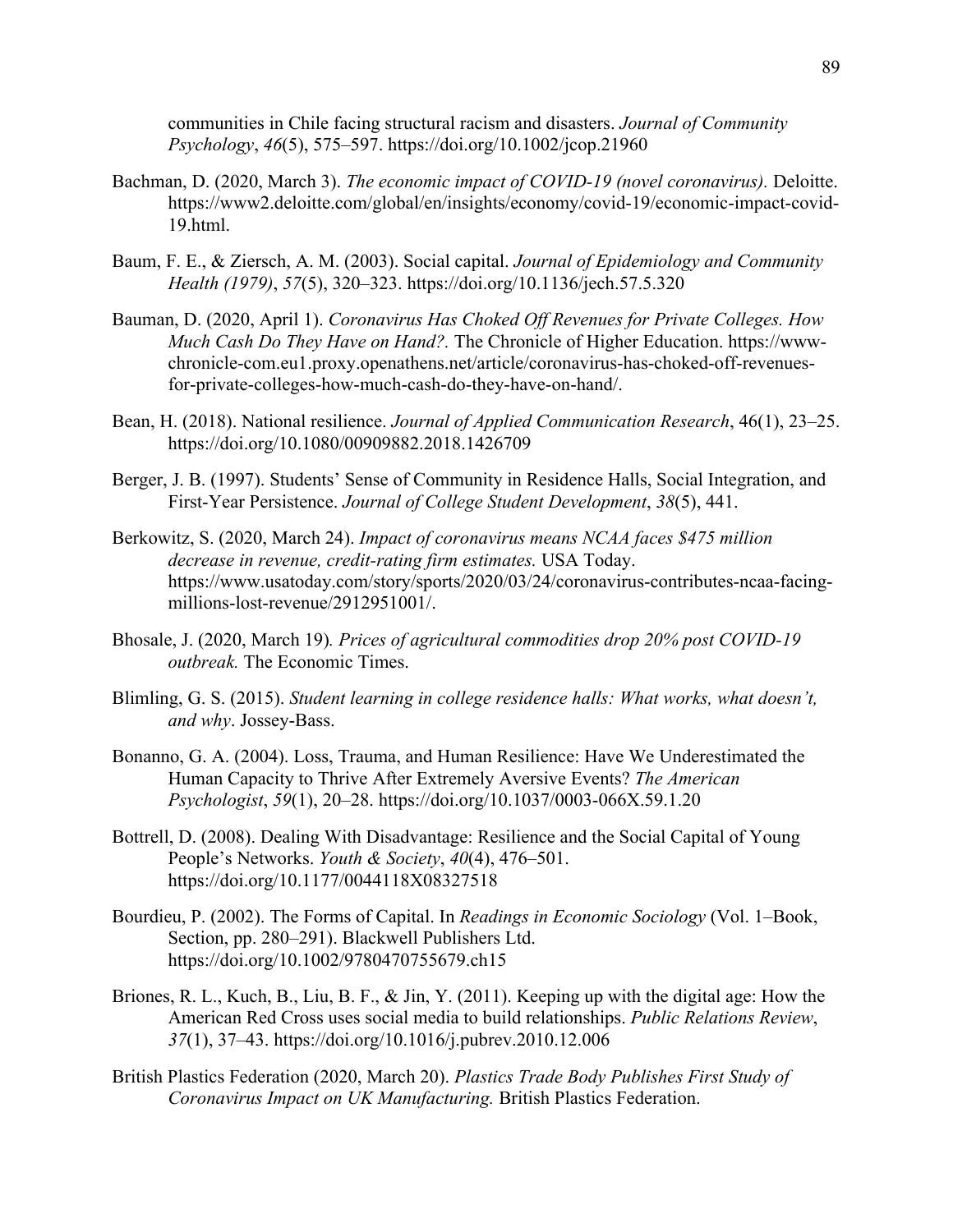communities in Chile facing structural racism and disasters. *Journal of Community Psychology*, *46*(5), 575–597. https://doi.org/10.1002/jcop.21960

Bachman, D. (2020, March 3). *The economic impact of COVID-19 (novel coronavirus).* Deloitte. https://www2.deloitte.com/global/en/insights/economy/covid-19/economic-impact-covid-19.html.

Baum, F. E., & Ziersch, A. M. (2003). Social capital. *Journal of Epidemiology and Community Health (1979)*, *57*(5), 320–323. https://doi.org/10.1136/jech.57.5.320

Bauman, D. (2020, April 1). *Coronavirus Has Choked Off Revenues for Private Colleges. How Much Cash Do They Have on Hand?.* The Chronicle of Higher Education. https://www-chronicle-com.eu1.proxy.openathens.net/article/coronavirus-has-choked-off-revenues-for-private-colleges-how-much-cash-do-they-have-on-hand/.

Bean, H. (2018). National resilience. *Journal of Applied Communication Research*, 46(1), 23–25. https://doi.org/10.1080/00909882.2018.1426709

Berger, J. B. (1997). Students' Sense of Community in Residence Halls, Social Integration, and First-Year Persistence. *Journal of College Student Development*, *38*(5), 441.

Berkowitz, S. (2020, March 24). *Impact of coronavirus means NCAA faces $475 million decrease in revenue, credit-rating firm estimates.* USA Today. https://www.usatoday.com/story/sports/2020/03/24/coronavirus-contributes-ncaa-facing-millions-lost-revenue/2912951001/.

Bhosale, J. (2020, March 19)*. Prices of agricultural commodities drop 20% post COVID-19 outbreak.* The Economic Times.

Blimling, G. S. (2015). *Student learning in college residence halls: What works, what doesn't, and why*. Jossey-Bass.

Bonanno, G. A. (2004). Loss, Trauma, and Human Resilience: Have We Underestimated the Human Capacity to Thrive After Extremely Aversive Events? *The American Psychologist*, *59*(1), 20–28. https://doi.org/10.1037/0003-066X.59.1.20

Bottrell, D. (2008). Dealing With Disadvantage: Resilience and the Social Capital of Young People's Networks. *Youth & Society*, *40*(4), 476–501. https://doi.org/10.1177/0044118X08327518

Bourdieu, P. (2002). The Forms of Capital. In *Readings in Economic Sociology* (Vol. 1–Book, Section, pp. 280–291). Blackwell Publishers Ltd. https://doi.org/10.1002/9780470755679.ch15

Briones, R. L., Kuch, B., Liu, B. F., & Jin, Y. (2011). Keeping up with the digital age: How the American Red Cross uses social media to build relationships. *Public Relations Review*, *37*(1), 37–43. https://doi.org/10.1016/j.pubrev.2010.12.006

British Plastics Federation (2020, March 20). *Plastics Trade Body Publishes First Study of Coronavirus Impact on UK Manufacturing.* British Plastics Federation.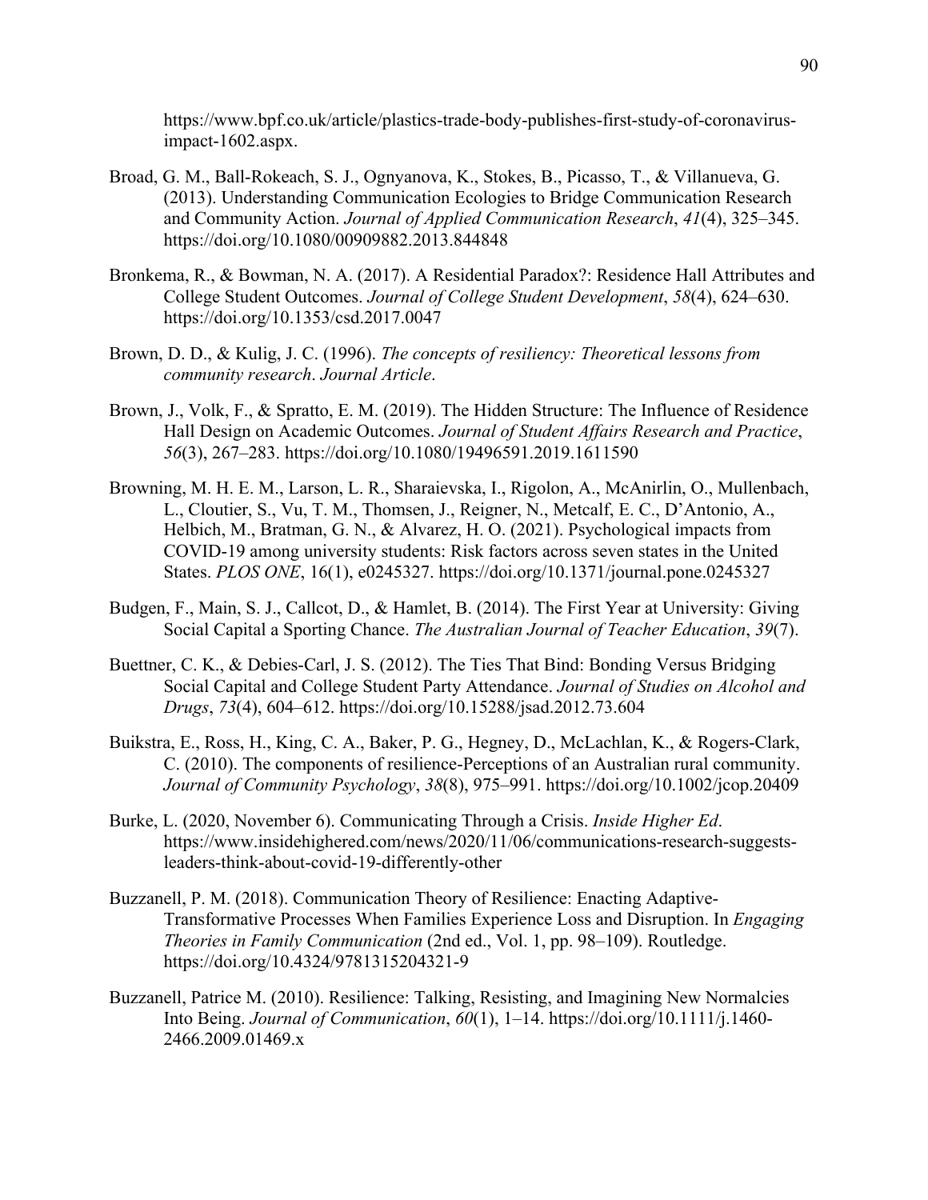https://www.bpf.co.uk/article/plastics-trade-body-publishes-first-study-of-coronavirus-impact-1602.aspx.

Broad, G. M., Ball-Rokeach, S. J., Ognyanova, K., Stokes, B., Picasso, T., & Villanueva, G. (2013). Understanding Communication Ecologies to Bridge Communication Research and Community Action. *Journal of Applied Communication Research*, *41*(4), 325–345. https://doi.org/10.1080/00909882.2013.844848

Bronkema, R., & Bowman, N. A. (2017). A Residential Paradox?: Residence Hall Attributes and College Student Outcomes. *Journal of College Student Development*, *58*(4), 624–630. https://doi.org/10.1353/csd.2017.0047

Brown, D. D., & Kulig, J. C. (1996). *The concepts of resiliency: Theoretical lessons from community research*. *Journal Article*.

Brown, J., Volk, F., & Spratto, E. M. (2019). The Hidden Structure: The Influence of Residence Hall Design on Academic Outcomes. *Journal of Student Affairs Research and Practice*, *56*(3), 267–283. https://doi.org/10.1080/19496591.2019.1611590

Browning, M. H. E. M., Larson, L. R., Sharaievska, I., Rigolon, A., McAnirlin, O., Mullenbach, L., Cloutier, S., Vu, T. M., Thomsen, J., Reigner, N., Metcalf, E. C., D'Antonio, A., Helbich, M., Bratman, G. N., & Alvarez, H. O. (2021). Psychological impacts from COVID-19 among university students: Risk factors across seven states in the United States. *PLOS ONE*, 16(1), e0245327. https://doi.org/10.1371/journal.pone.0245327

Budgen, F., Main, S. J., Callcot, D., & Hamlet, B. (2014). The First Year at University: Giving Social Capital a Sporting Chance. *The Australian Journal of Teacher Education*, *39*(7).

Buettner, C. K., & Debies-Carl, J. S. (2012). The Ties That Bind: Bonding Versus Bridging Social Capital and College Student Party Attendance. *Journal of Studies on Alcohol and Drugs*, *73*(4), 604–612. https://doi.org/10.15288/jsad.2012.73.604

Buikstra, E., Ross, H., King, C. A., Baker, P. G., Hegney, D., McLachlan, K., & Rogers-Clark, C. (2010). The components of resilience-Perceptions of an Australian rural community. *Journal of Community Psychology*, *38*(8), 975–991. https://doi.org/10.1002/jcop.20409

Burke, L. (2020, November 6). Communicating Through a Crisis. *Inside Higher Ed*. https://www.insidehighered.com/news/2020/11/06/communications-research-suggests-leaders-think-about-covid-19-differently-other

Buzzanell, P. M. (2018). Communication Theory of Resilience: Enacting Adaptive-Transformative Processes When Families Experience Loss and Disruption. In *Engaging Theories in Family Communication* (2nd ed., Vol. 1, pp. 98–109). Routledge. https://doi.org/10.4324/9781315204321-9

Buzzanell, Patrice M. (2010). Resilience: Talking, Resisting, and Imagining New Normalcies Into Being. *Journal of Communication*, *60*(1), 1–14. https://doi.org/10.1111/j.1460-2466.2009.01469.x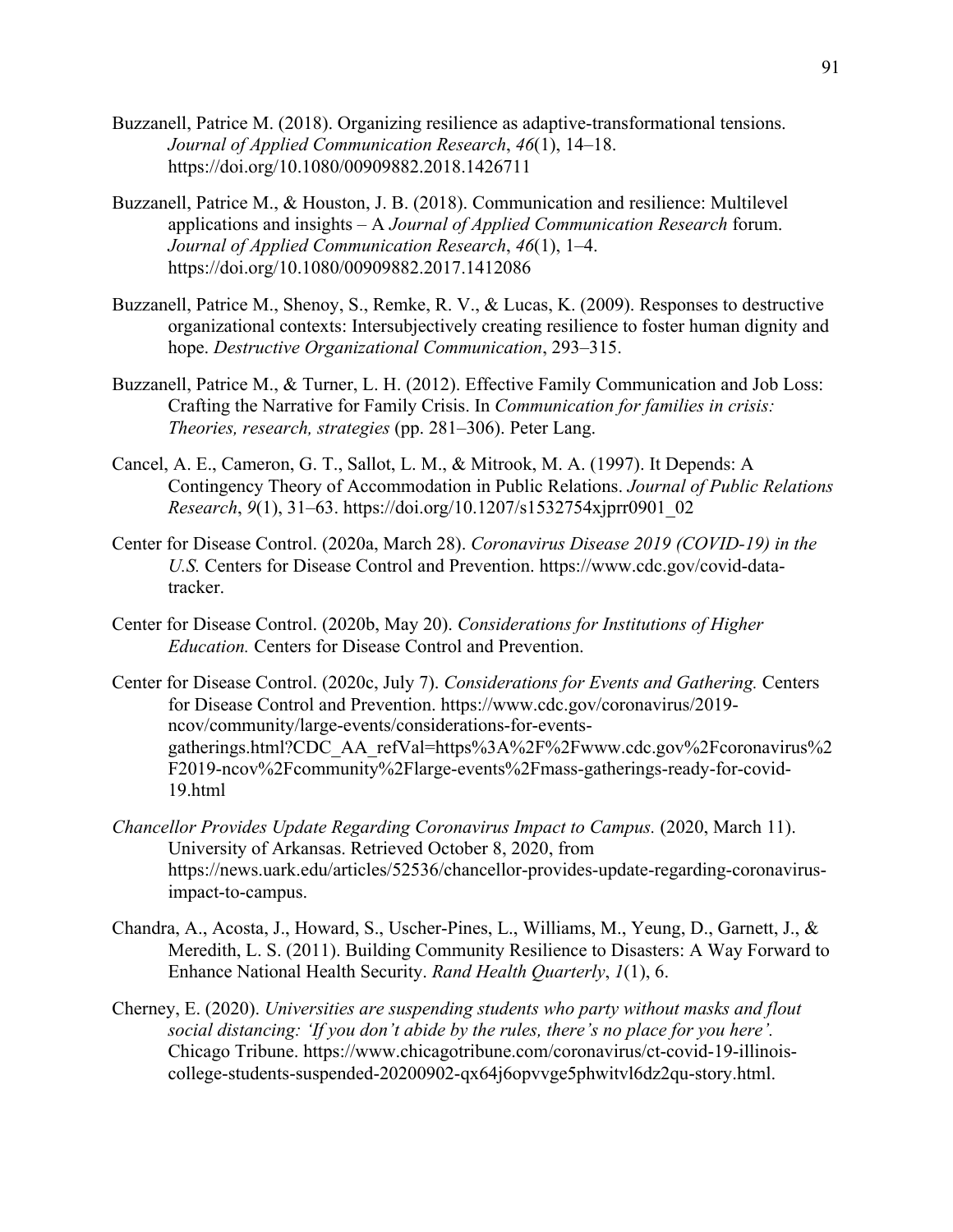Buzzanell, Patrice M. (2018). Organizing resilience as adaptive-transformational tensions. *Journal of Applied Communication Research*, *46*(1), 14–18. https://doi.org/10.1080/00909882.2018.1426711

Buzzanell, Patrice M., & Houston, J. B. (2018). Communication and resilience: Multilevel applications and insights – A *Journal of Applied Communication Research* forum. *Journal of Applied Communication Research*, *46*(1), 1–4. https://doi.org/10.1080/00909882.2017.1412086

Buzzanell, Patrice M., Shenoy, S., Remke, R. V., & Lucas, K. (2009). Responses to destructive organizational contexts: Intersubjectively creating resilience to foster human dignity and hope. *Destructive Organizational Communication*, 293–315.

Buzzanell, Patrice M., & Turner, L. H. (2012). Effective Family Communication and Job Loss: Crafting the Narrative for Family Crisis. In *Communication for families in crisis: Theories, research, strategies* (pp. 281–306). Peter Lang.

Cancel, A. E., Cameron, G. T., Sallot, L. M., & Mitrook, M. A. (1997). It Depends: A Contingency Theory of Accommodation in Public Relations. *Journal of Public Relations Research*, *9*(1), 31–63. https://doi.org/10.1207/s1532754xjprr0901_02

Center for Disease Control. (2020a, March 28). *Coronavirus Disease 2019 (COVID-19) in the U.S.* Centers for Disease Control and Prevention. https://www.cdc.gov/covid-data-tracker.

Center for Disease Control. (2020b, May 20). *Considerations for Institutions of Higher Education.* Centers for Disease Control and Prevention.

Center for Disease Control. (2020c, July 7). *Considerations for Events and Gathering.* Centers for Disease Control and Prevention. https://www.cdc.gov/coronavirus/2019-ncov/community/large-events/considerations-for-events-gatherings.html?CDC_AA_refVal=https%3A%2F%2Fwww.cdc.gov%2Fcoronavirus%2F2019-ncov%2Fcommunity%2Flarge-events%2Fmass-gatherings-ready-for-covid-19.html

*Chancellor Provides Update Regarding Coronavirus Impact to Campus.* (2020, March 11). University of Arkansas. Retrieved October 8, 2020, from https://news.uark.edu/articles/52536/chancellor-provides-update-regarding-coronavirus-impact-to-campus.

Chandra, A., Acosta, J., Howard, S., Uscher-Pines, L., Williams, M., Yeung, D., Garnett, J., & Meredith, L. S. (2011). Building Community Resilience to Disasters: A Way Forward to Enhance National Health Security. *Rand Health Quarterly*, *1*(1), 6.

Cherney, E. (2020). *Universities are suspending students who party without masks and flout social distancing: 'If you don't abide by the rules, there's no place for you here'.* Chicago Tribune. https://www.chicagotribune.com/coronavirus/ct-covid-19-illinois-college-students-suspended-20200902-qx64j6opvvge5phwitvl6dz2qu-story.html.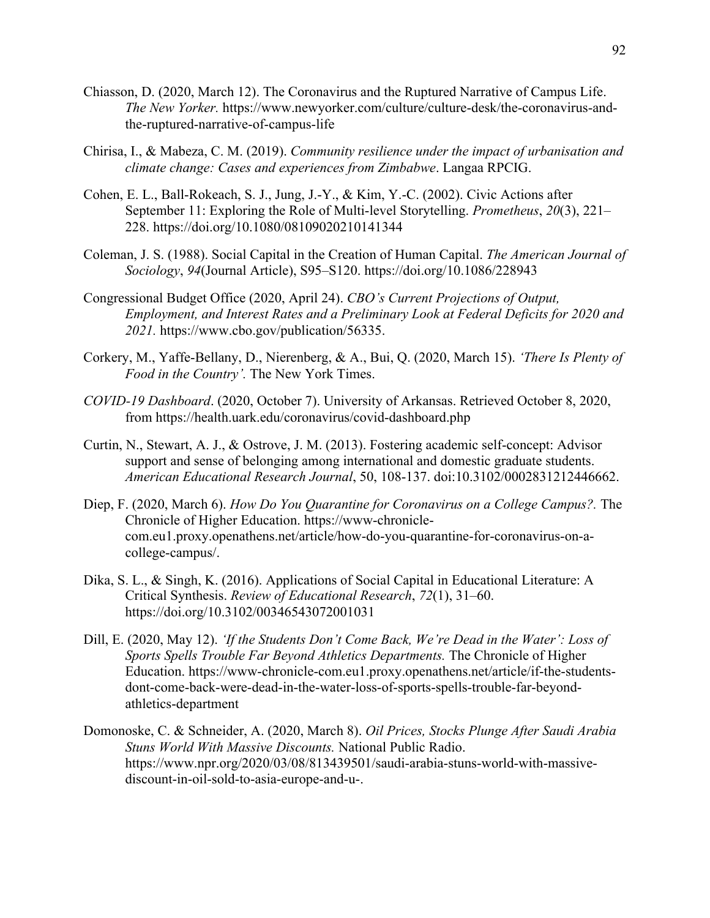Chiasson, D. (2020, March 12). The Coronavirus and the Ruptured Narrative of Campus Life. *The New Yorker.* https://www.newyorker.com/culture/culture-desk/the-coronavirus-and-the-ruptured-narrative-of-campus-life

Chirisa, I., & Mabeza, C. M. (2019). *Community resilience under the impact of urbanisation and climate change: Cases and experiences from Zimbabwe*. Langaa RPCIG.

Cohen, E. L., Ball-Rokeach, S. J., Jung, J.-Y., & Kim, Y.-C. (2002). Civic Actions after September 11: Exploring the Role of Multi-level Storytelling. *Prometheus*, *20*(3), 221–228. https://doi.org/10.1080/08109020210141344

Coleman, J. S. (1988). Social Capital in the Creation of Human Capital. *The American Journal of Sociology*, *94*(Journal Article), S95–S120. https://doi.org/10.1086/228943

Congressional Budget Office (2020, April 24). *CBO's Current Projections of Output, Employment, and Interest Rates and a Preliminary Look at Federal Deficits for 2020 and 2021.* https://www.cbo.gov/publication/56335.

Corkery, M., Yaffe-Bellany, D., Nierenberg, & A., Bui, Q. (2020, March 15). *'There Is Plenty of Food in the Country'.* The New York Times.

*COVID-19 Dashboard*. (2020, October 7). University of Arkansas. Retrieved October 8, 2020, from https://health.uark.edu/coronavirus/covid-dashboard.php

Curtin, N., Stewart, A. J., & Ostrove, J. M. (2013). Fostering academic self-concept: Advisor support and sense of belonging among international and domestic graduate students. *American Educational Research Journal*, 50, 108-137. doi:10.3102/0002831212446662.

Diep, F. (2020, March 6). *How Do You Quarantine for Coronavirus on a College Campus?.* The Chronicle of Higher Education. https://www-chronicle-com.eu1.proxy.openathens.net/article/how-do-you-quarantine-for-coronavirus-on-a-college-campus/.

Dika, S. L., & Singh, K. (2016). Applications of Social Capital in Educational Literature: A Critical Synthesis. *Review of Educational Research*, *72*(1), 31–60. https://doi.org/10.3102/00346543072001031

Dill, E. (2020, May 12). *'If the Students Don't Come Back, We're Dead in the Water': Loss of Sports Spells Trouble Far Beyond Athletics Departments.* The Chronicle of Higher Education. https://www-chronicle-com.eu1.proxy.openathens.net/article/if-the-students-dont-come-back-were-dead-in-the-water-loss-of-sports-spells-trouble-far-beyond-athletics-department

Domonoske, C. & Schneider, A. (2020, March 8). *Oil Prices, Stocks Plunge After Saudi Arabia Stuns World With Massive Discounts.* National Public Radio. https://www.npr.org/2020/03/08/813439501/saudi-arabia-stuns-world-with-massive-discount-in-oil-sold-to-asia-europe-and-u-.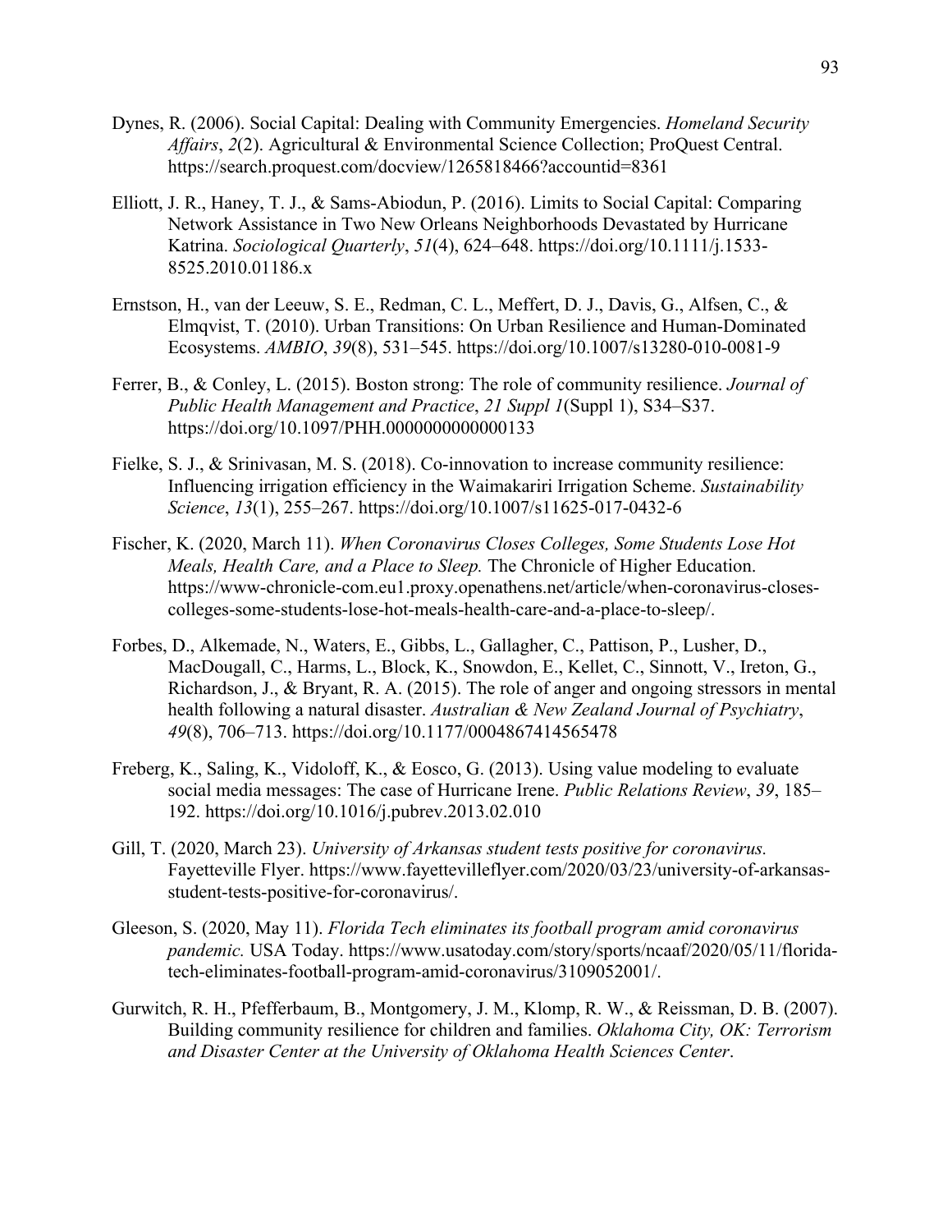Dynes, R. (2006). Social Capital: Dealing with Community Emergencies. *Homeland Security Affairs*, *2*(2). Agricultural & Environmental Science Collection; ProQuest Central. https://search.proquest.com/docview/1265818466?accountid=8361

Elliott, J. R., Haney, T. J., & Sams-Abiodun, P. (2016). Limits to Social Capital: Comparing Network Assistance in Two New Orleans Neighborhoods Devastated by Hurricane Katrina. *Sociological Quarterly*, *51*(4), 624–648. https://doi.org/10.1111/j.1533-8525.2010.01186.x

Ernstson, H., van der Leeuw, S. E., Redman, C. L., Meffert, D. J., Davis, G., Alfsen, C., & Elmqvist, T. (2010). Urban Transitions: On Urban Resilience and Human-Dominated Ecosystems. *AMBIO*, *39*(8), 531–545. https://doi.org/10.1007/s13280-010-0081-9

Ferrer, B., & Conley, L. (2015). Boston strong: The role of community resilience. *Journal of Public Health Management and Practice*, *21 Suppl 1*(Suppl 1), S34–S37. https://doi.org/10.1097/PHH.0000000000000133

Fielke, S. J., & Srinivasan, M. S. (2018). Co-innovation to increase community resilience: Influencing irrigation efficiency in the Waimakariri Irrigation Scheme. *Sustainability Science*, *13*(1), 255–267. https://doi.org/10.1007/s11625-017-0432-6

Fischer, K. (2020, March 11). *When Coronavirus Closes Colleges, Some Students Lose Hot Meals, Health Care, and a Place to Sleep.* The Chronicle of Higher Education. https://www-chronicle-com.eu1.proxy.openathens.net/article/when-coronavirus-closes-colleges-some-students-lose-hot-meals-health-care-and-a-place-to-sleep/.

Forbes, D., Alkemade, N., Waters, E., Gibbs, L., Gallagher, C., Pattison, P., Lusher, D., MacDougall, C., Harms, L., Block, K., Snowdon, E., Kellet, C., Sinnott, V., Ireton, G., Richardson, J., & Bryant, R. A. (2015). The role of anger and ongoing stressors in mental health following a natural disaster. *Australian & New Zealand Journal of Psychiatry*, *49*(8), 706–713. https://doi.org/10.1177/0004867414565478

Freberg, K., Saling, K., Vidoloff, K., & Eosco, G. (2013). Using value modeling to evaluate social media messages: The case of Hurricane Irene. *Public Relations Review*, *39*, 185–192. https://doi.org/10.1016/j.pubrev.2013.02.010

Gill, T. (2020, March 23). *University of Arkansas student tests positive for coronavirus.* Fayetteville Flyer. https://www.fayettevilleflyer.com/2020/03/23/university-of-arkansas-student-tests-positive-for-coronavirus/.

Gleeson, S. (2020, May 11). *Florida Tech eliminates its football program amid coronavirus pandemic.* USA Today. https://www.usatoday.com/story/sports/ncaaf/2020/05/11/florida-tech-eliminates-football-program-amid-coronavirus/3109052001/.

Gurwitch, R. H., Pfefferbaum, B., Montgomery, J. M., Klomp, R. W., & Reissman, D. B. (2007). Building community resilience for children and families. *Oklahoma City, OK: Terrorism and Disaster Center at the University of Oklahoma Health Sciences Center*.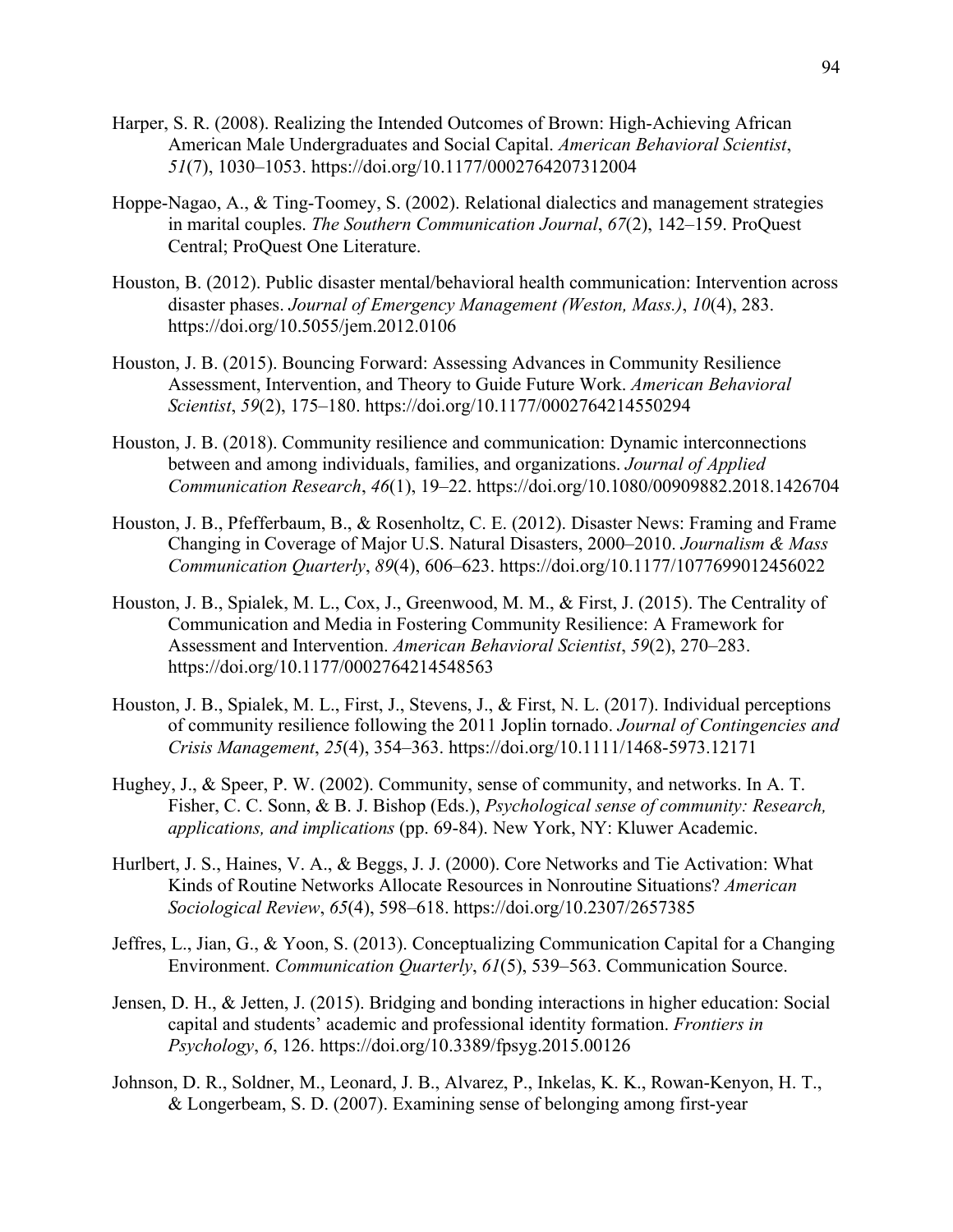Harper, S. R. (2008). Realizing the Intended Outcomes of Brown: High-Achieving African American Male Undergraduates and Social Capital. *American Behavioral Scientist*, *51*(7), 1030–1053. https://doi.org/10.1177/0002764207312004

Hoppe-Nagao, A., & Ting-Toomey, S. (2002). Relational dialectics and management strategies in marital couples. *The Southern Communication Journal*, *67*(2), 142–159. ProQuest Central; ProQuest One Literature.

Houston, B. (2012). Public disaster mental/behavioral health communication: Intervention across disaster phases. *Journal of Emergency Management (Weston, Mass.)*, *10*(4), 283. https://doi.org/10.5055/jem.2012.0106

Houston, J. B. (2015). Bouncing Forward: Assessing Advances in Community Resilience Assessment, Intervention, and Theory to Guide Future Work. *American Behavioral Scientist*, *59*(2), 175–180. https://doi.org/10.1177/0002764214550294

Houston, J. B. (2018). Community resilience and communication: Dynamic interconnections between and among individuals, families, and organizations. *Journal of Applied Communication Research*, *46*(1), 19–22. https://doi.org/10.1080/00909882.2018.1426704

Houston, J. B., Pfefferbaum, B., & Rosenholtz, C. E. (2012). Disaster News: Framing and Frame Changing in Coverage of Major U.S. Natural Disasters, 2000–2010. *Journalism & Mass Communication Quarterly*, *89*(4), 606–623. https://doi.org/10.1177/1077699012456022

Houston, J. B., Spialek, M. L., Cox, J., Greenwood, M. M., & First, J. (2015). The Centrality of Communication and Media in Fostering Community Resilience: A Framework for Assessment and Intervention. *American Behavioral Scientist*, *59*(2), 270–283. https://doi.org/10.1177/0002764214548563

Houston, J. B., Spialek, M. L., First, J., Stevens, J., & First, N. L. (2017). Individual perceptions of community resilience following the 2011 Joplin tornado. *Journal of Contingencies and Crisis Management*, *25*(4), 354–363. https://doi.org/10.1111/1468-5973.12171

Hughey, J., & Speer, P. W. (2002). Community, sense of community, and networks. In A. T. Fisher, C. C. Sonn, & B. J. Bishop (Eds.), *Psychological sense of community: Research, applications, and implications* (pp. 69-84). New York, NY: Kluwer Academic.

Hurlbert, J. S., Haines, V. A., & Beggs, J. J. (2000). Core Networks and Tie Activation: What Kinds of Routine Networks Allocate Resources in Nonroutine Situations? *American Sociological Review*, *65*(4), 598–618. https://doi.org/10.2307/2657385

Jeffres, L., Jian, G., & Yoon, S. (2013). Conceptualizing Communication Capital for a Changing Environment. *Communication Quarterly*, *61*(5), 539–563. Communication Source.

Jensen, D. H., & Jetten, J. (2015). Bridging and bonding interactions in higher education: Social capital and students' academic and professional identity formation. *Frontiers in Psychology*, *6*, 126. https://doi.org/10.3389/fpsyg.2015.00126

Johnson, D. R., Soldner, M., Leonard, J. B., Alvarez, P., Inkelas, K. K., Rowan-Kenyon, H. T., & Longerbeam, S. D. (2007). Examining sense of belonging among first-year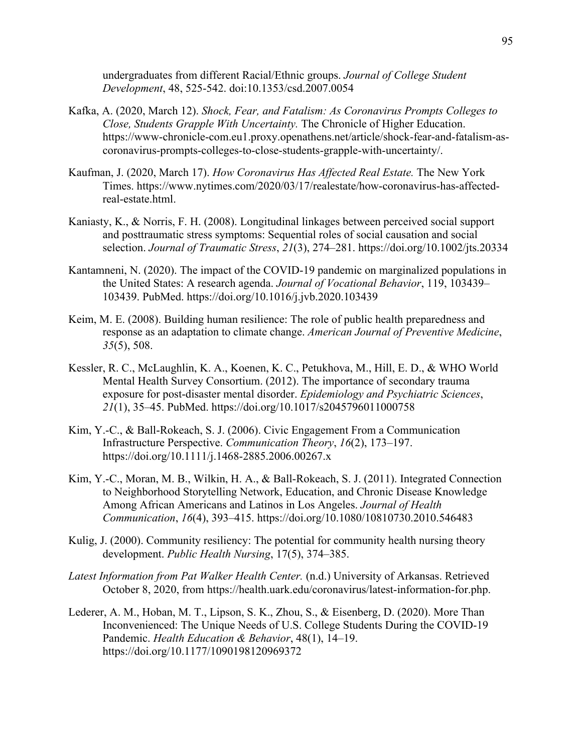undergraduates from different Racial/Ethnic groups. *Journal of College Student Development*, 48, 525-542. doi:10.1353/csd.2007.0054

Kafka, A. (2020, March 12). *Shock, Fear, and Fatalism: As Coronavirus Prompts Colleges to Close, Students Grapple With Uncertainty.* The Chronicle of Higher Education. https://www-chronicle-com.eu1.proxy.openathens.net/article/shock-fear-and-fatalism-as-coronavirus-prompts-colleges-to-close-students-grapple-with-uncertainty/.

Kaufman, J. (2020, March 17). *How Coronavirus Has Affected Real Estate.* The New York Times. https://www.nytimes.com/2020/03/17/realestate/how-coronavirus-has-affected-real-estate.html.

Kaniasty, K., & Norris, F. H. (2008). Longitudinal linkages between perceived social support and posttraumatic stress symptoms: Sequential roles of social causation and social selection. *Journal of Traumatic Stress*, *21*(3), 274–281. https://doi.org/10.1002/jts.20334

Kantamneni, N. (2020). The impact of the COVID-19 pandemic on marginalized populations in the United States: A research agenda. *Journal of Vocational Behavior*, 119, 103439–103439. PubMed. https://doi.org/10.1016/j.jvb.2020.103439

Keim, M. E. (2008). Building human resilience: The role of public health preparedness and response as an adaptation to climate change. *American Journal of Preventive Medicine*, *35*(5), 508.

Kessler, R. C., McLaughlin, K. A., Koenen, K. C., Petukhova, M., Hill, E. D., & WHO World Mental Health Survey Consortium. (2012). The importance of secondary trauma exposure for post-disaster mental disorder. *Epidemiology and Psychiatric Sciences*, *21*(1), 35–45. PubMed. https://doi.org/10.1017/s2045796011000758

Kim, Y.-C., & Ball-Rokeach, S. J. (2006). Civic Engagement From a Communication Infrastructure Perspective. *Communication Theory*, *16*(2), 173–197. https://doi.org/10.1111/j.1468-2885.2006.00267.x

Kim, Y.-C., Moran, M. B., Wilkin, H. A., & Ball-Rokeach, S. J. (2011). Integrated Connection to Neighborhood Storytelling Network, Education, and Chronic Disease Knowledge Among African Americans and Latinos in Los Angeles. *Journal of Health Communication*, *16*(4), 393–415. https://doi.org/10.1080/10810730.2010.546483

Kulig, J. (2000). Community resiliency: The potential for community health nursing theory development. *Public Health Nursing*, 17(5), 374–385.

*Latest Information from Pat Walker Health Center.* (n.d.) University of Arkansas. Retrieved October 8, 2020, from https://health.uark.edu/coronavirus/latest-information-for.php.

Lederer, A. M., Hoban, M. T., Lipson, S. K., Zhou, S., & Eisenberg, D. (2020). More Than Inconvenienced: The Unique Needs of U.S. College Students During the COVID-19 Pandemic. *Health Education & Behavior*, 48(1), 14–19. https://doi.org/10.1177/1090198120969372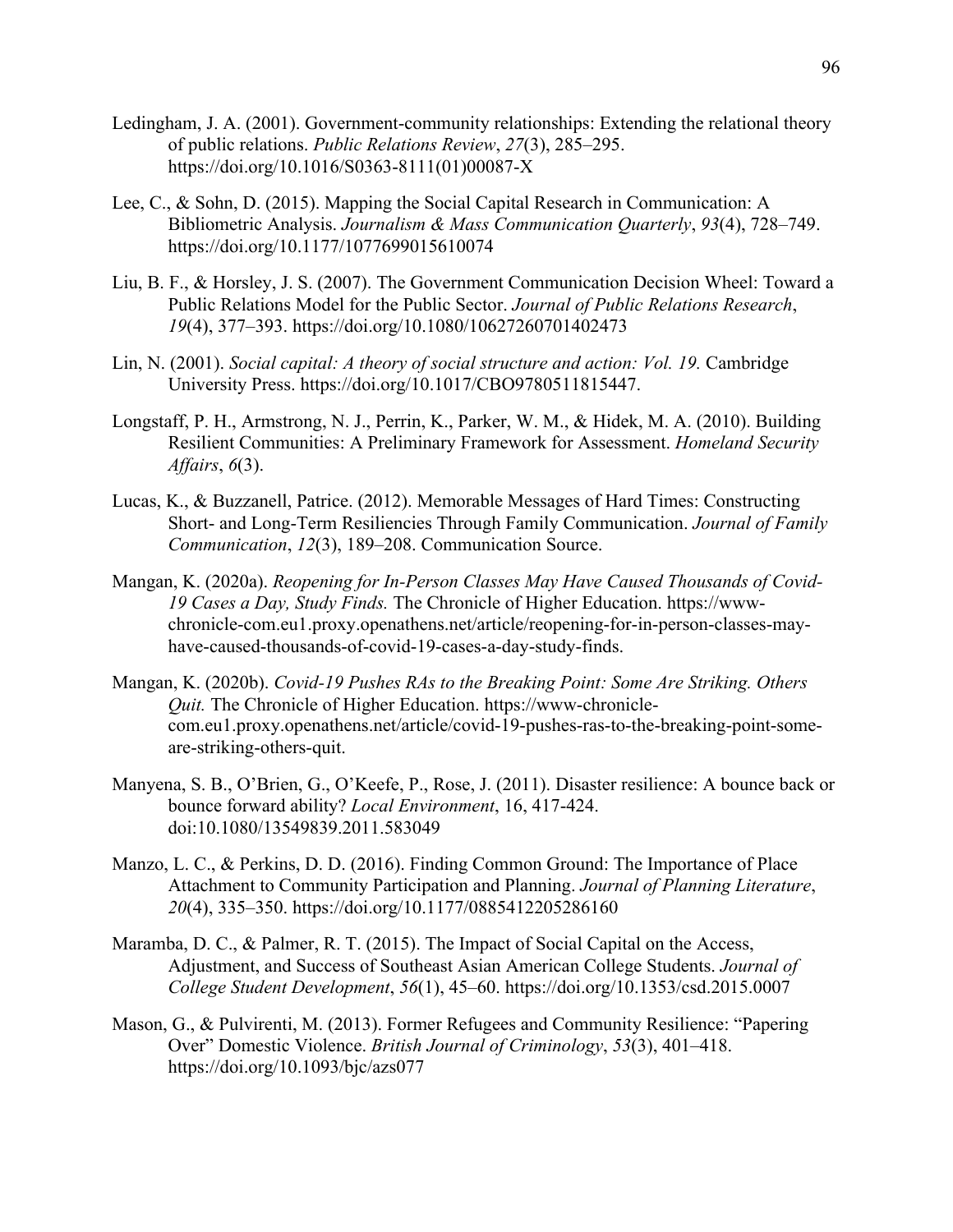Ledingham, J. A. (2001). Government-community relationships: Extending the relational theory of public relations. *Public Relations Review*, *27*(3), 285–295. https://doi.org/10.1016/S0363-8111(01)00087-X

Lee, C., & Sohn, D. (2015). Mapping the Social Capital Research in Communication: A Bibliometric Analysis. *Journalism & Mass Communication Quarterly*, *93*(4), 728–749. https://doi.org/10.1177/1077699015610074

Liu, B. F., & Horsley, J. S. (2007). The Government Communication Decision Wheel: Toward a Public Relations Model for the Public Sector. *Journal of Public Relations Research*, *19*(4), 377–393. https://doi.org/10.1080/10627260701402473

Lin, N. (2001). *Social capital: A theory of social structure and action: Vol. 19.* Cambridge University Press. https://doi.org/10.1017/CBO9780511815447.

Longstaff, P. H., Armstrong, N. J., Perrin, K., Parker, W. M., & Hidek, M. A. (2010). Building Resilient Communities: A Preliminary Framework for Assessment. *Homeland Security Affairs*, *6*(3).

Lucas, K., & Buzzanell, Patrice. (2012). Memorable Messages of Hard Times: Constructing Short- and Long-Term Resiliencies Through Family Communication. *Journal of Family Communication*, *12*(3), 189–208. Communication Source.

Mangan, K. (2020a). *Reopening for In-Person Classes May Have Caused Thousands of Covid-19 Cases a Day, Study Finds.* The Chronicle of Higher Education. https://www-chronicle-com.eu1.proxy.openathens.net/article/reopening-for-in-person-classes-may-have-caused-thousands-of-covid-19-cases-a-day-study-finds.

Mangan, K. (2020b). *Covid-19 Pushes RAs to the Breaking Point: Some Are Striking. Others Quit.* The Chronicle of Higher Education. https://www-chronicle-com.eu1.proxy.openathens.net/article/covid-19-pushes-ras-to-the-breaking-point-some-are-striking-others-quit.

Manyena, S. B., O'Brien, G., O'Keefe, P., Rose, J. (2011). Disaster resilience: A bounce back or bounce forward ability? *Local Environment*, 16, 417-424. doi:10.1080/13549839.2011.583049

Manzo, L. C., & Perkins, D. D. (2016). Finding Common Ground: The Importance of Place Attachment to Community Participation and Planning. *Journal of Planning Literature*, *20*(4), 335–350. https://doi.org/10.1177/0885412205286160

Maramba, D. C., & Palmer, R. T. (2015). The Impact of Social Capital on the Access, Adjustment, and Success of Southeast Asian American College Students. *Journal of College Student Development*, *56*(1), 45–60. https://doi.org/10.1353/csd.2015.0007

Mason, G., & Pulvirenti, M. (2013). Former Refugees and Community Resilience: "Papering Over" Domestic Violence. *British Journal of Criminology*, *53*(3), 401–418. https://doi.org/10.1093/bjc/azs077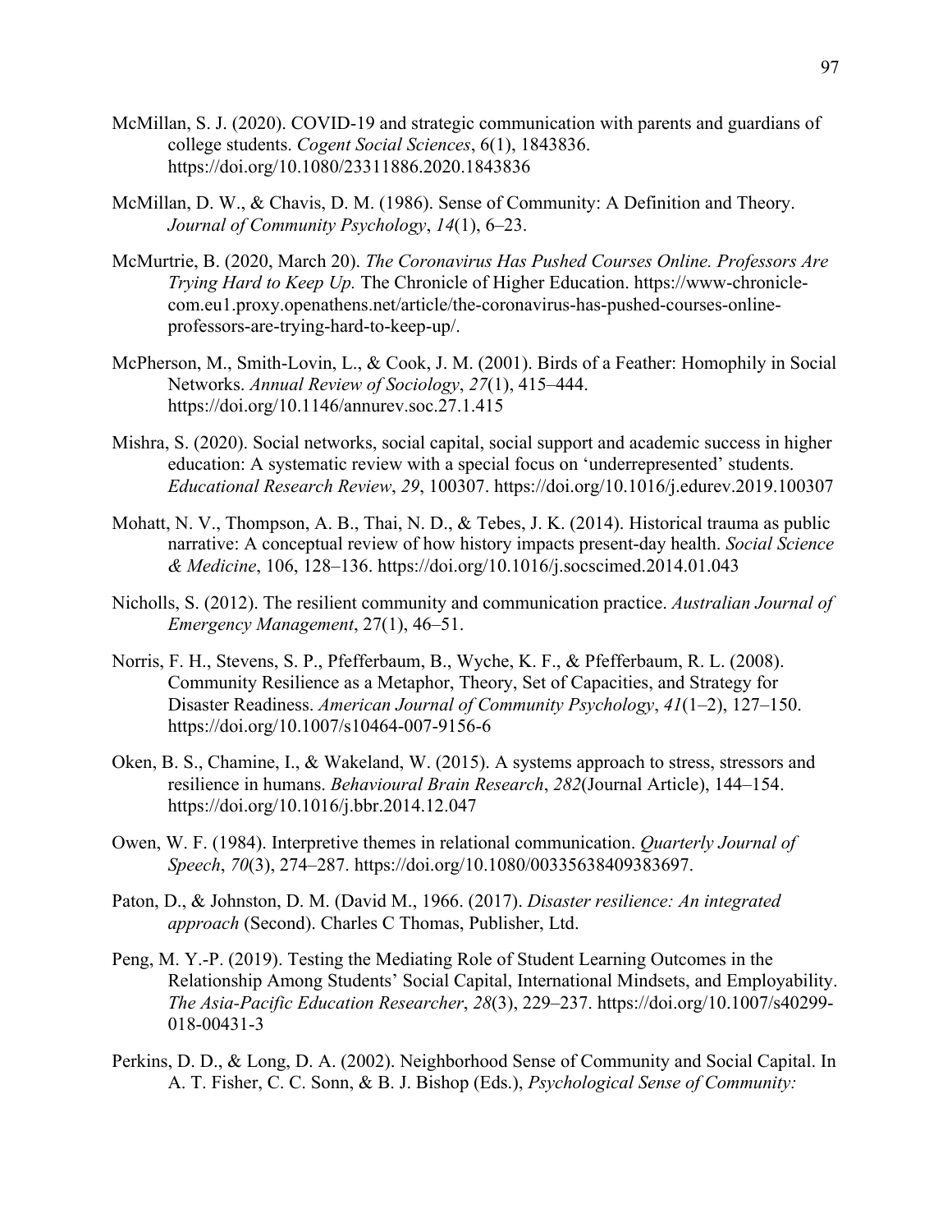McMillan, S. J. (2020). COVID-19 and strategic communication with parents and guardians of college students. *Cogent Social Sciences*, 6(1), 1843836. https://doi.org/10.1080/23311886.2020.1843836

McMillan, D. W., & Chavis, D. M. (1986). Sense of Community: A Definition and Theory. *Journal of Community Psychology*, *14*(1), 6–23.

McMurtrie, B. (2020, March 20). *The Coronavirus Has Pushed Courses Online. Professors Are Trying Hard to Keep Up.* The Chronicle of Higher Education. https://www-chronicle-com.eu1.proxy.openathens.net/article/the-coronavirus-has-pushed-courses-online-professors-are-trying-hard-to-keep-up/.

McPherson, M., Smith-Lovin, L., & Cook, J. M. (2001). Birds of a Feather: Homophily in Social Networks. *Annual Review of Sociology*, *27*(1), 415–444. https://doi.org/10.1146/annurev.soc.27.1.415

Mishra, S. (2020). Social networks, social capital, social support and academic success in higher education: A systematic review with a special focus on 'underrepresented' students. *Educational Research Review*, *29*, 100307. https://doi.org/10.1016/j.edurev.2019.100307

Mohatt, N. V., Thompson, A. B., Thai, N. D., & Tebes, J. K. (2014). Historical trauma as public narrative: A conceptual review of how history impacts present-day health. *Social Science & Medicine*, 106, 128–136. https://doi.org/10.1016/j.socscimed.2014.01.043

Nicholls, S. (2012). The resilient community and communication practice. *Australian Journal of Emergency Management*, 27(1), 46–51.

Norris, F. H., Stevens, S. P., Pfefferbaum, B., Wyche, K. F., & Pfefferbaum, R. L. (2008). Community Resilience as a Metaphor, Theory, Set of Capacities, and Strategy for Disaster Readiness. *American Journal of Community Psychology*, *41*(1–2), 127–150. https://doi.org/10.1007/s10464-007-9156-6

Oken, B. S., Chamine, I., & Wakeland, W. (2015). A systems approach to stress, stressors and resilience in humans. *Behavioural Brain Research*, *282*(Journal Article), 144–154. https://doi.org/10.1016/j.bbr.2014.12.047

Owen, W. F. (1984). Interpretive themes in relational communication. *Quarterly Journal of Speech*, *70*(3), 274–287. https://doi.org/10.1080/00335638409383697.

Paton, D., & Johnston, D. M. (David M., 1966. (2017). *Disaster resilience: An integrated approach* (Second). Charles C Thomas, Publisher, Ltd.

Peng, M. Y.-P. (2019). Testing the Mediating Role of Student Learning Outcomes in the Relationship Among Students' Social Capital, International Mindsets, and Employability. *The Asia-Pacific Education Researcher*, *28*(3), 229–237. https://doi.org/10.1007/s40299-018-00431-3

Perkins, D. D., & Long, D. A. (2002). Neighborhood Sense of Community and Social Capital. In A. T. Fisher, C. C. Sonn, & B. J. Bishop (Eds.), *Psychological Sense of Community:*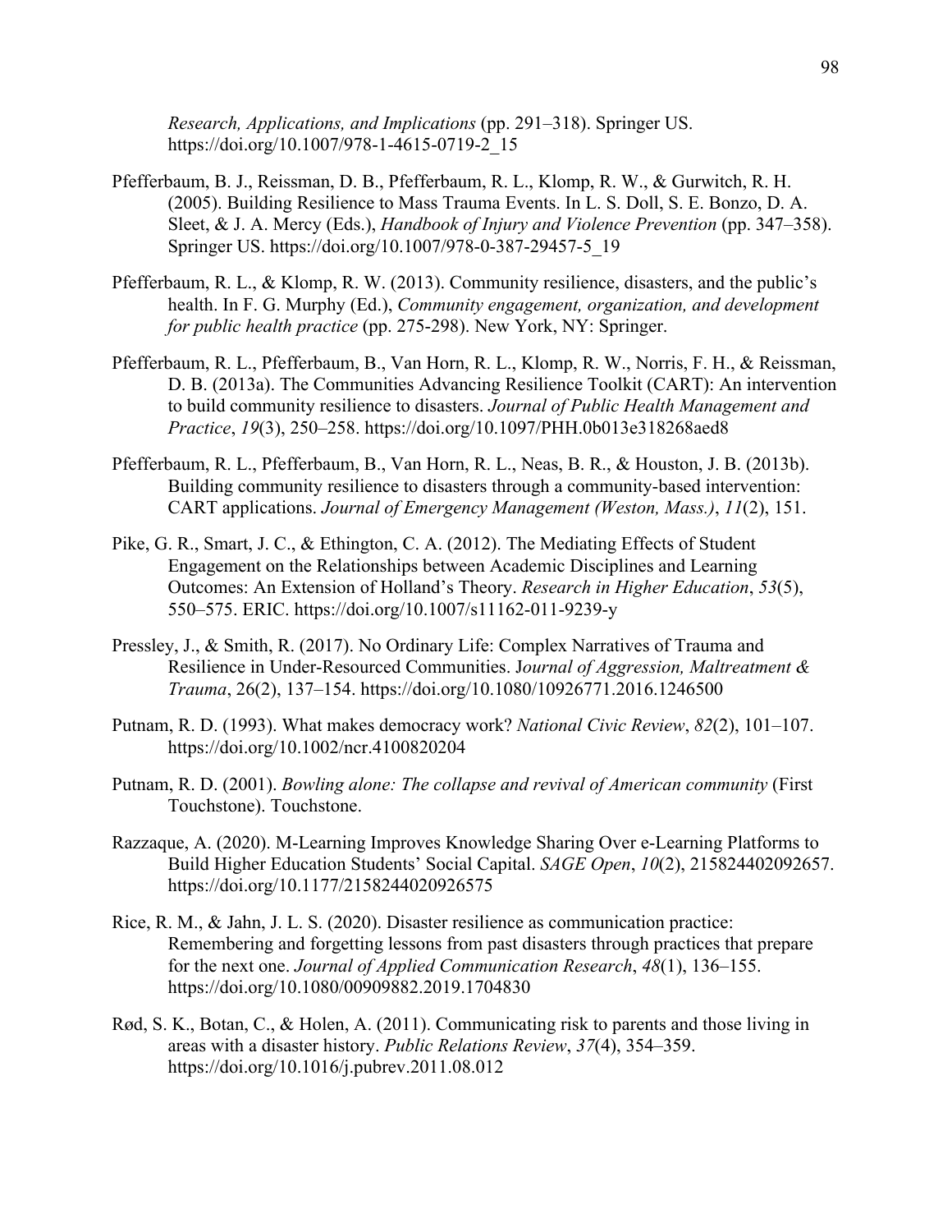*Research, Applications, and Implications* (pp. 291–318). Springer US. https://doi.org/10.1007/978-1-4615-0719-2_15

Pfefferbaum, B. J., Reissman, D. B., Pfefferbaum, R. L., Klomp, R. W., & Gurwitch, R. H. (2005). Building Resilience to Mass Trauma Events. In L. S. Doll, S. E. Bonzo, D. A. Sleet, & J. A. Mercy (Eds.), *Handbook of Injury and Violence Prevention* (pp. 347–358). Springer US. https://doi.org/10.1007/978-0-387-29457-5_19

Pfefferbaum, R. L., & Klomp, R. W. (2013). Community resilience, disasters, and the public's health. In F. G. Murphy (Ed.), *Community engagement, organization, and development for public health practice* (pp. 275-298). New York, NY: Springer.

Pfefferbaum, R. L., Pfefferbaum, B., Van Horn, R. L., Klomp, R. W., Norris, F. H., & Reissman, D. B. (2013a). The Communities Advancing Resilience Toolkit (CART): An intervention to build community resilience to disasters. *Journal of Public Health Management and Practice*, *19*(3), 250–258. https://doi.org/10.1097/PHH.0b013e318268aed8

Pfefferbaum, R. L., Pfefferbaum, B., Van Horn, R. L., Neas, B. R., & Houston, J. B. (2013b). Building community resilience to disasters through a community-based intervention: CART applications. *Journal of Emergency Management (Weston, Mass.)*, *11*(2), 151.

Pike, G. R., Smart, J. C., & Ethington, C. A. (2012). The Mediating Effects of Student Engagement on the Relationships between Academic Disciplines and Learning Outcomes: An Extension of Holland's Theory. *Research in Higher Education*, *53*(5), 550–575. ERIC. https://doi.org/10.1007/s11162-011-9239-y

Pressley, J., & Smith, R. (2017). No Ordinary Life: Complex Narratives of Trauma and Resilience in Under-Resourced Communities. J*ournal of Aggression, Maltreatment & Trauma*, 26(2), 137–154. https://doi.org/10.1080/10926771.2016.1246500

Putnam, R. D. (1993). What makes democracy work? *National Civic Review*, *82*(2), 101–107. https://doi.org/10.1002/ncr.4100820204

Putnam, R. D. (2001). *Bowling alone: The collapse and revival of American community* (First Touchstone). Touchstone.

Razzaque, A. (2020). M-Learning Improves Knowledge Sharing Over e-Learning Platforms to Build Higher Education Students' Social Capital. *SAGE Open*, *10*(2), 215824402092657. https://doi.org/10.1177/2158244020926575

Rice, R. M., & Jahn, J. L. S. (2020). Disaster resilience as communication practice: Remembering and forgetting lessons from past disasters through practices that prepare for the next one. *Journal of Applied Communication Research*, *48*(1), 136–155. https://doi.org/10.1080/00909882.2019.1704830

Rød, S. K., Botan, C., & Holen, A. (2011). Communicating risk to parents and those living in areas with a disaster history. *Public Relations Review*, *37*(4), 354–359. https://doi.org/10.1016/j.pubrev.2011.08.012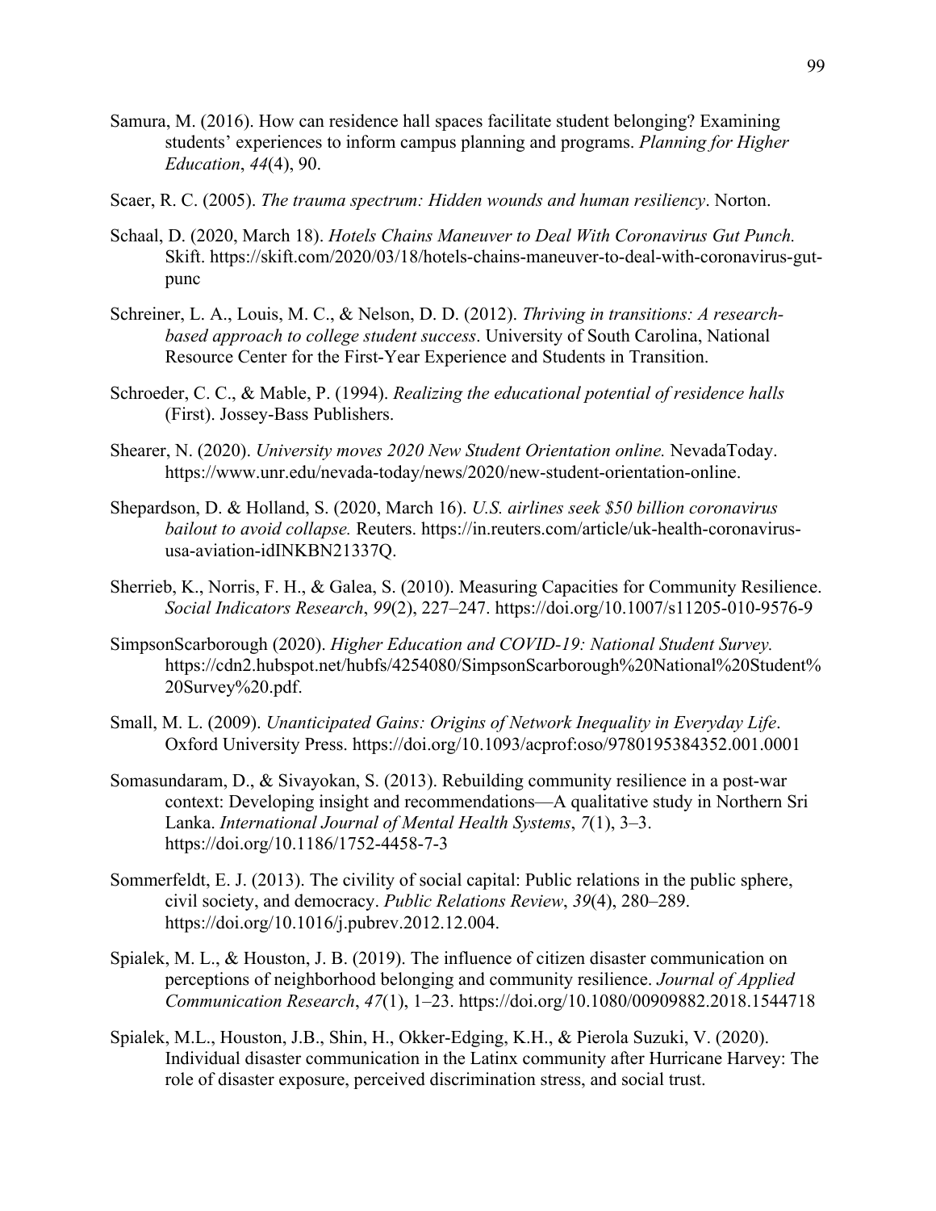Samura, M. (2016). How can residence hall spaces facilitate student belonging? Examining students' experiences to inform campus planning and programs. *Planning for Higher Education*, *44*(4), 90.

Scaer, R. C. (2005). *The trauma spectrum: Hidden wounds and human resiliency*. Norton.

Schaal, D. (2020, March 18). *Hotels Chains Maneuver to Deal With Coronavirus Gut Punch.* Skift. https://skift.com/2020/03/18/hotels-chains-maneuver-to-deal-with-coronavirus-gut-punc

Schreiner, L. A., Louis, M. C., & Nelson, D. D. (2012). *Thriving in transitions: A research-based approach to college student success*. University of South Carolina, National Resource Center for the First-Year Experience and Students in Transition.

Schroeder, C. C., & Mable, P. (1994). *Realizing the educational potential of residence halls* (First). Jossey-Bass Publishers.

Shearer, N. (2020). *University moves 2020 New Student Orientation online.* NevadaToday. https://www.unr.edu/nevada-today/news/2020/new-student-orientation-online.

Shepardson, D. & Holland, S. (2020, March 16). *U.S. airlines seek $50 billion coronavirus bailout to avoid collapse.* Reuters. https://in.reuters.com/article/uk-health-coronavirus-usa-aviation-idINKBN21337Q.

Sherrieb, K., Norris, F. H., & Galea, S. (2010). Measuring Capacities for Community Resilience. *Social Indicators Research*, *99*(2), 227–247. https://doi.org/10.1007/s11205-010-9576-9

SimpsonScarborough (2020). *Higher Education and COVID-19: National Student Survey.* https://cdn2.hubspot.net/hubfs/4254080/SimpsonScarborough%20National%20Student%20Survey%20.pdf.

Small, M. L. (2009). *Unanticipated Gains: Origins of Network Inequality in Everyday Life*. Oxford University Press. https://doi.org/10.1093/acprof:oso/9780195384352.001.0001

Somasundaram, D., & Sivayokan, S. (2013). Rebuilding community resilience in a post-war context: Developing insight and recommendations—A qualitative study in Northern Sri Lanka. *International Journal of Mental Health Systems*, *7*(1), 3–3. https://doi.org/10.1186/1752-4458-7-3

Sommerfeldt, E. J. (2013). The civility of social capital: Public relations in the public sphere, civil society, and democracy. *Public Relations Review*, *39*(4), 280–289. https://doi.org/10.1016/j.pubrev.2012.12.004.

Spialek, M. L., & Houston, J. B. (2019). The influence of citizen disaster communication on perceptions of neighborhood belonging and community resilience. *Journal of Applied Communication Research*, *47*(1), 1–23. https://doi.org/10.1080/00909882.2018.1544718

Spialek, M.L., Houston, J.B., Shin, H., Okker-Edging, K.H., & Pierola Suzuki, V. (2020). Individual disaster communication in the Latinx community after Hurricane Harvey: The role of disaster exposure, perceived discrimination stress, and social trust.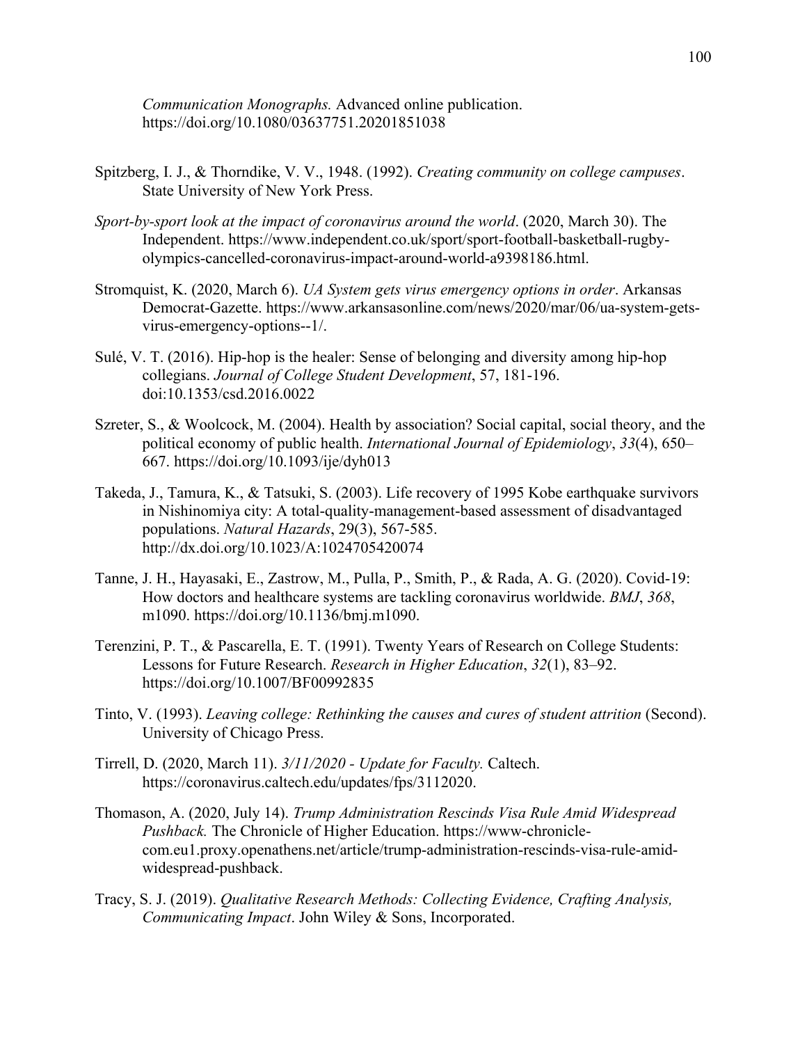*Communication Monographs.* Advanced online publication. https://doi.org/10.1080/03637751.20201851038

Spitzberg, I. J., & Thorndike, V. V., 1948. (1992). *Creating community on college campuses*. State University of New York Press.

*Sport-by-sport look at the impact of coronavirus around the world*. (2020, March 30). The Independent. https://www.independent.co.uk/sport/sport-football-basketball-rugby-olympics-cancelled-coronavirus-impact-around-world-a9398186.html.

Stromquist, K. (2020, March 6). *UA System gets virus emergency options in order*. Arkansas Democrat-Gazette. https://www.arkansasonline.com/news/2020/mar/06/ua-system-gets-virus-emergency-options--1/.

Sulé, V. T. (2016). Hip-hop is the healer: Sense of belonging and diversity among hip-hop collegians. *Journal of College Student Development*, 57, 181-196. doi:10.1353/csd.2016.0022

Szreter, S., & Woolcock, M. (2004). Health by association? Social capital, social theory, and the political economy of public health. *International Journal of Epidemiology*, *33*(4), 650–667. https://doi.org/10.1093/ije/dyh013

Takeda, J., Tamura, K., & Tatsuki, S. (2003). Life recovery of 1995 Kobe earthquake survivors in Nishinomiya city: A total-quality-management-based assessment of disadvantaged populations. *Natural Hazards*, 29(3), 567-585. http://dx.doi.org/10.1023/A:1024705420074

Tanne, J. H., Hayasaki, E., Zastrow, M., Pulla, P., Smith, P., & Rada, A. G. (2020). Covid-19: How doctors and healthcare systems are tackling coronavirus worldwide. *BMJ*, *368*, m1090. https://doi.org/10.1136/bmj.m1090.

Terenzini, P. T., & Pascarella, E. T. (1991). Twenty Years of Research on College Students: Lessons for Future Research. *Research in Higher Education*, *32*(1), 83–92. https://doi.org/10.1007/BF00992835

Tinto, V. (1993). *Leaving college: Rethinking the causes and cures of student attrition* (Second). University of Chicago Press.

Tirrell, D. (2020, March 11). *3/11/2020 - Update for Faculty.* Caltech. https://coronavirus.caltech.edu/updates/fps/3112020.

Thomason, A. (2020, July 14). *Trump Administration Rescinds Visa Rule Amid Widespread Pushback.* The Chronicle of Higher Education. https://www-chronicle-com.eu1.proxy.openathens.net/article/trump-administration-rescinds-visa-rule-amid-widespread-pushback.

Tracy, S. J. (2019). *Qualitative Research Methods: Collecting Evidence, Crafting Analysis, Communicating Impact*. John Wiley & Sons, Incorporated.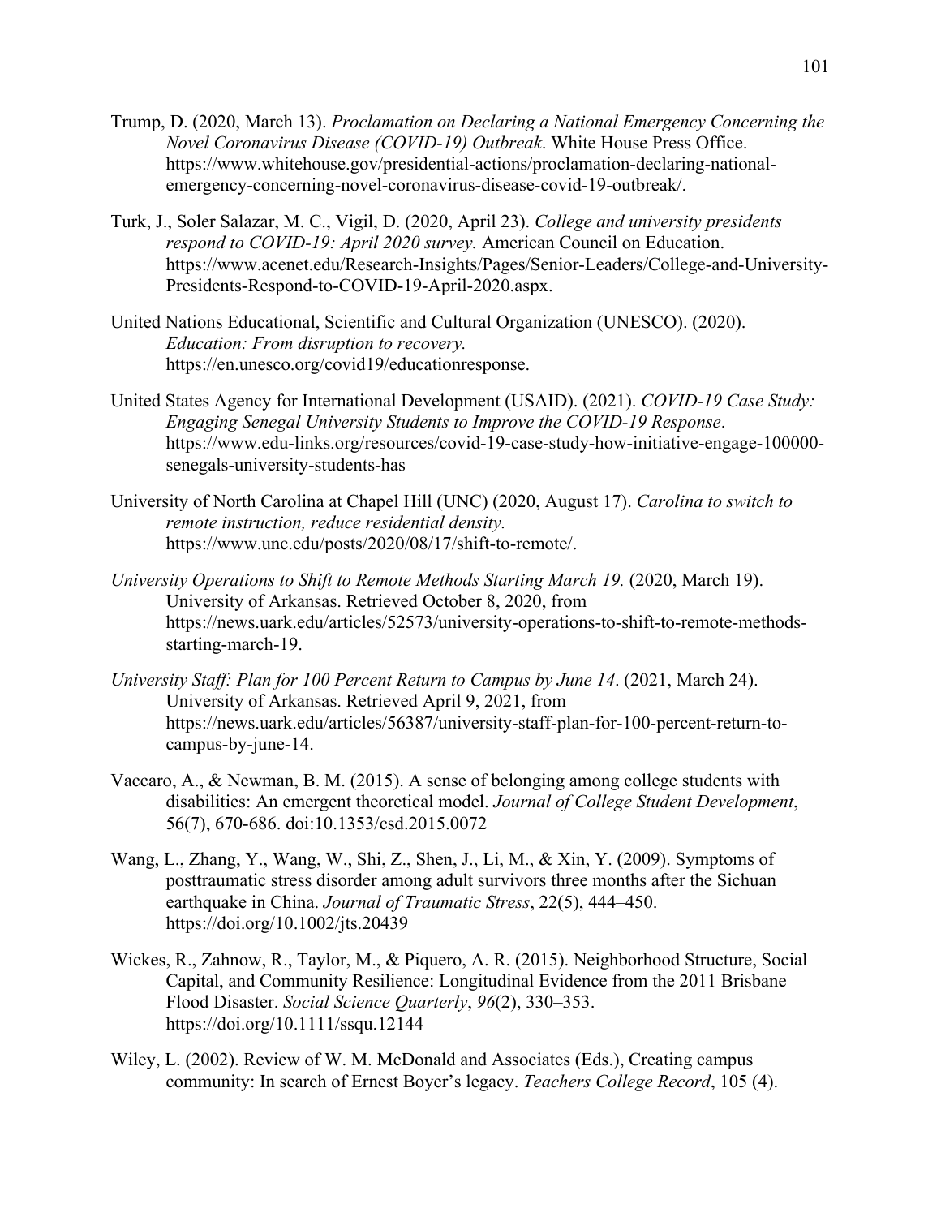Trump, D. (2020, March 13). *Proclamation on Declaring a National Emergency Concerning the Novel Coronavirus Disease (COVID-19) Outbreak*. White House Press Office. https://www.whitehouse.gov/presidential-actions/proclamation-declaring-national-emergency-concerning-novel-coronavirus-disease-covid-19-outbreak/.

Turk, J., Soler Salazar, M. C., Vigil, D. (2020, April 23). *College and university presidents respond to COVID-19: April 2020 survey.* American Council on Education. https://www.acenet.edu/Research-Insights/Pages/Senior-Leaders/College-and-University-Presidents-Respond-to-COVID-19-April-2020.aspx.

United Nations Educational, Scientific and Cultural Organization (UNESCO). (2020). *Education: From disruption to recovery.* https://en.unesco.org/covid19/educationresponse.

United States Agency for International Development (USAID). (2021). *COVID-19 Case Study: Engaging Senegal University Students to Improve the COVID-19 Response*. https://www.edu-links.org/resources/covid-19-case-study-how-initiative-engage-100000-senegals-university-students-has

University of North Carolina at Chapel Hill (UNC) (2020, August 17). *Carolina to switch to remote instruction, reduce residential density.* https://www.unc.edu/posts/2020/08/17/shift-to-remote/.

*University Operations to Shift to Remote Methods Starting March 19.* (2020, March 19). University of Arkansas. Retrieved October 8, 2020, from https://news.uark.edu/articles/52573/university-operations-to-shift-to-remote-methods-starting-march-19.

*University Staff: Plan for 100 Percent Return to Campus by June 14*. (2021, March 24). University of Arkansas. Retrieved April 9, 2021, from https://news.uark.edu/articles/56387/university-staff-plan-for-100-percent-return-to-campus-by-june-14.

Vaccaro, A., & Newman, B. M. (2015). A sense of belonging among college students with disabilities: An emergent theoretical model. *Journal of College Student Development*, 56(7), 670-686. doi:10.1353/csd.2015.0072

Wang, L., Zhang, Y., Wang, W., Shi, Z., Shen, J., Li, M., & Xin, Y. (2009). Symptoms of posttraumatic stress disorder among adult survivors three months after the Sichuan earthquake in China. *Journal of Traumatic Stress*, 22(5), 444–450. https://doi.org/10.1002/jts.20439

Wickes, R., Zahnow, R., Taylor, M., & Piquero, A. R. (2015). Neighborhood Structure, Social Capital, and Community Resilience: Longitudinal Evidence from the 2011 Brisbane Flood Disaster. *Social Science Quarterly*, *96*(2), 330–353. https://doi.org/10.1111/ssqu.12144

Wiley, L. (2002). Review of W. M. McDonald and Associates (Eds.), Creating campus community: In search of Ernest Boyer's legacy. *Teachers College Record*, 105 (4).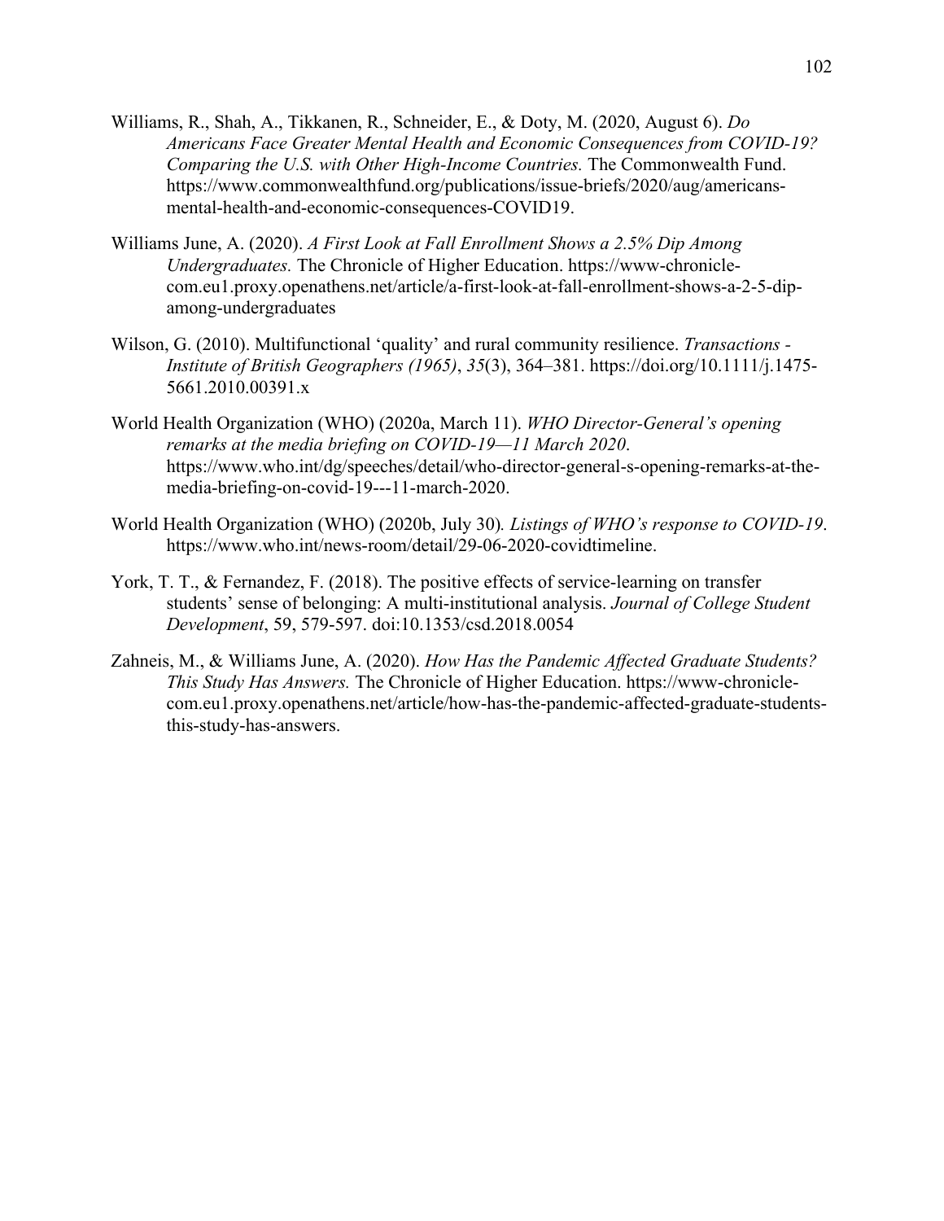Williams, R., Shah, A., Tikkanen, R., Schneider, E., & Doty, M. (2020, August 6). *Do Americans Face Greater Mental Health and Economic Consequences from COVID-19? Comparing the U.S. with Other High-Income Countries.* The Commonwealth Fund. https://www.commonwealthfund.org/publications/issue-briefs/2020/aug/americans-mental-health-and-economic-consequences-COVID19.

Williams June, A. (2020). *A First Look at Fall Enrollment Shows a 2.5% Dip Among Undergraduates.* The Chronicle of Higher Education. https://www-chronicle-com.eu1.proxy.openathens.net/article/a-first-look-at-fall-enrollment-shows-a-2-5-dip-among-undergraduates

Wilson, G. (2010). Multifunctional 'quality' and rural community resilience. *Transactions - Institute of British Geographers (1965)*, *35*(3), 364–381. https://doi.org/10.1111/j.1475-5661.2010.00391.x

World Health Organization (WHO) (2020a, March 11). *WHO Director-General's opening remarks at the media briefing on COVID-19—11 March 2020*. https://www.who.int/dg/speeches/detail/who-director-general-s-opening-remarks-at-the-media-briefing-on-covid-19---11-march-2020.

World Health Organization (WHO) (2020b, July 30)*. Listings of WHO's response to COVID-19*. https://www.who.int/news-room/detail/29-06-2020-covidtimeline.

York, T. T., & Fernandez, F. (2018). The positive effects of service-learning on transfer students' sense of belonging: A multi-institutional analysis. *Journal of College Student Development*, 59, 579-597. doi:10.1353/csd.2018.0054

Zahneis, M., & Williams June, A. (2020). *How Has the Pandemic Affected Graduate Students? This Study Has Answers.* The Chronicle of Higher Education. https://www-chronicle-com.eu1.proxy.openathens.net/article/how-has-the-pandemic-affected-graduate-students-this-study-has-answers.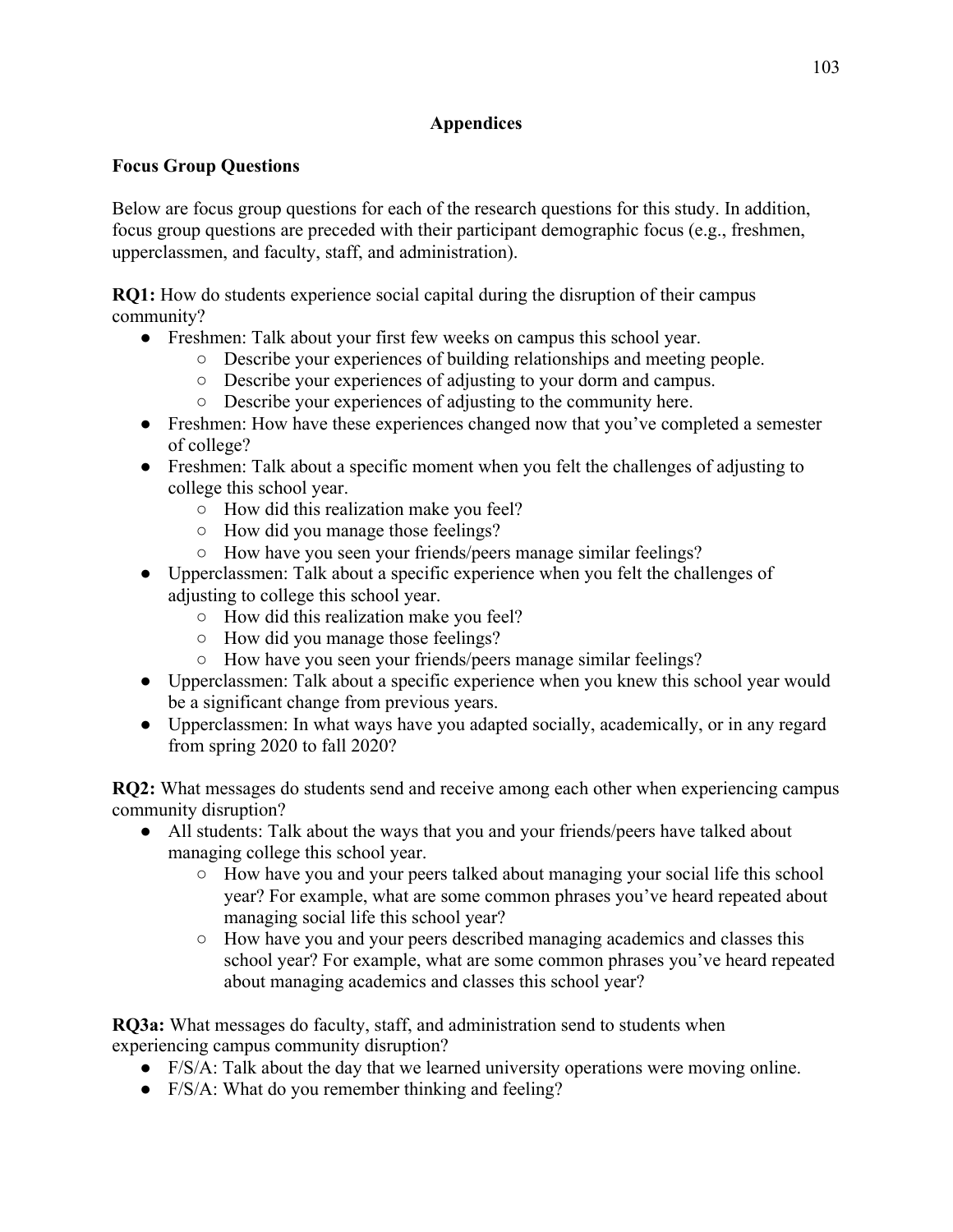# Appendices

## Focus Group Questions

Below are focus group questions for each of the research questions for this study. In addition, focus group questions are preceded with their participant demographic focus (e.g., freshmen, upperclassmen, and faculty, staff, and administration).

**RQ1:** How do students experience social capital during the disruption of their campus community?

- Freshmen: Talk about your first few weeks on campus this school year.
  - Describe your experiences of building relationships and meeting people.
  - Describe your experiences of adjusting to your dorm and campus.
  - Describe your experiences of adjusting to the community here.
- Freshmen: How have these experiences changed now that you've completed a semester of college?
- Freshmen: Talk about a specific moment when you felt the challenges of adjusting to college this school year.
  - How did this realization make you feel?
  - How did you manage those feelings?
  - How have you seen your friends/peers manage similar feelings?
- Upperclassmen: Talk about a specific experience when you felt the challenges of adjusting to college this school year.
  - How did this realization make you feel?
  - How did you manage those feelings?
  - How have you seen your friends/peers manage similar feelings?
- Upperclassmen: Talk about a specific experience when you knew this school year would be a significant change from previous years.
- Upperclassmen: In what ways have you adapted socially, academically, or in any regard from spring 2020 to fall 2020?

**RQ2:** What messages do students send and receive among each other when experiencing campus community disruption?

- All students: Talk about the ways that you and your friends/peers have talked about managing college this school year.
  - How have you and your peers talked about managing your social life this school year? For example, what are some common phrases you've heard repeated about managing social life this school year?
  - How have you and your peers described managing academics and classes this school year? For example, what are some common phrases you've heard repeated about managing academics and classes this school year?

**RQ3a:** What messages do faculty, staff, and administration send to students when experiencing campus community disruption?

- F/S/A: Talk about the day that we learned university operations were moving online.
- F/S/A: What do you remember thinking and feeling?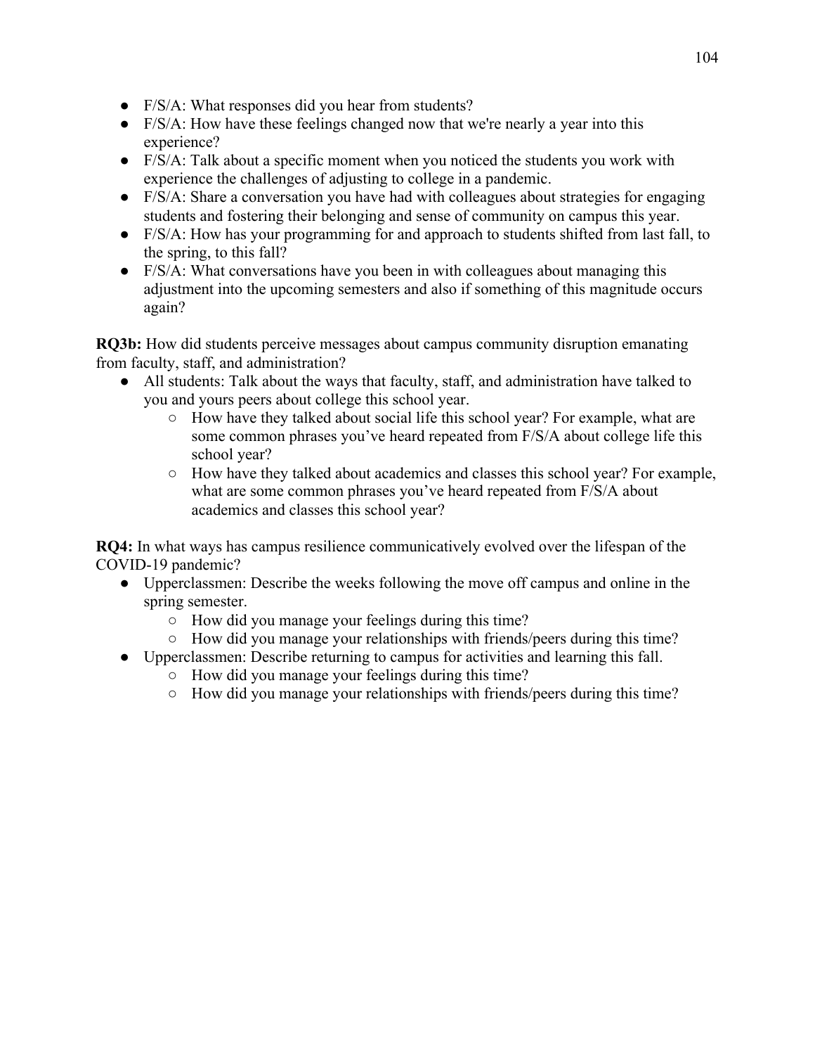- F/S/A: What responses did you hear from students?
- F/S/A: How have these feelings changed now that we're nearly a year into this experience?
- F/S/A: Talk about a specific moment when you noticed the students you work with experience the challenges of adjusting to college in a pandemic.
- F/S/A: Share a conversation you have had with colleagues about strategies for engaging students and fostering their belonging and sense of community on campus this year.
- F/S/A: How has your programming for and approach to students shifted from last fall, to the spring, to this fall?
- F/S/A: What conversations have you been in with colleagues about managing this adjustment into the upcoming semesters and also if something of this magnitude occurs again?

**RQ3b:** How did students perceive messages about campus community disruption emanating from faculty, staff, and administration?

- All students: Talk about the ways that faculty, staff, and administration have talked to you and yours peers about college this school year.
  - How have they talked about social life this school year? For example, what are some common phrases you've heard repeated from F/S/A about college life this school year?
  - How have they talked about academics and classes this school year? For example, what are some common phrases you've heard repeated from F/S/A about academics and classes this school year?

**RQ4:** In what ways has campus resilience communicatively evolved over the lifespan of the COVID-19 pandemic?

- Upperclassmen: Describe the weeks following the move off campus and online in the spring semester.
  - How did you manage your feelings during this time?
  - How did you manage your relationships with friends/peers during this time?
- Upperclassmen: Describe returning to campus for activities and learning this fall.
  - How did you manage your feelings during this time?
  - How did you manage your relationships with friends/peers during this time?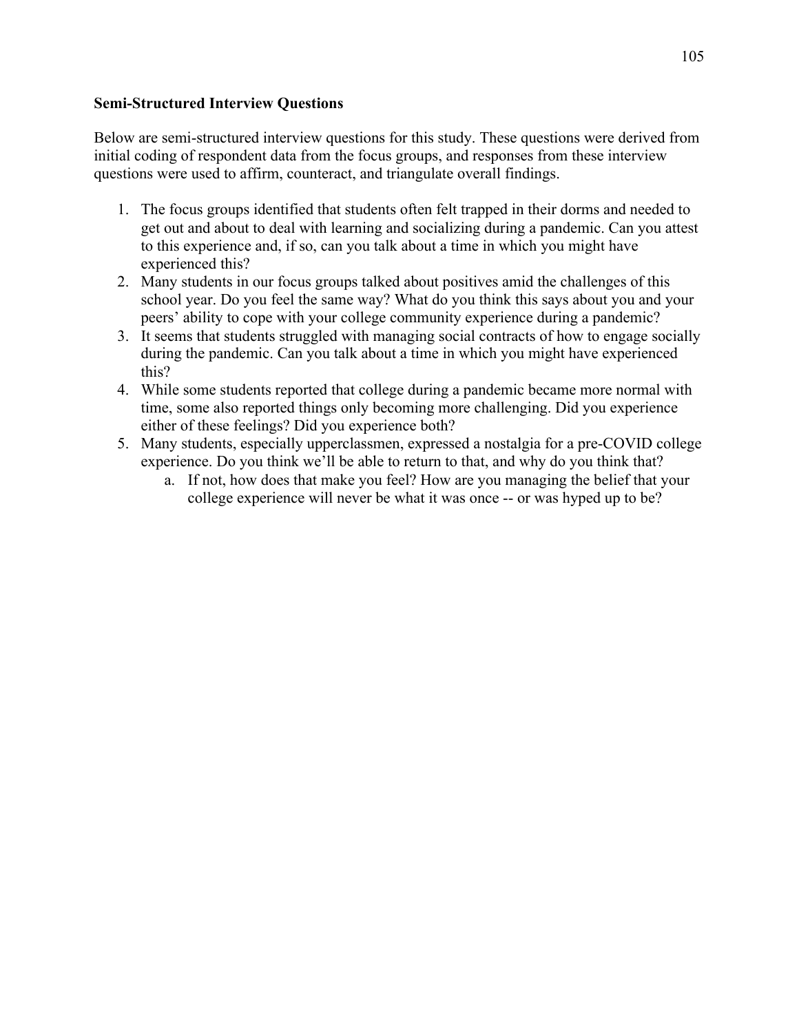**Semi-Structured Interview Questions**

Below are semi-structured interview questions for this study. These questions were derived from initial coding of respondent data from the focus groups, and responses from these interview questions were used to affirm, counteract, and triangulate overall findings.

1. The focus groups identified that students often felt trapped in their dorms and needed to get out and about to deal with learning and socializing during a pandemic. Can you attest to this experience and, if so, can you talk about a time in which you might have experienced this?
2. Many students in our focus groups talked about positives amid the challenges of this school year. Do you feel the same way? What do you think this says about you and your peers' ability to cope with your college community experience during a pandemic?
3. It seems that students struggled with managing social contracts of how to engage socially during the pandemic. Can you talk about a time in which you might have experienced this?
4. While some students reported that college during a pandemic became more normal with time, some also reported things only becoming more challenging. Did you experience either of these feelings? Did you experience both?
5. Many students, especially upperclassmen, expressed a nostalgia for a pre-COVID college experience. Do you think we'll be able to return to that, and why do you think that?
   a. If not, how does that make you feel? How are you managing the belief that your college experience will never be what it was once -- or was hyped up to be?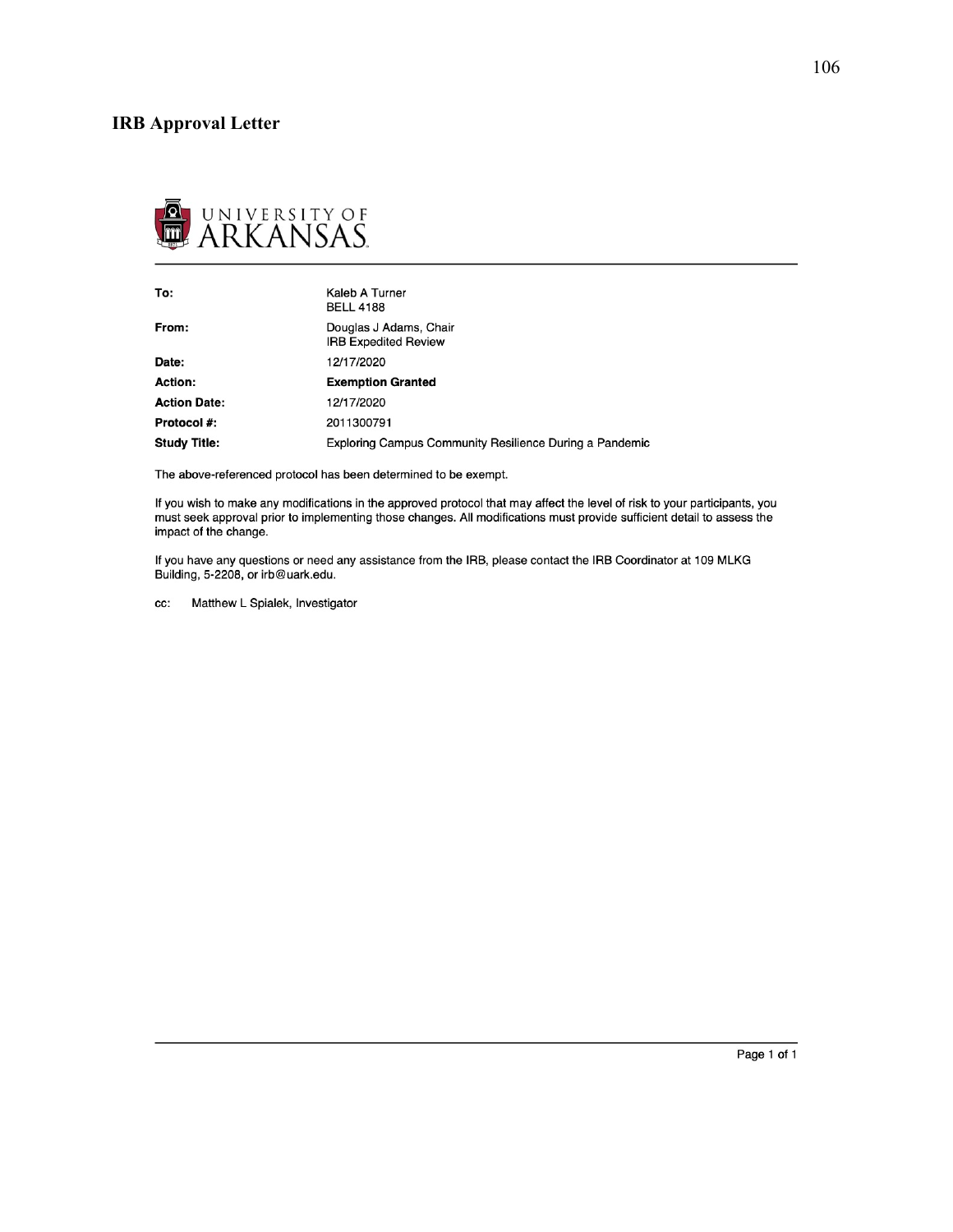## IRB Approval Letter

UNIVERSITY OF ARKANSAS

| | |
|---|---|
| **To:** | Kaleb A Turner<br>BELL 4188 |
| **From:** | Douglas J Adams, Chair<br>IRB Expedited Review |
| **Date:** | 12/17/2020 |
| **Action:** | **Exemption Granted** |
| **Action Date:** | 12/17/2020 |
| **Protocol #:** | 2011300791 |
| **Study Title:** | Exploring Campus Community Resilience During a Pandemic |

The above-referenced protocol has been determined to be exempt.

If you wish to make any modifications in the approved protocol that may affect the level of risk to your participants, you must seek approval prior to implementing those changes. All modifications must provide sufficient detail to assess the impact of the change.

If you have any questions or need any assistance from the IRB, please contact the IRB Coordinator at 109 MLKG Building, 5-2208, or irb@uark.edu.

cc: Matthew L Spialek, Investigator